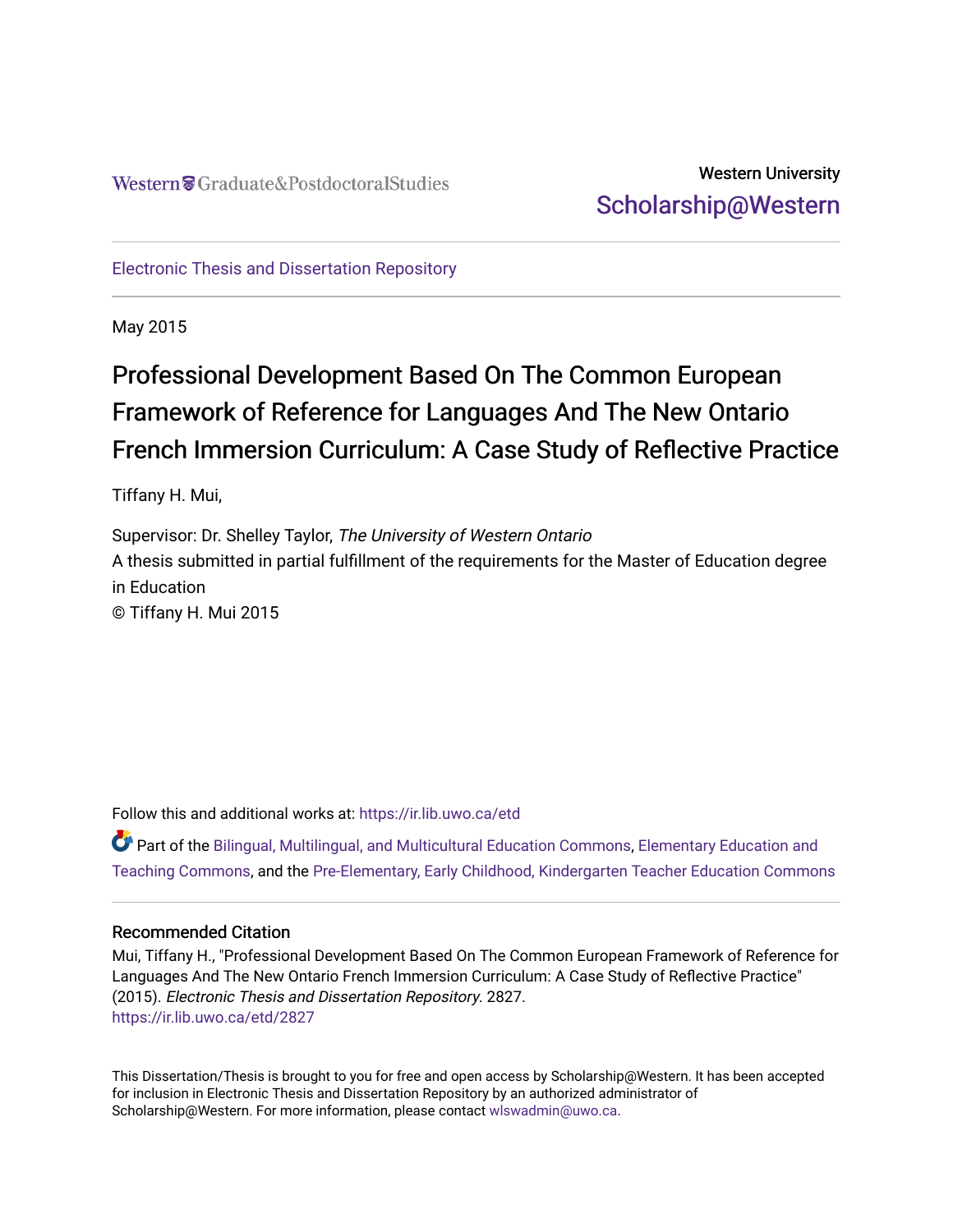Western Graduate&PostdoctoralStudies

Western University
Scholarship@Western

Electronic Thesis and Dissertation Repository

May 2015

# Professional Development Based On The Common European Framework of Reference for Languages And The New Ontario French Immersion Curriculum: A Case Study of Reflective Practice

Tiffany H. Mui,

Supervisor: Dr. Shelley Taylor, *The University of Western Ontario*
A thesis submitted in partial fulfillment of the requirements for the Master of Education degree in Education
© Tiffany H. Mui 2015

Follow this and additional works at: https://ir.lib.uwo.ca/etd

Part of the Bilingual, Multilingual, and Multicultural Education Commons, Elementary Education and Teaching Commons, and the Pre-Elementary, Early Childhood, Kindergarten Teacher Education Commons

## Recommended Citation

Mui, Tiffany H., "Professional Development Based On The Common European Framework of Reference for Languages And The New Ontario French Immersion Curriculum: A Case Study of Reflective Practice" (2015). *Electronic Thesis and Dissertation Repository*. 2827.
https://ir.lib.uwo.ca/etd/2827

This Dissertation/Thesis is brought to you for free and open access by Scholarship@Western. It has been accepted for inclusion in Electronic Thesis and Dissertation Repository by an authorized administrator of Scholarship@Western. For more information, please contact wlswadmin@uwo.ca.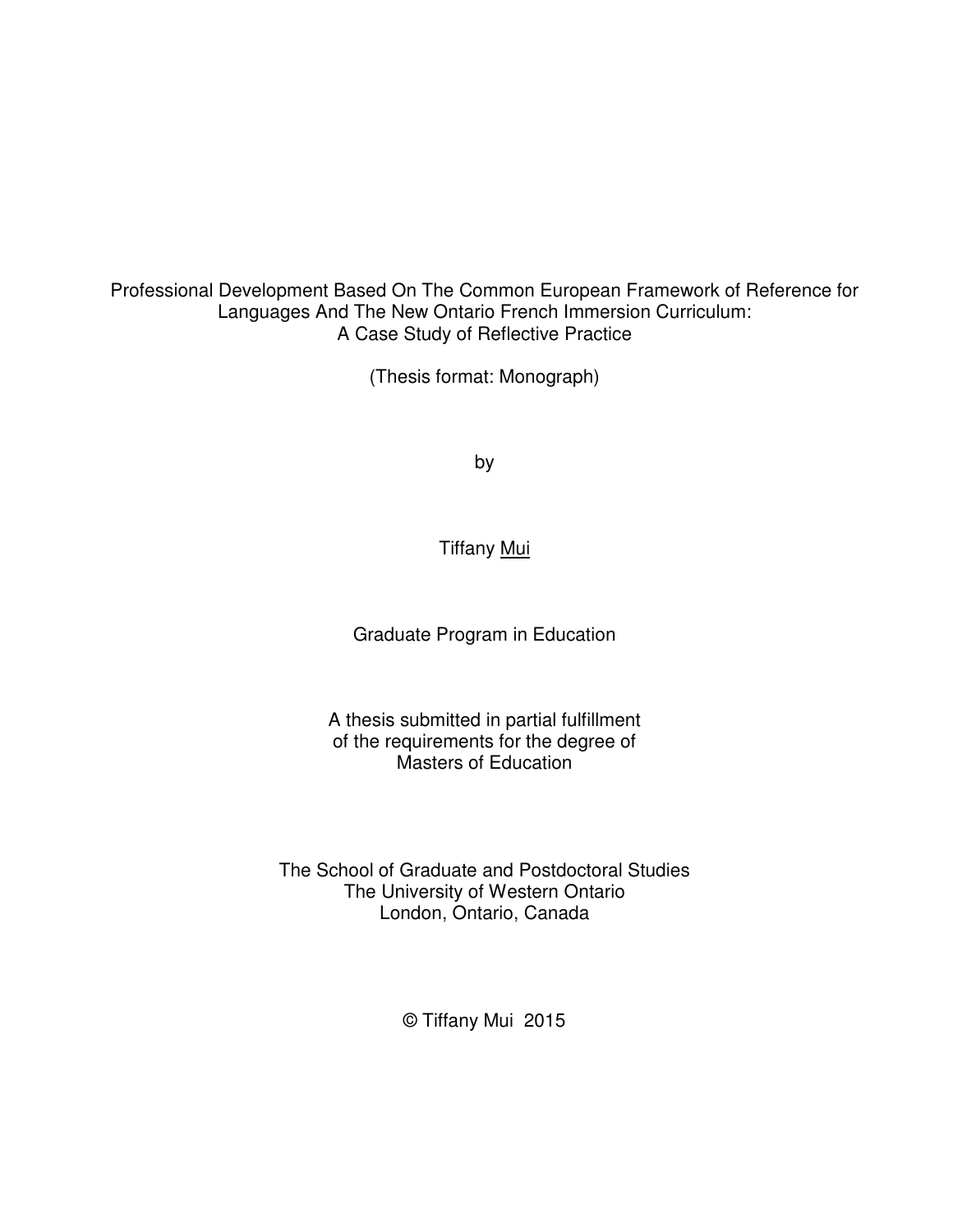Professional Development Based On The Common European Framework of Reference for Languages And The New Ontario French Immersion Curriculum: A Case Study of Reflective Practice

(Thesis format: Monograph)

by

Tiffany Mui

Graduate Program in Education

A thesis submitted in partial fulfillment
of the requirements for the degree of
Masters of Education

The School of Graduate and Postdoctoral Studies
The University of Western Ontario
London, Ontario, Canada

© Tiffany Mui 2015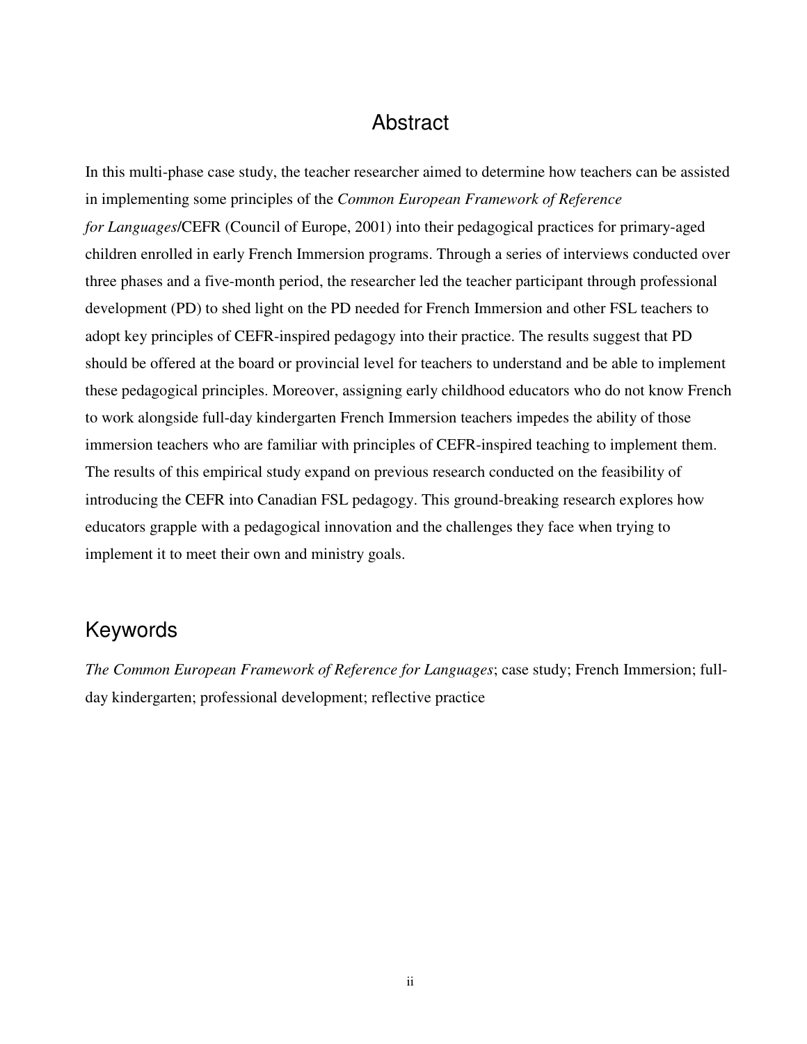# Abstract

In this multi-phase case study, the teacher researcher aimed to determine how teachers can be assisted in implementing some principles of the *Common European Framework of Reference for Languages*/CEFR (Council of Europe, 2001) into their pedagogical practices for primary-aged children enrolled in early French Immersion programs. Through a series of interviews conducted over three phases and a five-month period, the researcher led the teacher participant through professional development (PD) to shed light on the PD needed for French Immersion and other FSL teachers to adopt key principles of CEFR-inspired pedagogy into their practice. The results suggest that PD should be offered at the board or provincial level for teachers to understand and be able to implement these pedagogical principles. Moreover, assigning early childhood educators who do not know French to work alongside full-day kindergarten French Immersion teachers impedes the ability of those immersion teachers who are familiar with principles of CEFR-inspired teaching to implement them. The results of this empirical study expand on previous research conducted on the feasibility of introducing the CEFR into Canadian FSL pedagogy. This ground-breaking research explores how educators grapple with a pedagogical innovation and the challenges they face when trying to implement it to meet their own and ministry goals.

# Keywords

*The Common European Framework of Reference for Languages*; case study; French Immersion; full-day kindergarten; professional development; reflective practice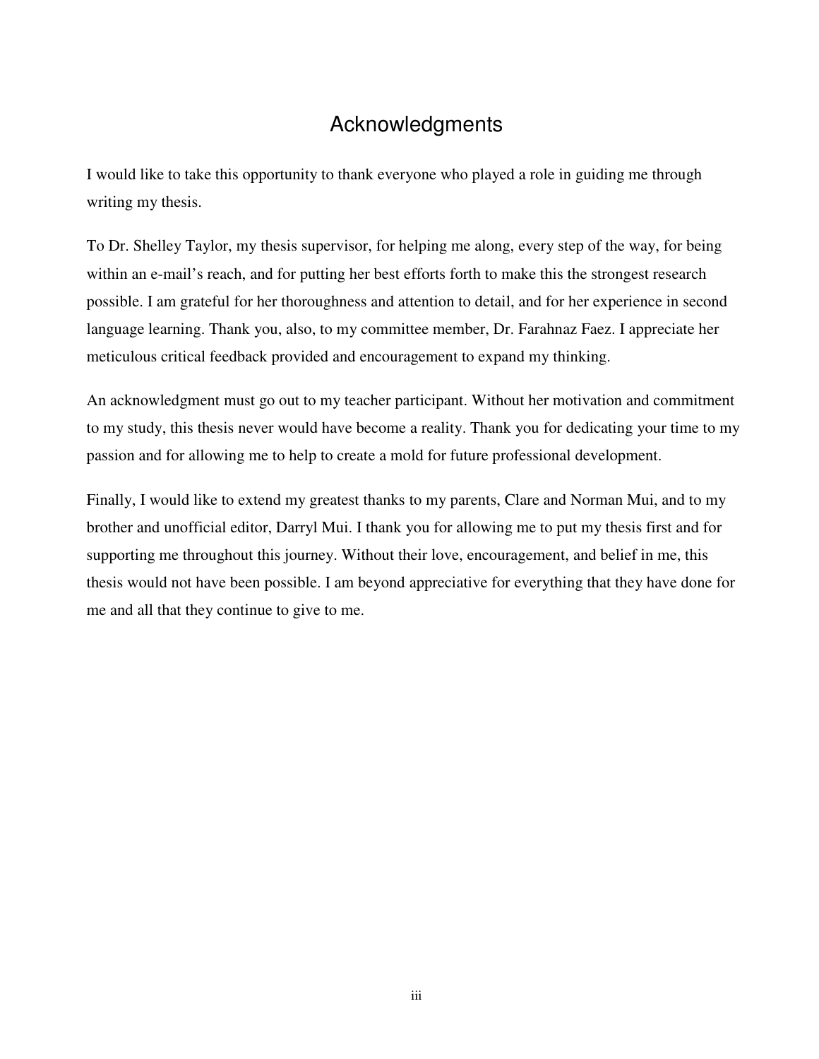# Acknowledgments

I would like to take this opportunity to thank everyone who played a role in guiding me through writing my thesis.

To Dr. Shelley Taylor, my thesis supervisor, for helping me along, every step of the way, for being within an e-mail's reach, and for putting her best efforts forth to make this the strongest research possible. I am grateful for her thoroughness and attention to detail, and for her experience in second language learning. Thank you, also, to my committee member, Dr. Farahnaz Faez. I appreciate her meticulous critical feedback provided and encouragement to expand my thinking.

An acknowledgment must go out to my teacher participant. Without her motivation and commitment to my study, this thesis never would have become a reality. Thank you for dedicating your time to my passion and for allowing me to help to create a mold for future professional development.

Finally, I would like to extend my greatest thanks to my parents, Clare and Norman Mui, and to my brother and unofficial editor, Darryl Mui. I thank you for allowing me to put my thesis first and for supporting me throughout this journey. Without their love, encouragement, and belief in me, this thesis would not have been possible. I am beyond appreciative for everything that they have done for me and all that they continue to give to me.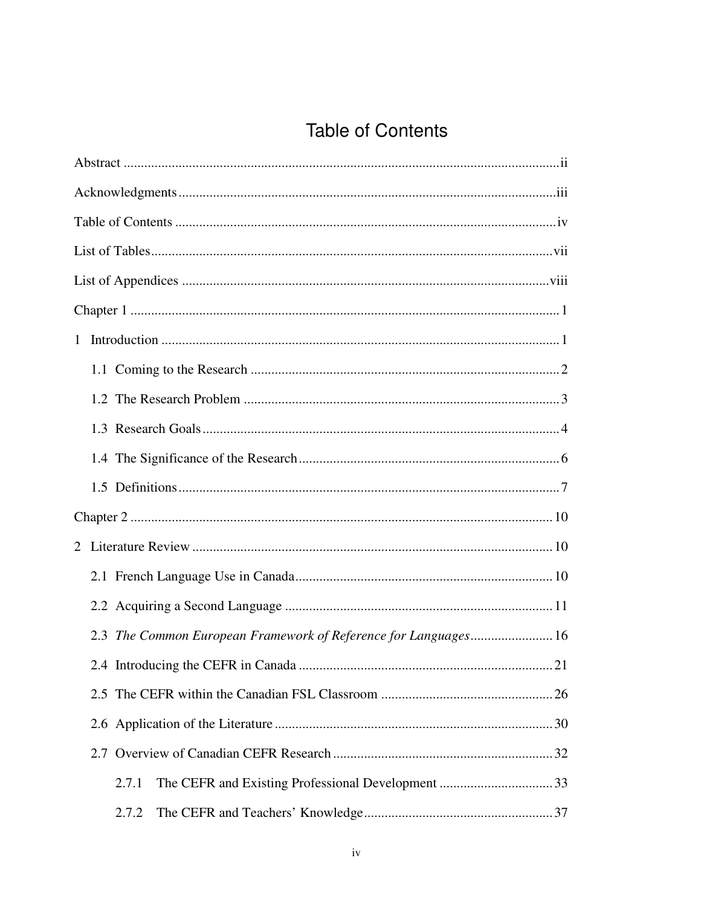# Table of Contents

Abstract ............................................................................................................................ ii

Acknowledgments ........................................................................................................... iii

Table of Contents ............................................................................................................. iv

List of Tables ................................................................................................................... vii

List of Appendices .......................................................................................................... viii

Chapter 1 ........................................................................................................................... 1

1 Introduction .................................................................................................................. 1

1.1 Coming to the Research ......................................................................................... 2

1.2 The Research Problem ........................................................................................... 3

1.3 Research Goals ....................................................................................................... 4

1.4 The Significance of the Research ........................................................................... 6

1.5 Definitions .............................................................................................................. 7

Chapter 2 ......................................................................................................................... 10

2 Literature Review ........................................................................................................ 10

2.1 French Language Use in Canada .......................................................................... 10

2.2 Acquiring a Second Language ............................................................................. 11

2.3 *The Common European Framework of Reference for Languages* ........................ 16

2.4 Introducing the CEFR in Canada ......................................................................... 21

2.5 The CEFR within the Canadian FSL Classroom ................................................. 26

2.6 Application of the Literature ................................................................................ 30

2.7 Overview of Canadian CEFR Research ............................................................... 32

2.7.1 The CEFR and Existing Professional Development ................................ 33

2.7.2 The CEFR and Teachers' Knowledge ...................................................... 37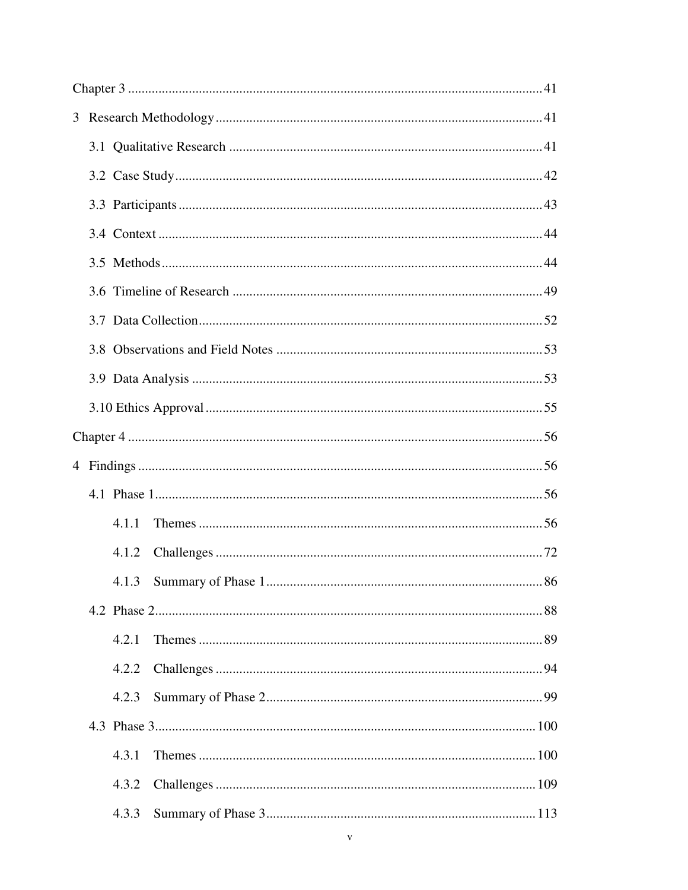Chapter 3 ........................................................................................................................ 41

3 Research Methodology ............................................................................................ 41

3.1 Qualitative Research ........................................................................................ 41

3.2 Case Study ........................................................................................................ 42

3.3 Participants ....................................................................................................... 43

3.4 Context .............................................................................................................. 44

3.5 Methods ............................................................................................................ 44

3.6 Timeline of Research ....................................................................................... 49

3.7 Data Collection ................................................................................................. 52

3.8 Observations and Field Notes .......................................................................... 53

3.9 Data Analysis .................................................................................................... 53

3.10 Ethics Approval ............................................................................................... 55

Chapter 4 ........................................................................................................................ 56

4 Findings ...................................................................................................................... 56

4.1 Phase 1 .............................................................................................................. 56

4.1.1 Themes ...................................................................................................... 56

4.1.2 Challenges ................................................................................................. 72

4.1.3 Summary of Phase 1 ................................................................................. 86

4.2 Phase 2 .............................................................................................................. 88

4.2.1 Themes ...................................................................................................... 89

4.2.2 Challenges ................................................................................................. 94

4.2.3 Summary of Phase 2 ................................................................................. 99

4.3 Phase 3 .............................................................................................................. 100

4.3.1 Themes ...................................................................................................... 100

4.3.2 Challenges ................................................................................................. 109

4.3.3 Summary of Phase 3 ................................................................................. 113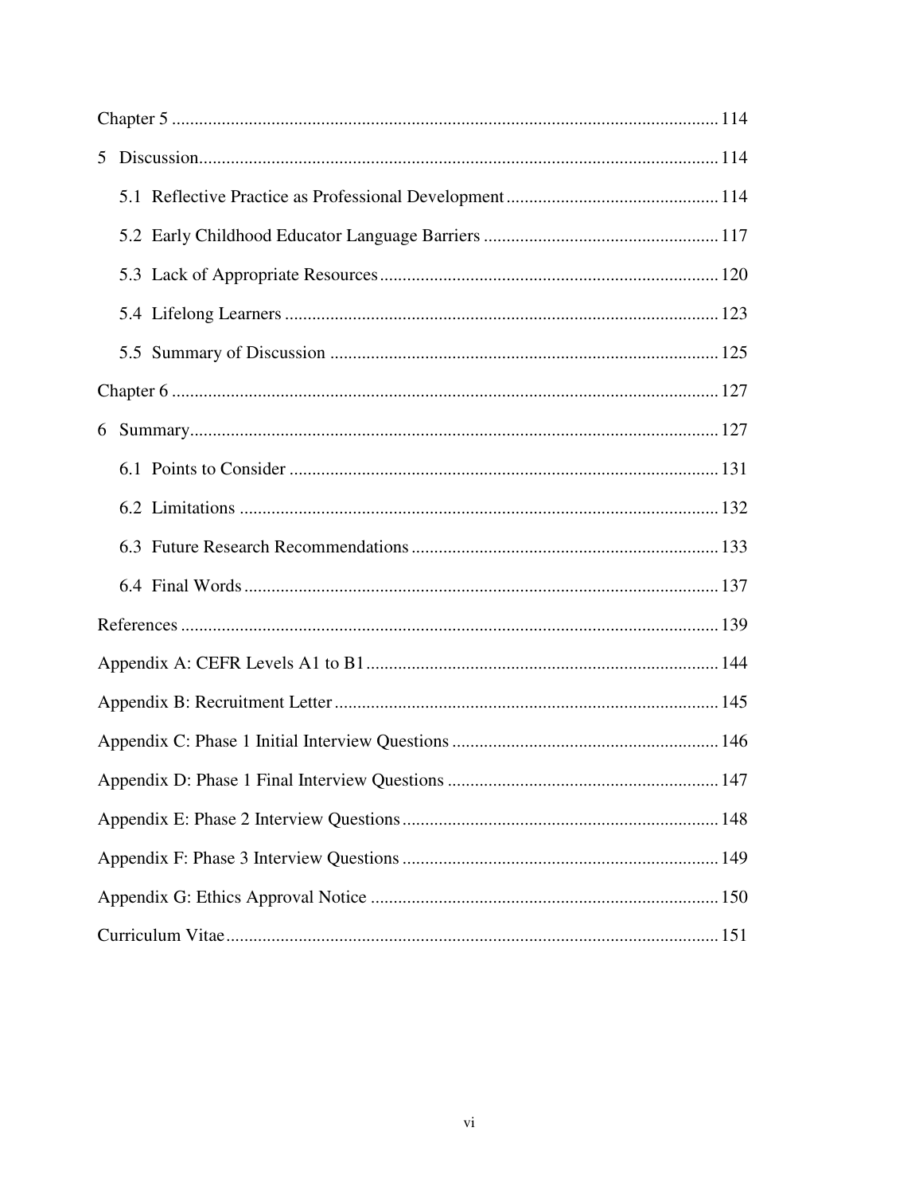Chapter 5 ........................................................................................................................ 114

5 Discussion.................................................................................................................. 114

5.1 Reflective Practice as Professional Development ............................................... 114

5.2 Early Childhood Educator Language Barriers .................................................... 117

5.3 Lack of Appropriate Resources........................................................................... 120

5.4 Lifelong Learners ................................................................................................ 123

5.5 Summary of Discussion ...................................................................................... 125

Chapter 6 ........................................................................................................................ 127

6 Summary..................................................................................................................... 127

6.1 Points to Consider ............................................................................................... 131

6.2 Limitations .......................................................................................................... 132

6.3 Future Research Recommendations .................................................................... 133

6.4 Final Words ......................................................................................................... 137

References ...................................................................................................................... 139

Appendix A: CEFR Levels A1 to B1 ............................................................................. 144

Appendix B: Recruitment Letter .................................................................................... 145

Appendix C: Phase 1 Initial Interview Questions .......................................................... 146

Appendix D: Phase 1 Final Interview Questions ........................................................... 147

Appendix E: Phase 2 Interview Questions ..................................................................... 148

Appendix F: Phase 3 Interview Questions ..................................................................... 149

Appendix G: Ethics Approval Notice ............................................................................ 150

Curriculum Vitae ............................................................................................................ 151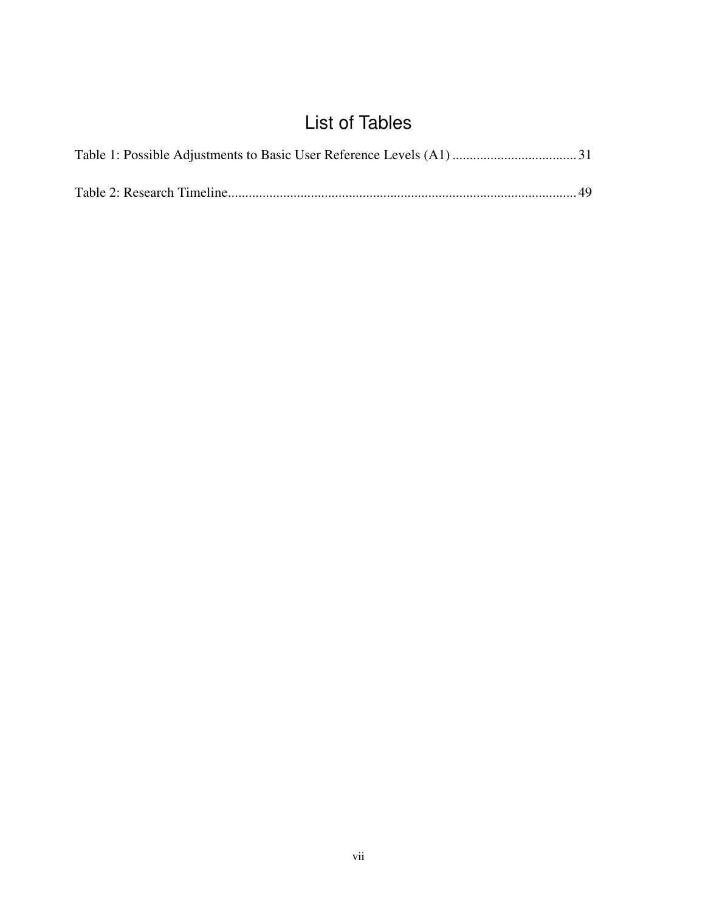# List of Tables

Table 1: Possible Adjustments to Basic User Reference Levels (A1) .................................... 31

Table 2: Research Timeline.................................................................................................... 49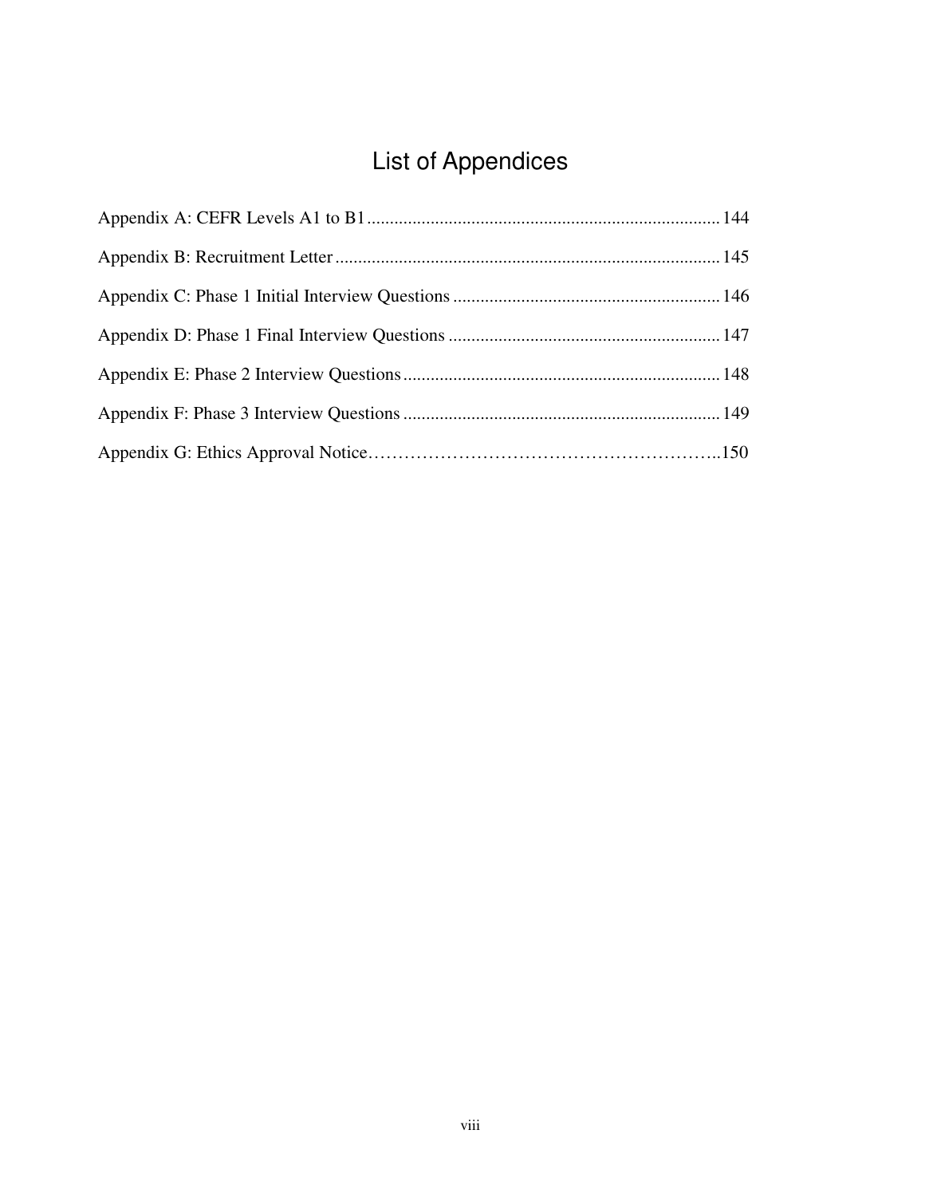# List of Appendices

Appendix A: CEFR Levels A1 to B1 .......... 144

Appendix B: Recruitment Letter .......... 145

Appendix C: Phase 1 Initial Interview Questions .......... 146

Appendix D: Phase 1 Final Interview Questions .......... 147

Appendix E: Phase 2 Interview Questions .......... 148

Appendix F: Phase 3 Interview Questions .......... 149

Appendix G: Ethics Approval Notice .......... 150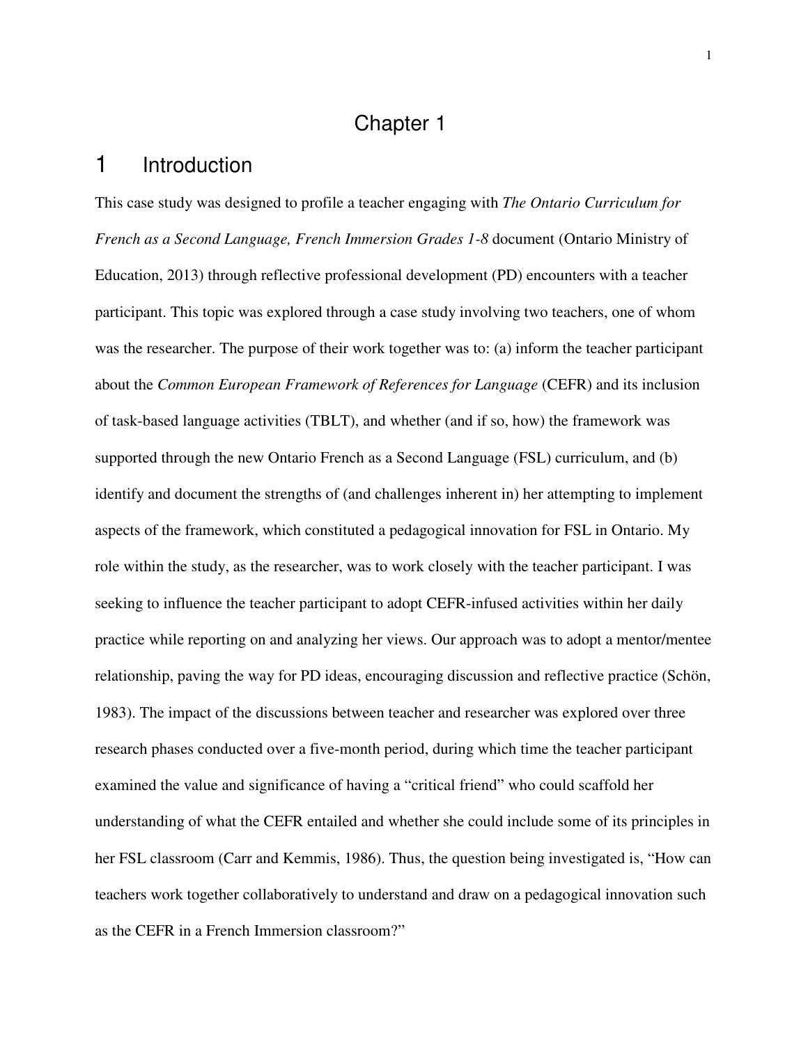# Chapter 1

## 1 Introduction

This case study was designed to profile a teacher engaging with *The Ontario Curriculum for French as a Second Language, French Immersion Grades 1-8* document (Ontario Ministry of Education, 2013) through reflective professional development (PD) encounters with a teacher participant. This topic was explored through a case study involving two teachers, one of whom was the researcher. The purpose of their work together was to: (a) inform the teacher participant about the *Common European Framework of References for Language* (CEFR) and its inclusion of task-based language activities (TBLT), and whether (and if so, how) the framework was supported through the new Ontario French as a Second Language (FSL) curriculum, and (b) identify and document the strengths of (and challenges inherent in) her attempting to implement aspects of the framework, which constituted a pedagogical innovation for FSL in Ontario. My role within the study, as the researcher, was to work closely with the teacher participant. I was seeking to influence the teacher participant to adopt CEFR-infused activities within her daily practice while reporting on and analyzing her views. Our approach was to adopt a mentor/mentee relationship, paving the way for PD ideas, encouraging discussion and reflective practice (Schön, 1983). The impact of the discussions between teacher and researcher was explored over three research phases conducted over a five-month period, during which time the teacher participant examined the value and significance of having a "critical friend" who could scaffold her understanding of what the CEFR entailed and whether she could include some of its principles in her FSL classroom (Carr and Kemmis, 1986). Thus, the question being investigated is, "How can teachers work together collaboratively to understand and draw on a pedagogical innovation such as the CEFR in a French Immersion classroom?"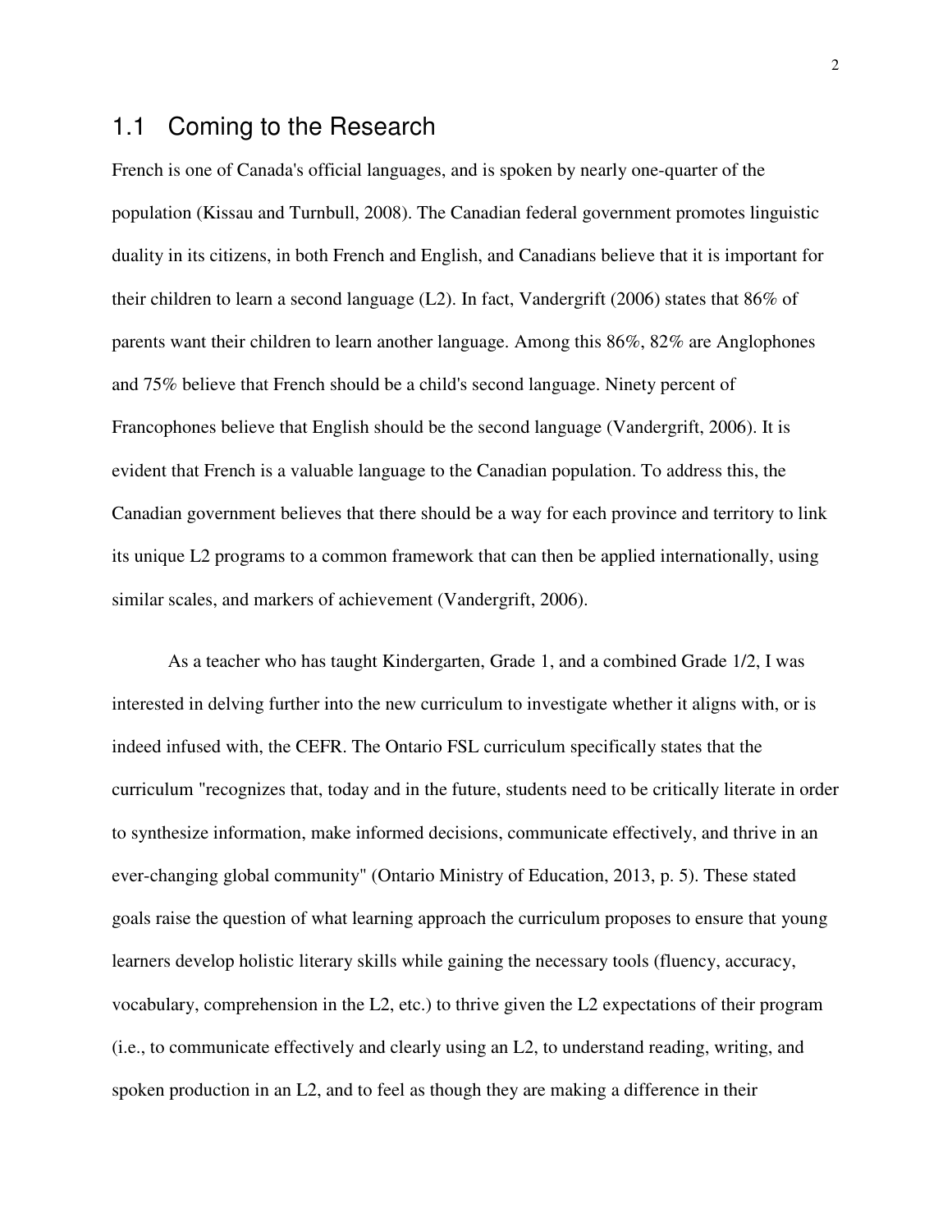## 1.1 Coming to the Research

French is one of Canada's official languages, and is spoken by nearly one-quarter of the population (Kissau and Turnbull, 2008). The Canadian federal government promotes linguistic duality in its citizens, in both French and English, and Canadians believe that it is important for their children to learn a second language (L2). In fact, Vandergrift (2006) states that 86% of parents want their children to learn another language. Among this 86%, 82% are Anglophones and 75% believe that French should be a child's second language. Ninety percent of Francophones believe that English should be the second language (Vandergrift, 2006). It is evident that French is a valuable language to the Canadian population. To address this, the Canadian government believes that there should be a way for each province and territory to link its unique L2 programs to a common framework that can then be applied internationally, using similar scales, and markers of achievement (Vandergrift, 2006).

As a teacher who has taught Kindergarten, Grade 1, and a combined Grade 1/2, I was interested in delving further into the new curriculum to investigate whether it aligns with, or is indeed infused with, the CEFR. The Ontario FSL curriculum specifically states that the curriculum "recognizes that, today and in the future, students need to be critically literate in order to synthesize information, make informed decisions, communicate effectively, and thrive in an ever-changing global community" (Ontario Ministry of Education, 2013, p. 5). These stated goals raise the question of what learning approach the curriculum proposes to ensure that young learners develop holistic literary skills while gaining the necessary tools (fluency, accuracy, vocabulary, comprehension in the L2, etc.) to thrive given the L2 expectations of their program (i.e., to communicate effectively and clearly using an L2, to understand reading, writing, and spoken production in an L2, and to feel as though they are making a difference in their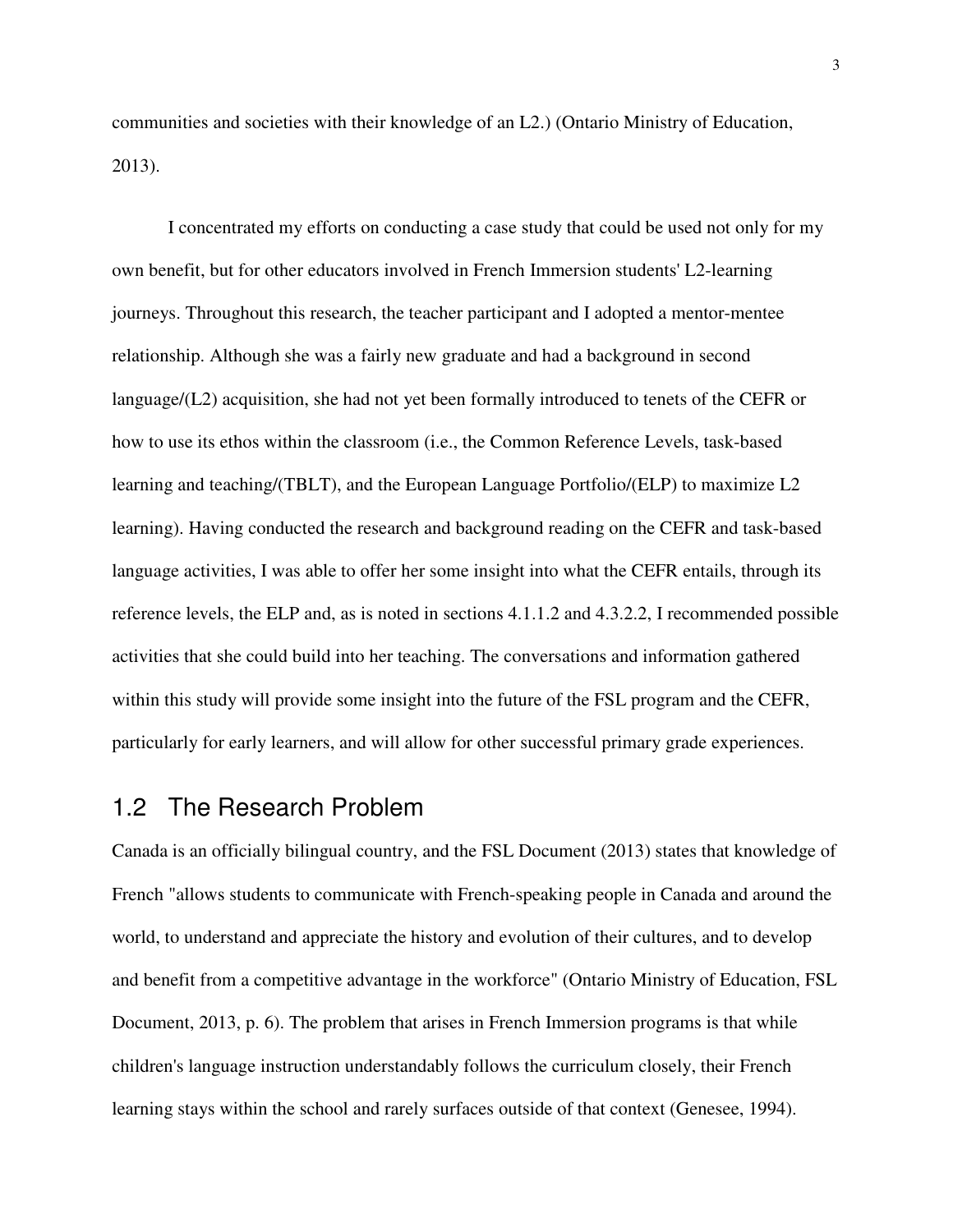communities and societies with their knowledge of an L2.) (Ontario Ministry of Education, 2013).

I concentrated my efforts on conducting a case study that could be used not only for my own benefit, but for other educators involved in French Immersion students' L2-learning journeys. Throughout this research, the teacher participant and I adopted a mentor-mentee relationship. Although she was a fairly new graduate and had a background in second language/(L2) acquisition, she had not yet been formally introduced to tenets of the CEFR or how to use its ethos within the classroom (i.e., the Common Reference Levels, task-based learning and teaching/(TBLT), and the European Language Portfolio/(ELP) to maximize L2 learning). Having conducted the research and background reading on the CEFR and task-based language activities, I was able to offer her some insight into what the CEFR entails, through its reference levels, the ELP and, as is noted in sections 4.1.1.2 and 4.3.2.2, I recommended possible activities that she could build into her teaching. The conversations and information gathered within this study will provide some insight into the future of the FSL program and the CEFR, particularly for early learners, and will allow for other successful primary grade experiences.

## 1.2 The Research Problem

Canada is an officially bilingual country, and the FSL Document (2013) states that knowledge of French "allows students to communicate with French-speaking people in Canada and around the world, to understand and appreciate the history and evolution of their cultures, and to develop and benefit from a competitive advantage in the workforce" (Ontario Ministry of Education, FSL Document, 2013, p. 6). The problem that arises in French Immersion programs is that while children's language instruction understandably follows the curriculum closely, their French learning stays within the school and rarely surfaces outside of that context (Genesee, 1994).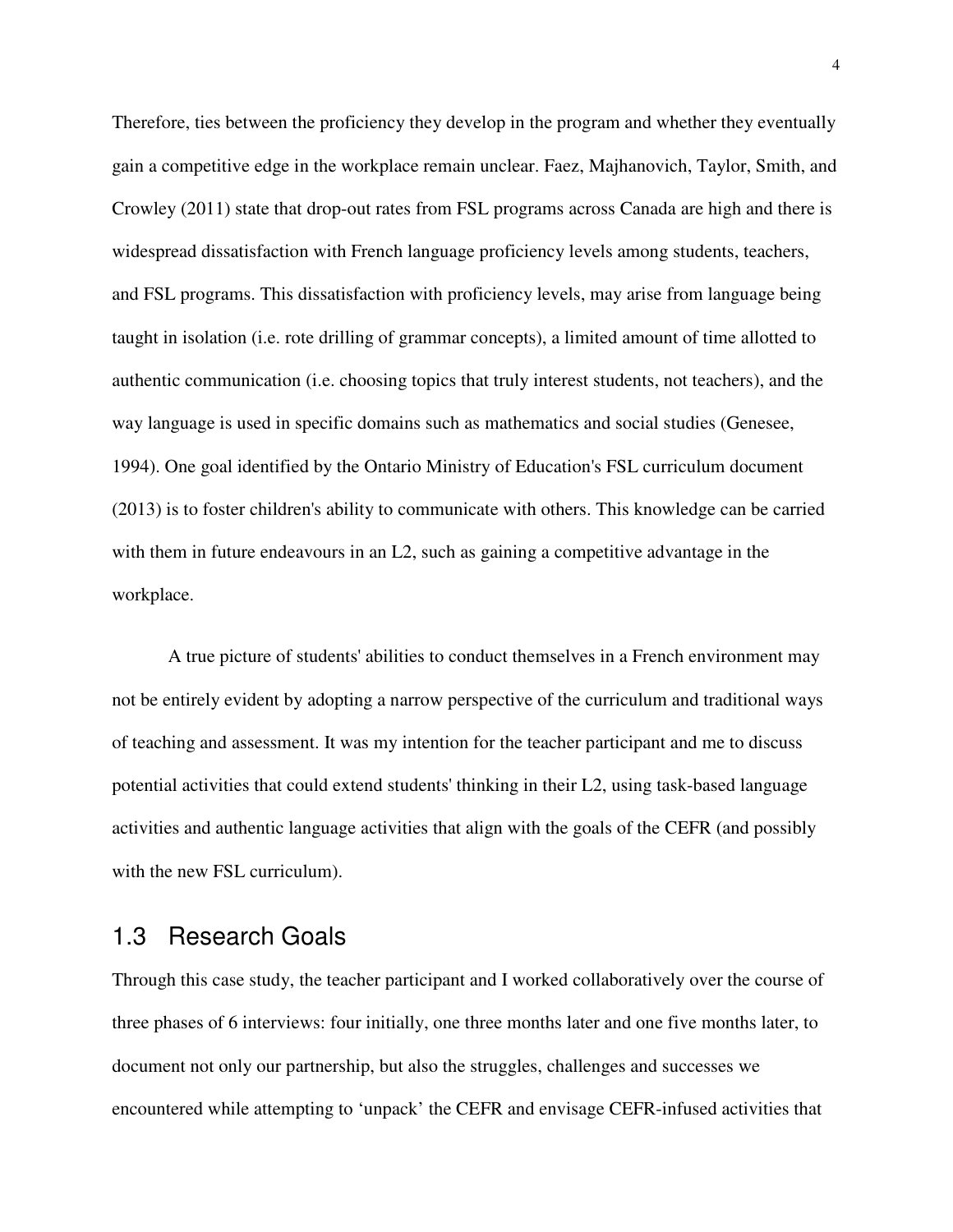Therefore, ties between the proficiency they develop in the program and whether they eventually gain a competitive edge in the workplace remain unclear. Faez, Majhanovich, Taylor, Smith, and Crowley (2011) state that drop-out rates from FSL programs across Canada are high and there is widespread dissatisfaction with French language proficiency levels among students, teachers, and FSL programs. This dissatisfaction with proficiency levels, may arise from language being taught in isolation (i.e. rote drilling of grammar concepts), a limited amount of time allotted to authentic communication (i.e. choosing topics that truly interest students, not teachers), and the way language is used in specific domains such as mathematics and social studies (Genesee, 1994). One goal identified by the Ontario Ministry of Education's FSL curriculum document (2013) is to foster children's ability to communicate with others. This knowledge can be carried with them in future endeavours in an L2, such as gaining a competitive advantage in the workplace.

A true picture of students' abilities to conduct themselves in a French environment may not be entirely evident by adopting a narrow perspective of the curriculum and traditional ways of teaching and assessment. It was my intention for the teacher participant and me to discuss potential activities that could extend students' thinking in their L2, using task-based language activities and authentic language activities that align with the goals of the CEFR (and possibly with the new FSL curriculum).

## 1.3 Research Goals

Through this case study, the teacher participant and I worked collaboratively over the course of three phases of 6 interviews: four initially, one three months later and one five months later, to document not only our partnership, but also the struggles, challenges and successes we encountered while attempting to 'unpack' the CEFR and envisage CEFR-infused activities that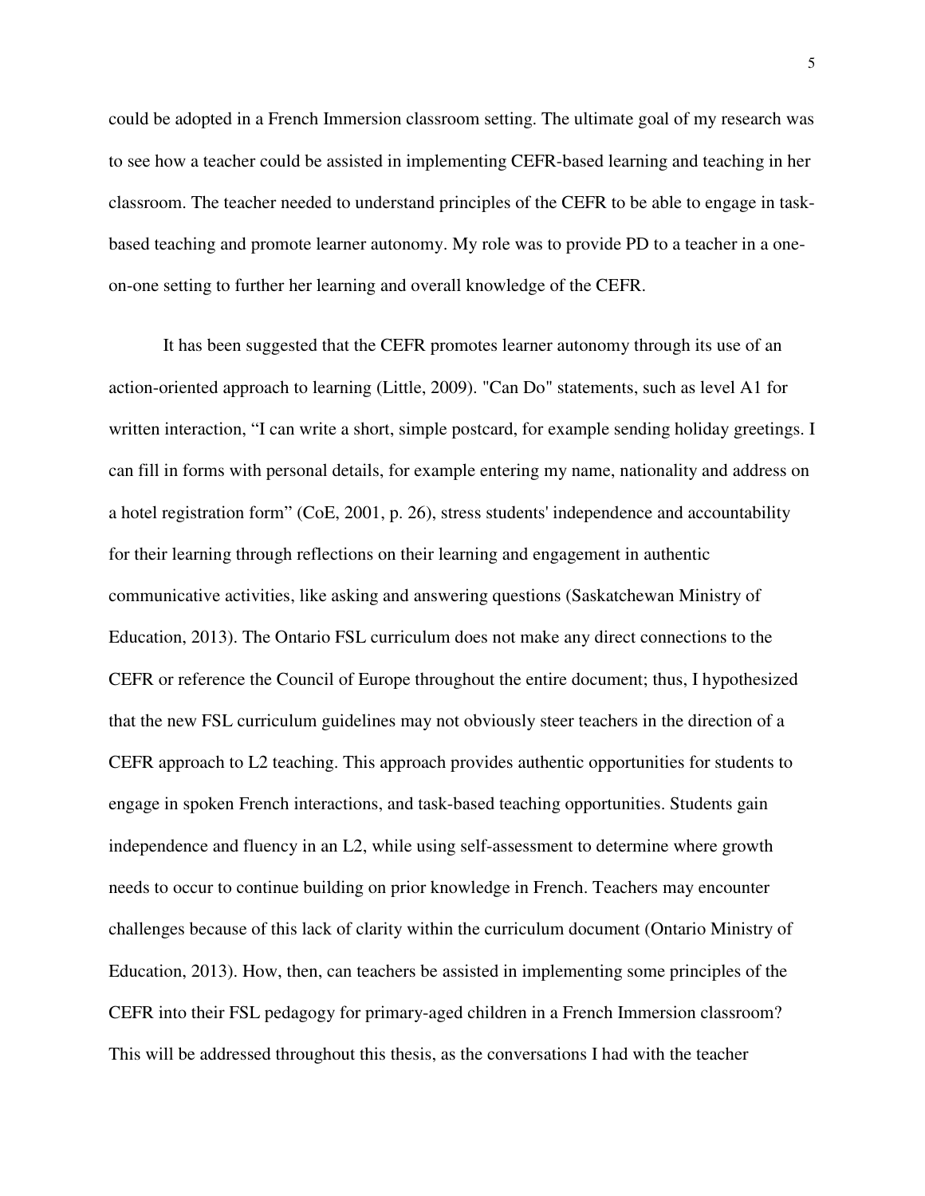could be adopted in a French Immersion classroom setting. The ultimate goal of my research was to see how a teacher could be assisted in implementing CEFR-based learning and teaching in her classroom. The teacher needed to understand principles of the CEFR to be able to engage in task-based teaching and promote learner autonomy. My role was to provide PD to a teacher in a one-on-one setting to further her learning and overall knowledge of the CEFR.

It has been suggested that the CEFR promotes learner autonomy through its use of an action-oriented approach to learning (Little, 2009). "Can Do" statements, such as level A1 for written interaction, "I can write a short, simple postcard, for example sending holiday greetings. I can fill in forms with personal details, for example entering my name, nationality and address on a hotel registration form" (CoE, 2001, p. 26), stress students' independence and accountability for their learning through reflections on their learning and engagement in authentic communicative activities, like asking and answering questions (Saskatchewan Ministry of Education, 2013). The Ontario FSL curriculum does not make any direct connections to the CEFR or reference the Council of Europe throughout the entire document; thus, I hypothesized that the new FSL curriculum guidelines may not obviously steer teachers in the direction of a CEFR approach to L2 teaching. This approach provides authentic opportunities for students to engage in spoken French interactions, and task-based teaching opportunities. Students gain independence and fluency in an L2, while using self-assessment to determine where growth needs to occur to continue building on prior knowledge in French. Teachers may encounter challenges because of this lack of clarity within the curriculum document (Ontario Ministry of Education, 2013). How, then, can teachers be assisted in implementing some principles of the CEFR into their FSL pedagogy for primary-aged children in a French Immersion classroom? This will be addressed throughout this thesis, as the conversations I had with the teacher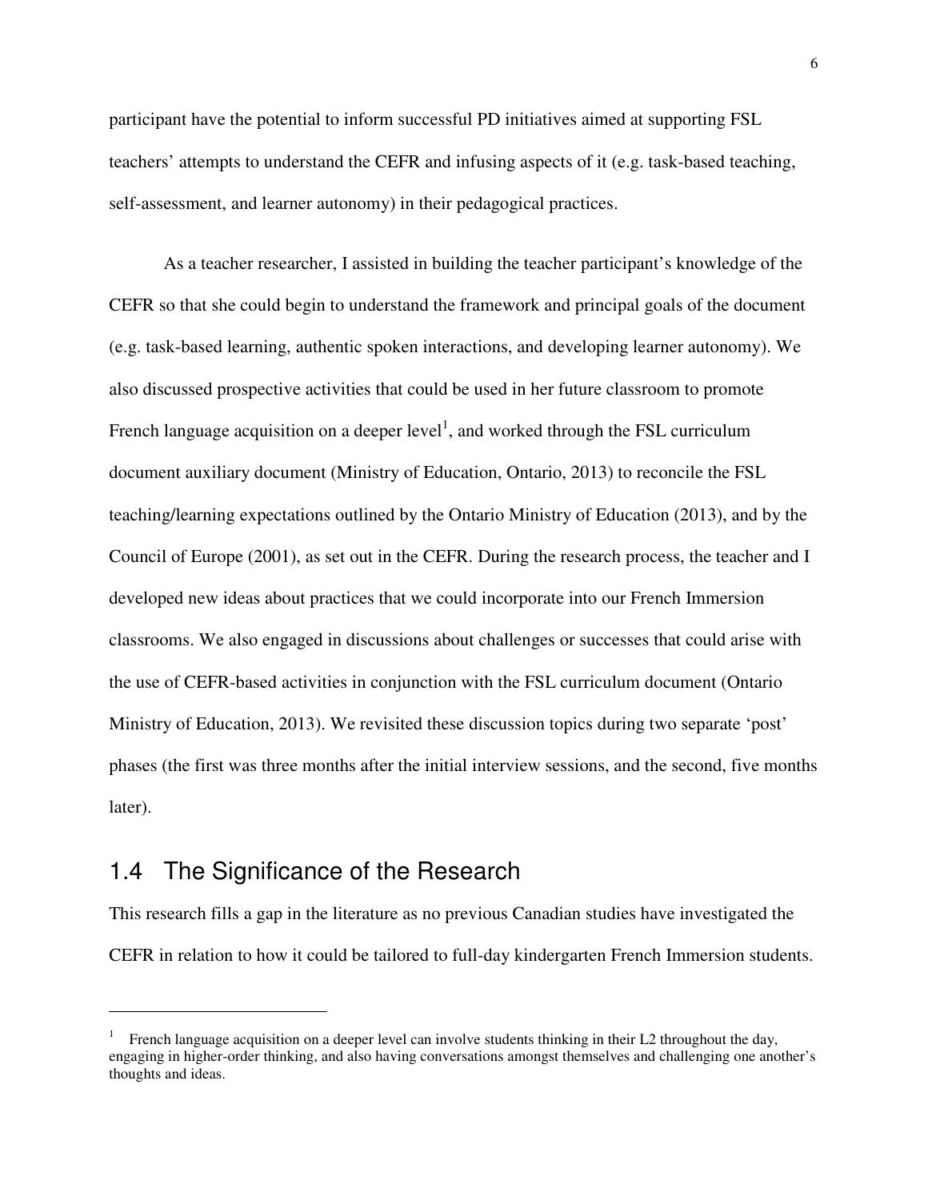participant have the potential to inform successful PD initiatives aimed at supporting FSL teachers' attempts to understand the CEFR and infusing aspects of it (e.g. task-based teaching, self-assessment, and learner autonomy) in their pedagogical practices.

As a teacher researcher, I assisted in building the teacher participant's knowledge of the CEFR so that she could begin to understand the framework and principal goals of the document (e.g. task-based learning, authentic spoken interactions, and developing learner autonomy). We also discussed prospective activities that could be used in her future classroom to promote French language acquisition on a deeper level[1], and worked through the FSL curriculum document auxiliary document (Ministry of Education, Ontario, 2013) to reconcile the FSL teaching/learning expectations outlined by the Ontario Ministry of Education (2013), and by the Council of Europe (2001), as set out in the CEFR. During the research process, the teacher and I developed new ideas about practices that we could incorporate into our French Immersion classrooms. We also engaged in discussions about challenges or successes that could arise with the use of CEFR-based activities in conjunction with the FSL curriculum document (Ontario Ministry of Education, 2013). We revisited these discussion topics during two separate 'post' phases (the first was three months after the initial interview sessions, and the second, five months later).

## 1.4 The Significance of the Research

This research fills a gap in the literature as no previous Canadian studies have investigated the CEFR in relation to how it could be tailored to full-day kindergarten French Immersion students.

---

[1] French language acquisition on a deeper level can involve students thinking in their L2 throughout the day, engaging in higher-order thinking, and also having conversations amongst themselves and challenging one another's thoughts and ideas.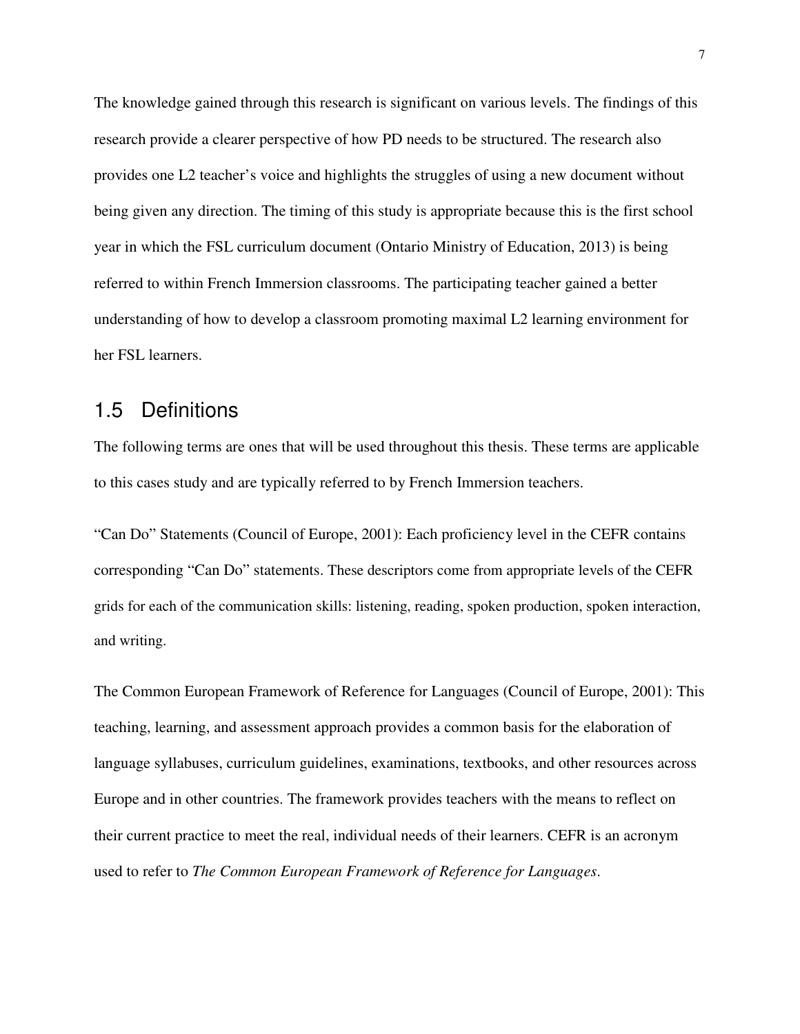The knowledge gained through this research is significant on various levels. The findings of this research provide a clearer perspective of how PD needs to be structured. The research also provides one L2 teacher's voice and highlights the struggles of using a new document without being given any direction. The timing of this study is appropriate because this is the first school year in which the FSL curriculum document (Ontario Ministry of Education, 2013) is being referred to within French Immersion classrooms. The participating teacher gained a better understanding of how to develop a classroom promoting maximal L2 learning environment for her FSL learners.

## 1.5 Definitions

The following terms are ones that will be used throughout this thesis. These terms are applicable to this cases study and are typically referred to by French Immersion teachers.

"Can Do" Statements (Council of Europe, 2001): Each proficiency level in the CEFR contains corresponding "Can Do" statements. These descriptors come from appropriate levels of the CEFR grids for each of the communication skills: listening, reading, spoken production, spoken interaction, and writing.

The Common European Framework of Reference for Languages (Council of Europe, 2001): This teaching, learning, and assessment approach provides a common basis for the elaboration of language syllabuses, curriculum guidelines, examinations, textbooks, and other resources across Europe and in other countries. The framework provides teachers with the means to reflect on their current practice to meet the real, individual needs of their learners. CEFR is an acronym used to refer to *The Common European Framework of Reference for Languages*.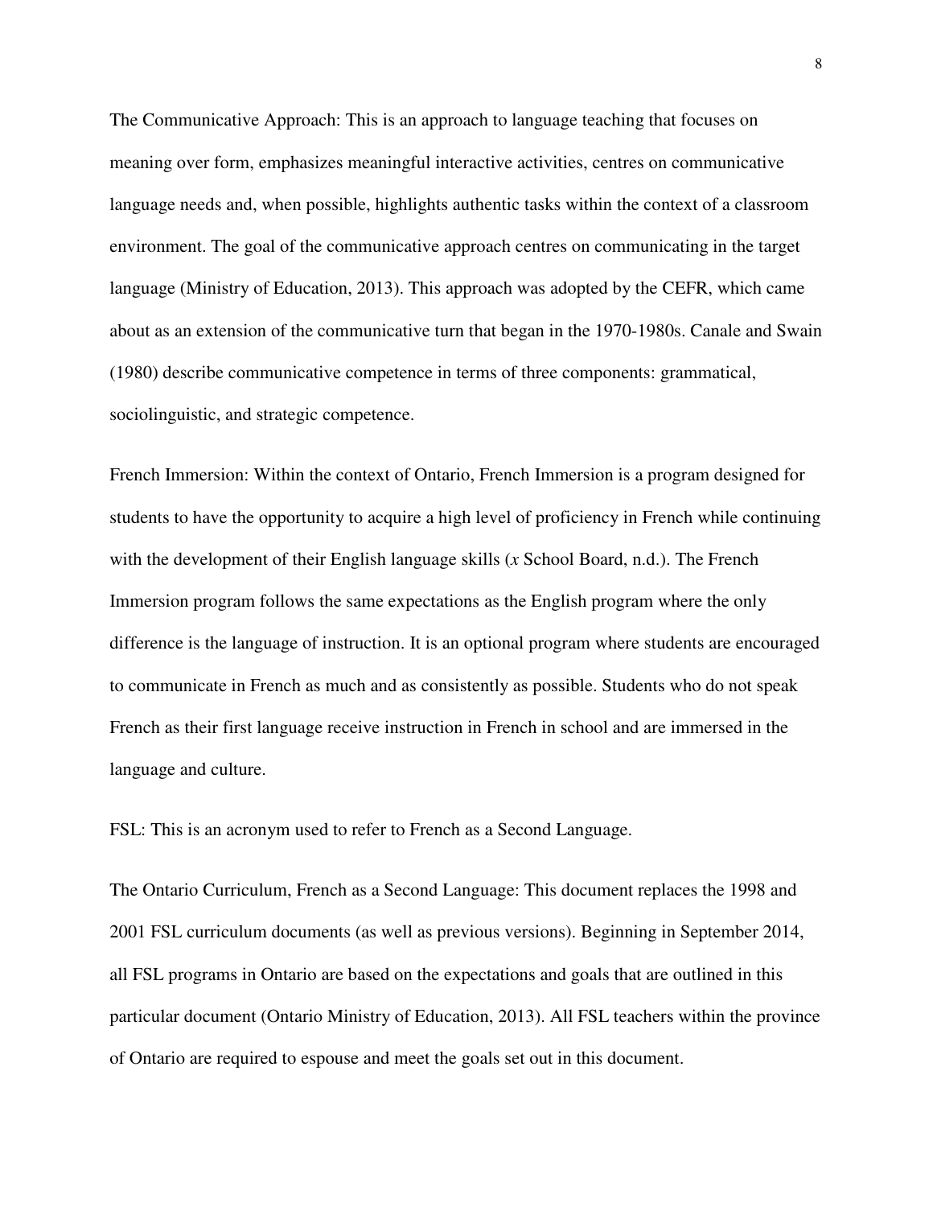The Communicative Approach: This is an approach to language teaching that focuses on meaning over form, emphasizes meaningful interactive activities, centres on communicative language needs and, when possible, highlights authentic tasks within the context of a classroom environment. The goal of the communicative approach centres on communicating in the target language (Ministry of Education, 2013). This approach was adopted by the CEFR, which came about as an extension of the communicative turn that began in the 1970-1980s. Canale and Swain (1980) describe communicative competence in terms of three components: grammatical, sociolinguistic, and strategic competence.

French Immersion: Within the context of Ontario, French Immersion is a program designed for students to have the opportunity to acquire a high level of proficiency in French while continuing with the development of their English language skills (*x* School Board, n.d.). The French Immersion program follows the same expectations as the English program where the only difference is the language of instruction. It is an optional program where students are encouraged to communicate in French as much and as consistently as possible. Students who do not speak French as their first language receive instruction in French in school and are immersed in the language and culture.

FSL: This is an acronym used to refer to French as a Second Language.

The Ontario Curriculum, French as a Second Language: This document replaces the 1998 and 2001 FSL curriculum documents (as well as previous versions). Beginning in September 2014, all FSL programs in Ontario are based on the expectations and goals that are outlined in this particular document (Ontario Ministry of Education, 2013). All FSL teachers within the province of Ontario are required to espouse and meet the goals set out in this document.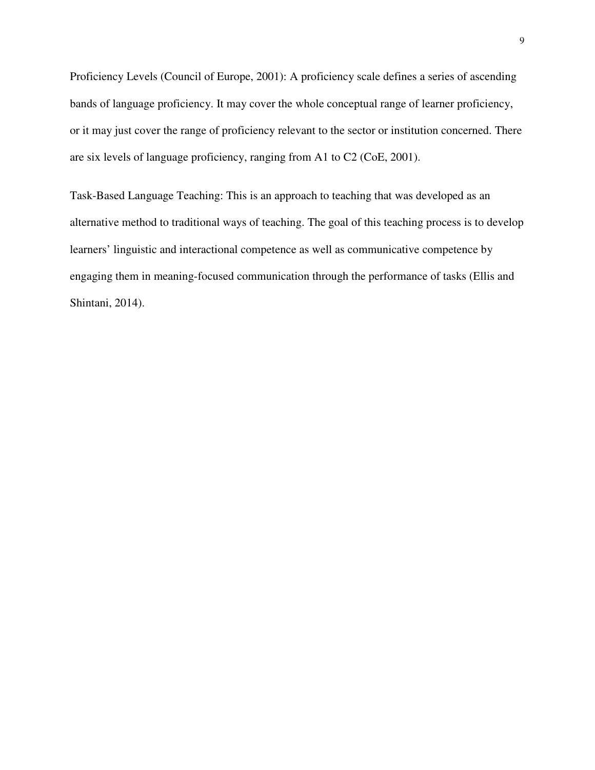Proficiency Levels (Council of Europe, 2001): A proficiency scale defines a series of ascending bands of language proficiency. It may cover the whole conceptual range of learner proficiency, or it may just cover the range of proficiency relevant to the sector or institution concerned. There are six levels of language proficiency, ranging from A1 to C2 (CoE, 2001).

Task-Based Language Teaching: This is an approach to teaching that was developed as an alternative method to traditional ways of teaching. The goal of this teaching process is to develop learners' linguistic and interactional competence as well as communicative competence by engaging them in meaning-focused communication through the performance of tasks (Ellis and Shintani, 2014).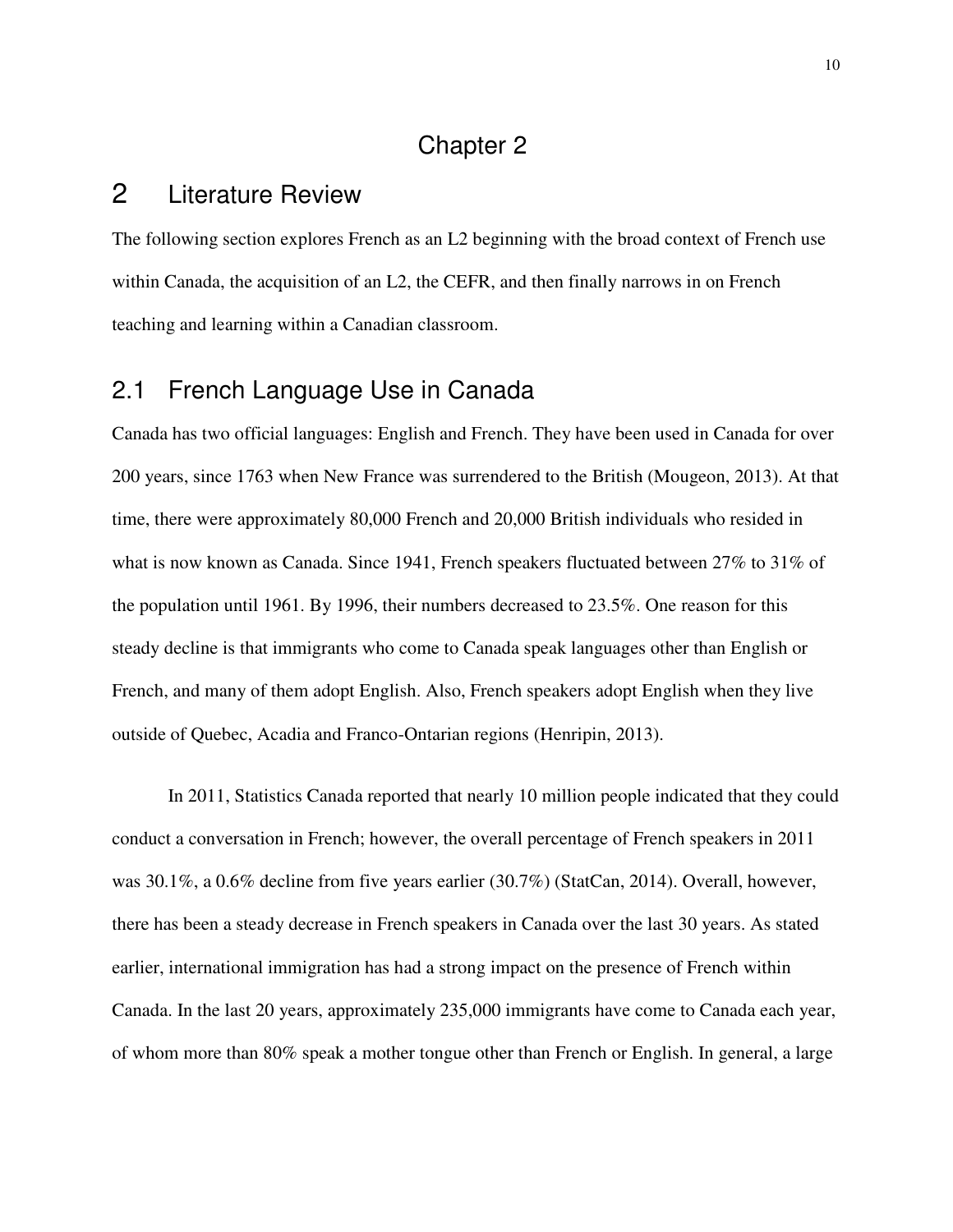# Chapter 2

# 2 Literature Review

The following section explores French as an L2 beginning with the broad context of French use within Canada, the acquisition of an L2, the CEFR, and then finally narrows in on French teaching and learning within a Canadian classroom.

## 2.1 French Language Use in Canada

Canada has two official languages: English and French. They have been used in Canada for over 200 years, since 1763 when New France was surrendered to the British (Mougeon, 2013). At that time, there were approximately 80,000 French and 20,000 British individuals who resided in what is now known as Canada. Since 1941, French speakers fluctuated between 27% to 31% of the population until 1961. By 1996, their numbers decreased to 23.5%. One reason for this steady decline is that immigrants who come to Canada speak languages other than English or French, and many of them adopt English. Also, French speakers adopt English when they live outside of Quebec, Acadia and Franco-Ontarian regions (Henripin, 2013).

In 2011, Statistics Canada reported that nearly 10 million people indicated that they could conduct a conversation in French; however, the overall percentage of French speakers in 2011 was 30.1%, a 0.6% decline from five years earlier (30.7%) (StatCan, 2014). Overall, however, there has been a steady decrease in French speakers in Canada over the last 30 years. As stated earlier, international immigration has had a strong impact on the presence of French within Canada. In the last 20 years, approximately 235,000 immigrants have come to Canada each year, of whom more than 80% speak a mother tongue other than French or English. In general, a large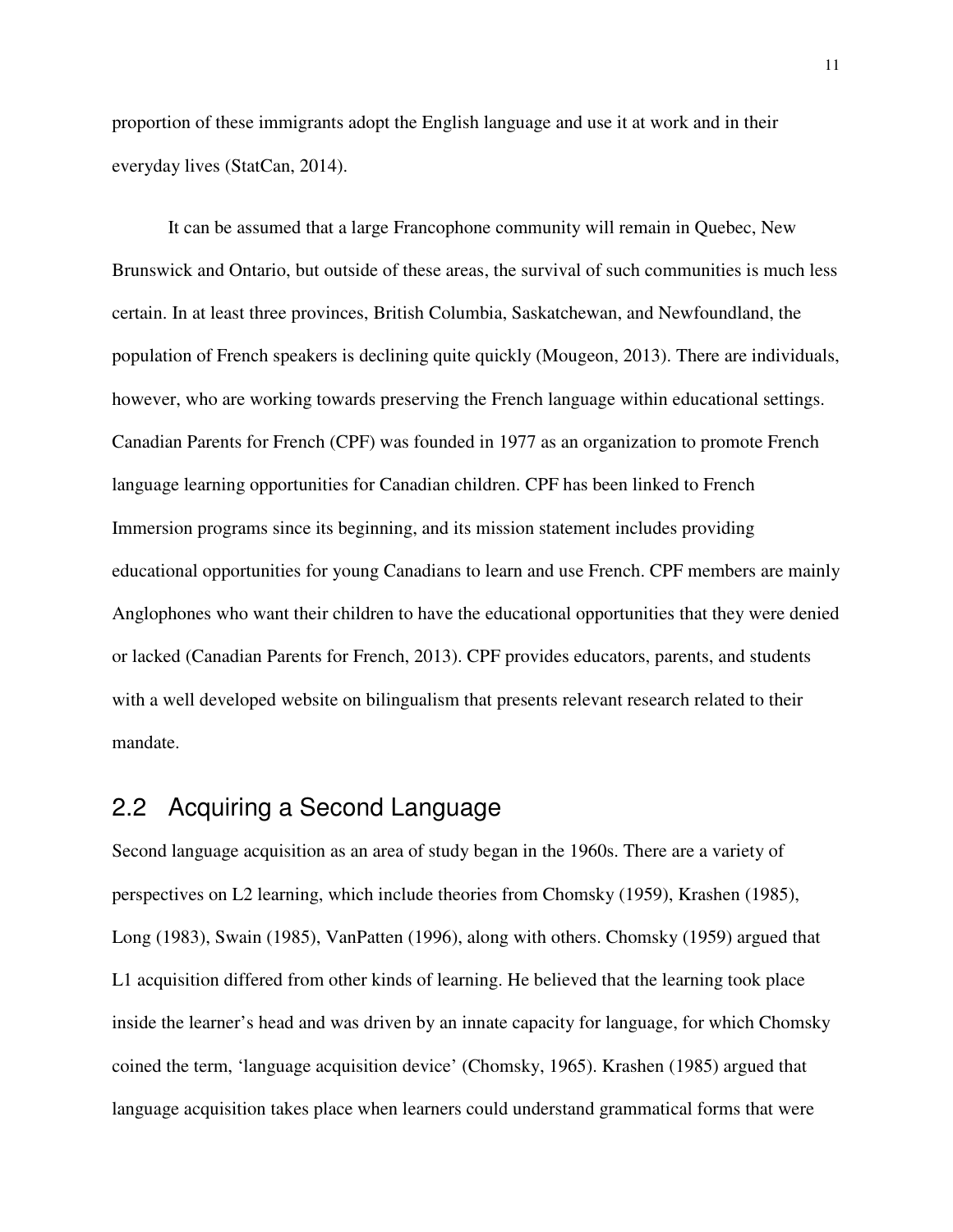proportion of these immigrants adopt the English language and use it at work and in their everyday lives (StatCan, 2014).

It can be assumed that a large Francophone community will remain in Quebec, New Brunswick and Ontario, but outside of these areas, the survival of such communities is much less certain. In at least three provinces, British Columbia, Saskatchewan, and Newfoundland, the population of French speakers is declining quite quickly (Mougeon, 2013). There are individuals, however, who are working towards preserving the French language within educational settings. Canadian Parents for French (CPF) was founded in 1977 as an organization to promote French language learning opportunities for Canadian children. CPF has been linked to French Immersion programs since its beginning, and its mission statement includes providing educational opportunities for young Canadians to learn and use French. CPF members are mainly Anglophones who want their children to have the educational opportunities that they were denied or lacked (Canadian Parents for French, 2013). CPF provides educators, parents, and students with a well developed website on bilingualism that presents relevant research related to their mandate.

## 2.2 Acquiring a Second Language

Second language acquisition as an area of study began in the 1960s. There are a variety of perspectives on L2 learning, which include theories from Chomsky (1959), Krashen (1985), Long (1983), Swain (1985), VanPatten (1996), along with others. Chomsky (1959) argued that L1 acquisition differed from other kinds of learning. He believed that the learning took place inside the learner's head and was driven by an innate capacity for language, for which Chomsky coined the term, 'language acquisition device' (Chomsky, 1965). Krashen (1985) argued that language acquisition takes place when learners could understand grammatical forms that were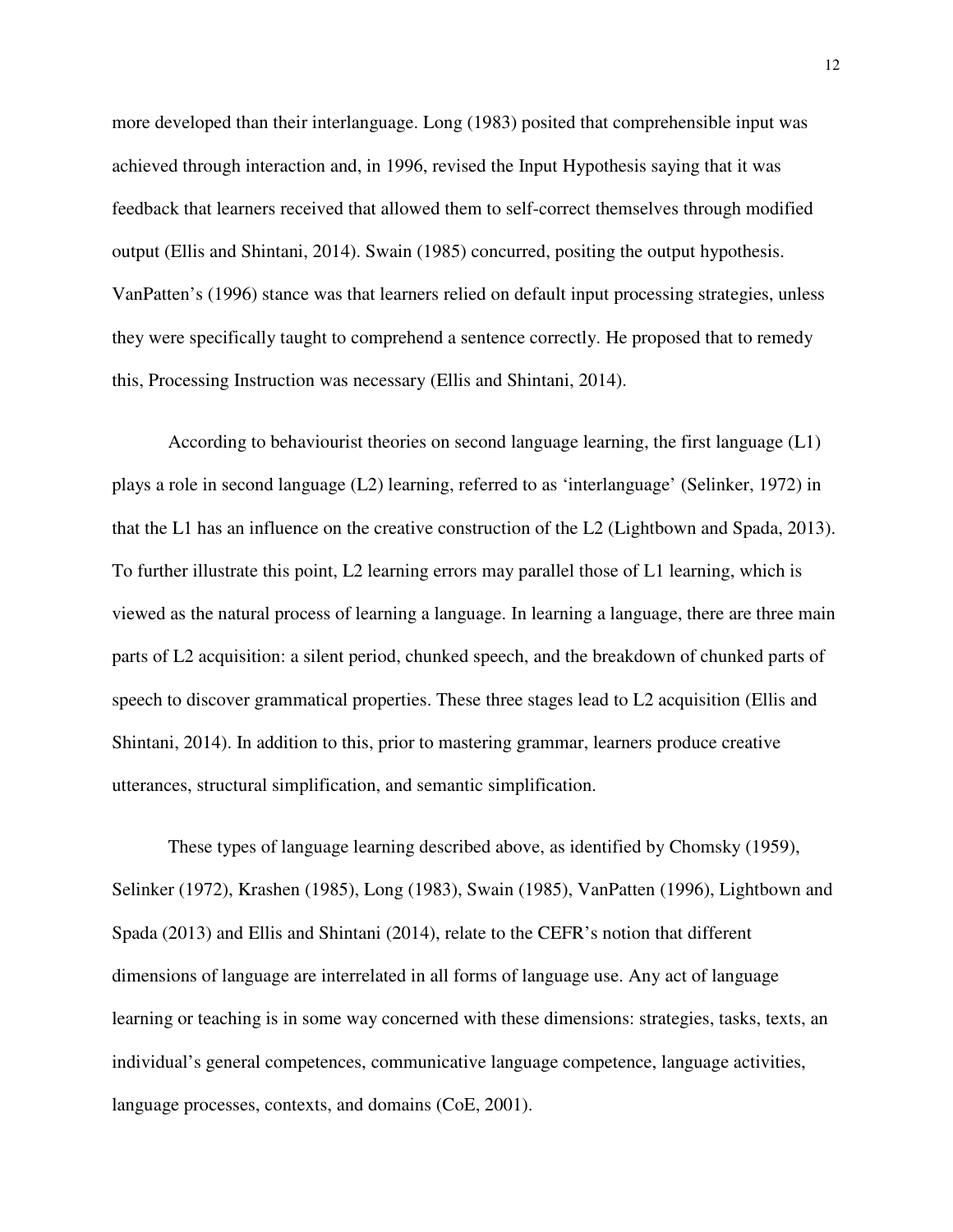more developed than their interlanguage. Long (1983) posited that comprehensible input was achieved through interaction and, in 1996, revised the Input Hypothesis saying that it was feedback that learners received that allowed them to self-correct themselves through modified output (Ellis and Shintani, 2014). Swain (1985) concurred, positing the output hypothesis. VanPatten's (1996) stance was that learners relied on default input processing strategies, unless they were specifically taught to comprehend a sentence correctly. He proposed that to remedy this, Processing Instruction was necessary (Ellis and Shintani, 2014).

According to behaviourist theories on second language learning, the first language (L1) plays a role in second language (L2) learning, referred to as 'interlanguage' (Selinker, 1972) in that the L1 has an influence on the creative construction of the L2 (Lightbown and Spada, 2013). To further illustrate this point, L2 learning errors may parallel those of L1 learning, which is viewed as the natural process of learning a language. In learning a language, there are three main parts of L2 acquisition: a silent period, chunked speech, and the breakdown of chunked parts of speech to discover grammatical properties. These three stages lead to L2 acquisition (Ellis and Shintani, 2014). In addition to this, prior to mastering grammar, learners produce creative utterances, structural simplification, and semantic simplification.

These types of language learning described above, as identified by Chomsky (1959), Selinker (1972), Krashen (1985), Long (1983), Swain (1985), VanPatten (1996), Lightbown and Spada (2013) and Ellis and Shintani (2014), relate to the CEFR's notion that different dimensions of language are interrelated in all forms of language use. Any act of language learning or teaching is in some way concerned with these dimensions: strategies, tasks, texts, an individual's general competences, communicative language competence, language activities, language processes, contexts, and domains (CoE, 2001).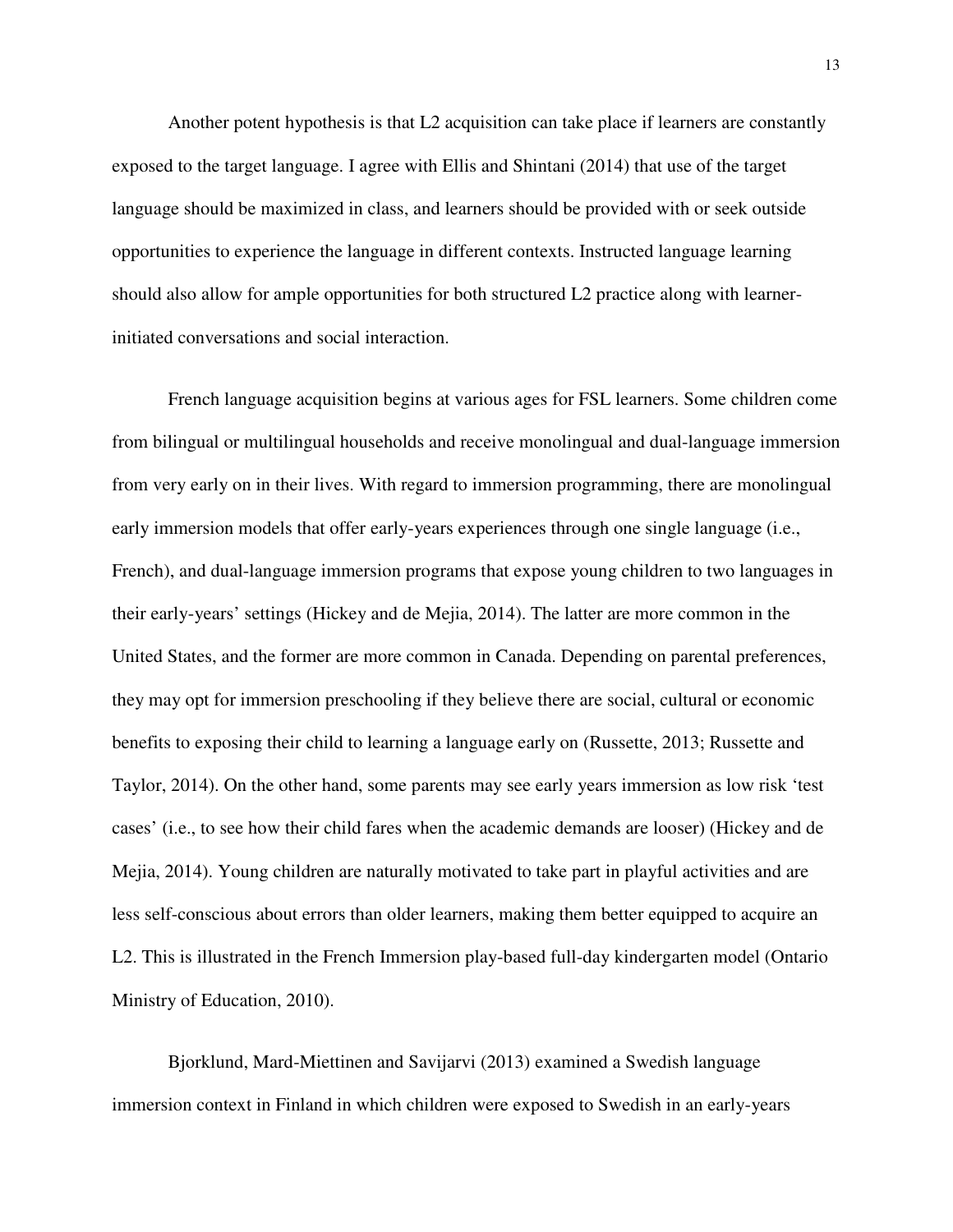Another potent hypothesis is that L2 acquisition can take place if learners are constantly exposed to the target language. I agree with Ellis and Shintani (2014) that use of the target language should be maximized in class, and learners should be provided with or seek outside opportunities to experience the language in different contexts. Instructed language learning should also allow for ample opportunities for both structured L2 practice along with learner-initiated conversations and social interaction.

French language acquisition begins at various ages for FSL learners. Some children come from bilingual or multilingual households and receive monolingual and dual-language immersion from very early on in their lives. With regard to immersion programming, there are monolingual early immersion models that offer early-years experiences through one single language (i.e., French), and dual-language immersion programs that expose young children to two languages in their early-years' settings (Hickey and de Mejia, 2014). The latter are more common in the United States, and the former are more common in Canada. Depending on parental preferences, they may opt for immersion preschooling if they believe there are social, cultural or economic benefits to exposing their child to learning a language early on (Russette, 2013; Russette and Taylor, 2014). On the other hand, some parents may see early years immersion as low risk 'test cases' (i.e., to see how their child fares when the academic demands are looser) (Hickey and de Mejia, 2014). Young children are naturally motivated to take part in playful activities and are less self-conscious about errors than older learners, making them better equipped to acquire an L2. This is illustrated in the French Immersion play-based full-day kindergarten model (Ontario Ministry of Education, 2010).

Bjorklund, Mard-Miettinen and Savijarvi (2013) examined a Swedish language immersion context in Finland in which children were exposed to Swedish in an early-years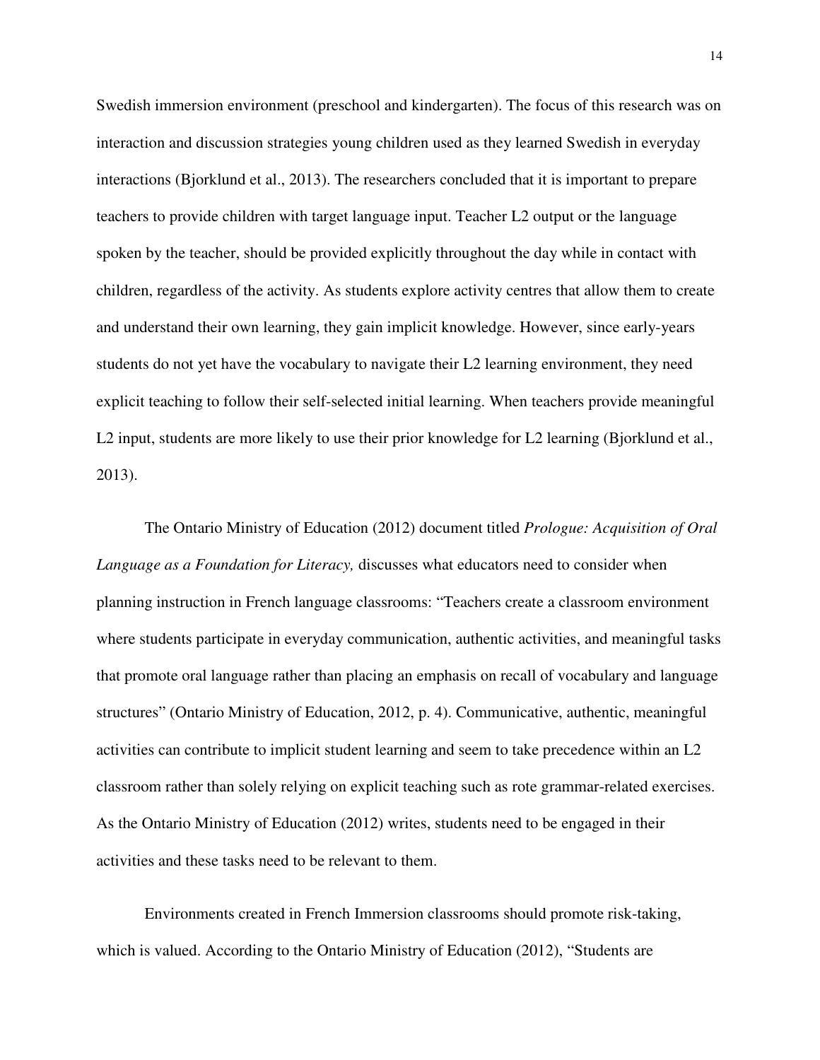Swedish immersion environment (preschool and kindergarten). The focus of this research was on interaction and discussion strategies young children used as they learned Swedish in everyday interactions (Bjorklund et al., 2013). The researchers concluded that it is important to prepare teachers to provide children with target language input. Teacher L2 output or the language spoken by the teacher, should be provided explicitly throughout the day while in contact with children, regardless of the activity. As students explore activity centres that allow them to create and understand their own learning, they gain implicit knowledge. However, since early-years students do not yet have the vocabulary to navigate their L2 learning environment, they need explicit teaching to follow their self-selected initial learning. When teachers provide meaningful L2 input, students are more likely to use their prior knowledge for L2 learning (Bjorklund et al., 2013).

The Ontario Ministry of Education (2012) document titled *Prologue: Acquisition of Oral Language as a Foundation for Literacy,* discusses what educators need to consider when planning instruction in French language classrooms: "Teachers create a classroom environment where students participate in everyday communication, authentic activities, and meaningful tasks that promote oral language rather than placing an emphasis on recall of vocabulary and language structures" (Ontario Ministry of Education, 2012, p. 4). Communicative, authentic, meaningful activities can contribute to implicit student learning and seem to take precedence within an L2 classroom rather than solely relying on explicit teaching such as rote grammar-related exercises. As the Ontario Ministry of Education (2012) writes, students need to be engaged in their activities and these tasks need to be relevant to them.

Environments created in French Immersion classrooms should promote risk-taking, which is valued. According to the Ontario Ministry of Education (2012), "Students are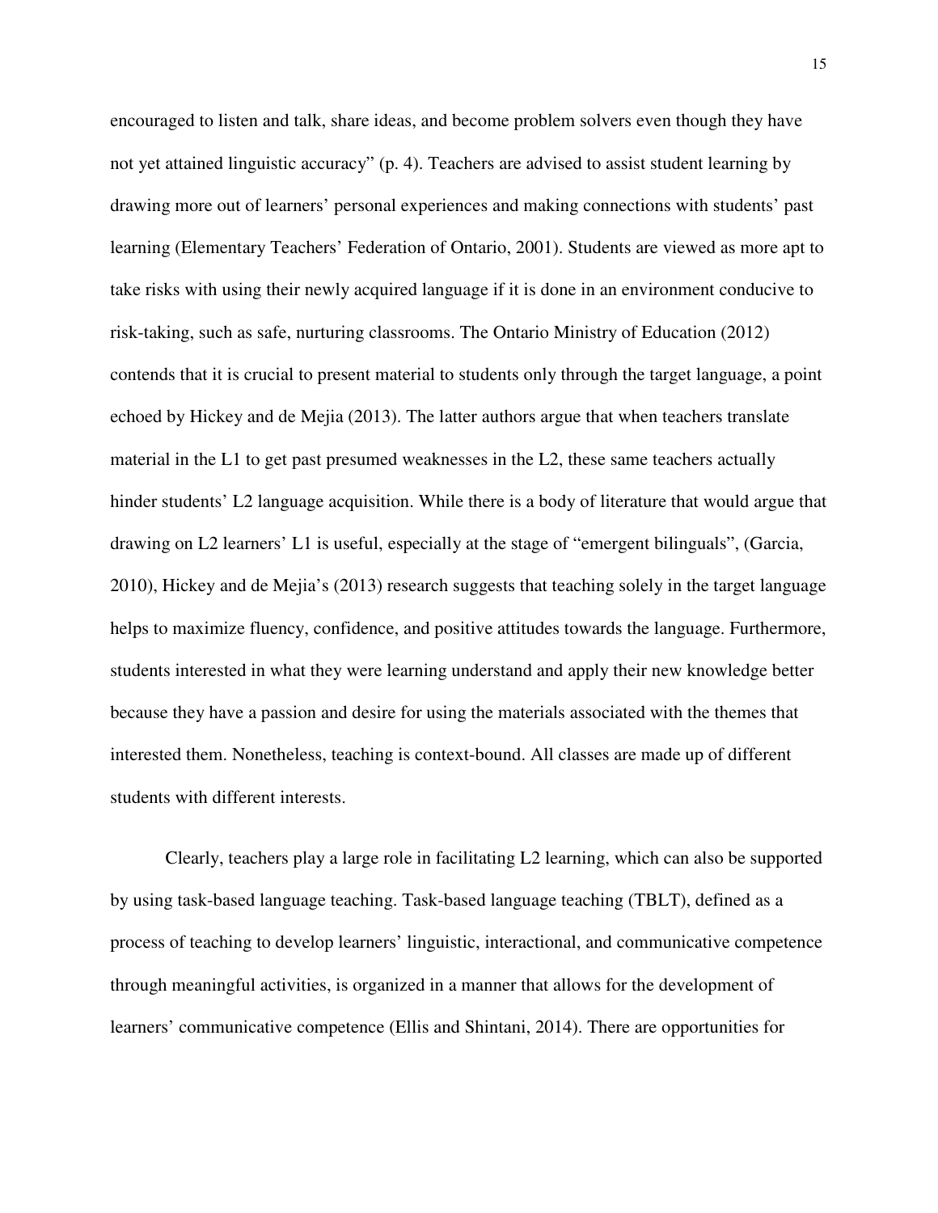encouraged to listen and talk, share ideas, and become problem solvers even though they have not yet attained linguistic accuracy" (p. 4). Teachers are advised to assist student learning by drawing more out of learners' personal experiences and making connections with students' past learning (Elementary Teachers' Federation of Ontario, 2001). Students are viewed as more apt to take risks with using their newly acquired language if it is done in an environment conducive to risk-taking, such as safe, nurturing classrooms. The Ontario Ministry of Education (2012) contends that it is crucial to present material to students only through the target language, a point echoed by Hickey and de Mejia (2013). The latter authors argue that when teachers translate material in the L1 to get past presumed weaknesses in the L2, these same teachers actually hinder students' L2 language acquisition. While there is a body of literature that would argue that drawing on L2 learners' L1 is useful, especially at the stage of "emergent bilinguals", (Garcia, 2010), Hickey and de Mejia's (2013) research suggests that teaching solely in the target language helps to maximize fluency, confidence, and positive attitudes towards the language. Furthermore, students interested in what they were learning understand and apply their new knowledge better because they have a passion and desire for using the materials associated with the themes that interested them. Nonetheless, teaching is context-bound. All classes are made up of different students with different interests.

Clearly, teachers play a large role in facilitating L2 learning, which can also be supported by using task-based language teaching. Task-based language teaching (TBLT), defined as a process of teaching to develop learners' linguistic, interactional, and communicative competence through meaningful activities, is organized in a manner that allows for the development of learners' communicative competence (Ellis and Shintani, 2014). There are opportunities for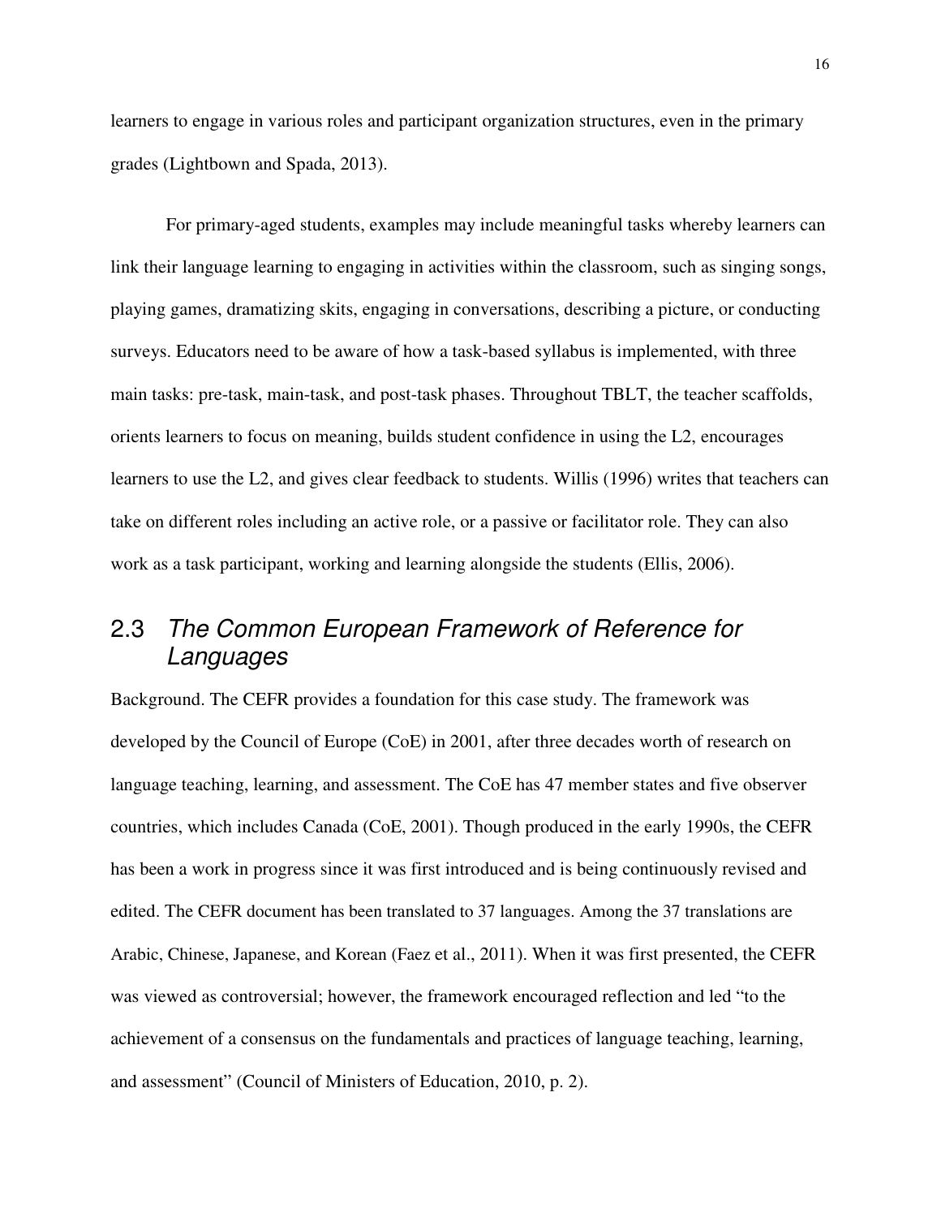learners to engage in various roles and participant organization structures, even in the primary grades (Lightbown and Spada, 2013).

For primary-aged students, examples may include meaningful tasks whereby learners can link their language learning to engaging in activities within the classroom, such as singing songs, playing games, dramatizing skits, engaging in conversations, describing a picture, or conducting surveys. Educators need to be aware of how a task-based syllabus is implemented, with three main tasks: pre-task, main-task, and post-task phases. Throughout TBLT, the teacher scaffolds, orients learners to focus on meaning, builds student confidence in using the L2, encourages learners to use the L2, and gives clear feedback to students. Willis (1996) writes that teachers can take on different roles including an active role, or a passive or facilitator role. They can also work as a task participant, working and learning alongside the students (Ellis, 2006).

## 2.3 *The Common European Framework of Reference for Languages*

Background. The CEFR provides a foundation for this case study. The framework was developed by the Council of Europe (CoE) in 2001, after three decades worth of research on language teaching, learning, and assessment. The CoE has 47 member states and five observer countries, which includes Canada (CoE, 2001). Though produced in the early 1990s, the CEFR has been a work in progress since it was first introduced and is being continuously revised and edited. The CEFR document has been translated to 37 languages. Among the 37 translations are Arabic, Chinese, Japanese, and Korean (Faez et al., 2011). When it was first presented, the CEFR was viewed as controversial; however, the framework encouraged reflection and led "to the achievement of a consensus on the fundamentals and practices of language teaching, learning, and assessment" (Council of Ministers of Education, 2010, p. 2).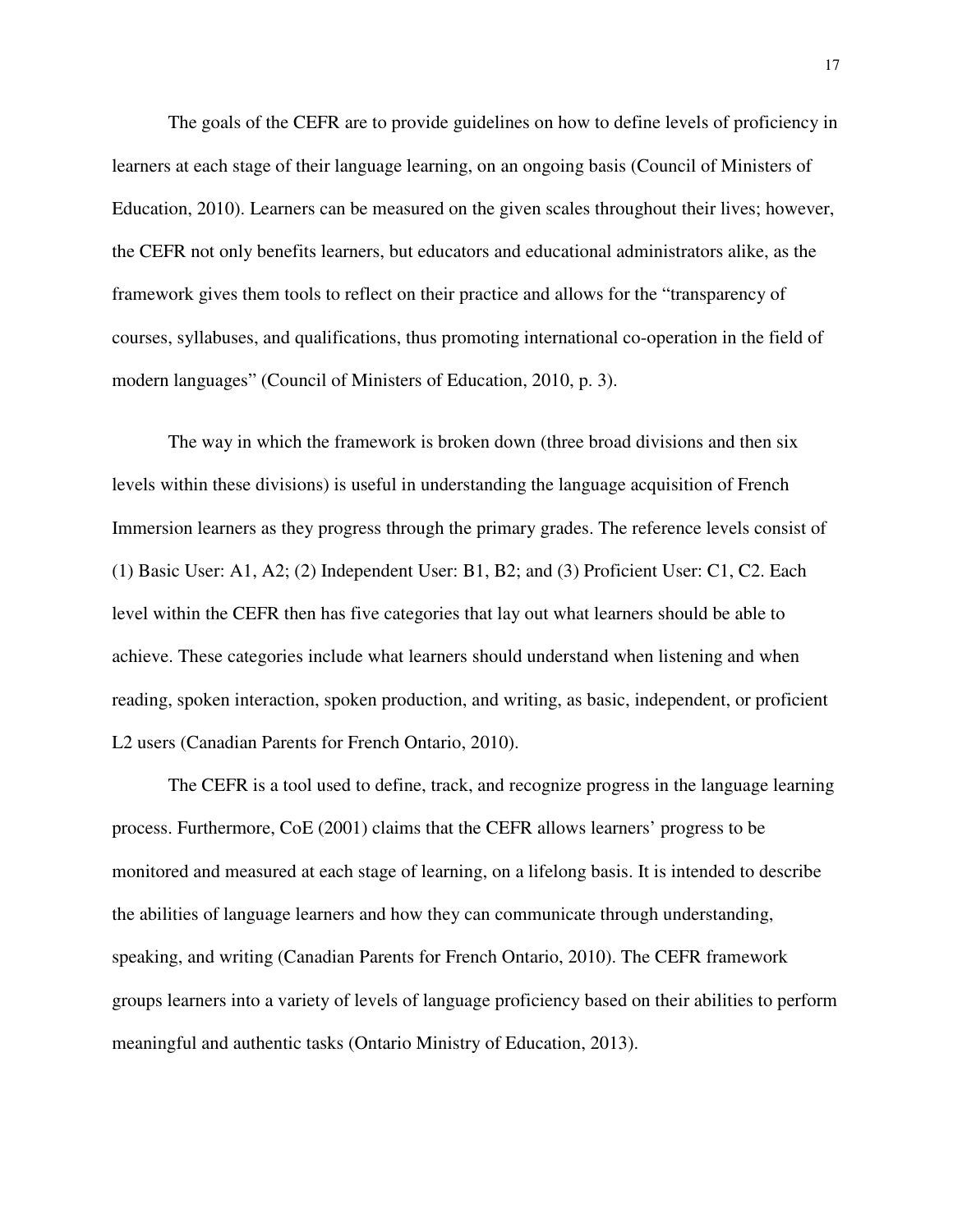The goals of the CEFR are to provide guidelines on how to define levels of proficiency in learners at each stage of their language learning, on an ongoing basis (Council of Ministers of Education, 2010). Learners can be measured on the given scales throughout their lives; however, the CEFR not only benefits learners, but educators and educational administrators alike, as the framework gives them tools to reflect on their practice and allows for the "transparency of courses, syllabuses, and qualifications, thus promoting international co-operation in the field of modern languages" (Council of Ministers of Education, 2010, p. 3).

The way in which the framework is broken down (three broad divisions and then six levels within these divisions) is useful in understanding the language acquisition of French Immersion learners as they progress through the primary grades. The reference levels consist of (1) Basic User: A1, A2; (2) Independent User: B1, B2; and (3) Proficient User: C1, C2. Each level within the CEFR then has five categories that lay out what learners should be able to achieve. These categories include what learners should understand when listening and when reading, spoken interaction, spoken production, and writing, as basic, independent, or proficient L2 users (Canadian Parents for French Ontario, 2010).

The CEFR is a tool used to define, track, and recognize progress in the language learning process. Furthermore, CoE (2001) claims that the CEFR allows learners' progress to be monitored and measured at each stage of learning, on a lifelong basis. It is intended to describe the abilities of language learners and how they can communicate through understanding, speaking, and writing (Canadian Parents for French Ontario, 2010). The CEFR framework groups learners into a variety of levels of language proficiency based on their abilities to perform meaningful and authentic tasks (Ontario Ministry of Education, 2013).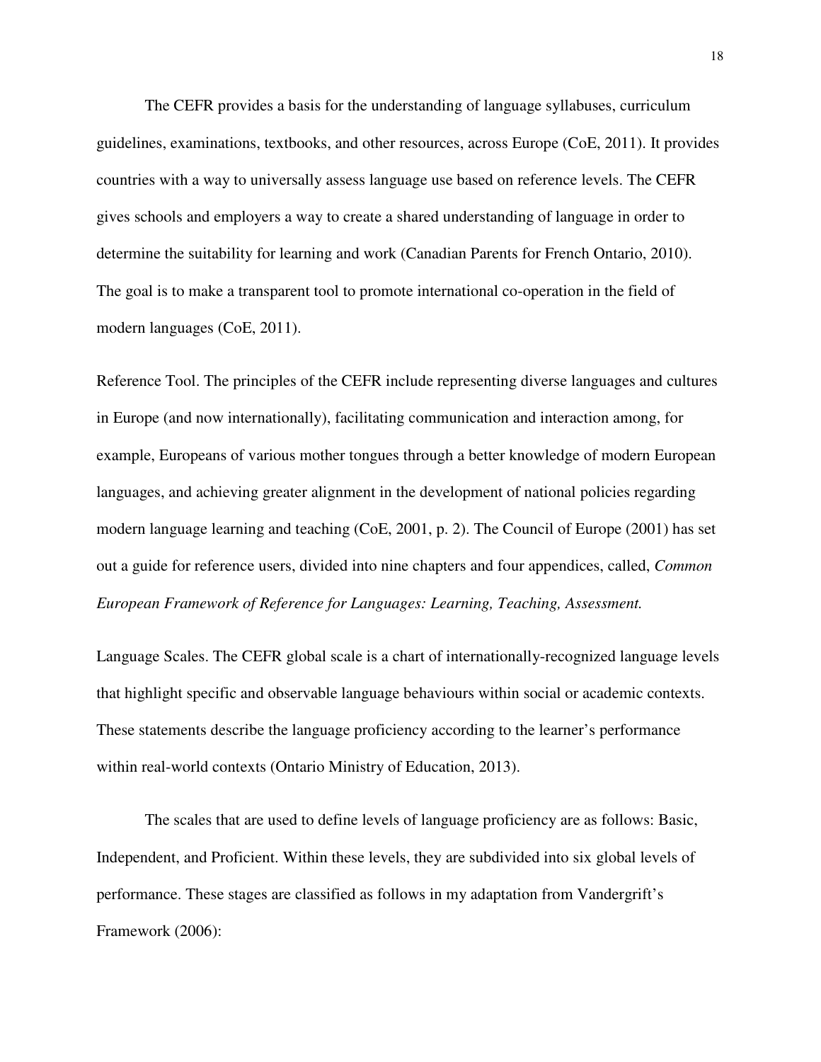The CEFR provides a basis for the understanding of language syllabuses, curriculum guidelines, examinations, textbooks, and other resources, across Europe (CoE, 2011). It provides countries with a way to universally assess language use based on reference levels. The CEFR gives schools and employers a way to create a shared understanding of language in order to determine the suitability for learning and work (Canadian Parents for French Ontario, 2010). The goal is to make a transparent tool to promote international co-operation in the field of modern languages (CoE, 2011).

Reference Tool. The principles of the CEFR include representing diverse languages and cultures in Europe (and now internationally), facilitating communication and interaction among, for example, Europeans of various mother tongues through a better knowledge of modern European languages, and achieving greater alignment in the development of national policies regarding modern language learning and teaching (CoE, 2001, p. 2). The Council of Europe (2001) has set out a guide for reference users, divided into nine chapters and four appendices, called, *Common European Framework of Reference for Languages: Learning, Teaching, Assessment.*

Language Scales. The CEFR global scale is a chart of internationally-recognized language levels that highlight specific and observable language behaviours within social or academic contexts. These statements describe the language proficiency according to the learner's performance within real-world contexts (Ontario Ministry of Education, 2013).

The scales that are used to define levels of language proficiency are as follows: Basic, Independent, and Proficient. Within these levels, they are subdivided into six global levels of performance. These stages are classified as follows in my adaptation from Vandergrift's Framework (2006):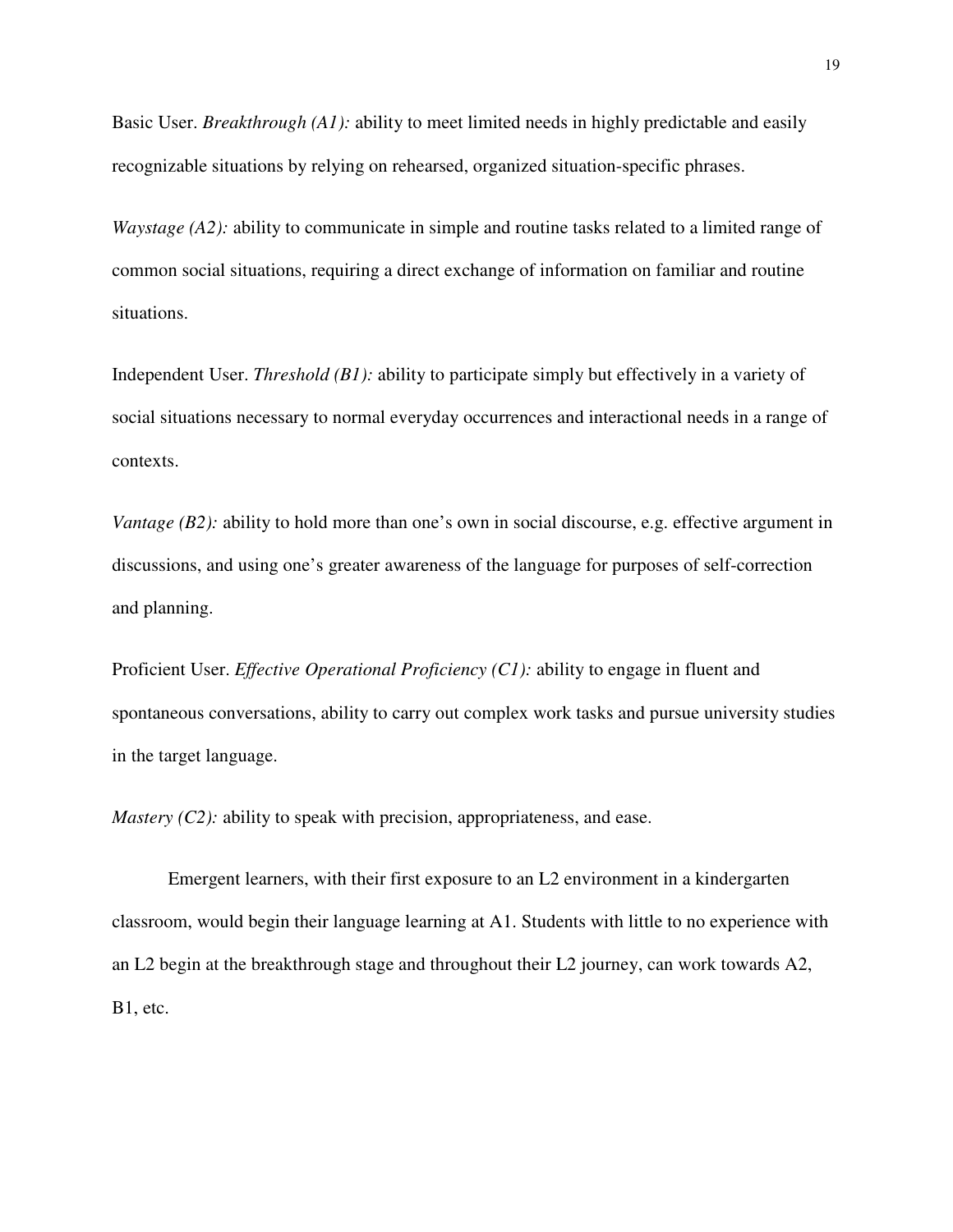Basic User. *Breakthrough (A1):* ability to meet limited needs in highly predictable and easily recognizable situations by relying on rehearsed, organized situation-specific phrases.

*Waystage (A2):* ability to communicate in simple and routine tasks related to a limited range of common social situations, requiring a direct exchange of information on familiar and routine situations.

Independent User. *Threshold (B1):* ability to participate simply but effectively in a variety of social situations necessary to normal everyday occurrences and interactional needs in a range of contexts.

*Vantage (B2):* ability to hold more than one's own in social discourse, e.g. effective argument in discussions, and using one's greater awareness of the language for purposes of self-correction and planning.

Proficient User. *Effective Operational Proficiency (C1):* ability to engage in fluent and spontaneous conversations, ability to carry out complex work tasks and pursue university studies in the target language.

*Mastery (C2):* ability to speak with precision, appropriateness, and ease.

Emergent learners, with their first exposure to an L2 environment in a kindergarten classroom, would begin their language learning at A1. Students with little to no experience with an L2 begin at the breakthrough stage and throughout their L2 journey, can work towards A2, B1, etc.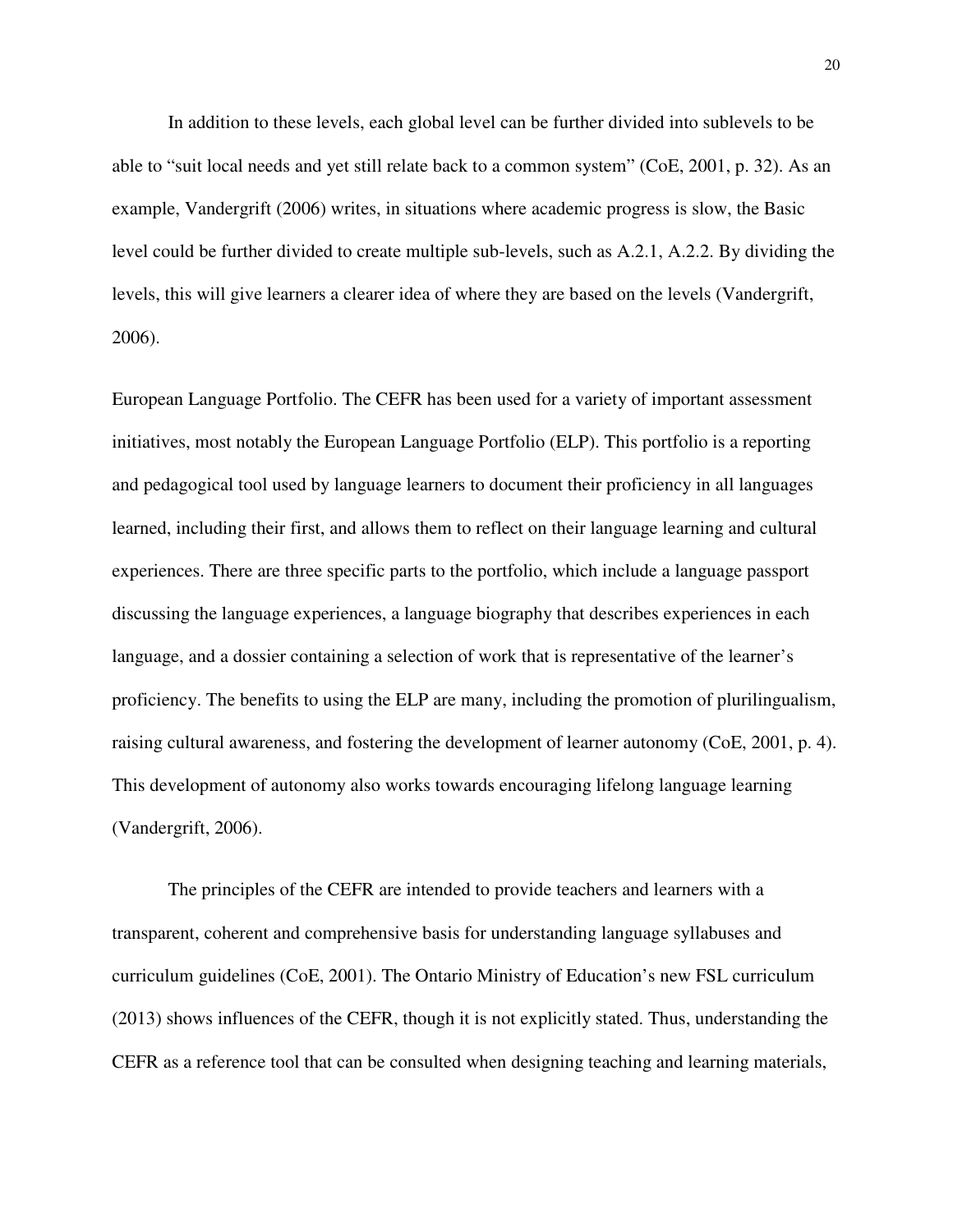In addition to these levels, each global level can be further divided into sublevels to be able to "suit local needs and yet still relate back to a common system" (CoE, 2001, p. 32). As an example, Vandergrift (2006) writes, in situations where academic progress is slow, the Basic level could be further divided to create multiple sub-levels, such as A.2.1, A.2.2. By dividing the levels, this will give learners a clearer idea of where they are based on the levels (Vandergrift, 2006).

European Language Portfolio. The CEFR has been used for a variety of important assessment initiatives, most notably the European Language Portfolio (ELP). This portfolio is a reporting and pedagogical tool used by language learners to document their proficiency in all languages learned, including their first, and allows them to reflect on their language learning and cultural experiences. There are three specific parts to the portfolio, which include a language passport discussing the language experiences, a language biography that describes experiences in each language, and a dossier containing a selection of work that is representative of the learner's proficiency. The benefits to using the ELP are many, including the promotion of plurilingualism, raising cultural awareness, and fostering the development of learner autonomy (CoE, 2001, p. 4). This development of autonomy also works towards encouraging lifelong language learning (Vandergrift, 2006).

The principles of the CEFR are intended to provide teachers and learners with a transparent, coherent and comprehensive basis for understanding language syllabuses and curriculum guidelines (CoE, 2001). The Ontario Ministry of Education's new FSL curriculum (2013) shows influences of the CEFR, though it is not explicitly stated. Thus, understanding the CEFR as a reference tool that can be consulted when designing teaching and learning materials,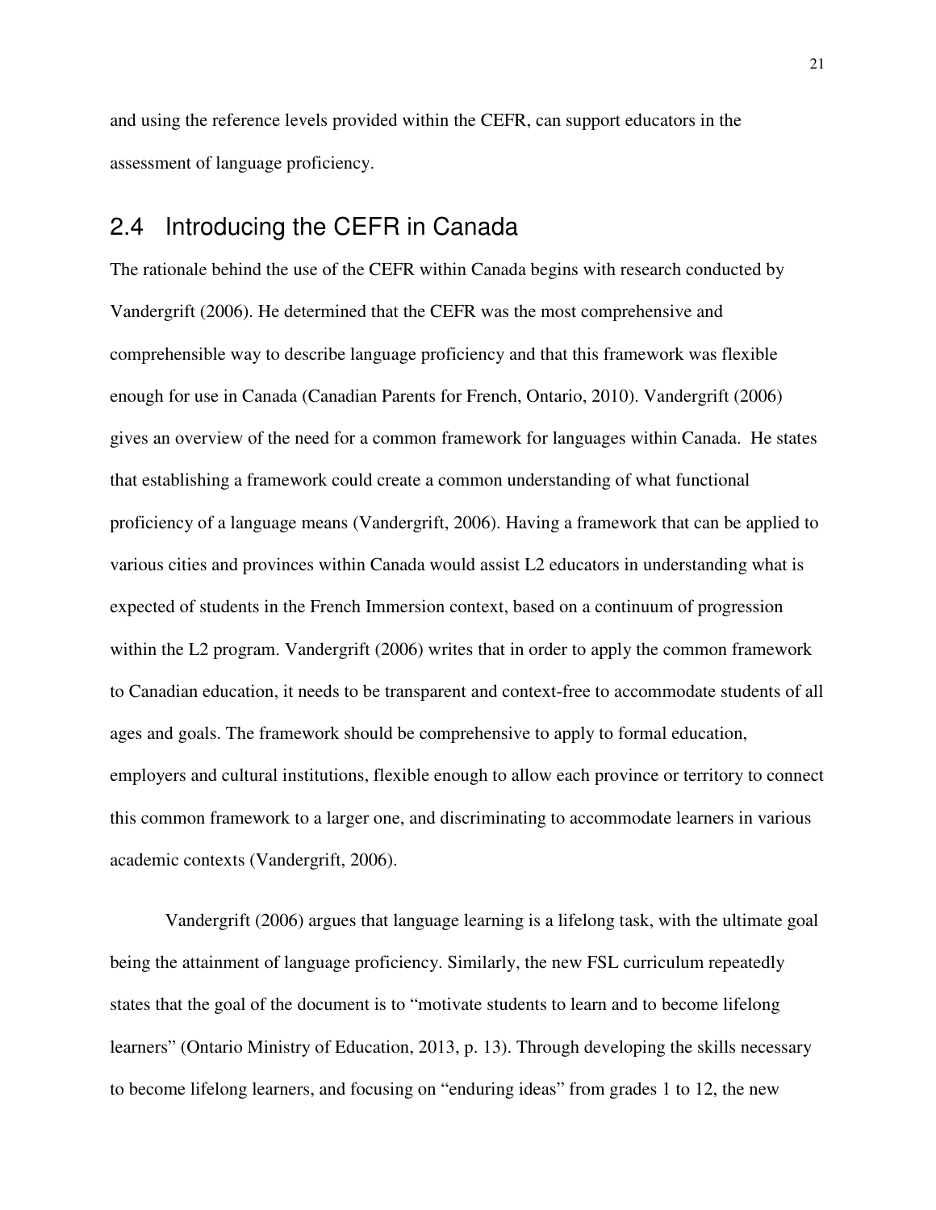and using the reference levels provided within the CEFR, can support educators in the assessment of language proficiency.

## 2.4 Introducing the CEFR in Canada

The rationale behind the use of the CEFR within Canada begins with research conducted by Vandergrift (2006). He determined that the CEFR was the most comprehensive and comprehensible way to describe language proficiency and that this framework was flexible enough for use in Canada (Canadian Parents for French, Ontario, 2010). Vandergrift (2006) gives an overview of the need for a common framework for languages within Canada. He states that establishing a framework could create a common understanding of what functional proficiency of a language means (Vandergrift, 2006). Having a framework that can be applied to various cities and provinces within Canada would assist L2 educators in understanding what is expected of students in the French Immersion context, based on a continuum of progression within the L2 program. Vandergrift (2006) writes that in order to apply the common framework to Canadian education, it needs to be transparent and context-free to accommodate students of all ages and goals. The framework should be comprehensive to apply to formal education, employers and cultural institutions, flexible enough to allow each province or territory to connect this common framework to a larger one, and discriminating to accommodate learners in various academic contexts (Vandergrift, 2006).

Vandergrift (2006) argues that language learning is a lifelong task, with the ultimate goal being the attainment of language proficiency. Similarly, the new FSL curriculum repeatedly states that the goal of the document is to "motivate students to learn and to become lifelong learners" (Ontario Ministry of Education, 2013, p. 13). Through developing the skills necessary to become lifelong learners, and focusing on "enduring ideas" from grades 1 to 12, the new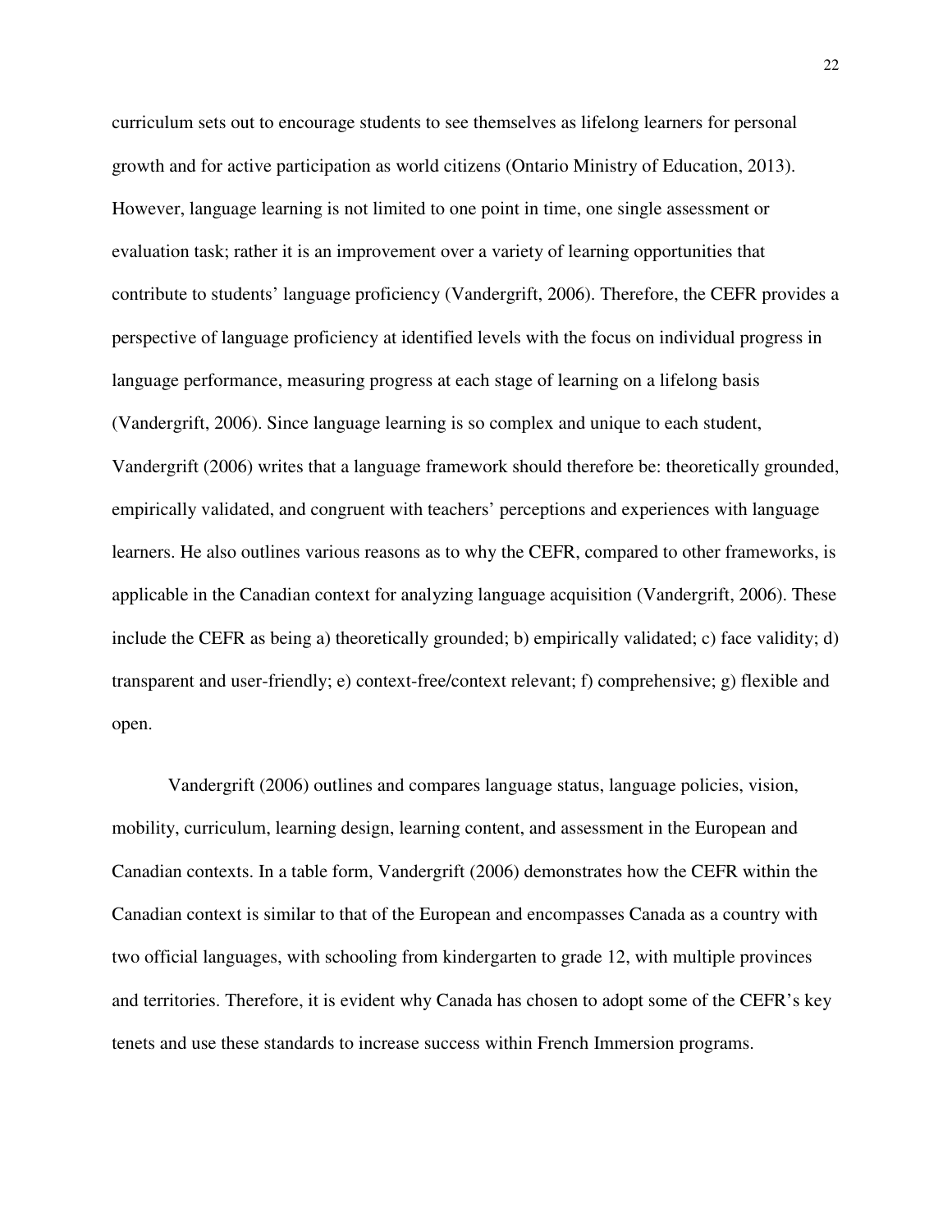curriculum sets out to encourage students to see themselves as lifelong learners for personal growth and for active participation as world citizens (Ontario Ministry of Education, 2013). However, language learning is not limited to one point in time, one single assessment or evaluation task; rather it is an improvement over a variety of learning opportunities that contribute to students' language proficiency (Vandergrift, 2006). Therefore, the CEFR provides a perspective of language proficiency at identified levels with the focus on individual progress in language performance, measuring progress at each stage of learning on a lifelong basis (Vandergrift, 2006). Since language learning is so complex and unique to each student, Vandergrift (2006) writes that a language framework should therefore be: theoretically grounded, empirically validated, and congruent with teachers' perceptions and experiences with language learners. He also outlines various reasons as to why the CEFR, compared to other frameworks, is applicable in the Canadian context for analyzing language acquisition (Vandergrift, 2006). These include the CEFR as being a) theoretically grounded; b) empirically validated; c) face validity; d) transparent and user-friendly; e) context-free/context relevant; f) comprehensive; g) flexible and open.

Vandergrift (2006) outlines and compares language status, language policies, vision, mobility, curriculum, learning design, learning content, and assessment in the European and Canadian contexts. In a table form, Vandergrift (2006) demonstrates how the CEFR within the Canadian context is similar to that of the European and encompasses Canada as a country with two official languages, with schooling from kindergarten to grade 12, with multiple provinces and territories. Therefore, it is evident why Canada has chosen to adopt some of the CEFR's key tenets and use these standards to increase success within French Immersion programs.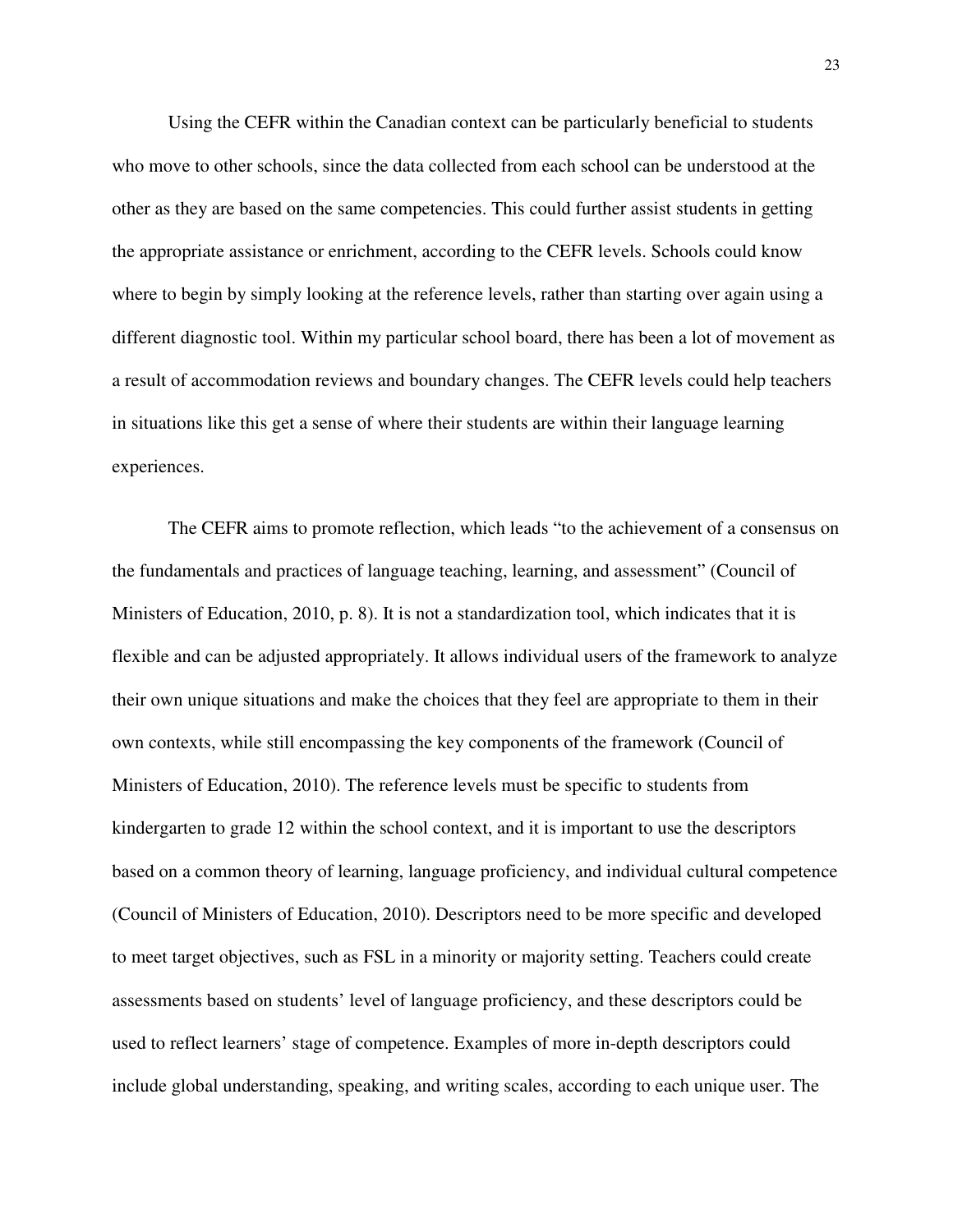Using the CEFR within the Canadian context can be particularly beneficial to students who move to other schools, since the data collected from each school can be understood at the other as they are based on the same competencies. This could further assist students in getting the appropriate assistance or enrichment, according to the CEFR levels. Schools could know where to begin by simply looking at the reference levels, rather than starting over again using a different diagnostic tool. Within my particular school board, there has been a lot of movement as a result of accommodation reviews and boundary changes. The CEFR levels could help teachers in situations like this get a sense of where their students are within their language learning experiences.

The CEFR aims to promote reflection, which leads "to the achievement of a consensus on the fundamentals and practices of language teaching, learning, and assessment" (Council of Ministers of Education, 2010, p. 8). It is not a standardization tool, which indicates that it is flexible and can be adjusted appropriately. It allows individual users of the framework to analyze their own unique situations and make the choices that they feel are appropriate to them in their own contexts, while still encompassing the key components of the framework (Council of Ministers of Education, 2010). The reference levels must be specific to students from kindergarten to grade 12 within the school context, and it is important to use the descriptors based on a common theory of learning, language proficiency, and individual cultural competence (Council of Ministers of Education, 2010). Descriptors need to be more specific and developed to meet target objectives, such as FSL in a minority or majority setting. Teachers could create assessments based on students' level of language proficiency, and these descriptors could be used to reflect learners' stage of competence. Examples of more in-depth descriptors could include global understanding, speaking, and writing scales, according to each unique user. The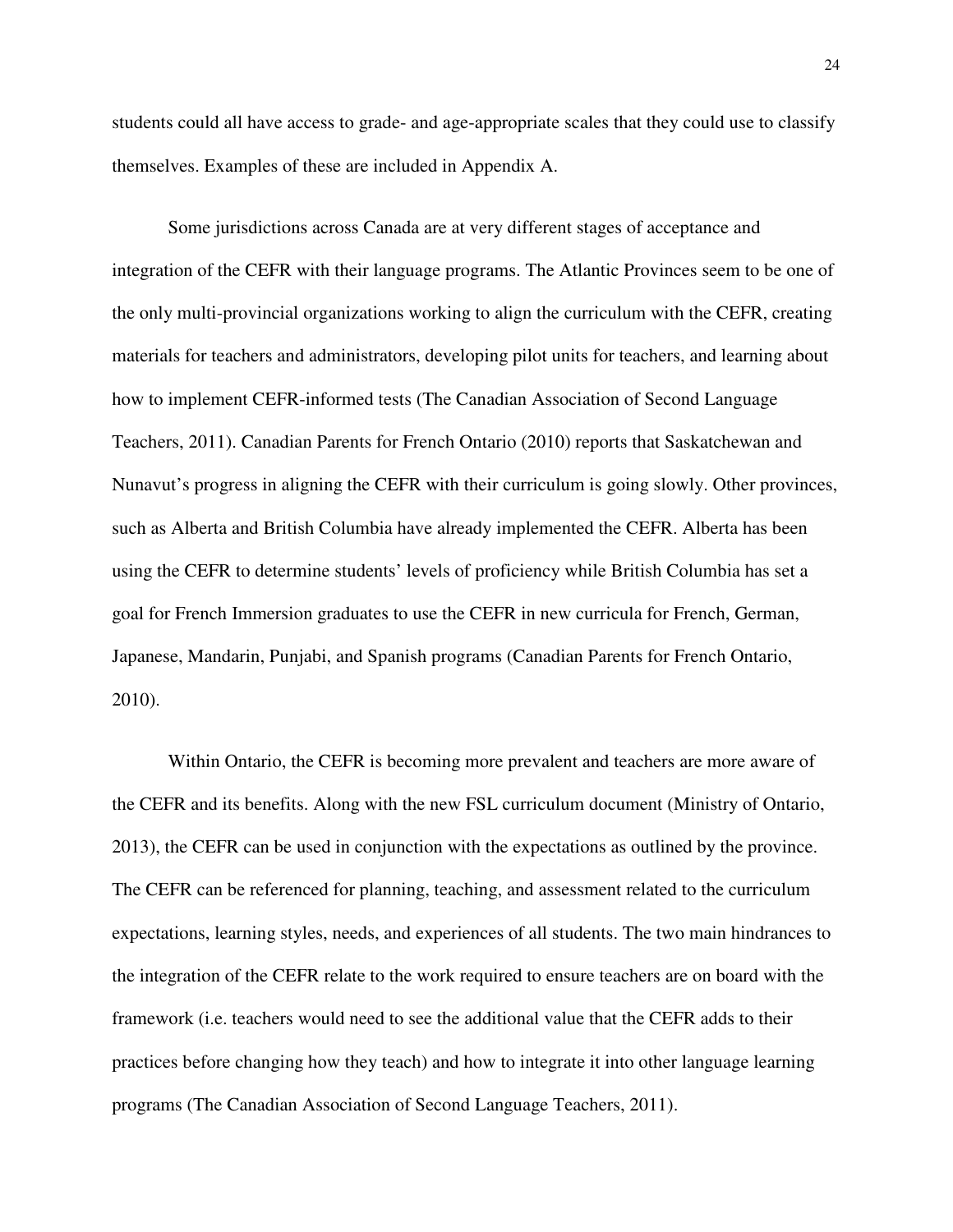students could all have access to grade- and age-appropriate scales that they could use to classify themselves. Examples of these are included in Appendix A.

Some jurisdictions across Canada are at very different stages of acceptance and integration of the CEFR with their language programs. The Atlantic Provinces seem to be one of the only multi-provincial organizations working to align the curriculum with the CEFR, creating materials for teachers and administrators, developing pilot units for teachers, and learning about how to implement CEFR-informed tests (The Canadian Association of Second Language Teachers, 2011). Canadian Parents for French Ontario (2010) reports that Saskatchewan and Nunavut's progress in aligning the CEFR with their curriculum is going slowly. Other provinces, such as Alberta and British Columbia have already implemented the CEFR. Alberta has been using the CEFR to determine students' levels of proficiency while British Columbia has set a goal for French Immersion graduates to use the CEFR in new curricula for French, German, Japanese, Mandarin, Punjabi, and Spanish programs (Canadian Parents for French Ontario, 2010).

Within Ontario, the CEFR is becoming more prevalent and teachers are more aware of the CEFR and its benefits. Along with the new FSL curriculum document (Ministry of Ontario, 2013), the CEFR can be used in conjunction with the expectations as outlined by the province. The CEFR can be referenced for planning, teaching, and assessment related to the curriculum expectations, learning styles, needs, and experiences of all students. The two main hindrances to the integration of the CEFR relate to the work required to ensure teachers are on board with the framework (i.e. teachers would need to see the additional value that the CEFR adds to their practices before changing how they teach) and how to integrate it into other language learning programs (The Canadian Association of Second Language Teachers, 2011).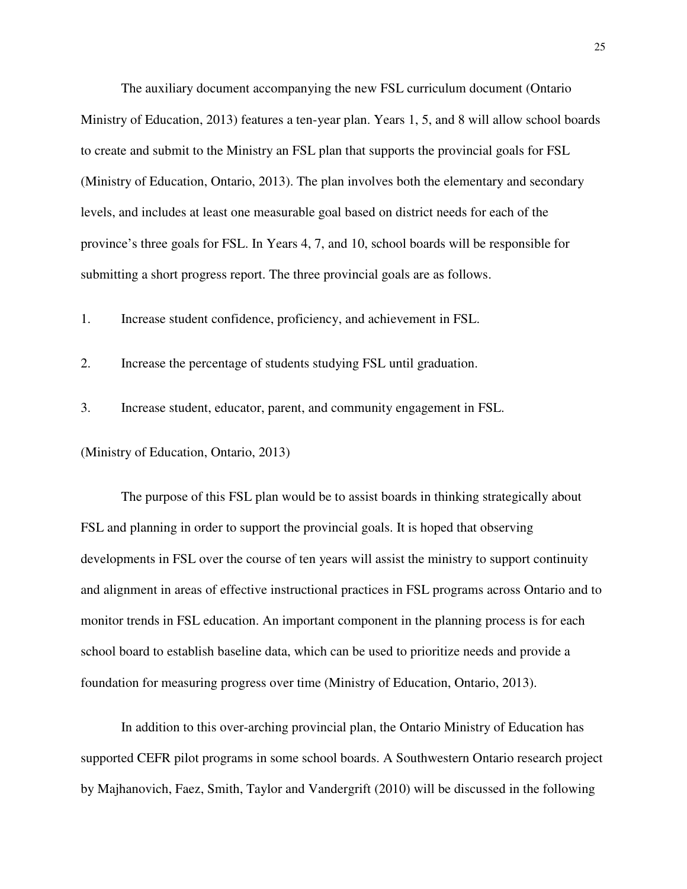The auxiliary document accompanying the new FSL curriculum document (Ontario Ministry of Education, 2013) features a ten-year plan. Years 1, 5, and 8 will allow school boards to create and submit to the Ministry an FSL plan that supports the provincial goals for FSL (Ministry of Education, Ontario, 2013). The plan involves both the elementary and secondary levels, and includes at least one measurable goal based on district needs for each of the province's three goals for FSL. In Years 4, 7, and 10, school boards will be responsible for submitting a short progress report. The three provincial goals are as follows.

1. Increase student confidence, proficiency, and achievement in FSL.
2. Increase the percentage of students studying FSL until graduation.
3. Increase student, educator, parent, and community engagement in FSL.

(Ministry of Education, Ontario, 2013)

The purpose of this FSL plan would be to assist boards in thinking strategically about FSL and planning in order to support the provincial goals. It is hoped that observing developments in FSL over the course of ten years will assist the ministry to support continuity and alignment in areas of effective instructional practices in FSL programs across Ontario and to monitor trends in FSL education. An important component in the planning process is for each school board to establish baseline data, which can be used to prioritize needs and provide a foundation for measuring progress over time (Ministry of Education, Ontario, 2013).

In addition to this over-arching provincial plan, the Ontario Ministry of Education has supported CEFR pilot programs in some school boards. A Southwestern Ontario research project by Majhanovich, Faez, Smith, Taylor and Vandergrift (2010) will be discussed in the following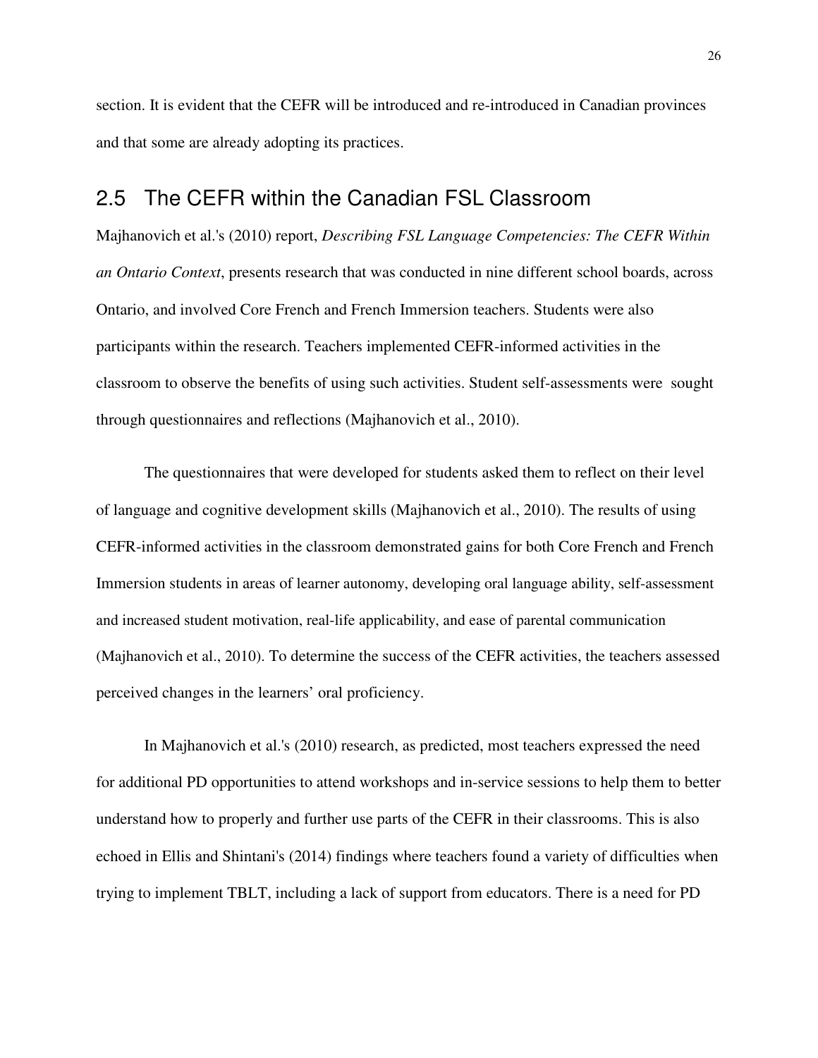section. It is evident that the CEFR will be introduced and re-introduced in Canadian provinces and that some are already adopting its practices.

## 2.5 The CEFR within the Canadian FSL Classroom

Majhanovich et al.'s (2010) report, *Describing FSL Language Competencies: The CEFR Within an Ontario Context*, presents research that was conducted in nine different school boards, across Ontario, and involved Core French and French Immersion teachers. Students were also participants within the research. Teachers implemented CEFR-informed activities in the classroom to observe the benefits of using such activities. Student self-assessments were sought through questionnaires and reflections (Majhanovich et al., 2010).

The questionnaires that were developed for students asked them to reflect on their level of language and cognitive development skills (Majhanovich et al., 2010). The results of using CEFR-informed activities in the classroom demonstrated gains for both Core French and French Immersion students in areas of learner autonomy, developing oral language ability, self-assessment and increased student motivation, real-life applicability, and ease of parental communication (Majhanovich et al., 2010). To determine the success of the CEFR activities, the teachers assessed perceived changes in the learners' oral proficiency.

In Majhanovich et al.'s (2010) research, as predicted, most teachers expressed the need for additional PD opportunities to attend workshops and in-service sessions to help them to better understand how to properly and further use parts of the CEFR in their classrooms. This is also echoed in Ellis and Shintani's (2014) findings where teachers found a variety of difficulties when trying to implement TBLT, including a lack of support from educators. There is a need for PD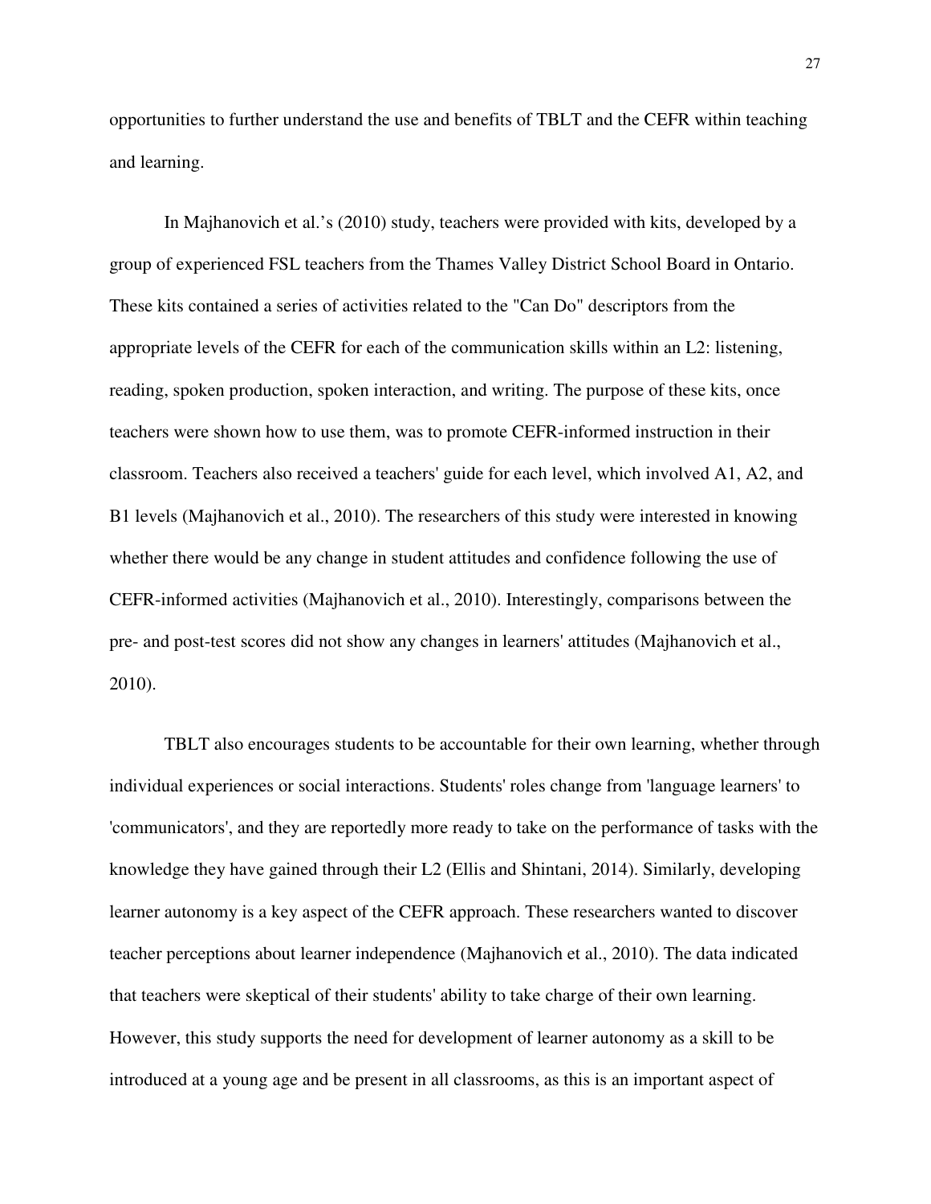opportunities to further understand the use and benefits of TBLT and the CEFR within teaching and learning.

In Majhanovich et al.'s (2010) study, teachers were provided with kits, developed by a group of experienced FSL teachers from the Thames Valley District School Board in Ontario. These kits contained a series of activities related to the "Can Do" descriptors from the appropriate levels of the CEFR for each of the communication skills within an L2: listening, reading, spoken production, spoken interaction, and writing. The purpose of these kits, once teachers were shown how to use them, was to promote CEFR-informed instruction in their classroom. Teachers also received a teachers' guide for each level, which involved A1, A2, and B1 levels (Majhanovich et al., 2010). The researchers of this study were interested in knowing whether there would be any change in student attitudes and confidence following the use of CEFR-informed activities (Majhanovich et al., 2010). Interestingly, comparisons between the pre- and post-test scores did not show any changes in learners' attitudes (Majhanovich et al., 2010).

TBLT also encourages students to be accountable for their own learning, whether through individual experiences or social interactions. Students' roles change from 'language learners' to 'communicators', and they are reportedly more ready to take on the performance of tasks with the knowledge they have gained through their L2 (Ellis and Shintani, 2014). Similarly, developing learner autonomy is a key aspect of the CEFR approach. These researchers wanted to discover teacher perceptions about learner independence (Majhanovich et al., 2010). The data indicated that teachers were skeptical of their students' ability to take charge of their own learning. However, this study supports the need for development of learner autonomy as a skill to be introduced at a young age and be present in all classrooms, as this is an important aspect of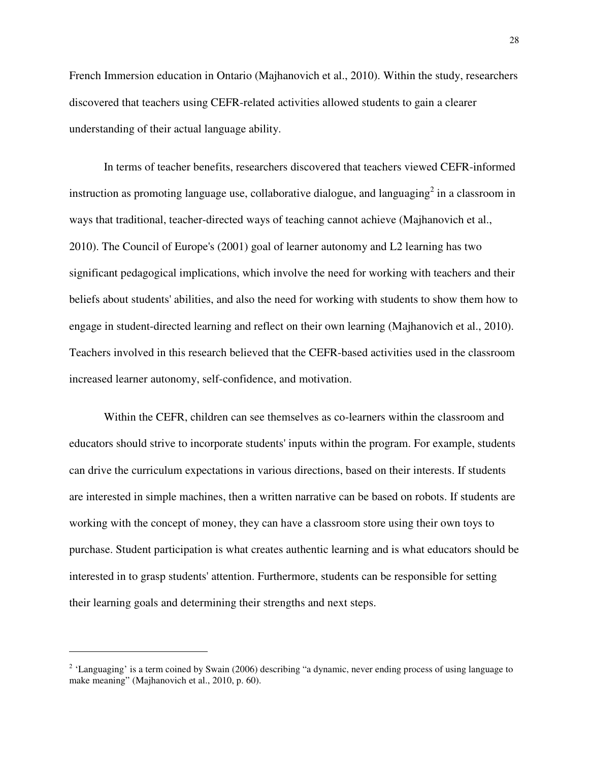French Immersion education in Ontario (Majhanovich et al., 2010). Within the study, researchers discovered that teachers using CEFR-related activities allowed students to gain a clearer understanding of their actual language ability.

In terms of teacher benefits, researchers discovered that teachers viewed CEFR-informed instruction as promoting language use, collaborative dialogue, and languaging[2] in a classroom in ways that traditional, teacher-directed ways of teaching cannot achieve (Majhanovich et al., 2010). The Council of Europe's (2001) goal of learner autonomy and L2 learning has two significant pedagogical implications, which involve the need for working with teachers and their beliefs about students' abilities, and also the need for working with students to show them how to engage in student-directed learning and reflect on their own learning (Majhanovich et al., 2010). Teachers involved in this research believed that the CEFR-based activities used in the classroom increased learner autonomy, self-confidence, and motivation.

Within the CEFR, children can see themselves as co-learners within the classroom and educators should strive to incorporate students' inputs within the program. For example, students can drive the curriculum expectations in various directions, based on their interests. If students are interested in simple machines, then a written narrative can be based on robots. If students are working with the concept of money, they can have a classroom store using their own toys to purchase. Student participation is what creates authentic learning and is what educators should be interested in to grasp students' attention. Furthermore, students can be responsible for setting their learning goals and determining their strengths and next steps.

---

[2] 'Languaging' is a term coined by Swain (2006) describing "a dynamic, never ending process of using language to make meaning" (Majhanovich et al., 2010, p. 60).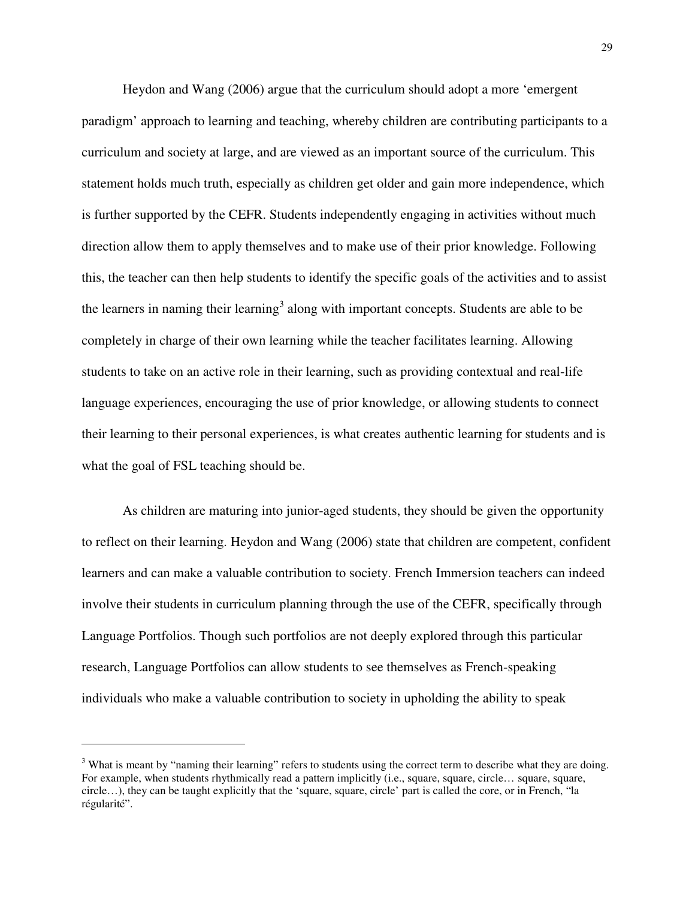Heydon and Wang (2006) argue that the curriculum should adopt a more 'emergent paradigm' approach to learning and teaching, whereby children are contributing participants to a curriculum and society at large, and are viewed as an important source of the curriculum. This statement holds much truth, especially as children get older and gain more independence, which is further supported by the CEFR. Students independently engaging in activities without much direction allow them to apply themselves and to make use of their prior knowledge. Following this, the teacher can then help students to identify the specific goals of the activities and to assist the learners in naming their learning[3] along with important concepts. Students are able to be completely in charge of their own learning while the teacher facilitates learning. Allowing students to take on an active role in their learning, such as providing contextual and real-life language experiences, encouraging the use of prior knowledge, or allowing students to connect their learning to their personal experiences, is what creates authentic learning for students and is what the goal of FSL teaching should be.

As children are maturing into junior-aged students, they should be given the opportunity to reflect on their learning. Heydon and Wang (2006) state that children are competent, confident learners and can make a valuable contribution to society. French Immersion teachers can indeed involve their students in curriculum planning through the use of the CEFR, specifically through Language Portfolios. Though such portfolios are not deeply explored through this particular research, Language Portfolios can allow students to see themselves as French-speaking individuals who make a valuable contribution to society in upholding the ability to speak

---

[3] What is meant by "naming their learning" refers to students using the correct term to describe what they are doing. For example, when students rhythmically read a pattern implicitly (i.e., square, square, circle… square, square, circle…), they can be taught explicitly that the 'square, square, circle' part is called the core, or in French, "la régularité".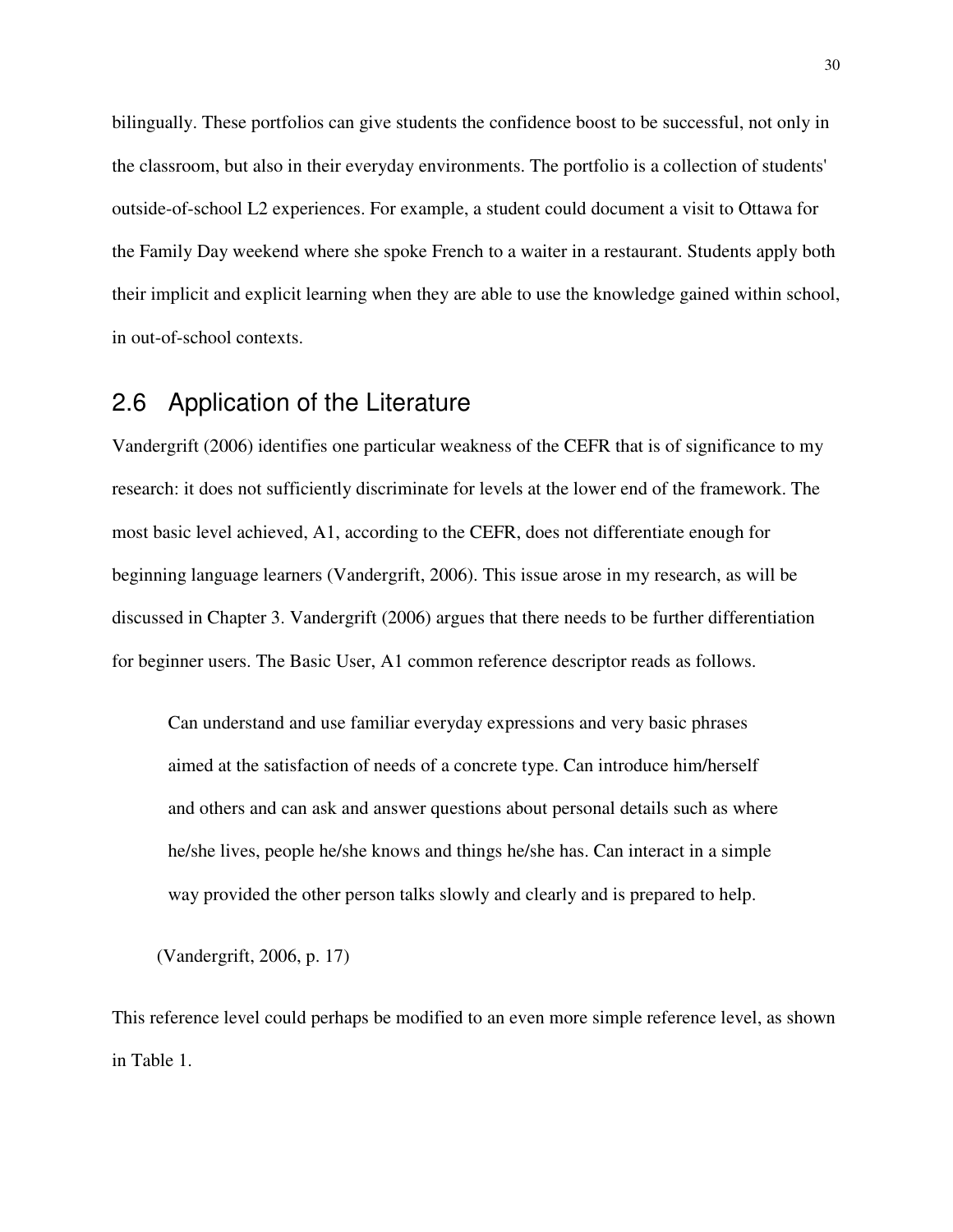bilingually. These portfolios can give students the confidence boost to be successful, not only in the classroom, but also in their everyday environments. The portfolio is a collection of students' outside-of-school L2 experiences. For example, a student could document a visit to Ottawa for the Family Day weekend where she spoke French to a waiter in a restaurant. Students apply both their implicit and explicit learning when they are able to use the knowledge gained within school, in out-of-school contexts.

## 2.6 Application of the Literature

Vandergrift (2006) identifies one particular weakness of the CEFR that is of significance to my research: it does not sufficiently discriminate for levels at the lower end of the framework. The most basic level achieved, A1, according to the CEFR, does not differentiate enough for beginning language learners (Vandergrift, 2006). This issue arose in my research, as will be discussed in Chapter 3. Vandergrift (2006) argues that there needs to be further differentiation for beginner users. The Basic User, A1 common reference descriptor reads as follows.

> Can understand and use familiar everyday expressions and very basic phrases aimed at the satisfaction of needs of a concrete type. Can introduce him/herself and others and can ask and answer questions about personal details such as where he/she lives, people he/she knows and things he/she has. Can interact in a simple way provided the other person talks slowly and clearly and is prepared to help.
>
> (Vandergrift, 2006, p. 17)

This reference level could perhaps be modified to an even more simple reference level, as shown in Table 1.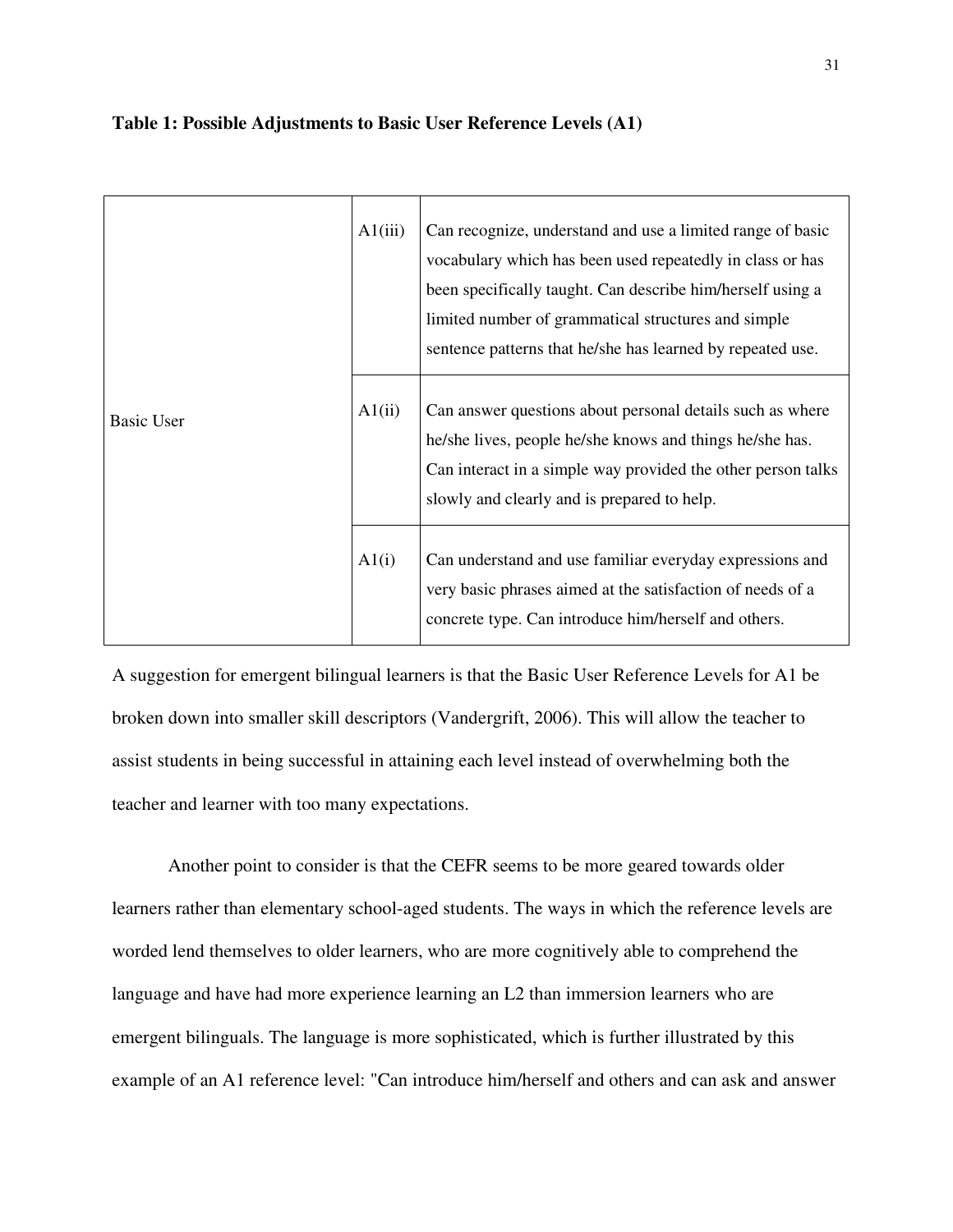**Table 1: Possible Adjustments to Basic User Reference Levels (A1)**

| | | |
|---|---|---|
| Basic User | A1(iii) | Can recognize, understand and use a limited range of basic vocabulary which has been used repeatedly in class or has been specifically taught. Can describe him/herself using a limited number of grammatical structures and simple sentence patterns that he/she has learned by repeated use. |
| | A1(ii) | Can answer questions about personal details such as where he/she lives, people he/she knows and things he/she has. Can interact in a simple way provided the other person talks slowly and clearly and is prepared to help. |
| | A1(i) | Can understand and use familiar everyday expressions and very basic phrases aimed at the satisfaction of needs of a concrete type. Can introduce him/herself and others. |

A suggestion for emergent bilingual learners is that the Basic User Reference Levels for A1 be broken down into smaller skill descriptors (Vandergrift, 2006). This will allow the teacher to assist students in being successful in attaining each level instead of overwhelming both the teacher and learner with too many expectations.

Another point to consider is that the CEFR seems to be more geared towards older learners rather than elementary school-aged students. The ways in which the reference levels are worded lend themselves to older learners, who are more cognitively able to comprehend the language and have had more experience learning an L2 than immersion learners who are emergent bilinguals. The language is more sophisticated, which is further illustrated by this example of an A1 reference level: "Can introduce him/herself and others and can ask and answer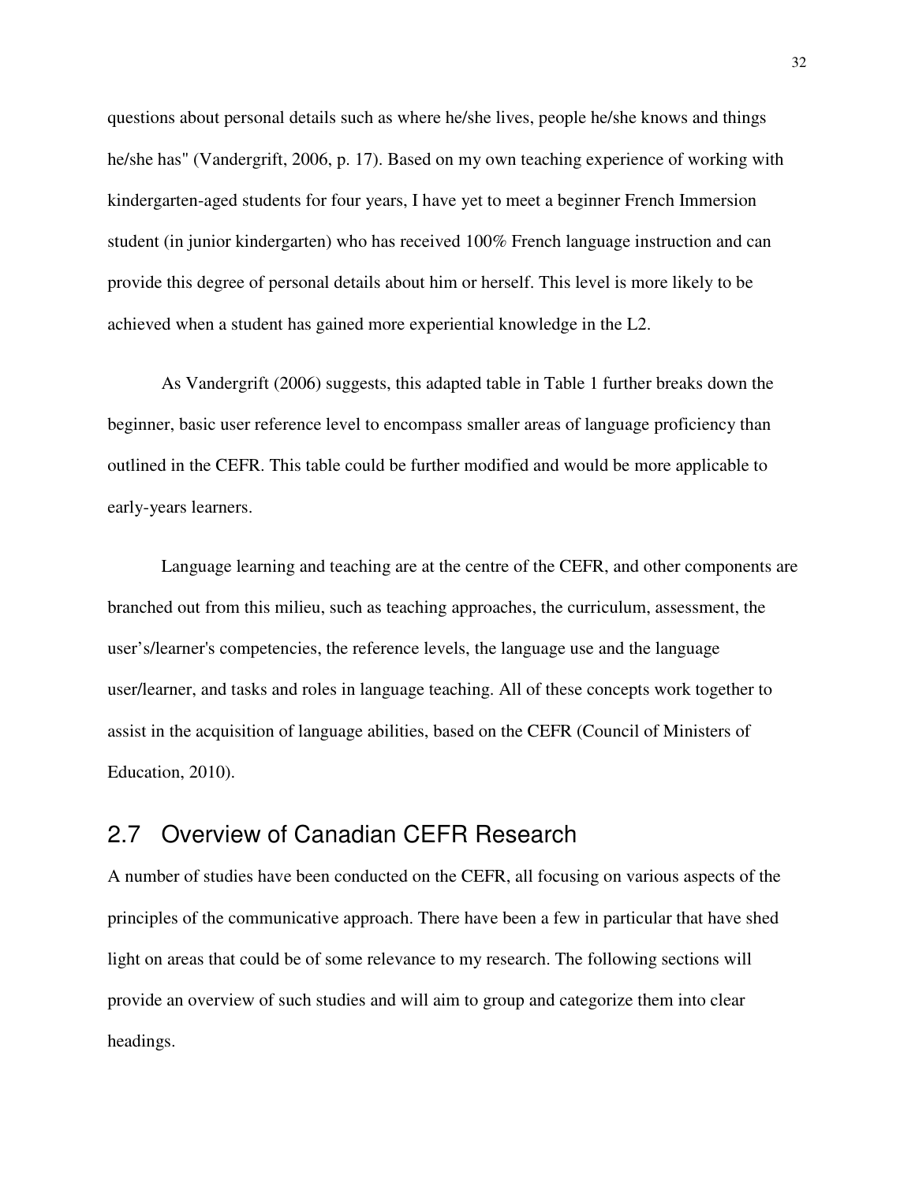questions about personal details such as where he/she lives, people he/she knows and things he/she has" (Vandergrift, 2006, p. 17). Based on my own teaching experience of working with kindergarten-aged students for four years, I have yet to meet a beginner French Immersion student (in junior kindergarten) who has received 100% French language instruction and can provide this degree of personal details about him or herself. This level is more likely to be achieved when a student has gained more experiential knowledge in the L2.

As Vandergrift (2006) suggests, this adapted table in Table 1 further breaks down the beginner, basic user reference level to encompass smaller areas of language proficiency than outlined in the CEFR. This table could be further modified and would be more applicable to early-years learners.

Language learning and teaching are at the centre of the CEFR, and other components are branched out from this milieu, such as teaching approaches, the curriculum, assessment, the user's/learner's competencies, the reference levels, the language use and the language user/learner, and tasks and roles in language teaching. All of these concepts work together to assist in the acquisition of language abilities, based on the CEFR (Council of Ministers of Education, 2010).

## 2.7 Overview of Canadian CEFR Research

A number of studies have been conducted on the CEFR, all focusing on various aspects of the principles of the communicative approach. There have been a few in particular that have shed light on areas that could be of some relevance to my research. The following sections will provide an overview of such studies and will aim to group and categorize them into clear headings.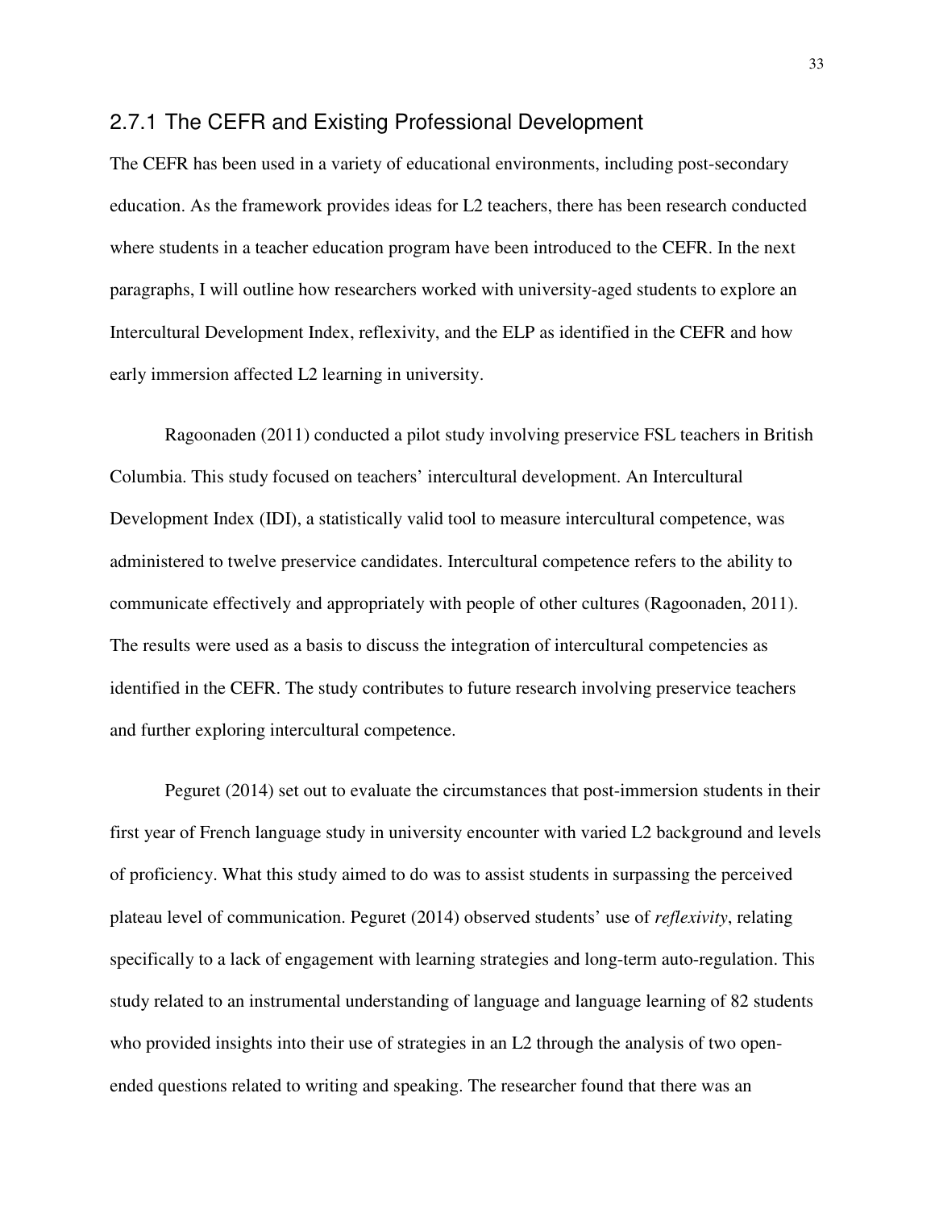### 2.7.1 The CEFR and Existing Professional Development

The CEFR has been used in a variety of educational environments, including post-secondary education. As the framework provides ideas for L2 teachers, there has been research conducted where students in a teacher education program have been introduced to the CEFR. In the next paragraphs, I will outline how researchers worked with university-aged students to explore an Intercultural Development Index, reflexivity, and the ELP as identified in the CEFR and how early immersion affected L2 learning in university.

Ragoonaden (2011) conducted a pilot study involving preservice FSL teachers in British Columbia. This study focused on teachers' intercultural development. An Intercultural Development Index (IDI), a statistically valid tool to measure intercultural competence, was administered to twelve preservice candidates. Intercultural competence refers to the ability to communicate effectively and appropriately with people of other cultures (Ragoonaden, 2011). The results were used as a basis to discuss the integration of intercultural competencies as identified in the CEFR. The study contributes to future research involving preservice teachers and further exploring intercultural competence.

Peguret (2014) set out to evaluate the circumstances that post-immersion students in their first year of French language study in university encounter with varied L2 background and levels of proficiency. What this study aimed to do was to assist students in surpassing the perceived plateau level of communication. Peguret (2014) observed students' use of *reflexivity*, relating specifically to a lack of engagement with learning strategies and long-term auto-regulation. This study related to an instrumental understanding of language and language learning of 82 students who provided insights into their use of strategies in an L2 through the analysis of two open-ended questions related to writing and speaking. The researcher found that there was an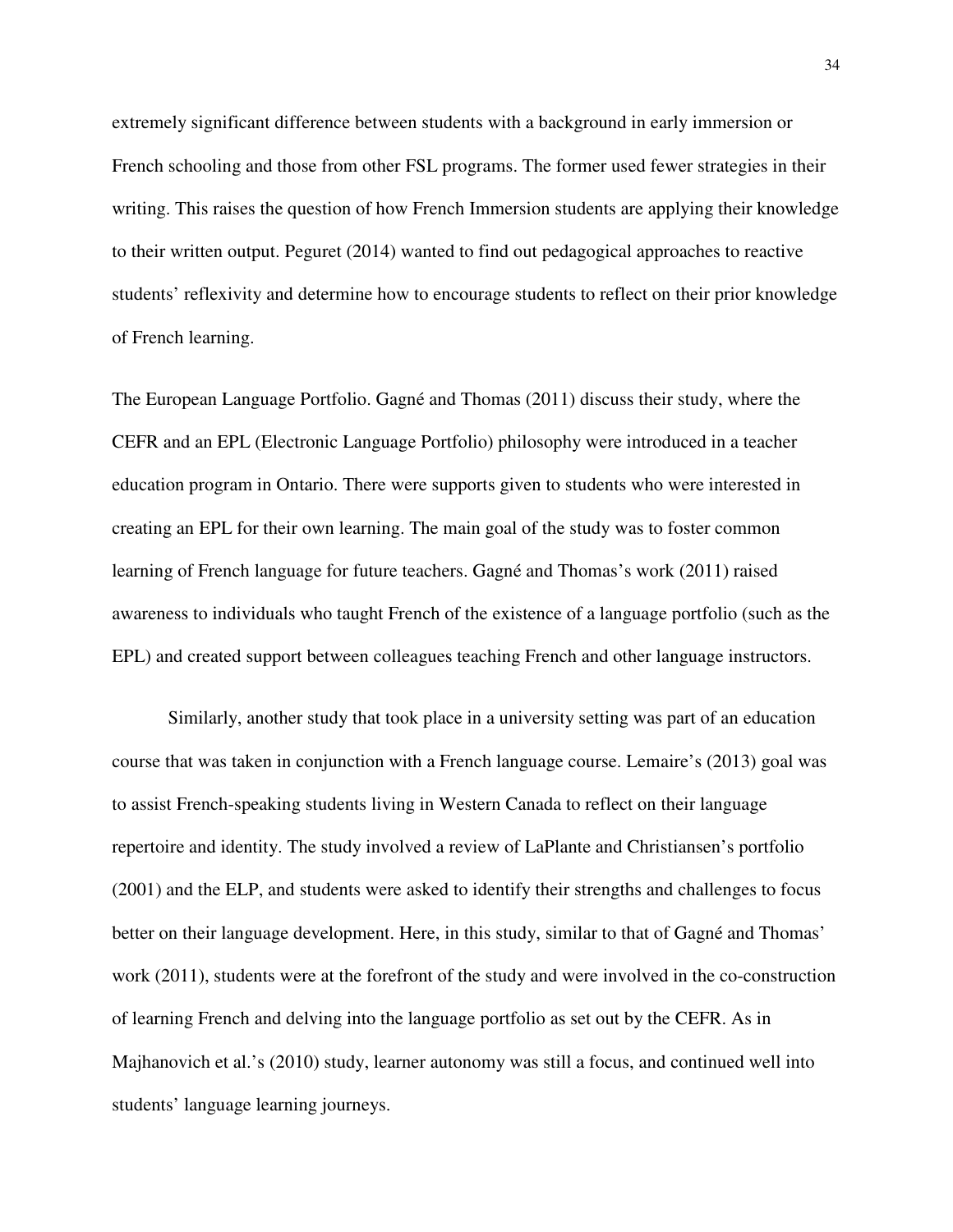extremely significant difference between students with a background in early immersion or French schooling and those from other FSL programs. The former used fewer strategies in their writing. This raises the question of how French Immersion students are applying their knowledge to their written output. Peguret (2014) wanted to find out pedagogical approaches to reactive students' reflexivity and determine how to encourage students to reflect on their prior knowledge of French learning.

The European Language Portfolio. Gagné and Thomas (2011) discuss their study, where the CEFR and an EPL (Electronic Language Portfolio) philosophy were introduced in a teacher education program in Ontario. There were supports given to students who were interested in creating an EPL for their own learning. The main goal of the study was to foster common learning of French language for future teachers. Gagné and Thomas's work (2011) raised awareness to individuals who taught French of the existence of a language portfolio (such as the EPL) and created support between colleagues teaching French and other language instructors.

Similarly, another study that took place in a university setting was part of an education course that was taken in conjunction with a French language course. Lemaire's (2013) goal was to assist French-speaking students living in Western Canada to reflect on their language repertoire and identity. The study involved a review of LaPlante and Christiansen's portfolio (2001) and the ELP, and students were asked to identify their strengths and challenges to focus better on their language development. Here, in this study, similar to that of Gagné and Thomas' work (2011), students were at the forefront of the study and were involved in the co-construction of learning French and delving into the language portfolio as set out by the CEFR. As in Majhanovich et al.'s (2010) study, learner autonomy was still a focus, and continued well into students' language learning journeys.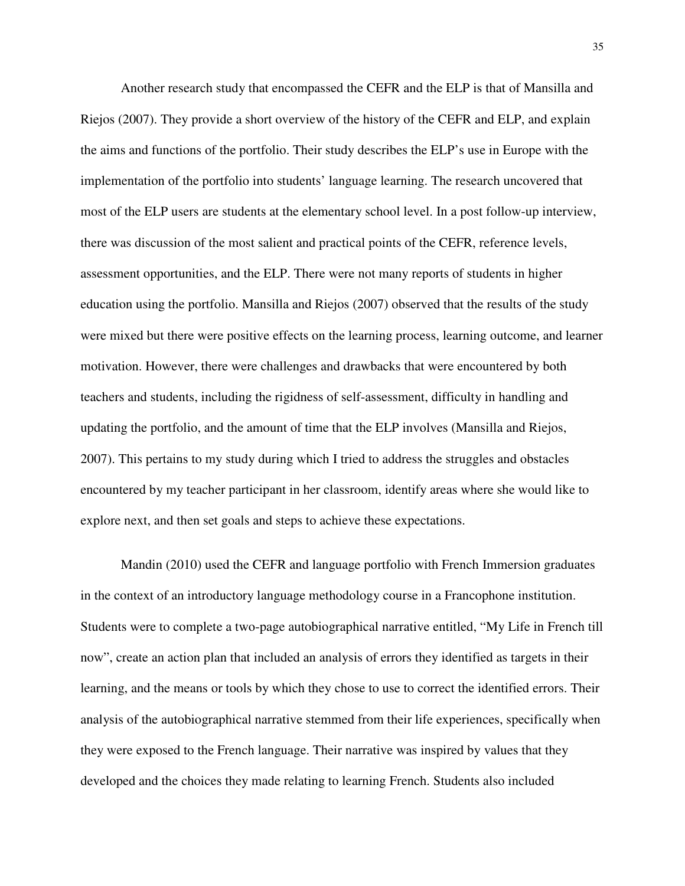Another research study that encompassed the CEFR and the ELP is that of Mansilla and Riejos (2007). They provide a short overview of the history of the CEFR and ELP, and explain the aims and functions of the portfolio. Their study describes the ELP's use in Europe with the implementation of the portfolio into students' language learning. The research uncovered that most of the ELP users are students at the elementary school level. In a post follow-up interview, there was discussion of the most salient and practical points of the CEFR, reference levels, assessment opportunities, and the ELP. There were not many reports of students in higher education using the portfolio. Mansilla and Riejos (2007) observed that the results of the study were mixed but there were positive effects on the learning process, learning outcome, and learner motivation. However, there were challenges and drawbacks that were encountered by both teachers and students, including the rigidness of self-assessment, difficulty in handling and updating the portfolio, and the amount of time that the ELP involves (Mansilla and Riejos, 2007). This pertains to my study during which I tried to address the struggles and obstacles encountered by my teacher participant in her classroom, identify areas where she would like to explore next, and then set goals and steps to achieve these expectations.

Mandin (2010) used the CEFR and language portfolio with French Immersion graduates in the context of an introductory language methodology course in a Francophone institution. Students were to complete a two-page autobiographical narrative entitled, "My Life in French till now", create an action plan that included an analysis of errors they identified as targets in their learning, and the means or tools by which they chose to use to correct the identified errors. Their analysis of the autobiographical narrative stemmed from their life experiences, specifically when they were exposed to the French language. Their narrative was inspired by values that they developed and the choices they made relating to learning French. Students also included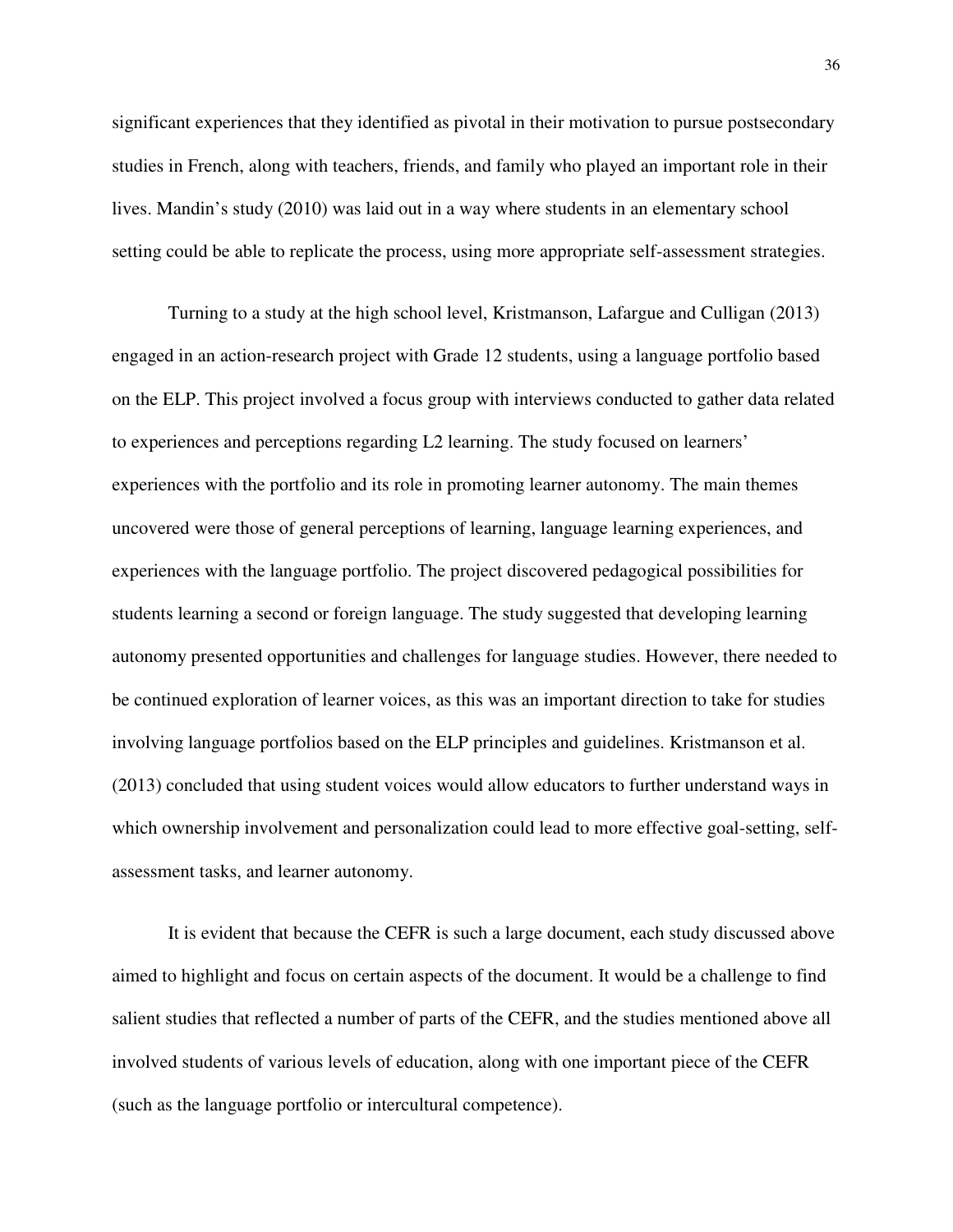significant experiences that they identified as pivotal in their motivation to pursue postsecondary studies in French, along with teachers, friends, and family who played an important role in their lives. Mandin's study (2010) was laid out in a way where students in an elementary school setting could be able to replicate the process, using more appropriate self-assessment strategies.

Turning to a study at the high school level, Kristmanson, Lafargue and Culligan (2013) engaged in an action-research project with Grade 12 students, using a language portfolio based on the ELP. This project involved a focus group with interviews conducted to gather data related to experiences and perceptions regarding L2 learning. The study focused on learners' experiences with the portfolio and its role in promoting learner autonomy. The main themes uncovered were those of general perceptions of learning, language learning experiences, and experiences with the language portfolio. The project discovered pedagogical possibilities for students learning a second or foreign language. The study suggested that developing learning autonomy presented opportunities and challenges for language studies. However, there needed to be continued exploration of learner voices, as this was an important direction to take for studies involving language portfolios based on the ELP principles and guidelines. Kristmanson et al. (2013) concluded that using student voices would allow educators to further understand ways in which ownership involvement and personalization could lead to more effective goal-setting, self-assessment tasks, and learner autonomy.

It is evident that because the CEFR is such a large document, each study discussed above aimed to highlight and focus on certain aspects of the document. It would be a challenge to find salient studies that reflected a number of parts of the CEFR, and the studies mentioned above all involved students of various levels of education, along with one important piece of the CEFR (such as the language portfolio or intercultural competence).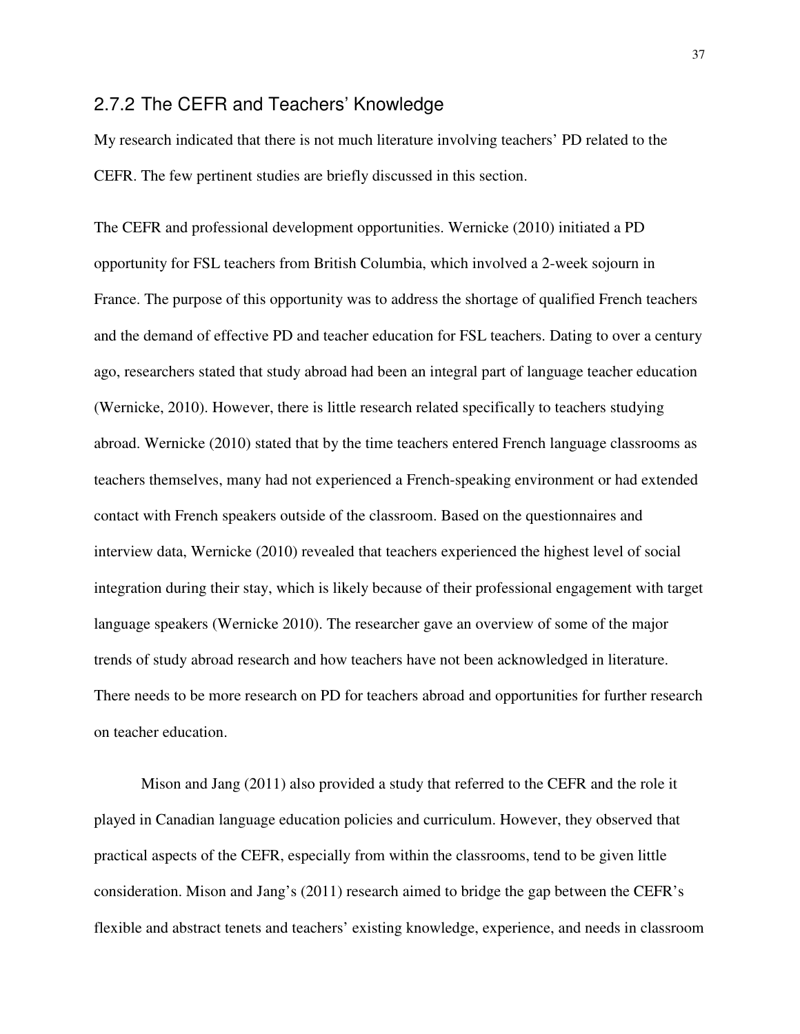### 2.7.2 The CEFR and Teachers' Knowledge

My research indicated that there is not much literature involving teachers' PD related to the CEFR. The few pertinent studies are briefly discussed in this section.

The CEFR and professional development opportunities. Wernicke (2010) initiated a PD opportunity for FSL teachers from British Columbia, which involved a 2-week sojourn in France. The purpose of this opportunity was to address the shortage of qualified French teachers and the demand of effective PD and teacher education for FSL teachers. Dating to over a century ago, researchers stated that study abroad had been an integral part of language teacher education (Wernicke, 2010). However, there is little research related specifically to teachers studying abroad. Wernicke (2010) stated that by the time teachers entered French language classrooms as teachers themselves, many had not experienced a French-speaking environment or had extended contact with French speakers outside of the classroom. Based on the questionnaires and interview data, Wernicke (2010) revealed that teachers experienced the highest level of social integration during their stay, which is likely because of their professional engagement with target language speakers (Wernicke 2010). The researcher gave an overview of some of the major trends of study abroad research and how teachers have not been acknowledged in literature. There needs to be more research on PD for teachers abroad and opportunities for further research on teacher education.

Mison and Jang (2011) also provided a study that referred to the CEFR and the role it played in Canadian language education policies and curriculum. However, they observed that practical aspects of the CEFR, especially from within the classrooms, tend to be given little consideration. Mison and Jang's (2011) research aimed to bridge the gap between the CEFR's flexible and abstract tenets and teachers' existing knowledge, experience, and needs in classroom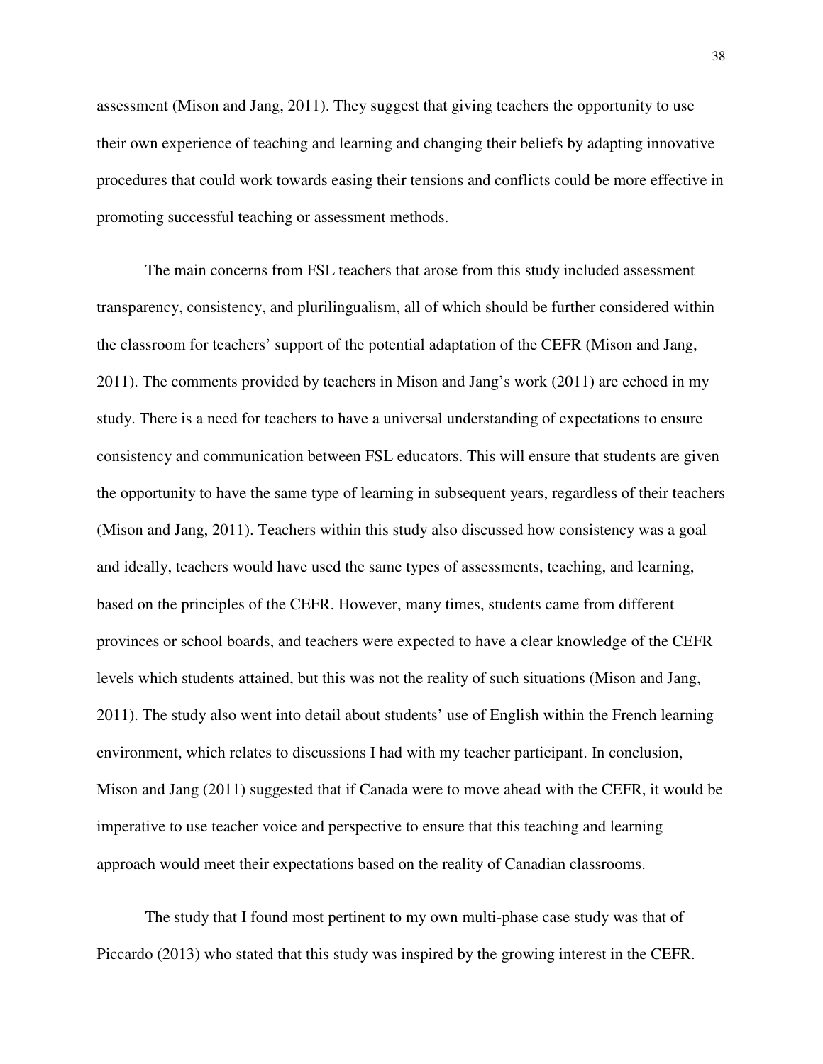assessment (Mison and Jang, 2011). They suggest that giving teachers the opportunity to use their own experience of teaching and learning and changing their beliefs by adapting innovative procedures that could work towards easing their tensions and conflicts could be more effective in promoting successful teaching or assessment methods.

The main concerns from FSL teachers that arose from this study included assessment transparency, consistency, and plurilingualism, all of which should be further considered within the classroom for teachers' support of the potential adaptation of the CEFR (Mison and Jang, 2011). The comments provided by teachers in Mison and Jang's work (2011) are echoed in my study. There is a need for teachers to have a universal understanding of expectations to ensure consistency and communication between FSL educators. This will ensure that students are given the opportunity to have the same type of learning in subsequent years, regardless of their teachers (Mison and Jang, 2011). Teachers within this study also discussed how consistency was a goal and ideally, teachers would have used the same types of assessments, teaching, and learning, based on the principles of the CEFR. However, many times, students came from different provinces or school boards, and teachers were expected to have a clear knowledge of the CEFR levels which students attained, but this was not the reality of such situations (Mison and Jang, 2011). The study also went into detail about students' use of English within the French learning environment, which relates to discussions I had with my teacher participant. In conclusion, Mison and Jang (2011) suggested that if Canada were to move ahead with the CEFR, it would be imperative to use teacher voice and perspective to ensure that this teaching and learning approach would meet their expectations based on the reality of Canadian classrooms.

The study that I found most pertinent to my own multi-phase case study was that of Piccardo (2013) who stated that this study was inspired by the growing interest in the CEFR.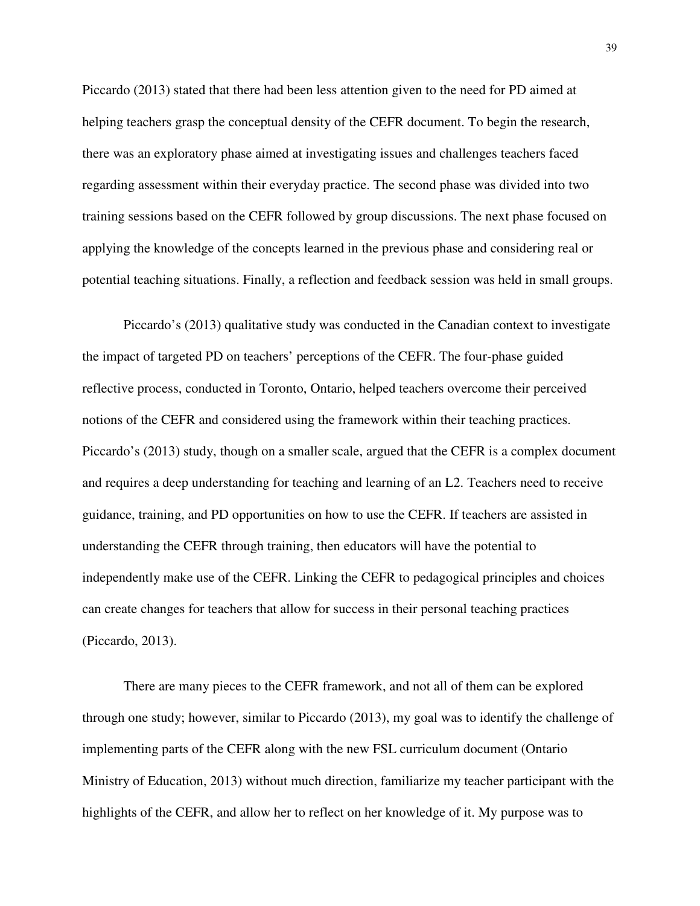Piccardo (2013) stated that there had been less attention given to the need for PD aimed at helping teachers grasp the conceptual density of the CEFR document. To begin the research, there was an exploratory phase aimed at investigating issues and challenges teachers faced regarding assessment within their everyday practice. The second phase was divided into two training sessions based on the CEFR followed by group discussions. The next phase focused on applying the knowledge of the concepts learned in the previous phase and considering real or potential teaching situations. Finally, a reflection and feedback session was held in small groups.

Piccardo's (2013) qualitative study was conducted in the Canadian context to investigate the impact of targeted PD on teachers' perceptions of the CEFR. The four-phase guided reflective process, conducted in Toronto, Ontario, helped teachers overcome their perceived notions of the CEFR and considered using the framework within their teaching practices. Piccardo's (2013) study, though on a smaller scale, argued that the CEFR is a complex document and requires a deep understanding for teaching and learning of an L2. Teachers need to receive guidance, training, and PD opportunities on how to use the CEFR. If teachers are assisted in understanding the CEFR through training, then educators will have the potential to independently make use of the CEFR. Linking the CEFR to pedagogical principles and choices can create changes for teachers that allow for success in their personal teaching practices (Piccardo, 2013).

There are many pieces to the CEFR framework, and not all of them can be explored through one study; however, similar to Piccardo (2013), my goal was to identify the challenge of implementing parts of the CEFR along with the new FSL curriculum document (Ontario Ministry of Education, 2013) without much direction, familiarize my teacher participant with the highlights of the CEFR, and allow her to reflect on her knowledge of it. My purpose was to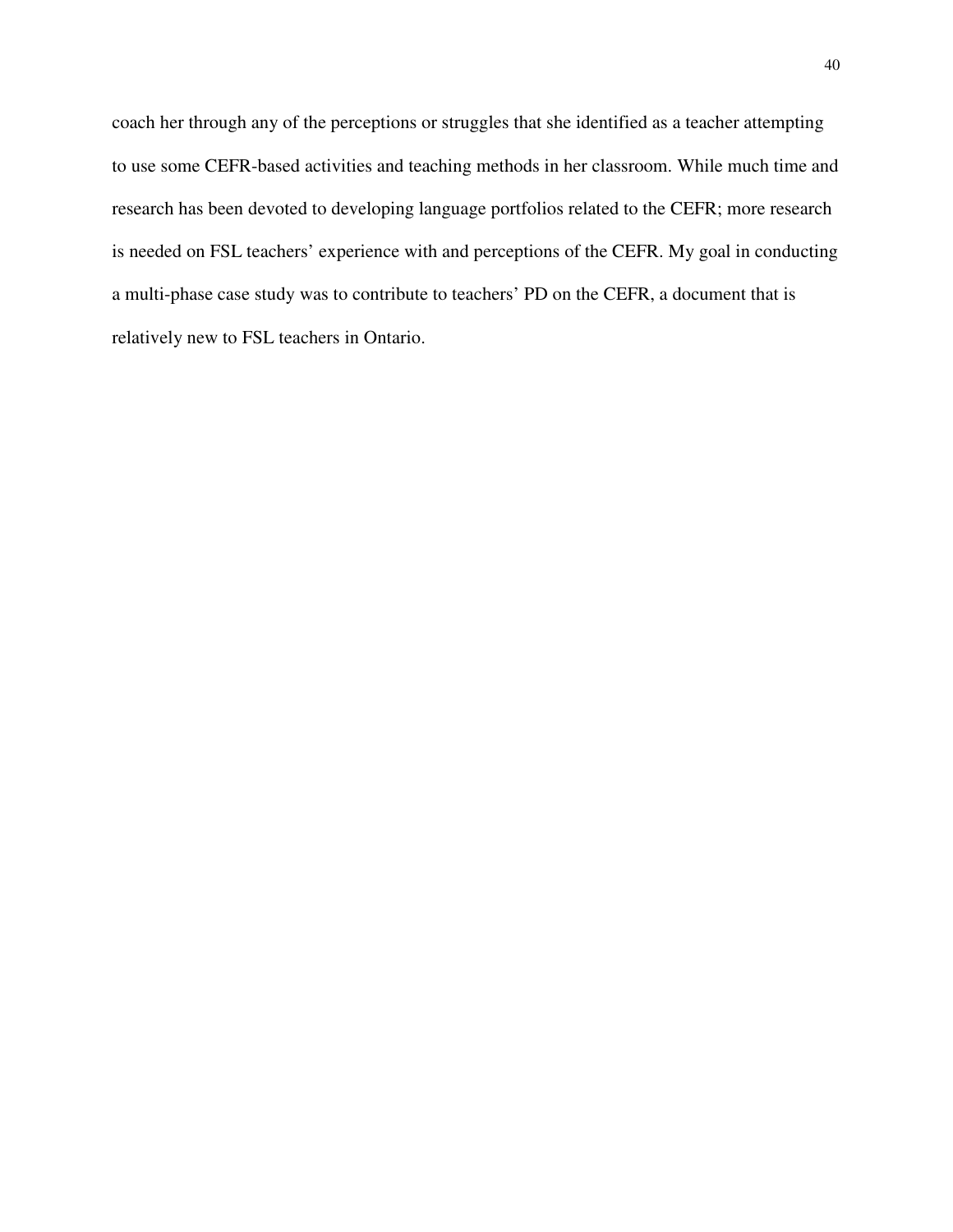coach her through any of the perceptions or struggles that she identified as a teacher attempting to use some CEFR-based activities and teaching methods in her classroom. While much time and research has been devoted to developing language portfolios related to the CEFR; more research is needed on FSL teachers' experience with and perceptions of the CEFR. My goal in conducting a multi-phase case study was to contribute to teachers' PD on the CEFR, a document that is relatively new to FSL teachers in Ontario.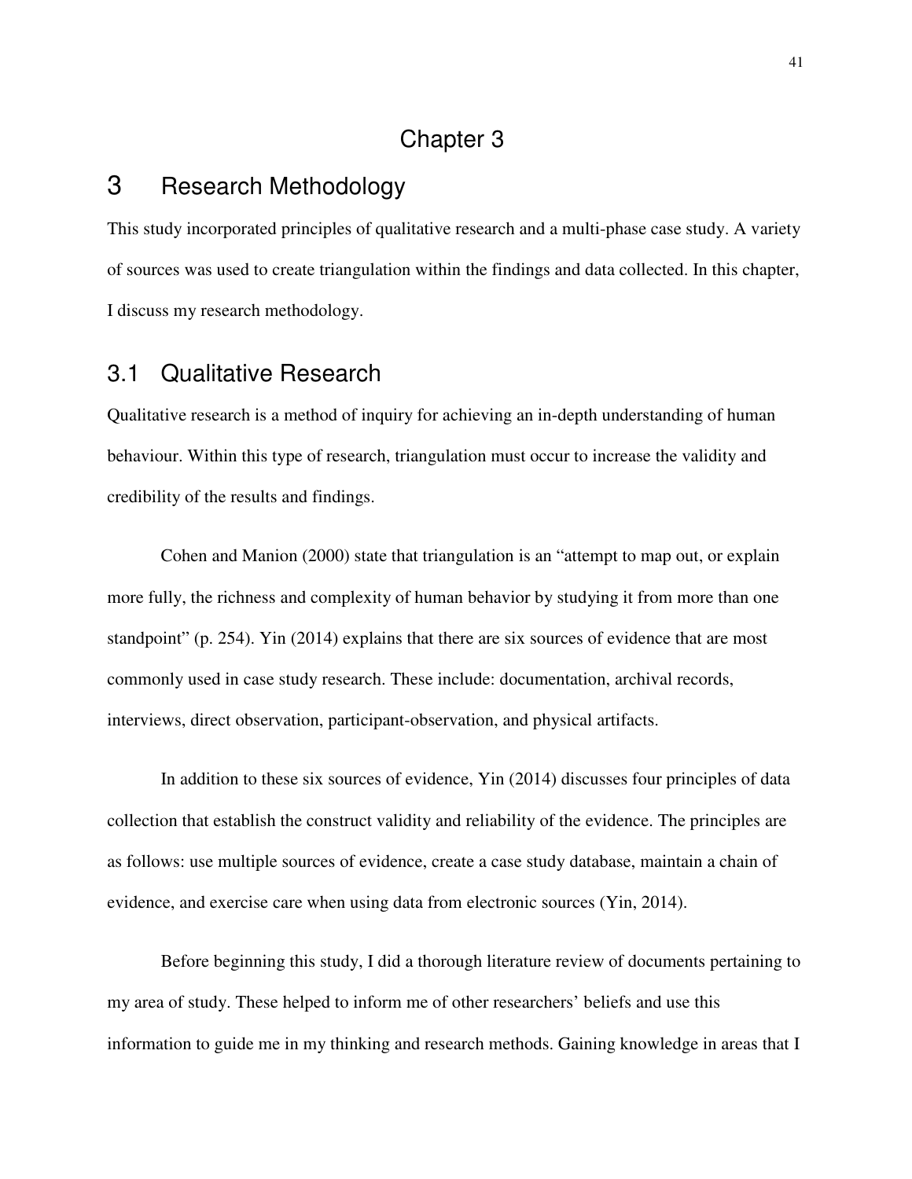# Chapter 3

## 3 Research Methodology

This study incorporated principles of qualitative research and a multi-phase case study. A variety of sources was used to create triangulation within the findings and data collected. In this chapter, I discuss my research methodology.

### 3.1 Qualitative Research

Qualitative research is a method of inquiry for achieving an in-depth understanding of human behaviour. Within this type of research, triangulation must occur to increase the validity and credibility of the results and findings.

Cohen and Manion (2000) state that triangulation is an "attempt to map out, or explain more fully, the richness and complexity of human behavior by studying it from more than one standpoint" (p. 254). Yin (2014) explains that there are six sources of evidence that are most commonly used in case study research. These include: documentation, archival records, interviews, direct observation, participant-observation, and physical artifacts.

In addition to these six sources of evidence, Yin (2014) discusses four principles of data collection that establish the construct validity and reliability of the evidence. The principles are as follows: use multiple sources of evidence, create a case study database, maintain a chain of evidence, and exercise care when using data from electronic sources (Yin, 2014).

Before beginning this study, I did a thorough literature review of documents pertaining to my area of study. These helped to inform me of other researchers' beliefs and use this information to guide me in my thinking and research methods. Gaining knowledge in areas that I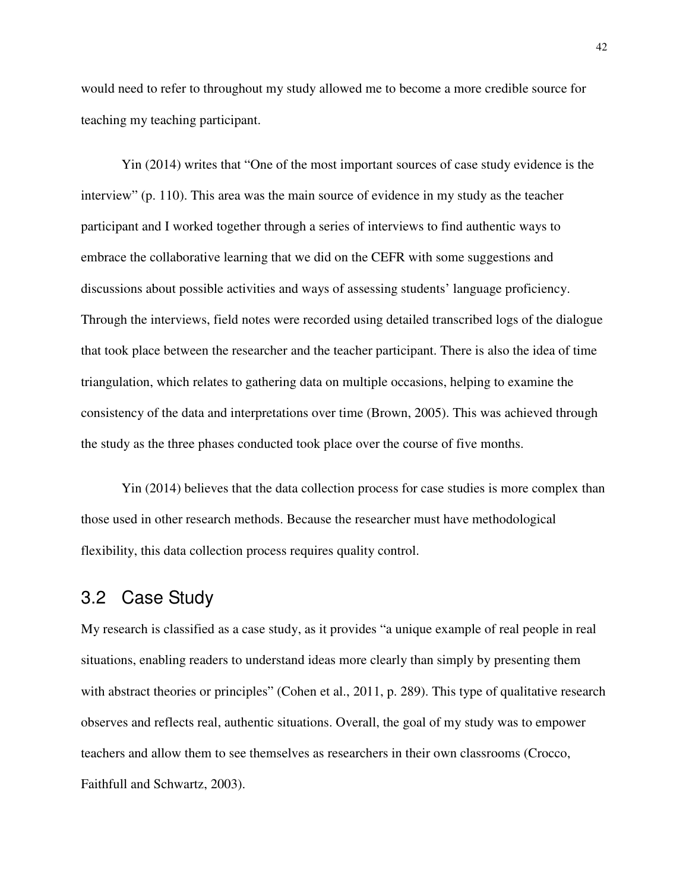would need to refer to throughout my study allowed me to become a more credible source for teaching my teaching participant.

Yin (2014) writes that “One of the most important sources of case study evidence is the interview” (p. 110). This area was the main source of evidence in my study as the teacher participant and I worked together through a series of interviews to find authentic ways to embrace the collaborative learning that we did on the CEFR with some suggestions and discussions about possible activities and ways of assessing students’ language proficiency. Through the interviews, field notes were recorded using detailed transcribed logs of the dialogue that took place between the researcher and the teacher participant. There is also the idea of time triangulation, which relates to gathering data on multiple occasions, helping to examine the consistency of the data and interpretations over time (Brown, 2005). This was achieved through the study as the three phases conducted took place over the course of five months.

Yin (2014) believes that the data collection process for case studies is more complex than those used in other research methods. Because the researcher must have methodological flexibility, this data collection process requires quality control.

## 3.2 Case Study

My research is classified as a case study, as it provides “a unique example of real people in real situations, enabling readers to understand ideas more clearly than simply by presenting them with abstract theories or principles” (Cohen et al., 2011, p. 289). This type of qualitative research observes and reflects real, authentic situations. Overall, the goal of my study was to empower teachers and allow them to see themselves as researchers in their own classrooms (Crocco, Faithfull and Schwartz, 2003).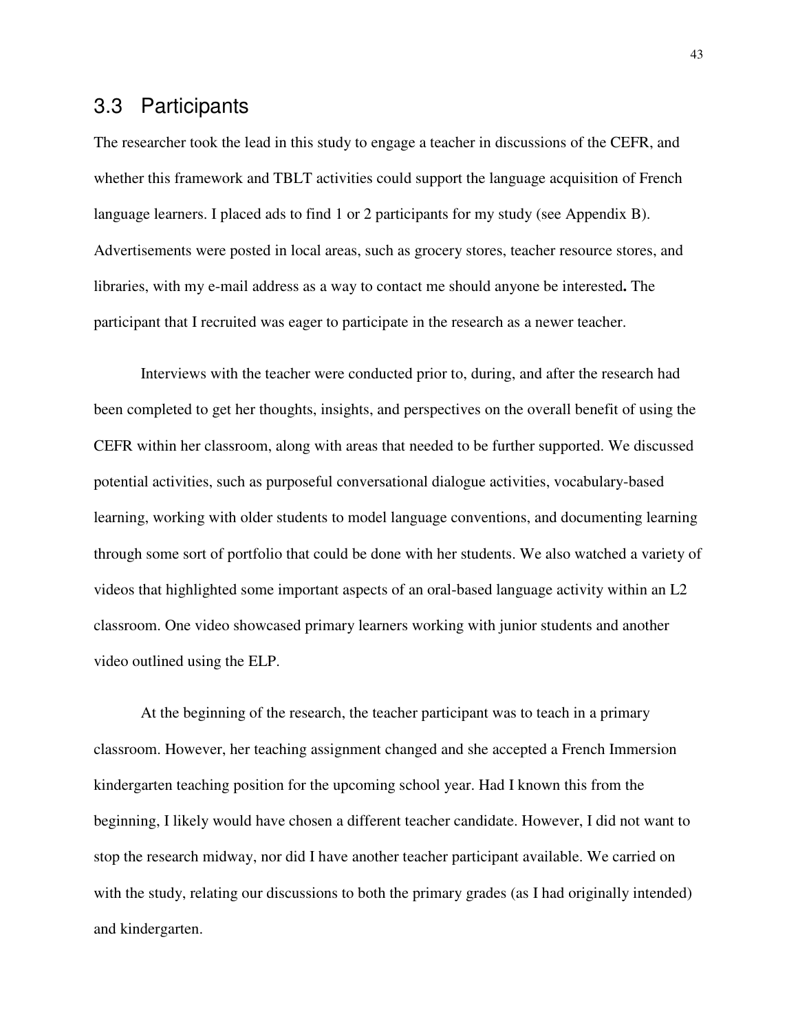## 3.3 Participants

The researcher took the lead in this study to engage a teacher in discussions of the CEFR, and whether this framework and TBLT activities could support the language acquisition of French language learners. I placed ads to find 1 or 2 participants for my study (see Appendix B). Advertisements were posted in local areas, such as grocery stores, teacher resource stores, and libraries, with my e-mail address as a way to contact me should anyone be interested**.** The participant that I recruited was eager to participate in the research as a newer teacher.

Interviews with the teacher were conducted prior to, during, and after the research had been completed to get her thoughts, insights, and perspectives on the overall benefit of using the CEFR within her classroom, along with areas that needed to be further supported. We discussed potential activities, such as purposeful conversational dialogue activities, vocabulary-based learning, working with older students to model language conventions, and documenting learning through some sort of portfolio that could be done with her students. We also watched a variety of videos that highlighted some important aspects of an oral-based language activity within an L2 classroom. One video showcased primary learners working with junior students and another video outlined using the ELP.

At the beginning of the research, the teacher participant was to teach in a primary classroom. However, her teaching assignment changed and she accepted a French Immersion kindergarten teaching position for the upcoming school year. Had I known this from the beginning, I likely would have chosen a different teacher candidate. However, I did not want to stop the research midway, nor did I have another teacher participant available. We carried on with the study, relating our discussions to both the primary grades (as I had originally intended) and kindergarten.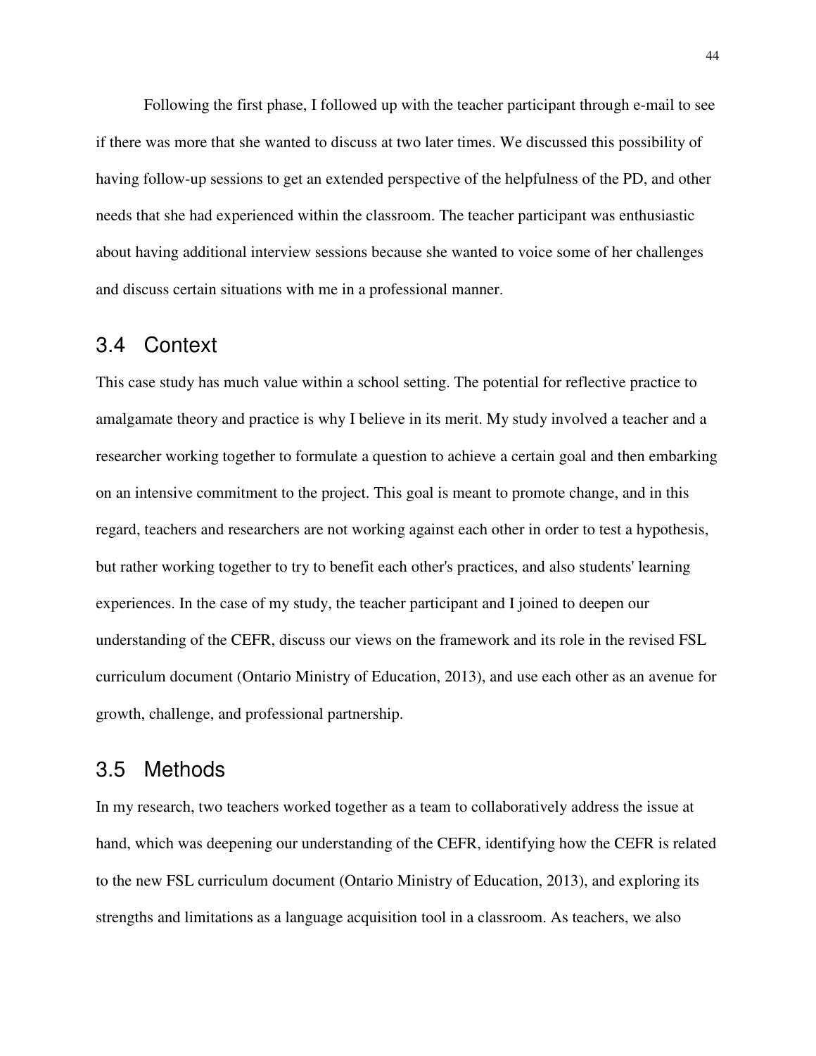Following the first phase, I followed up with the teacher participant through e-mail to see if there was more that she wanted to discuss at two later times. We discussed this possibility of having follow-up sessions to get an extended perspective of the helpfulness of the PD, and other needs that she had experienced within the classroom. The teacher participant was enthusiastic about having additional interview sessions because she wanted to voice some of her challenges and discuss certain situations with me in a professional manner.

## 3.4 Context

This case study has much value within a school setting. The potential for reflective practice to amalgamate theory and practice is why I believe in its merit. My study involved a teacher and a researcher working together to formulate a question to achieve a certain goal and then embarking on an intensive commitment to the project. This goal is meant to promote change, and in this regard, teachers and researchers are not working against each other in order to test a hypothesis, but rather working together to try to benefit each other's practices, and also students' learning experiences. In the case of my study, the teacher participant and I joined to deepen our understanding of the CEFR, discuss our views on the framework and its role in the revised FSL curriculum document (Ontario Ministry of Education, 2013), and use each other as an avenue for growth, challenge, and professional partnership.

## 3.5 Methods

In my research, two teachers worked together as a team to collaboratively address the issue at hand, which was deepening our understanding of the CEFR, identifying how the CEFR is related to the new FSL curriculum document (Ontario Ministry of Education, 2013), and exploring its strengths and limitations as a language acquisition tool in a classroom. As teachers, we also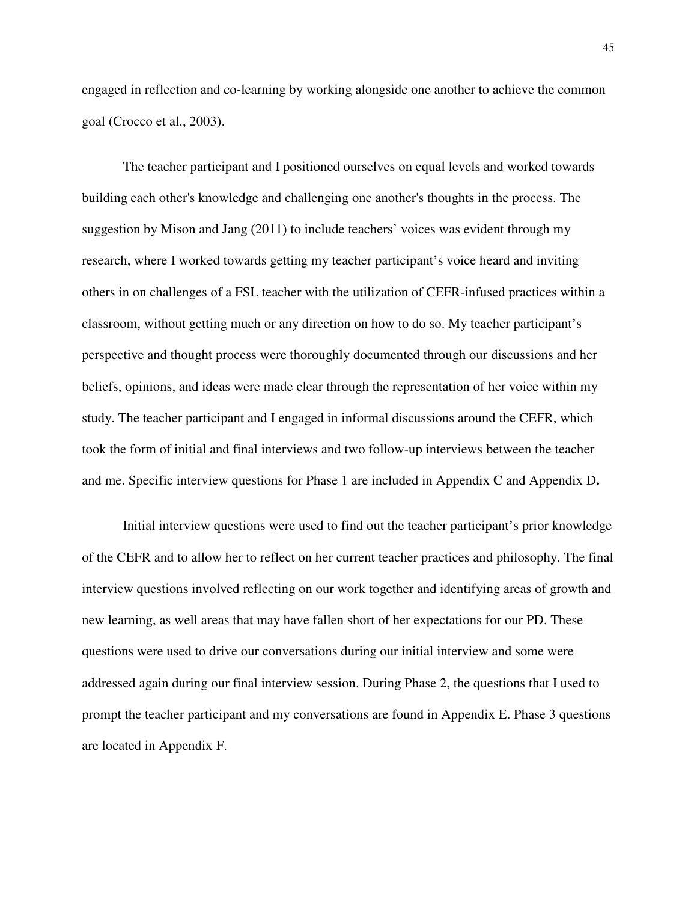engaged in reflection and co-learning by working alongside one another to achieve the common goal (Crocco et al., 2003).

The teacher participant and I positioned ourselves on equal levels and worked towards building each other's knowledge and challenging one another's thoughts in the process. The suggestion by Mison and Jang (2011) to include teachers' voices was evident through my research, where I worked towards getting my teacher participant's voice heard and inviting others in on challenges of a FSL teacher with the utilization of CEFR-infused practices within a classroom, without getting much or any direction on how to do so. My teacher participant's perspective and thought process were thoroughly documented through our discussions and her beliefs, opinions, and ideas were made clear through the representation of her voice within my study. The teacher participant and I engaged in informal discussions around the CEFR, which took the form of initial and final interviews and two follow-up interviews between the teacher and me. Specific interview questions for Phase 1 are included in Appendix C and Appendix D**.**

Initial interview questions were used to find out the teacher participant's prior knowledge of the CEFR and to allow her to reflect on her current teacher practices and philosophy. The final interview questions involved reflecting on our work together and identifying areas of growth and new learning, as well areas that may have fallen short of her expectations for our PD. These questions were used to drive our conversations during our initial interview and some were addressed again during our final interview session. During Phase 2, the questions that I used to prompt the teacher participant and my conversations are found in Appendix E. Phase 3 questions are located in Appendix F.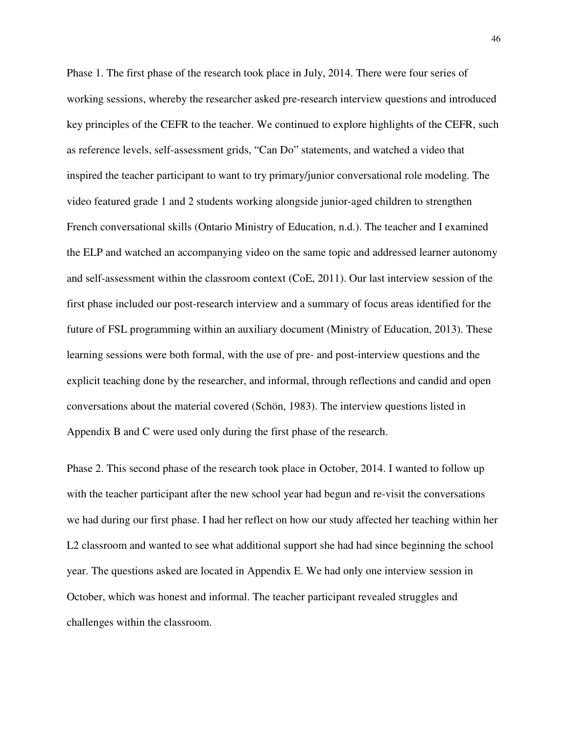Phase 1. The first phase of the research took place in July, 2014. There were four series of working sessions, whereby the researcher asked pre-research interview questions and introduced key principles of the CEFR to the teacher. We continued to explore highlights of the CEFR, such as reference levels, self-assessment grids, "Can Do" statements, and watched a video that inspired the teacher participant to want to try primary/junior conversational role modeling. The video featured grade 1 and 2 students working alongside junior-aged children to strengthen French conversational skills (Ontario Ministry of Education, n.d.). The teacher and I examined the ELP and watched an accompanying video on the same topic and addressed learner autonomy and self-assessment within the classroom context (CoE, 2011). Our last interview session of the first phase included our post-research interview and a summary of focus areas identified for the future of FSL programming within an auxiliary document (Ministry of Education, 2013). These learning sessions were both formal, with the use of pre- and post-interview questions and the explicit teaching done by the researcher, and informal, through reflections and candid and open conversations about the material covered (Schön, 1983). The interview questions listed in Appendix B and C were used only during the first phase of the research.

Phase 2. This second phase of the research took place in October, 2014. I wanted to follow up with the teacher participant after the new school year had begun and re-visit the conversations we had during our first phase. I had her reflect on how our study affected her teaching within her L2 classroom and wanted to see what additional support she had had since beginning the school year. The questions asked are located in Appendix E. We had only one interview session in October, which was honest and informal. The teacher participant revealed struggles and challenges within the classroom.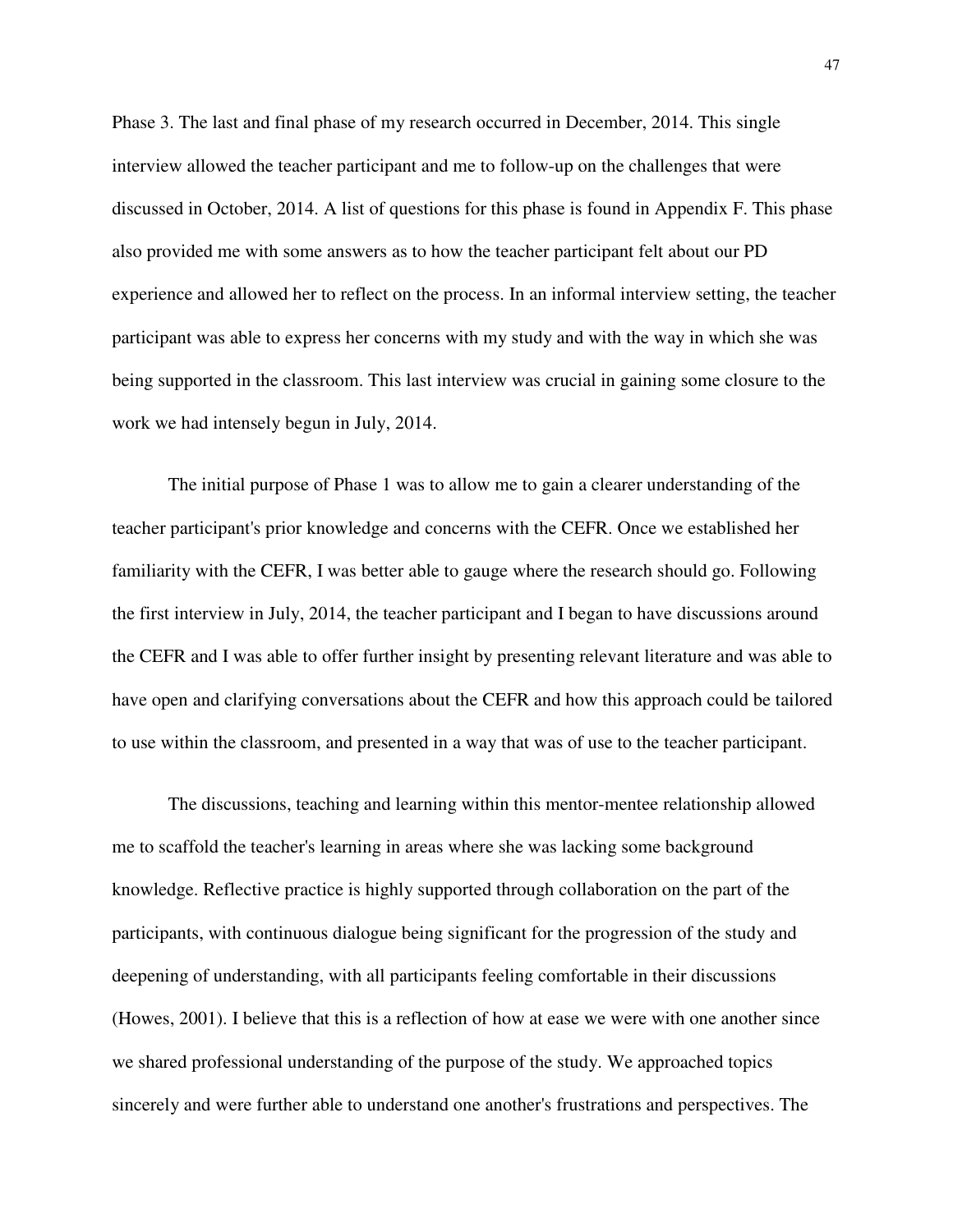Phase 3. The last and final phase of my research occurred in December, 2014. This single interview allowed the teacher participant and me to follow-up on the challenges that were discussed in October, 2014. A list of questions for this phase is found in Appendix F. This phase also provided me with some answers as to how the teacher participant felt about our PD experience and allowed her to reflect on the process. In an informal interview setting, the teacher participant was able to express her concerns with my study and with the way in which she was being supported in the classroom. This last interview was crucial in gaining some closure to the work we had intensely begun in July, 2014.

The initial purpose of Phase 1 was to allow me to gain a clearer understanding of the teacher participant's prior knowledge and concerns with the CEFR. Once we established her familiarity with the CEFR, I was better able to gauge where the research should go. Following the first interview in July, 2014, the teacher participant and I began to have discussions around the CEFR and I was able to offer further insight by presenting relevant literature and was able to have open and clarifying conversations about the CEFR and how this approach could be tailored to use within the classroom, and presented in a way that was of use to the teacher participant.

The discussions, teaching and learning within this mentor-mentee relationship allowed me to scaffold the teacher's learning in areas where she was lacking some background knowledge. Reflective practice is highly supported through collaboration on the part of the participants, with continuous dialogue being significant for the progression of the study and deepening of understanding, with all participants feeling comfortable in their discussions (Howes, 2001). I believe that this is a reflection of how at ease we were with one another since we shared professional understanding of the purpose of the study. We approached topics sincerely and were further able to understand one another's frustrations and perspectives. The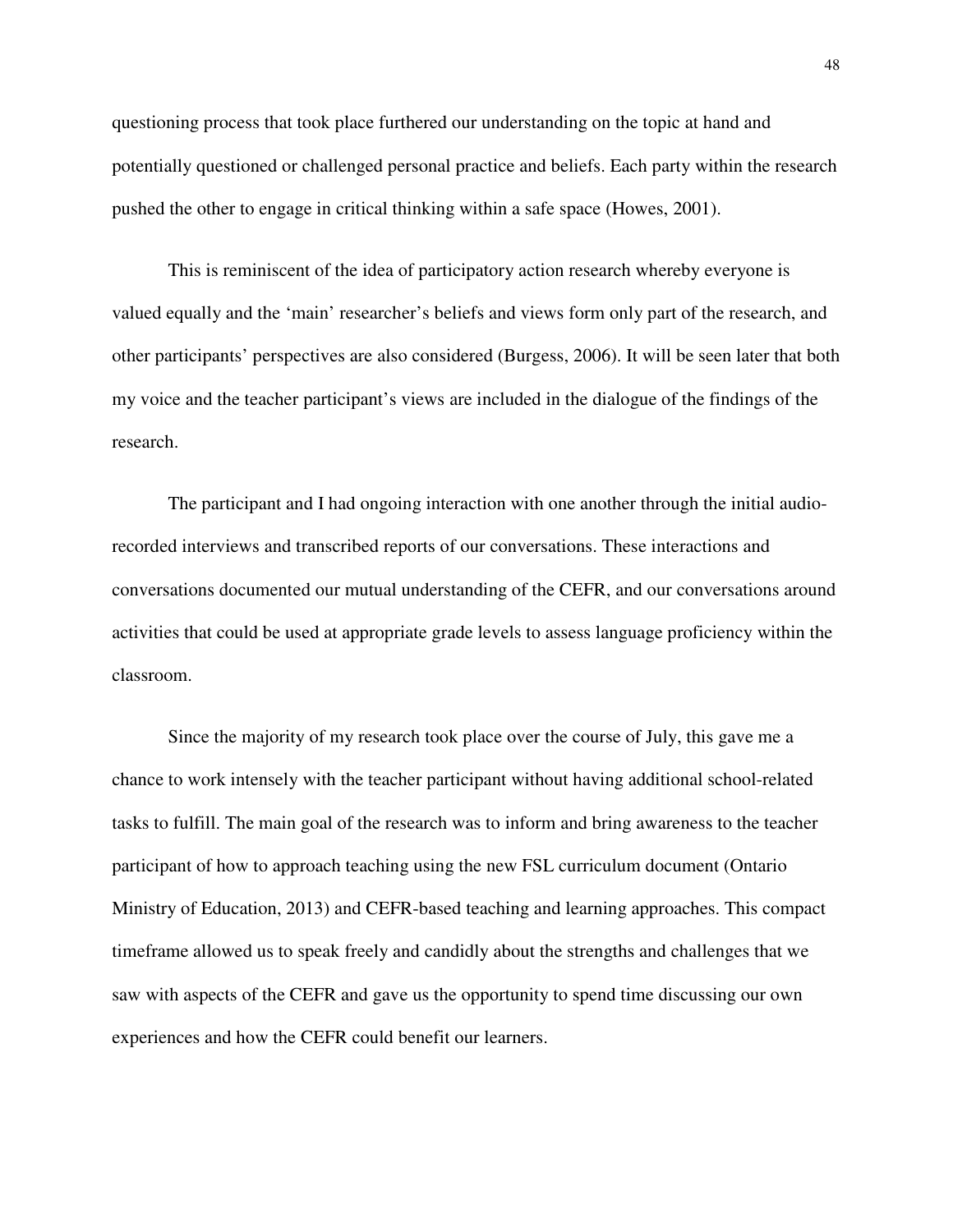questioning process that took place furthered our understanding on the topic at hand and potentially questioned or challenged personal practice and beliefs. Each party within the research pushed the other to engage in critical thinking within a safe space (Howes, 2001).

This is reminiscent of the idea of participatory action research whereby everyone is valued equally and the 'main' researcher's beliefs and views form only part of the research, and other participants' perspectives are also considered (Burgess, 2006). It will be seen later that both my voice and the teacher participant's views are included in the dialogue of the findings of the research.

The participant and I had ongoing interaction with one another through the initial audio-recorded interviews and transcribed reports of our conversations. These interactions and conversations documented our mutual understanding of the CEFR, and our conversations around activities that could be used at appropriate grade levels to assess language proficiency within the classroom.

Since the majority of my research took place over the course of July, this gave me a chance to work intensely with the teacher participant without having additional school-related tasks to fulfill. The main goal of the research was to inform and bring awareness to the teacher participant of how to approach teaching using the new FSL curriculum document (Ontario Ministry of Education, 2013) and CEFR-based teaching and learning approaches. This compact timeframe allowed us to speak freely and candidly about the strengths and challenges that we saw with aspects of the CEFR and gave us the opportunity to spend time discussing our own experiences and how the CEFR could benefit our learners.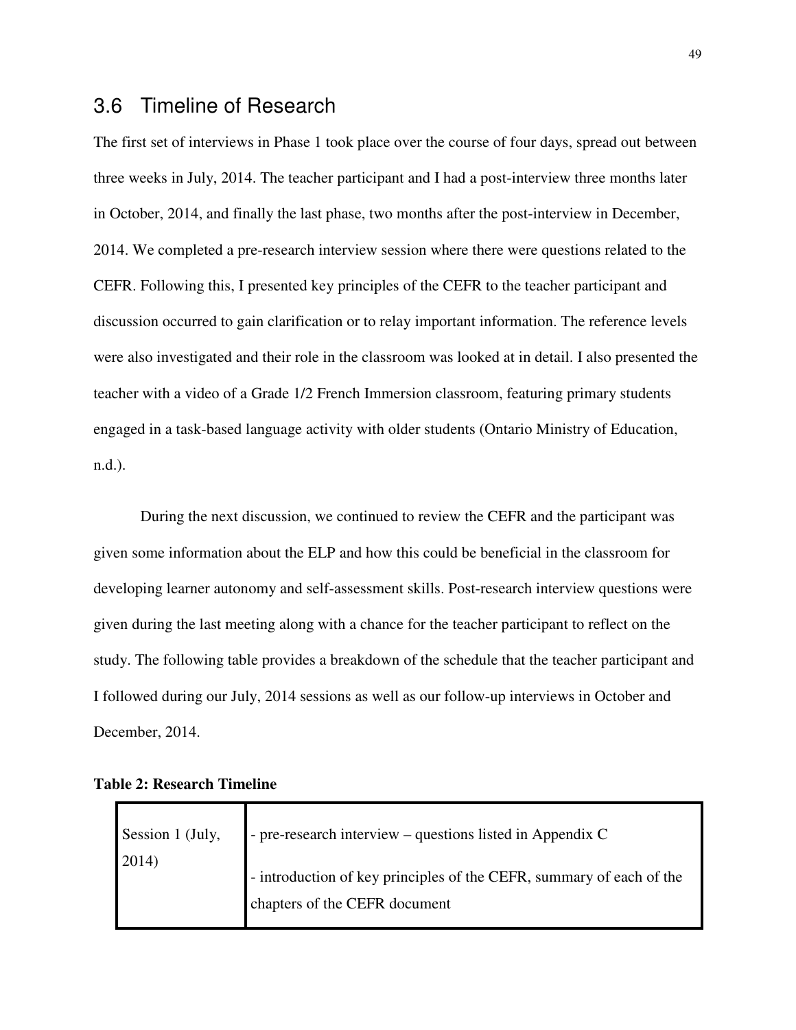## 3.6 Timeline of Research

The first set of interviews in Phase 1 took place over the course of four days, spread out between three weeks in July, 2014. The teacher participant and I had a post-interview three months later in October, 2014, and finally the last phase, two months after the post-interview in December, 2014. We completed a pre-research interview session where there were questions related to the CEFR. Following this, I presented key principles of the CEFR to the teacher participant and discussion occurred to gain clarification or to relay important information. The reference levels were also investigated and their role in the classroom was looked at in detail. I also presented the teacher with a video of a Grade 1/2 French Immersion classroom, featuring primary students engaged in a task-based language activity with older students (Ontario Ministry of Education, n.d.).

During the next discussion, we continued to review the CEFR and the participant was given some information about the ELP and how this could be beneficial in the classroom for developing learner autonomy and self-assessment skills. Post-research interview questions were given during the last meeting along with a chance for the teacher participant to reflect on the study. The following table provides a breakdown of the schedule that the teacher participant and I followed during our July, 2014 sessions as well as our follow-up interviews in October and December, 2014.

**Table 2: Research Timeline**

| | |
|---|---|
| Session 1 (July, 2014) | - pre-research interview – questions listed in Appendix C<br><br>- introduction of key principles of the CEFR, summary of each of the chapters of the CEFR document |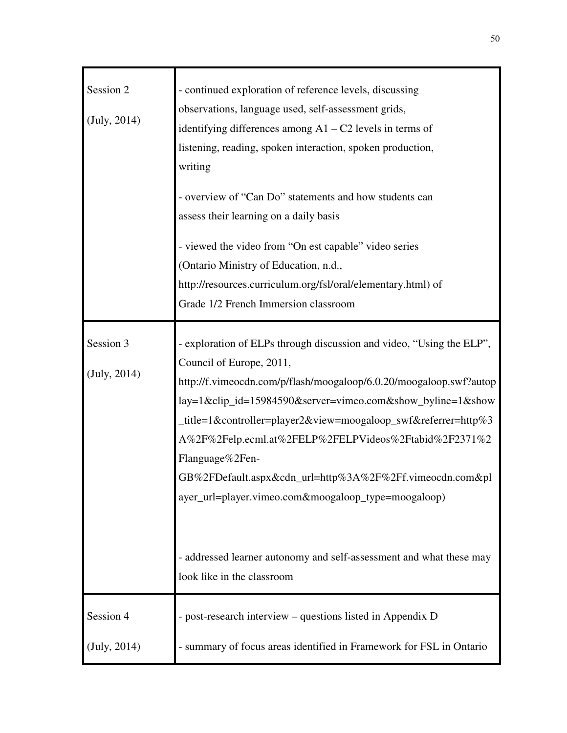| | |
|---|---|
| Session 2<br><br>(July, 2014) | - continued exploration of reference levels, discussing observations, language used, self-assessment grids, identifying differences among A1 – C2 levels in terms of listening, reading, spoken interaction, spoken production, writing<br><br>- overview of "Can Do" statements and how students can assess their learning on a daily basis<br><br>- viewed the video from "On est capable" video series (Ontario Ministry of Education, n.d., http://resources.curriculum.org/fsl/oral/elementary.html) of Grade 1/2 French Immersion classroom |
| Session 3<br><br>(July, 2014) | - exploration of ELPs through discussion and video, "Using the ELP", Council of Europe, 2011, http://f.vimeocdn.com/p/flash/moogaloop/6.0.20/moogaloop.swf?autoplay=1&clip_id=15984590&server=vimeo.com&show_byline=1&show_title=1&controller=player2&view=moogaloop_swf&referrer=http%3A%2F%2Felp.ecml.at%2FELP%2FELPVideos%2Ftabid%2F2371%2Flanguage%2Fen-GB%2FDefault.aspx&cdn_url=http%3A%2F%2Ff.vimeocdn.com&player_url=player.vimeo.com&moogaloop_type=moogaloop)<br><br>- addressed learner autonomy and self-assessment and what these may look like in the classroom |
| Session 4<br><br>(July, 2014) | - post-research interview – questions listed in Appendix D<br><br>- summary of focus areas identified in Framework for FSL in Ontario |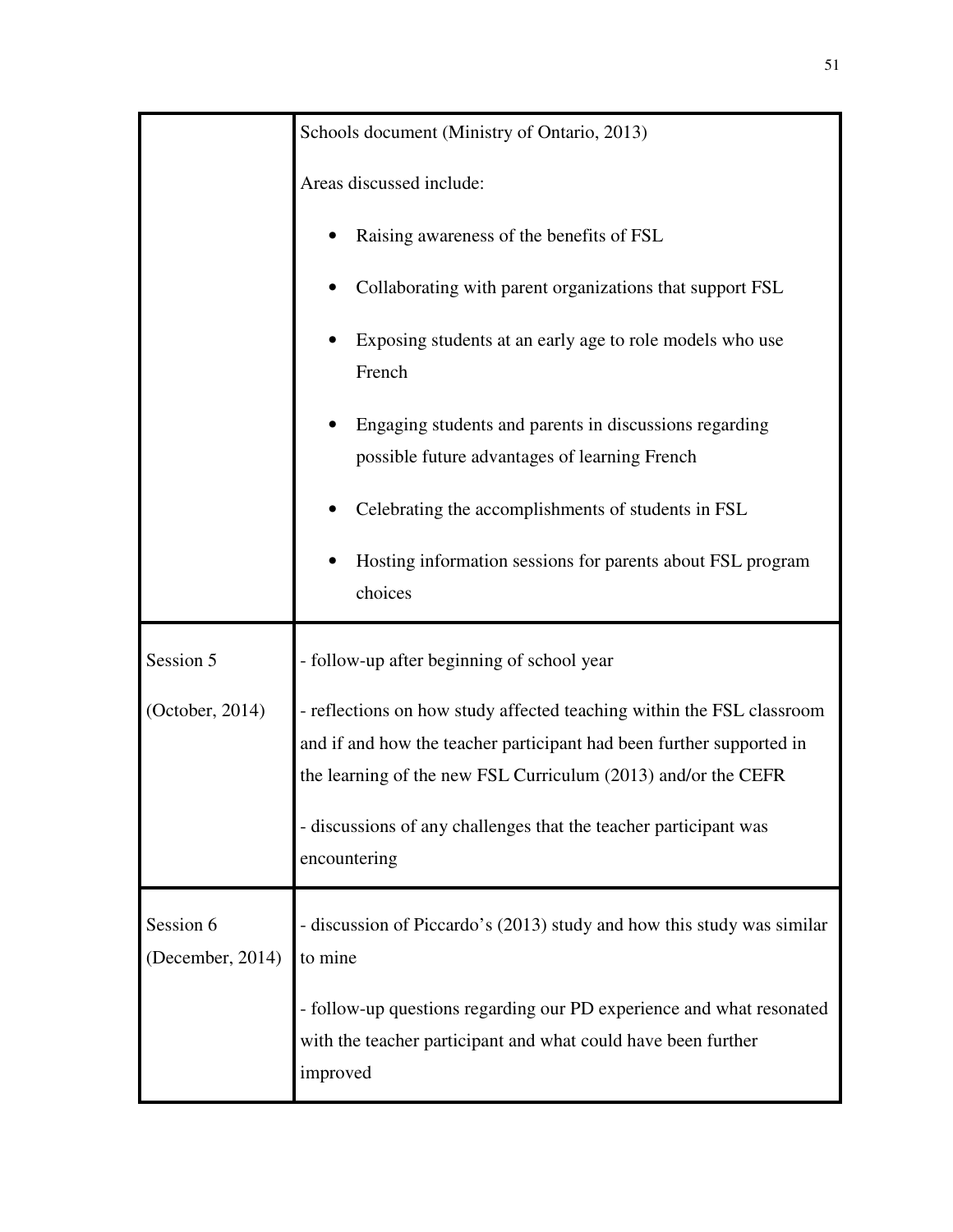| | |
|---|---|
| | Schools document (Ministry of Ontario, 2013)<br><br>Areas discussed include:<br><br>• Raising awareness of the benefits of FSL<br>• Collaborating with parent organizations that support FSL<br>• Exposing students at an early age to role models who use French<br>• Engaging students and parents in discussions regarding possible future advantages of learning French<br>• Celebrating the accomplishments of students in FSL<br>• Hosting information sessions for parents about FSL program choices |
| Session 5<br><br>(October, 2014) | - follow-up after beginning of school year<br><br>- reflections on how study affected teaching within the FSL classroom and if and how the teacher participant had been further supported in the learning of the new FSL Curriculum (2013) and/or the CEFR<br><br>- discussions of any challenges that the teacher participant was encountering |
| Session 6<br>(December, 2014) | - discussion of Piccardo's (2013) study and how this study was similar to mine<br><br>- follow-up questions regarding our PD experience and what resonated with the teacher participant and what could have been further improved |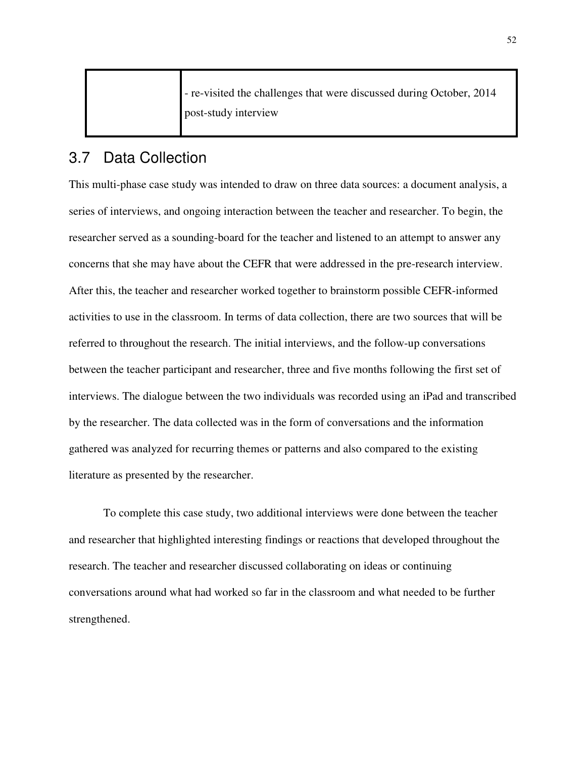| | |
|---|---|
| | - re-visited the challenges that were discussed during October, 2014 post-study interview |

## 3.7 Data Collection

This multi-phase case study was intended to draw on three data sources: a document analysis, a series of interviews, and ongoing interaction between the teacher and researcher. To begin, the researcher served as a sounding-board for the teacher and listened to an attempt to answer any concerns that she may have about the CEFR that were addressed in the pre-research interview. After this, the teacher and researcher worked together to brainstorm possible CEFR-informed activities to use in the classroom. In terms of data collection, there are two sources that will be referred to throughout the research. The initial interviews, and the follow-up conversations between the teacher participant and researcher, three and five months following the first set of interviews. The dialogue between the two individuals was recorded using an iPad and transcribed by the researcher. The data collected was in the form of conversations and the information gathered was analyzed for recurring themes or patterns and also compared to the existing literature as presented by the researcher.

To complete this case study, two additional interviews were done between the teacher and researcher that highlighted interesting findings or reactions that developed throughout the research. The teacher and researcher discussed collaborating on ideas or continuing conversations around what had worked so far in the classroom and what needed to be further strengthened.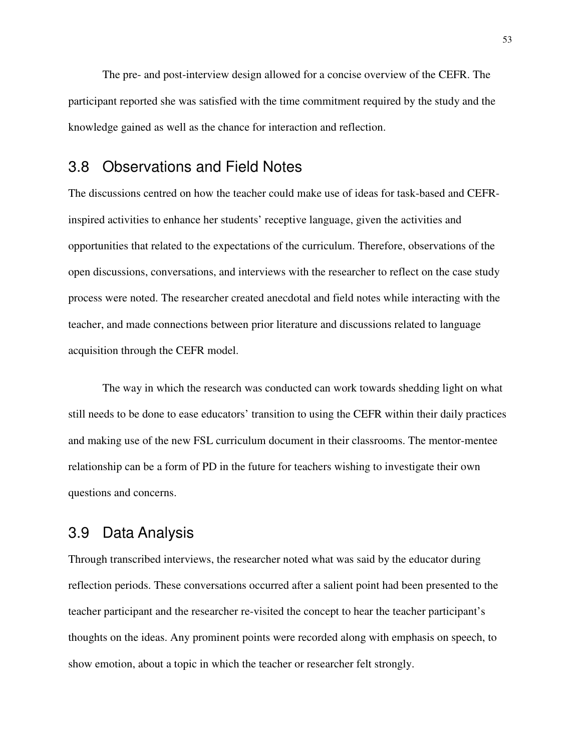The pre- and post-interview design allowed for a concise overview of the CEFR. The participant reported she was satisfied with the time commitment required by the study and the knowledge gained as well as the chance for interaction and reflection.

## 3.8 Observations and Field Notes

The discussions centred on how the teacher could make use of ideas for task-based and CEFR-inspired activities to enhance her students' receptive language, given the activities and opportunities that related to the expectations of the curriculum. Therefore, observations of the open discussions, conversations, and interviews with the researcher to reflect on the case study process were noted. The researcher created anecdotal and field notes while interacting with the teacher, and made connections between prior literature and discussions related to language acquisition through the CEFR model.

The way in which the research was conducted can work towards shedding light on what still needs to be done to ease educators' transition to using the CEFR within their daily practices and making use of the new FSL curriculum document in their classrooms. The mentor-mentee relationship can be a form of PD in the future for teachers wishing to investigate their own questions and concerns.

## 3.9 Data Analysis

Through transcribed interviews, the researcher noted what was said by the educator during reflection periods. These conversations occurred after a salient point had been presented to the teacher participant and the researcher re-visited the concept to hear the teacher participant's thoughts on the ideas. Any prominent points were recorded along with emphasis on speech, to show emotion, about a topic in which the teacher or researcher felt strongly.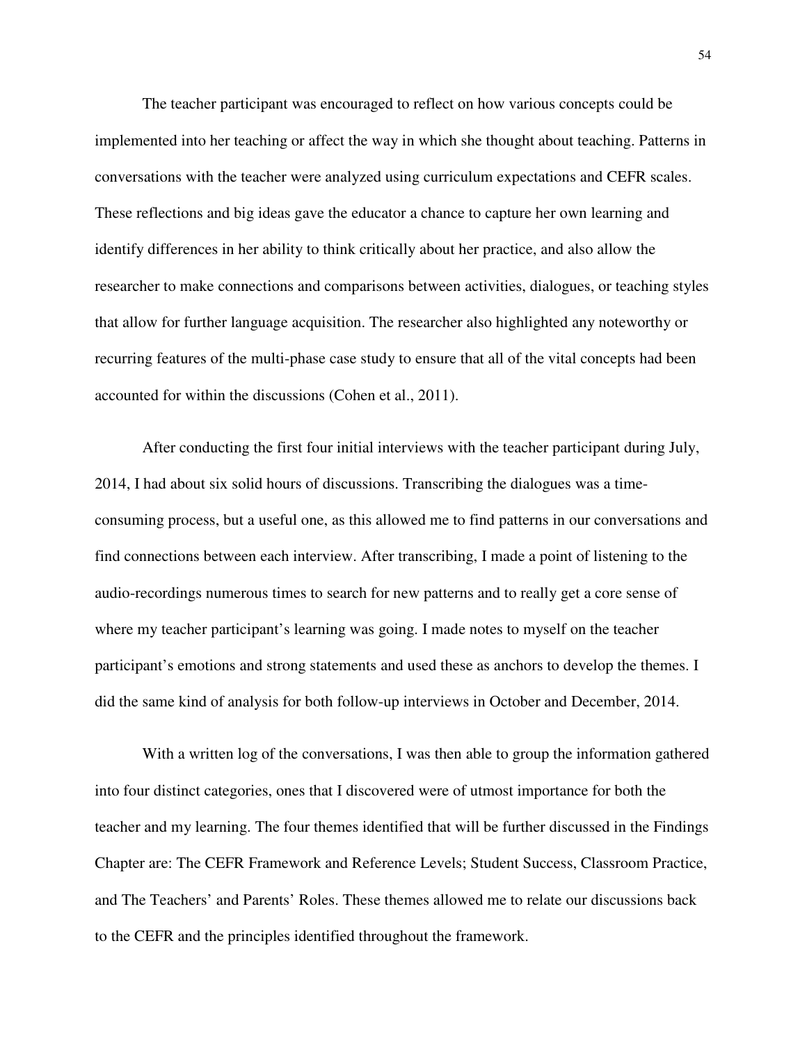The teacher participant was encouraged to reflect on how various concepts could be implemented into her teaching or affect the way in which she thought about teaching. Patterns in conversations with the teacher were analyzed using curriculum expectations and CEFR scales. These reflections and big ideas gave the educator a chance to capture her own learning and identify differences in her ability to think critically about her practice, and also allow the researcher to make connections and comparisons between activities, dialogues, or teaching styles that allow for further language acquisition. The researcher also highlighted any noteworthy or recurring features of the multi-phase case study to ensure that all of the vital concepts had been accounted for within the discussions (Cohen et al., 2011).

After conducting the first four initial interviews with the teacher participant during July, 2014, I had about six solid hours of discussions. Transcribing the dialogues was a time-consuming process, but a useful one, as this allowed me to find patterns in our conversations and find connections between each interview. After transcribing, I made a point of listening to the audio-recordings numerous times to search for new patterns and to really get a core sense of where my teacher participant's learning was going. I made notes to myself on the teacher participant's emotions and strong statements and used these as anchors to develop the themes. I did the same kind of analysis for both follow-up interviews in October and December, 2014.

With a written log of the conversations, I was then able to group the information gathered into four distinct categories, ones that I discovered were of utmost importance for both the teacher and my learning. The four themes identified that will be further discussed in the Findings Chapter are: The CEFR Framework and Reference Levels; Student Success, Classroom Practice, and The Teachers' and Parents' Roles. These themes allowed me to relate our discussions back to the CEFR and the principles identified throughout the framework.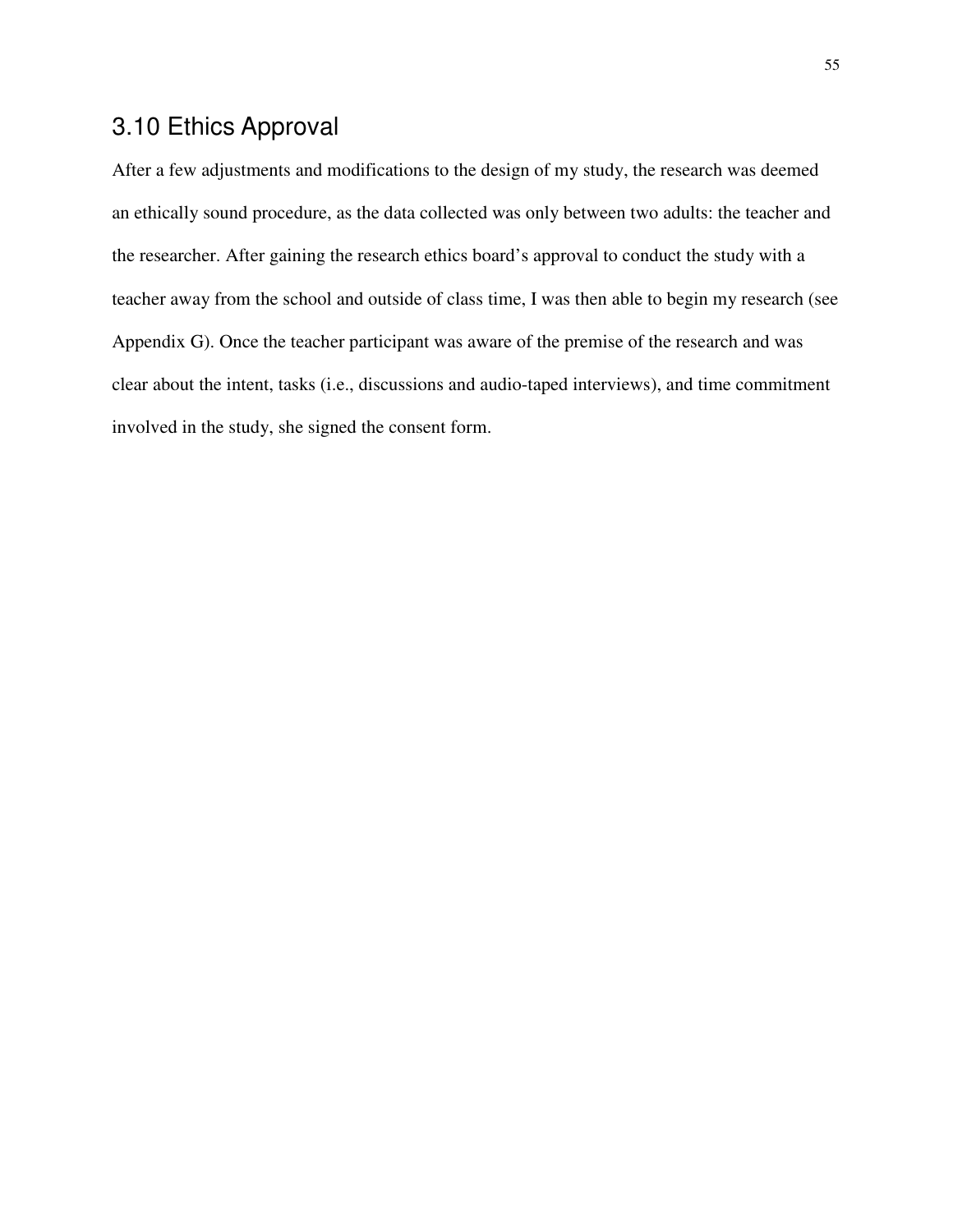## 3.10 Ethics Approval

After a few adjustments and modifications to the design of my study, the research was deemed an ethically sound procedure, as the data collected was only between two adults: the teacher and the researcher. After gaining the research ethics board's approval to conduct the study with a teacher away from the school and outside of class time, I was then able to begin my research (see Appendix G). Once the teacher participant was aware of the premise of the research and was clear about the intent, tasks (i.e., discussions and audio-taped interviews), and time commitment involved in the study, she signed the consent form.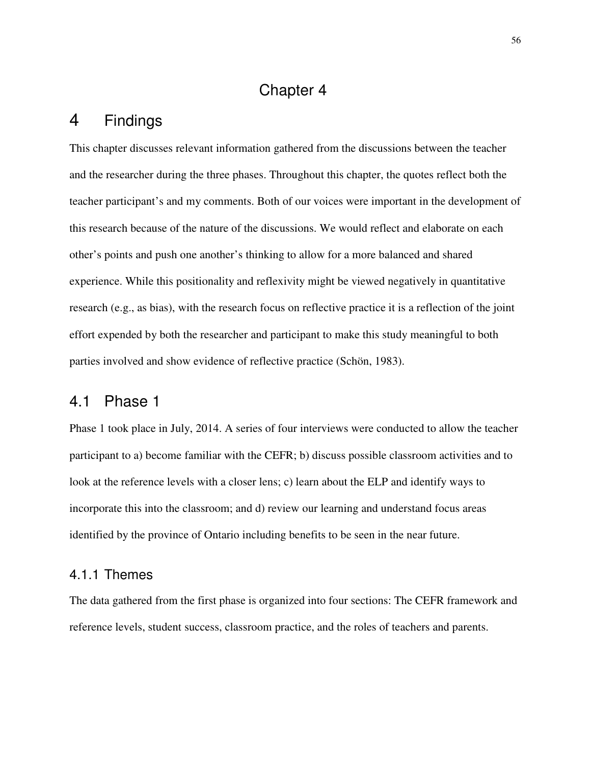# Chapter 4

# 4 Findings

This chapter discusses relevant information gathered from the discussions between the teacher and the researcher during the three phases. Throughout this chapter, the quotes reflect both the teacher participant's and my comments. Both of our voices were important in the development of this research because of the nature of the discussions. We would reflect and elaborate on each other's points and push one another's thinking to allow for a more balanced and shared experience. While this positionality and reflexivity might be viewed negatively in quantitative research (e.g., as bias), with the research focus on reflective practice it is a reflection of the joint effort expended by both the researcher and participant to make this study meaningful to both parties involved and show evidence of reflective practice (Schön, 1983).

## 4.1 Phase 1

Phase 1 took place in July, 2014. A series of four interviews were conducted to allow the teacher participant to a) become familiar with the CEFR; b) discuss possible classroom activities and to look at the reference levels with a closer lens; c) learn about the ELP and identify ways to incorporate this into the classroom; and d) review our learning and understand focus areas identified by the province of Ontario including benefits to be seen in the near future.

### 4.1.1 Themes

The data gathered from the first phase is organized into four sections: The CEFR framework and reference levels, student success, classroom practice, and the roles of teachers and parents.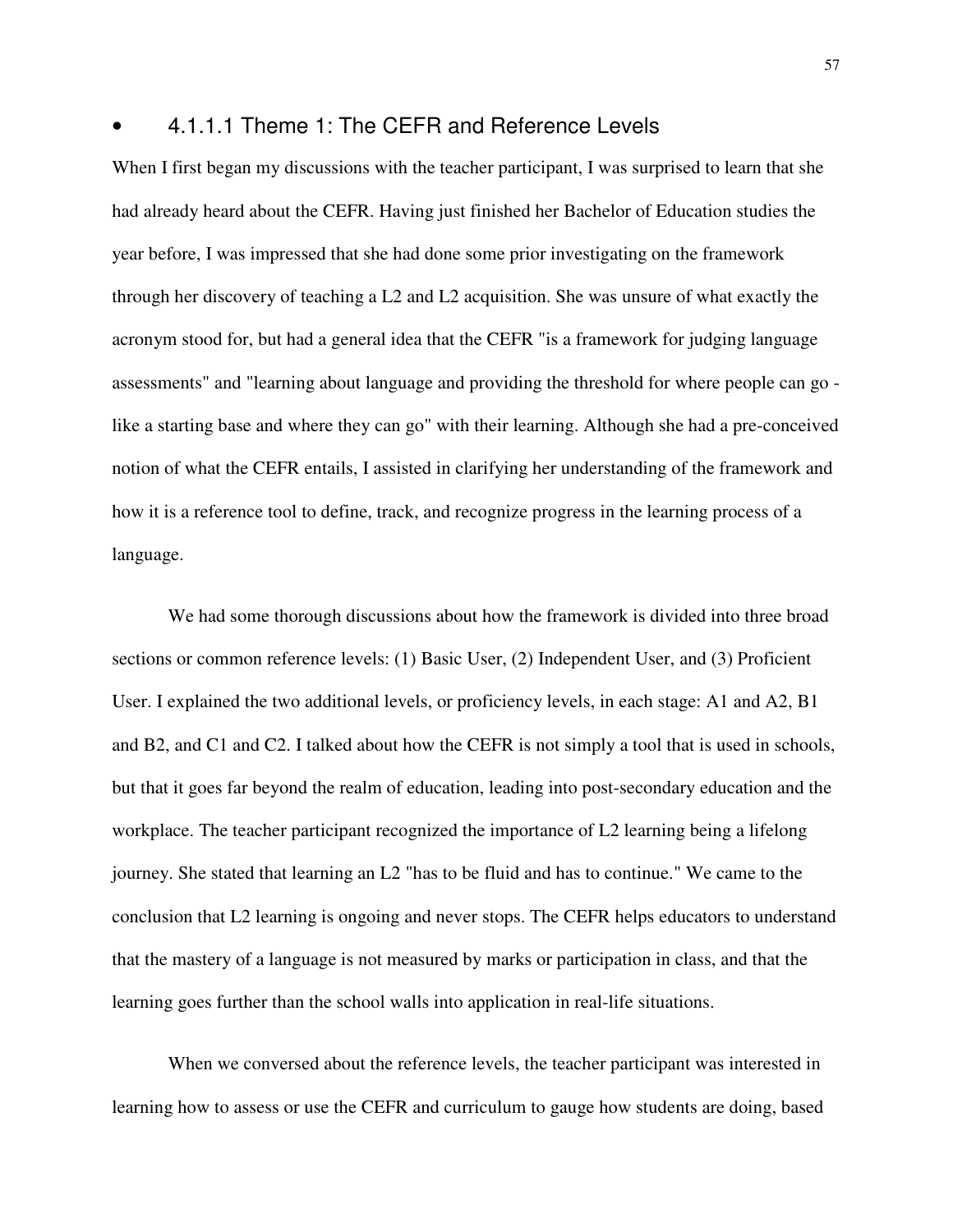#### 4.1.1.1 Theme 1: The CEFR and Reference Levels

When I first began my discussions with the teacher participant, I was surprised to learn that she had already heard about the CEFR. Having just finished her Bachelor of Education studies the year before, I was impressed that she had done some prior investigating on the framework through her discovery of teaching a L2 and L2 acquisition. She was unsure of what exactly the acronym stood for, but had a general idea that the CEFR "is a framework for judging language assessments" and "learning about language and providing the threshold for where people can go - like a starting base and where they can go" with their learning. Although she had a pre-conceived notion of what the CEFR entails, I assisted in clarifying her understanding of the framework and how it is a reference tool to define, track, and recognize progress in the learning process of a language.

We had some thorough discussions about how the framework is divided into three broad sections or common reference levels: (1) Basic User, (2) Independent User, and (3) Proficient User. I explained the two additional levels, or proficiency levels, in each stage: A1 and A2, B1 and B2, and C1 and C2. I talked about how the CEFR is not simply a tool that is used in schools, but that it goes far beyond the realm of education, leading into post-secondary education and the workplace. The teacher participant recognized the importance of L2 learning being a lifelong journey. She stated that learning an L2 "has to be fluid and has to continue." We came to the conclusion that L2 learning is ongoing and never stops. The CEFR helps educators to understand that the mastery of a language is not measured by marks or participation in class, and that the learning goes further than the school walls into application in real-life situations.

When we conversed about the reference levels, the teacher participant was interested in learning how to assess or use the CEFR and curriculum to gauge how students are doing, based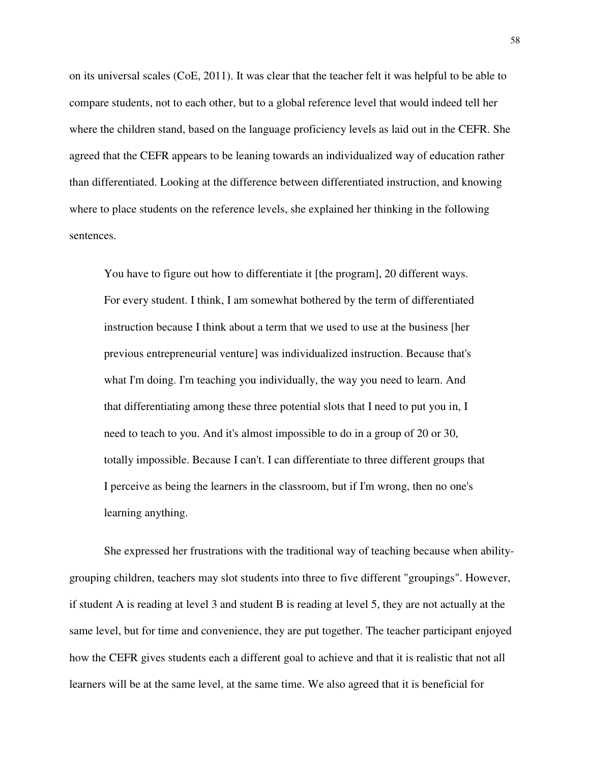on its universal scales (CoE, 2011). It was clear that the teacher felt it was helpful to be able to compare students, not to each other, but to a global reference level that would indeed tell her where the children stand, based on the language proficiency levels as laid out in the CEFR. She agreed that the CEFR appears to be leaning towards an individualized way of education rather than differentiated. Looking at the difference between differentiated instruction, and knowing where to place students on the reference levels, she explained her thinking in the following sentences.

> You have to figure out how to differentiate it [the program], 20 different ways. For every student. I think, I am somewhat bothered by the term of differentiated instruction because I think about a term that we used to use at the business [her previous entrepreneurial venture] was individualized instruction. Because that's what I'm doing. I'm teaching you individually, the way you need to learn. And that differentiating among these three potential slots that I need to put you in, I need to teach to you. And it's almost impossible to do in a group of 20 or 30, totally impossible. Because I can't. I can differentiate to three different groups that I perceive as being the learners in the classroom, but if I'm wrong, then no one's learning anything.

She expressed her frustrations with the traditional way of teaching because when ability-grouping children, teachers may slot students into three to five different "groupings". However, if student A is reading at level 3 and student B is reading at level 5, they are not actually at the same level, but for time and convenience, they are put together. The teacher participant enjoyed how the CEFR gives students each a different goal to achieve and that it is realistic that not all learners will be at the same level, at the same time. We also agreed that it is beneficial for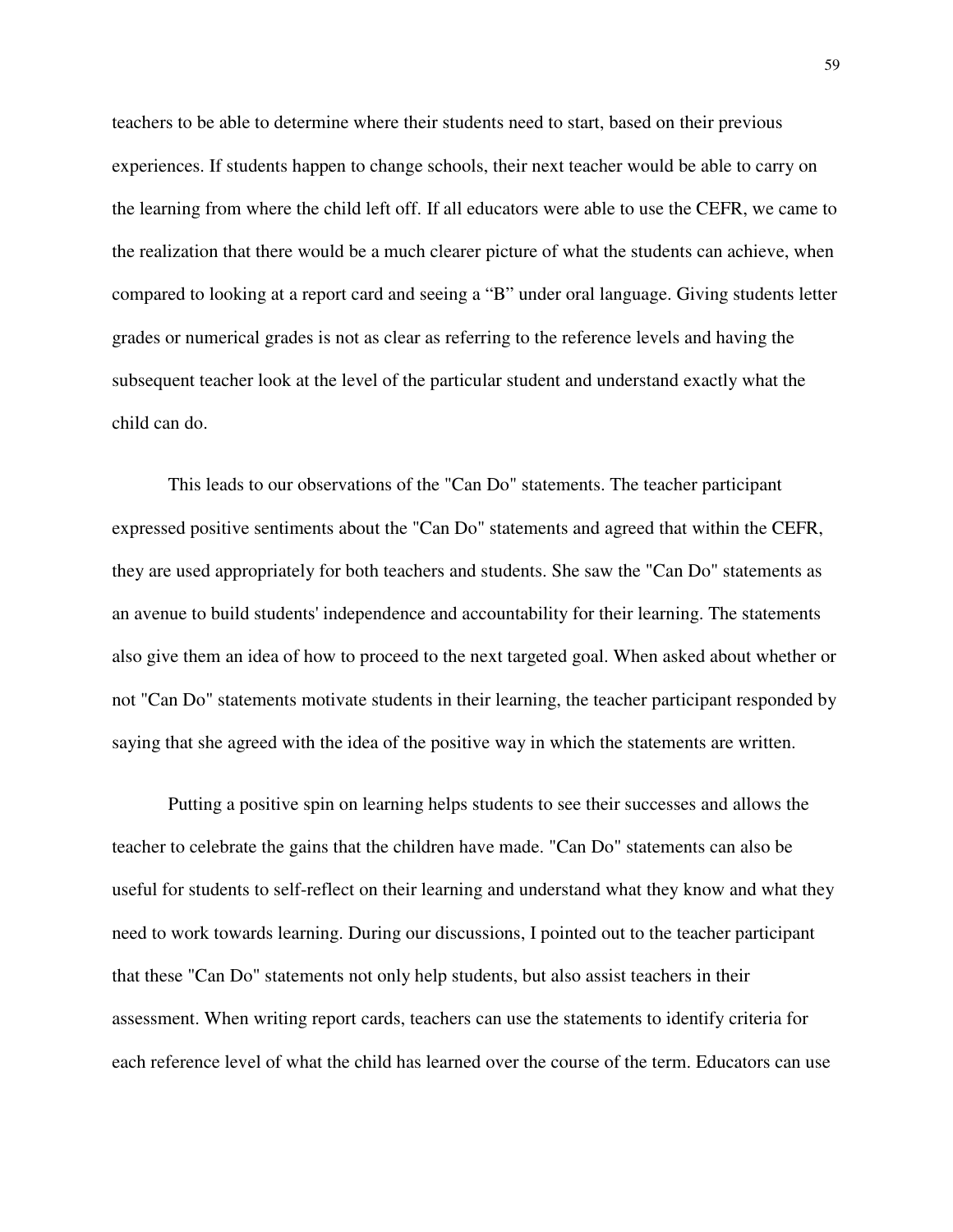teachers to be able to determine where their students need to start, based on their previous experiences. If students happen to change schools, their next teacher would be able to carry on the learning from where the child left off. If all educators were able to use the CEFR, we came to the realization that there would be a much clearer picture of what the students can achieve, when compared to looking at a report card and seeing a "B" under oral language. Giving students letter grades or numerical grades is not as clear as referring to the reference levels and having the subsequent teacher look at the level of the particular student and understand exactly what the child can do.

This leads to our observations of the "Can Do" statements. The teacher participant expressed positive sentiments about the "Can Do" statements and agreed that within the CEFR, they are used appropriately for both teachers and students. She saw the "Can Do" statements as an avenue to build students' independence and accountability for their learning. The statements also give them an idea of how to proceed to the next targeted goal. When asked about whether or not "Can Do" statements motivate students in their learning, the teacher participant responded by saying that she agreed with the idea of the positive way in which the statements are written.

Putting a positive spin on learning helps students to see their successes and allows the teacher to celebrate the gains that the children have made. "Can Do" statements can also be useful for students to self-reflect on their learning and understand what they know and what they need to work towards learning. During our discussions, I pointed out to the teacher participant that these "Can Do" statements not only help students, but also assist teachers in their assessment. When writing report cards, teachers can use the statements to identify criteria for each reference level of what the child has learned over the course of the term. Educators can use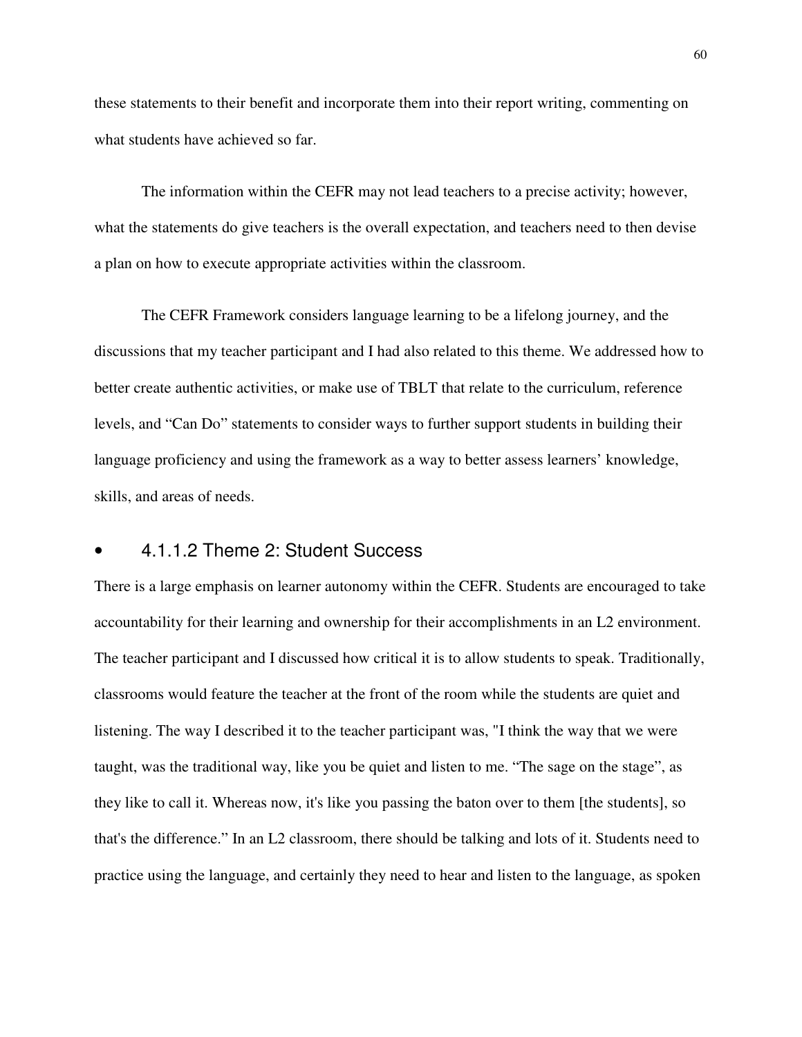these statements to their benefit and incorporate them into their report writing, commenting on what students have achieved so far.

The information within the CEFR may not lead teachers to a precise activity; however, what the statements do give teachers is the overall expectation, and teachers need to then devise a plan on how to execute appropriate activities within the classroom.

The CEFR Framework considers language learning to be a lifelong journey, and the discussions that my teacher participant and I had also related to this theme. We addressed how to better create authentic activities, or make use of TBLT that relate to the curriculum, reference levels, and "Can Do" statements to consider ways to further support students in building their language proficiency and using the framework as a way to better assess learners' knowledge, skills, and areas of needs.

#### 4.1.1.2 Theme 2: Student Success

There is a large emphasis on learner autonomy within the CEFR. Students are encouraged to take accountability for their learning and ownership for their accomplishments in an L2 environment. The teacher participant and I discussed how critical it is to allow students to speak. Traditionally, classrooms would feature the teacher at the front of the room while the students are quiet and listening. The way I described it to the teacher participant was, "I think the way that we were taught, was the traditional way, like you be quiet and listen to me. "The sage on the stage", as they like to call it. Whereas now, it's like you passing the baton over to them [the students], so that's the difference." In an L2 classroom, there should be talking and lots of it. Students need to practice using the language, and certainly they need to hear and listen to the language, as spoken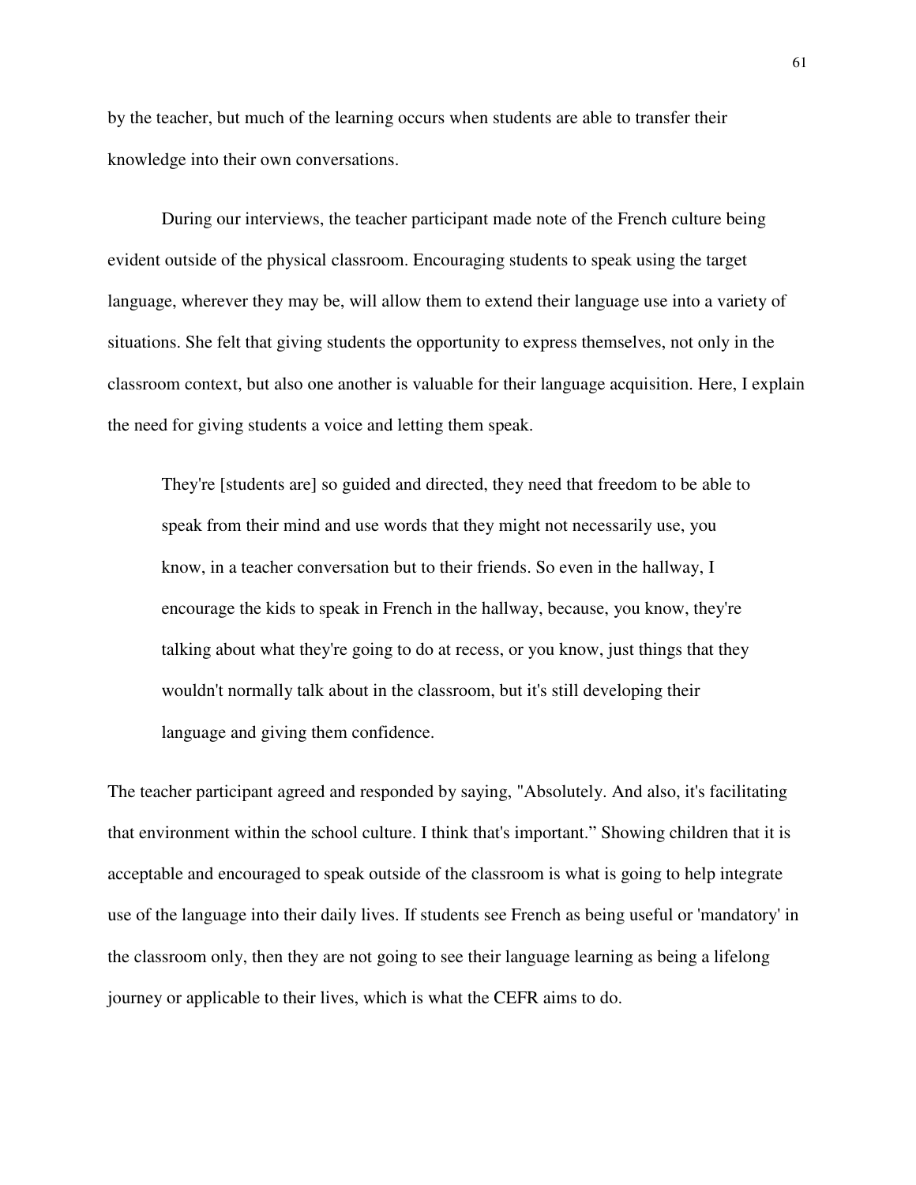by the teacher, but much of the learning occurs when students are able to transfer their knowledge into their own conversations.

During our interviews, the teacher participant made note of the French culture being evident outside of the physical classroom. Encouraging students to speak using the target language, wherever they may be, will allow them to extend their language use into a variety of situations. She felt that giving students the opportunity to express themselves, not only in the classroom context, but also one another is valuable for their language acquisition. Here, I explain the need for giving students a voice and letting them speak.

> They're [students are] so guided and directed, they need that freedom to be able to speak from their mind and use words that they might not necessarily use, you know, in a teacher conversation but to their friends. So even in the hallway, I encourage the kids to speak in French in the hallway, because, you know, they're talking about what they're going to do at recess, or you know, just things that they wouldn't normally talk about in the classroom, but it's still developing their language and giving them confidence.

The teacher participant agreed and responded by saying, "Absolutely. And also, it's facilitating that environment within the school culture. I think that's important." Showing children that it is acceptable and encouraged to speak outside of the classroom is what is going to help integrate use of the language into their daily lives. If students see French as being useful or 'mandatory' in the classroom only, then they are not going to see their language learning as being a lifelong journey or applicable to their lives, which is what the CEFR aims to do.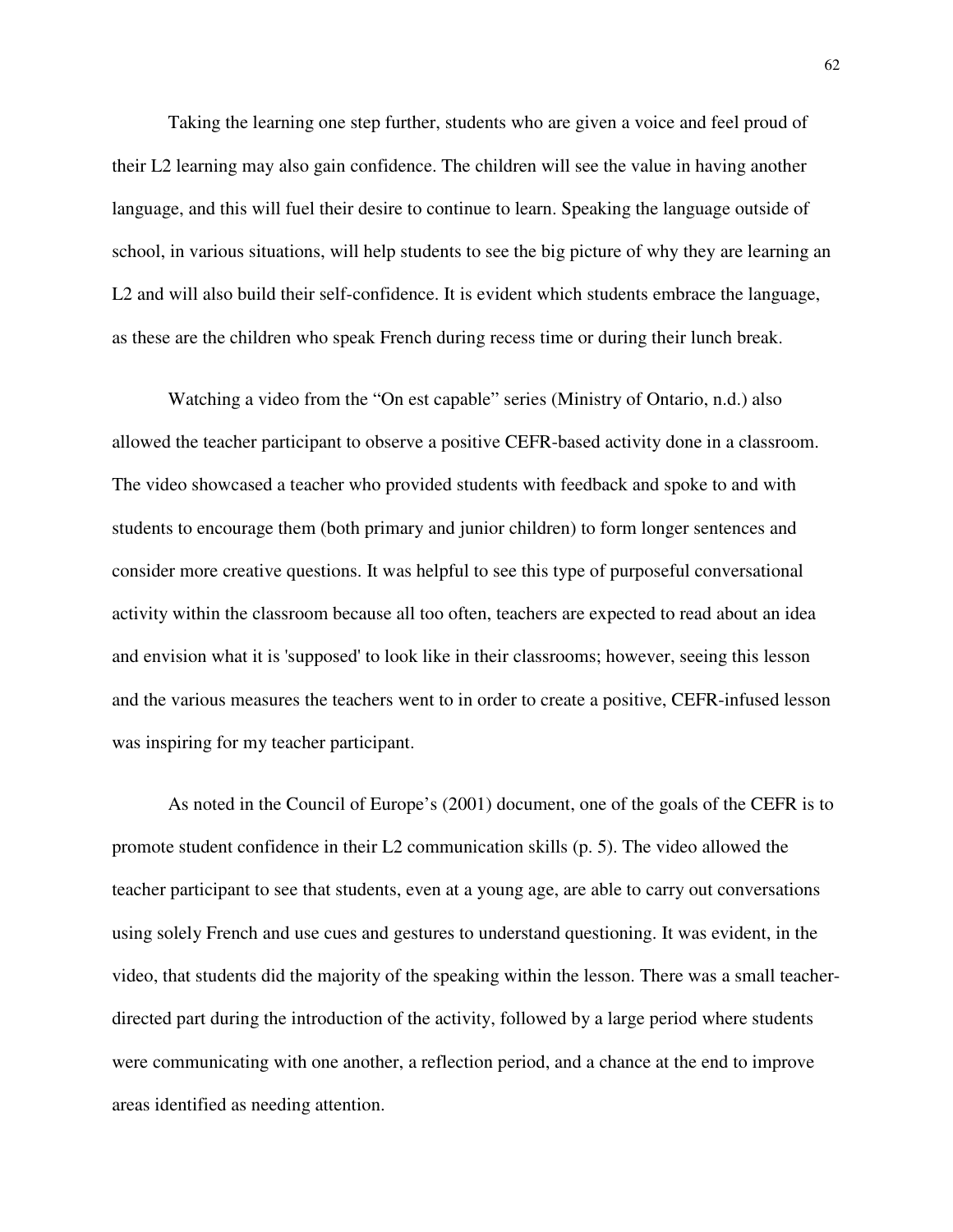Taking the learning one step further, students who are given a voice and feel proud of their L2 learning may also gain confidence. The children will see the value in having another language, and this will fuel their desire to continue to learn. Speaking the language outside of school, in various situations, will help students to see the big picture of why they are learning an L2 and will also build their self-confidence. It is evident which students embrace the language, as these are the children who speak French during recess time or during their lunch break.

Watching a video from the "On est capable" series (Ministry of Ontario, n.d.) also allowed the teacher participant to observe a positive CEFR-based activity done in a classroom. The video showcased a teacher who provided students with feedback and spoke to and with students to encourage them (both primary and junior children) to form longer sentences and consider more creative questions. It was helpful to see this type of purposeful conversational activity within the classroom because all too often, teachers are expected to read about an idea and envision what it is 'supposed' to look like in their classrooms; however, seeing this lesson and the various measures the teachers went to in order to create a positive, CEFR-infused lesson was inspiring for my teacher participant.

As noted in the Council of Europe's (2001) document, one of the goals of the CEFR is to promote student confidence in their L2 communication skills (p. 5). The video allowed the teacher participant to see that students, even at a young age, are able to carry out conversations using solely French and use cues and gestures to understand questioning. It was evident, in the video, that students did the majority of the speaking within the lesson. There was a small teacher-directed part during the introduction of the activity, followed by a large period where students were communicating with one another, a reflection period, and a chance at the end to improve areas identified as needing attention.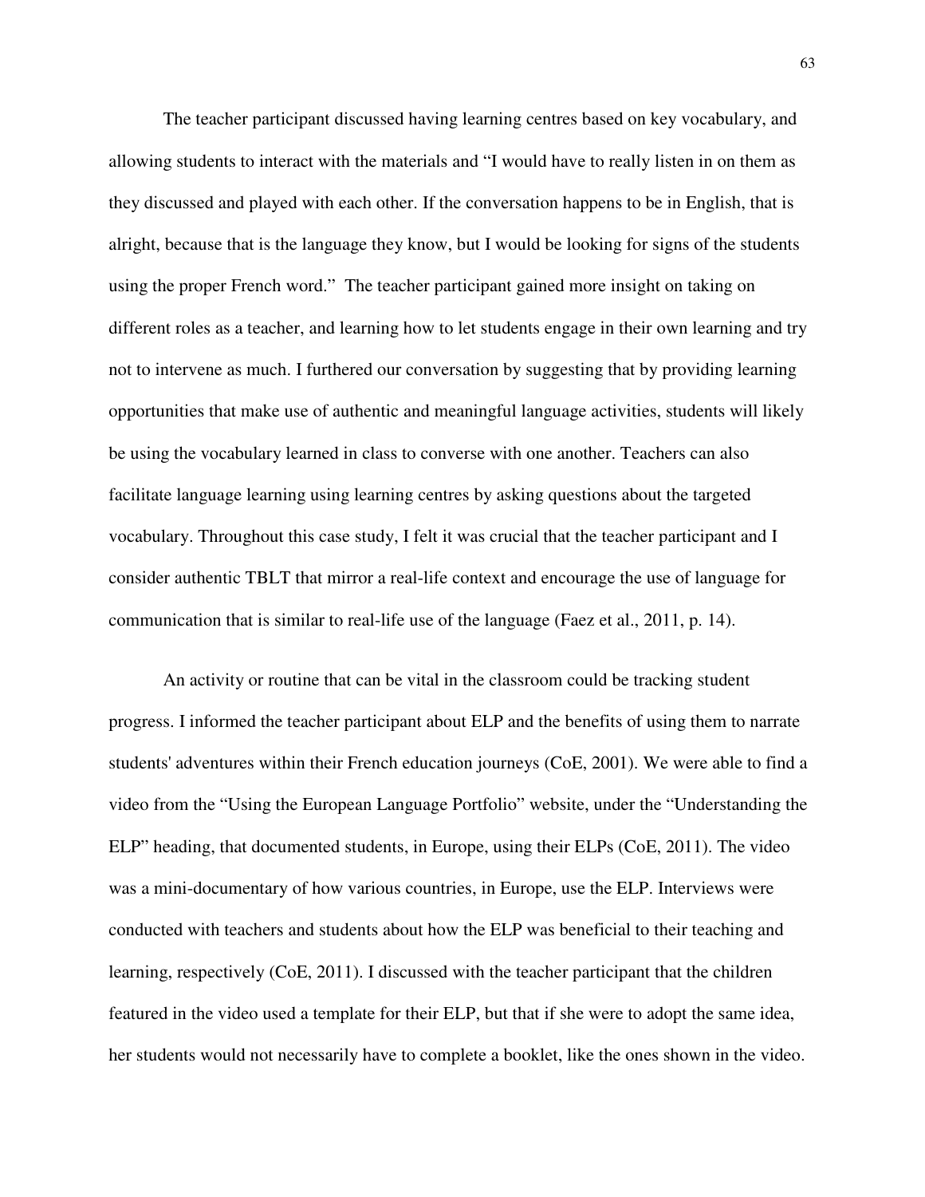The teacher participant discussed having learning centres based on key vocabulary, and allowing students to interact with the materials and "I would have to really listen in on them as they discussed and played with each other. If the conversation happens to be in English, that is alright, because that is the language they know, but I would be looking for signs of the students using the proper French word." The teacher participant gained more insight on taking on different roles as a teacher, and learning how to let students engage in their own learning and try not to intervene as much. I furthered our conversation by suggesting that by providing learning opportunities that make use of authentic and meaningful language activities, students will likely be using the vocabulary learned in class to converse with one another. Teachers can also facilitate language learning using learning centres by asking questions about the targeted vocabulary. Throughout this case study, I felt it was crucial that the teacher participant and I consider authentic TBLT that mirror a real-life context and encourage the use of language for communication that is similar to real-life use of the language (Faez et al., 2011, p. 14).

An activity or routine that can be vital in the classroom could be tracking student progress. I informed the teacher participant about ELP and the benefits of using them to narrate students' adventures within their French education journeys (CoE, 2001). We were able to find a video from the "Using the European Language Portfolio" website, under the "Understanding the ELP" heading, that documented students, in Europe, using their ELPs (CoE, 2011). The video was a mini-documentary of how various countries, in Europe, use the ELP. Interviews were conducted with teachers and students about how the ELP was beneficial to their teaching and learning, respectively (CoE, 2011). I discussed with the teacher participant that the children featured in the video used a template for their ELP, but that if she were to adopt the same idea, her students would not necessarily have to complete a booklet, like the ones shown in the video.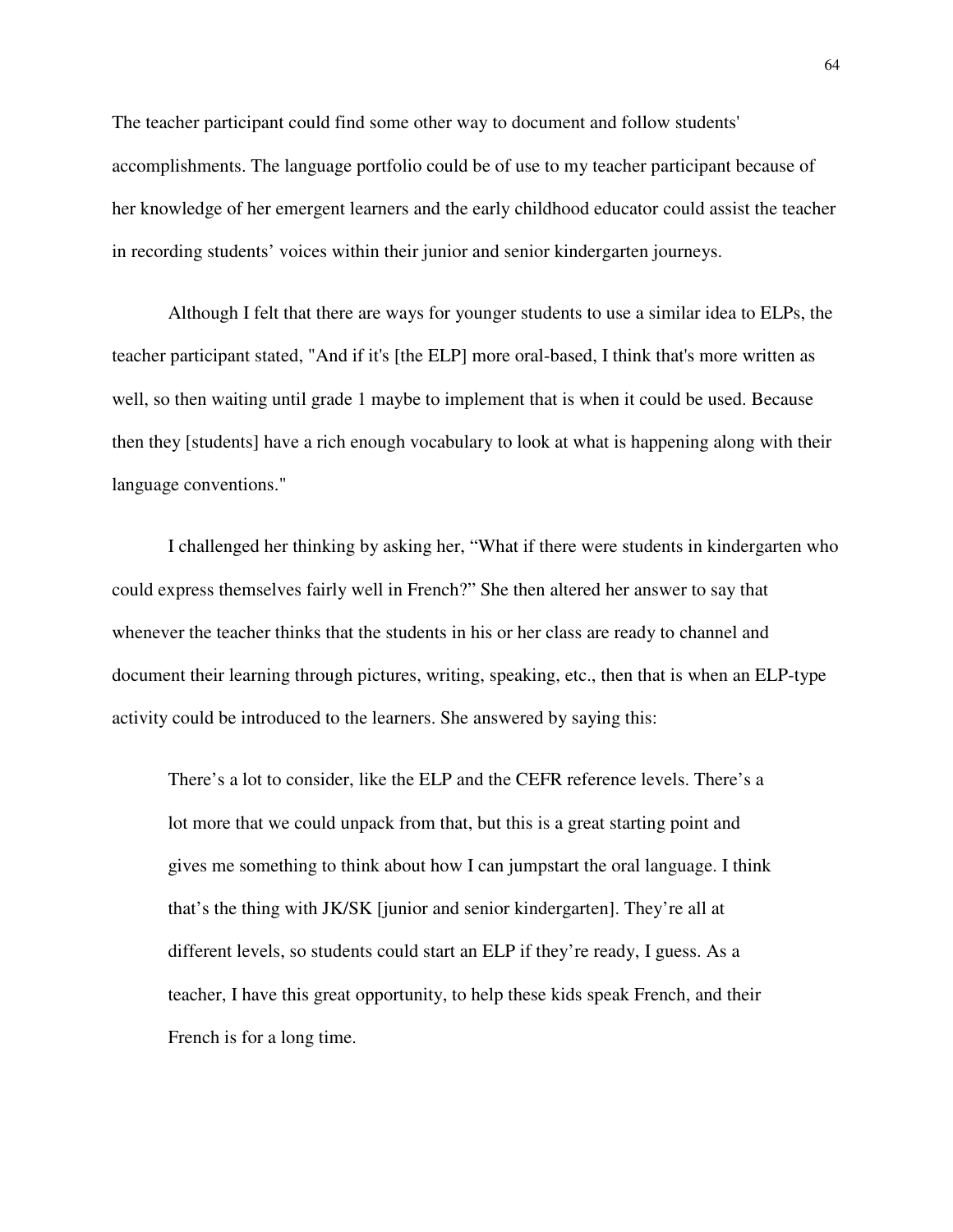The teacher participant could find some other way to document and follow students' accomplishments. The language portfolio could be of use to my teacher participant because of her knowledge of her emergent learners and the early childhood educator could assist the teacher in recording students' voices within their junior and senior kindergarten journeys.

Although I felt that there are ways for younger students to use a similar idea to ELPs, the teacher participant stated, "And if it's [the ELP] more oral-based, I think that's more written as well, so then waiting until grade 1 maybe to implement that is when it could be used. Because then they [students] have a rich enough vocabulary to look at what is happening along with their language conventions."

I challenged her thinking by asking her, "What if there were students in kindergarten who could express themselves fairly well in French?" She then altered her answer to say that whenever the teacher thinks that the students in his or her class are ready to channel and document their learning through pictures, writing, speaking, etc., then that is when an ELP-type activity could be introduced to the learners. She answered by saying this:

> There's a lot to consider, like the ELP and the CEFR reference levels. There's a lot more that we could unpack from that, but this is a great starting point and gives me something to think about how I can jumpstart the oral language. I think that's the thing with JK/SK [junior and senior kindergarten]. They're all at different levels, so students could start an ELP if they're ready, I guess. As a teacher, I have this great opportunity, to help these kids speak French, and their French is for a long time.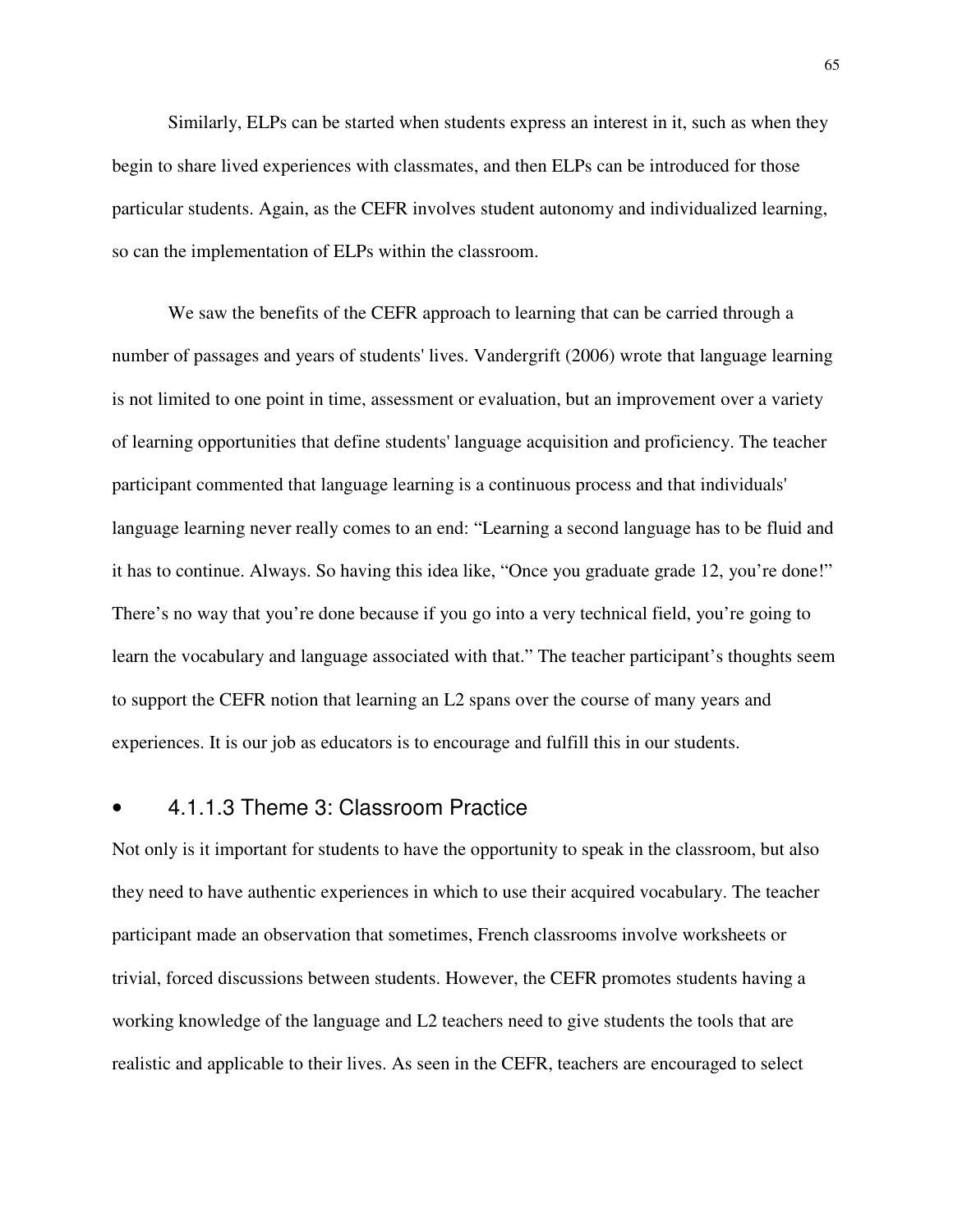Similarly, ELPs can be started when students express an interest in it, such as when they begin to share lived experiences with classmates, and then ELPs can be introduced for those particular students. Again, as the CEFR involves student autonomy and individualized learning, so can the implementation of ELPs within the classroom.

We saw the benefits of the CEFR approach to learning that can be carried through a number of passages and years of students' lives. Vandergrift (2006) wrote that language learning is not limited to one point in time, assessment or evaluation, but an improvement over a variety of learning opportunities that define students' language acquisition and proficiency. The teacher participant commented that language learning is a continuous process and that individuals' language learning never really comes to an end: "Learning a second language has to be fluid and it has to continue. Always. So having this idea like, "Once you graduate grade 12, you're done!" There's no way that you're done because if you go into a very technical field, you're going to learn the vocabulary and language associated with that." The teacher participant's thoughts seem to support the CEFR notion that learning an L2 spans over the course of many years and experiences. It is our job as educators is to encourage and fulfill this in our students.

- #### 4.1.1.3 Theme 3: Classroom Practice

Not only is it important for students to have the opportunity to speak in the classroom, but also they need to have authentic experiences in which to use their acquired vocabulary. The teacher participant made an observation that sometimes, French classrooms involve worksheets or trivial, forced discussions between students. However, the CEFR promotes students having a working knowledge of the language and L2 teachers need to give students the tools that are realistic and applicable to their lives. As seen in the CEFR, teachers are encouraged to select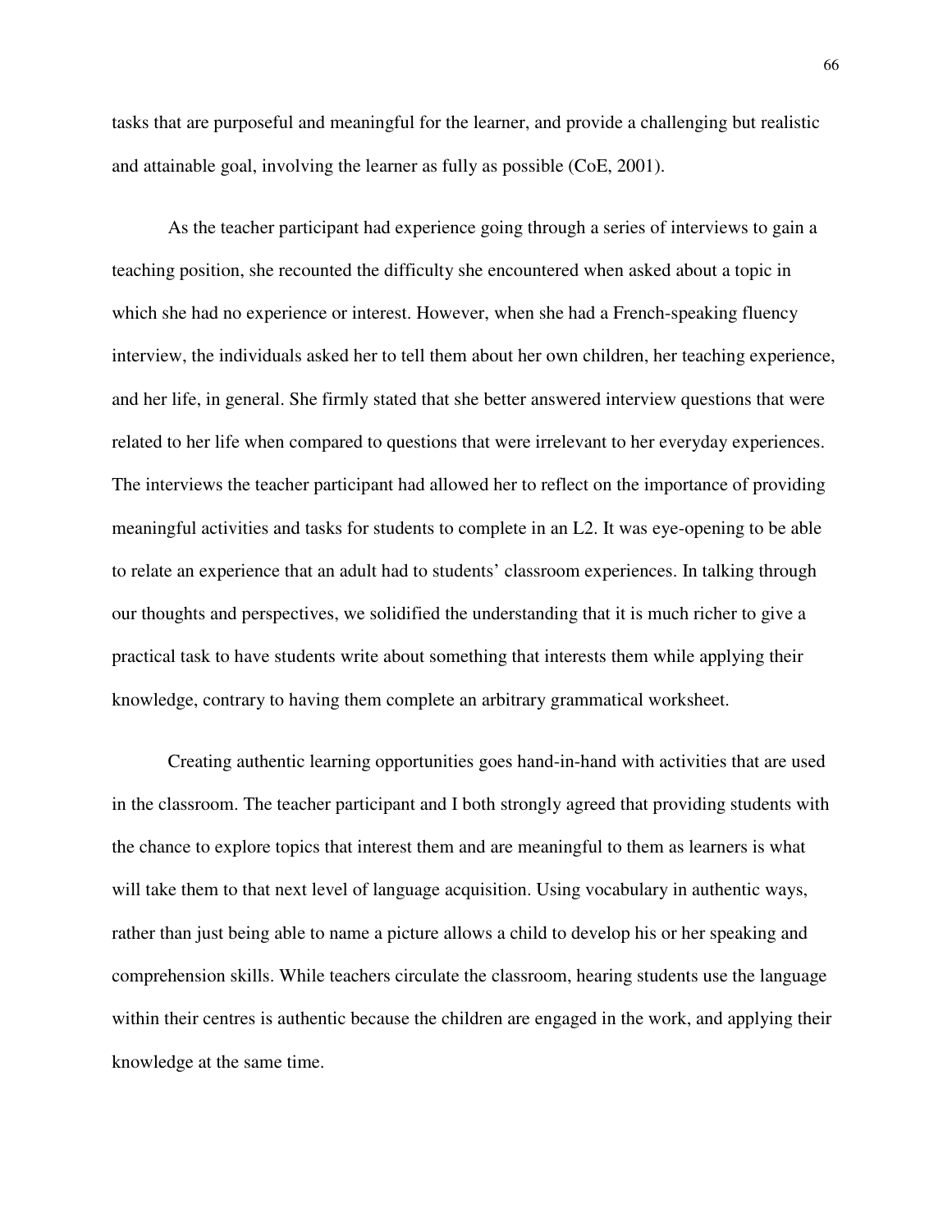tasks that are purposeful and meaningful for the learner, and provide a challenging but realistic and attainable goal, involving the learner as fully as possible (CoE, 2001).

As the teacher participant had experience going through a series of interviews to gain a teaching position, she recounted the difficulty she encountered when asked about a topic in which she had no experience or interest. However, when she had a French-speaking fluency interview, the individuals asked her to tell them about her own children, her teaching experience, and her life, in general. She firmly stated that she better answered interview questions that were related to her life when compared to questions that were irrelevant to her everyday experiences. The interviews the teacher participant had allowed her to reflect on the importance of providing meaningful activities and tasks for students to complete in an L2. It was eye-opening to be able to relate an experience that an adult had to students' classroom experiences. In talking through our thoughts and perspectives, we solidified the understanding that it is much richer to give a practical task to have students write about something that interests them while applying their knowledge, contrary to having them complete an arbitrary grammatical worksheet.

Creating authentic learning opportunities goes hand-in-hand with activities that are used in the classroom. The teacher participant and I both strongly agreed that providing students with the chance to explore topics that interest them and are meaningful to them as learners is what will take them to that next level of language acquisition. Using vocabulary in authentic ways, rather than just being able to name a picture allows a child to develop his or her speaking and comprehension skills. While teachers circulate the classroom, hearing students use the language within their centres is authentic because the children are engaged in the work, and applying their knowledge at the same time.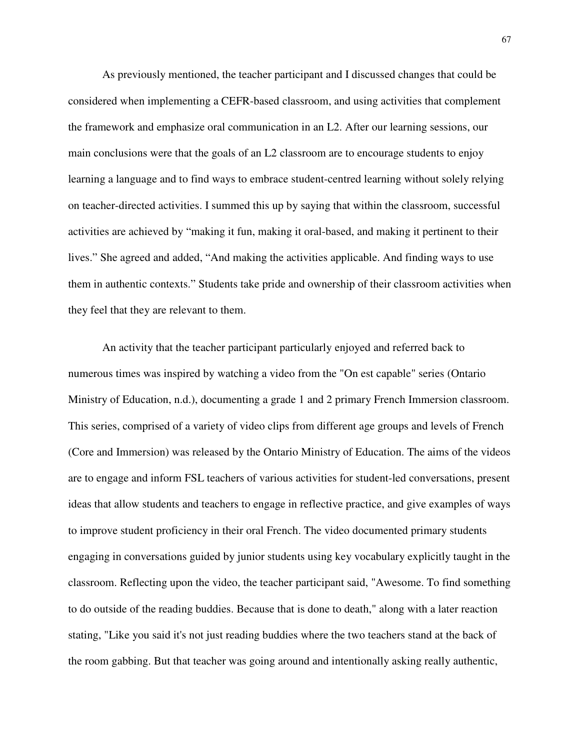As previously mentioned, the teacher participant and I discussed changes that could be considered when implementing a CEFR-based classroom, and using activities that complement the framework and emphasize oral communication in an L2. After our learning sessions, our main conclusions were that the goals of an L2 classroom are to encourage students to enjoy learning a language and to find ways to embrace student-centred learning without solely relying on teacher-directed activities. I summed this up by saying that within the classroom, successful activities are achieved by "making it fun, making it oral-based, and making it pertinent to their lives." She agreed and added, "And making the activities applicable. And finding ways to use them in authentic contexts." Students take pride and ownership of their classroom activities when they feel that they are relevant to them.

An activity that the teacher participant particularly enjoyed and referred back to numerous times was inspired by watching a video from the "On est capable" series (Ontario Ministry of Education, n.d.), documenting a grade 1 and 2 primary French Immersion classroom. This series, comprised of a variety of video clips from different age groups and levels of French (Core and Immersion) was released by the Ontario Ministry of Education. The aims of the videos are to engage and inform FSL teachers of various activities for student-led conversations, present ideas that allow students and teachers to engage in reflective practice, and give examples of ways to improve student proficiency in their oral French. The video documented primary students engaging in conversations guided by junior students using key vocabulary explicitly taught in the classroom. Reflecting upon the video, the teacher participant said, "Awesome. To find something to do outside of the reading buddies. Because that is done to death," along with a later reaction stating, "Like you said it's not just reading buddies where the two teachers stand at the back of the room gabbing. But that teacher was going around and intentionally asking really authentic,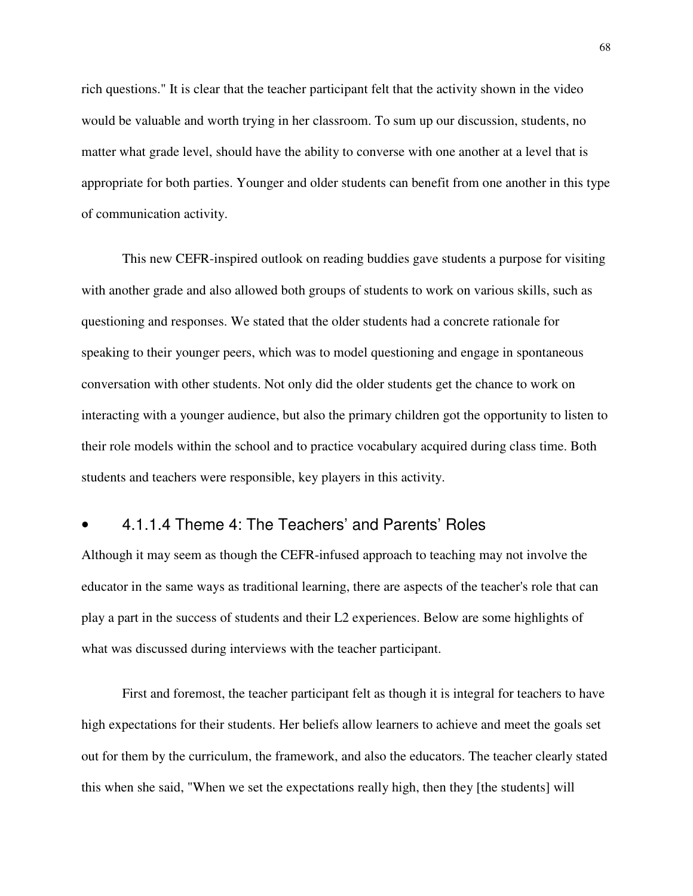rich questions." It is clear that the teacher participant felt that the activity shown in the video would be valuable and worth trying in her classroom. To sum up our discussion, students, no matter what grade level, should have the ability to converse with one another at a level that is appropriate for both parties. Younger and older students can benefit from one another in this type of communication activity.

This new CEFR-inspired outlook on reading buddies gave students a purpose for visiting with another grade and also allowed both groups of students to work on various skills, such as questioning and responses. We stated that the older students had a concrete rationale for speaking to their younger peers, which was to model questioning and engage in spontaneous conversation with other students. Not only did the older students get the chance to work on interacting with a younger audience, but also the primary children got the opportunity to listen to their role models within the school and to practice vocabulary acquired during class time. Both students and teachers were responsible, key players in this activity.

#### 4.1.1.4 Theme 4: The Teachers' and Parents' Roles

Although it may seem as though the CEFR-infused approach to teaching may not involve the educator in the same ways as traditional learning, there are aspects of the teacher's role that can play a part in the success of students and their L2 experiences. Below are some highlights of what was discussed during interviews with the teacher participant.

First and foremost, the teacher participant felt as though it is integral for teachers to have high expectations for their students. Her beliefs allow learners to achieve and meet the goals set out for them by the curriculum, the framework, and also the educators. The teacher clearly stated this when she said, "When we set the expectations really high, then they [the students] will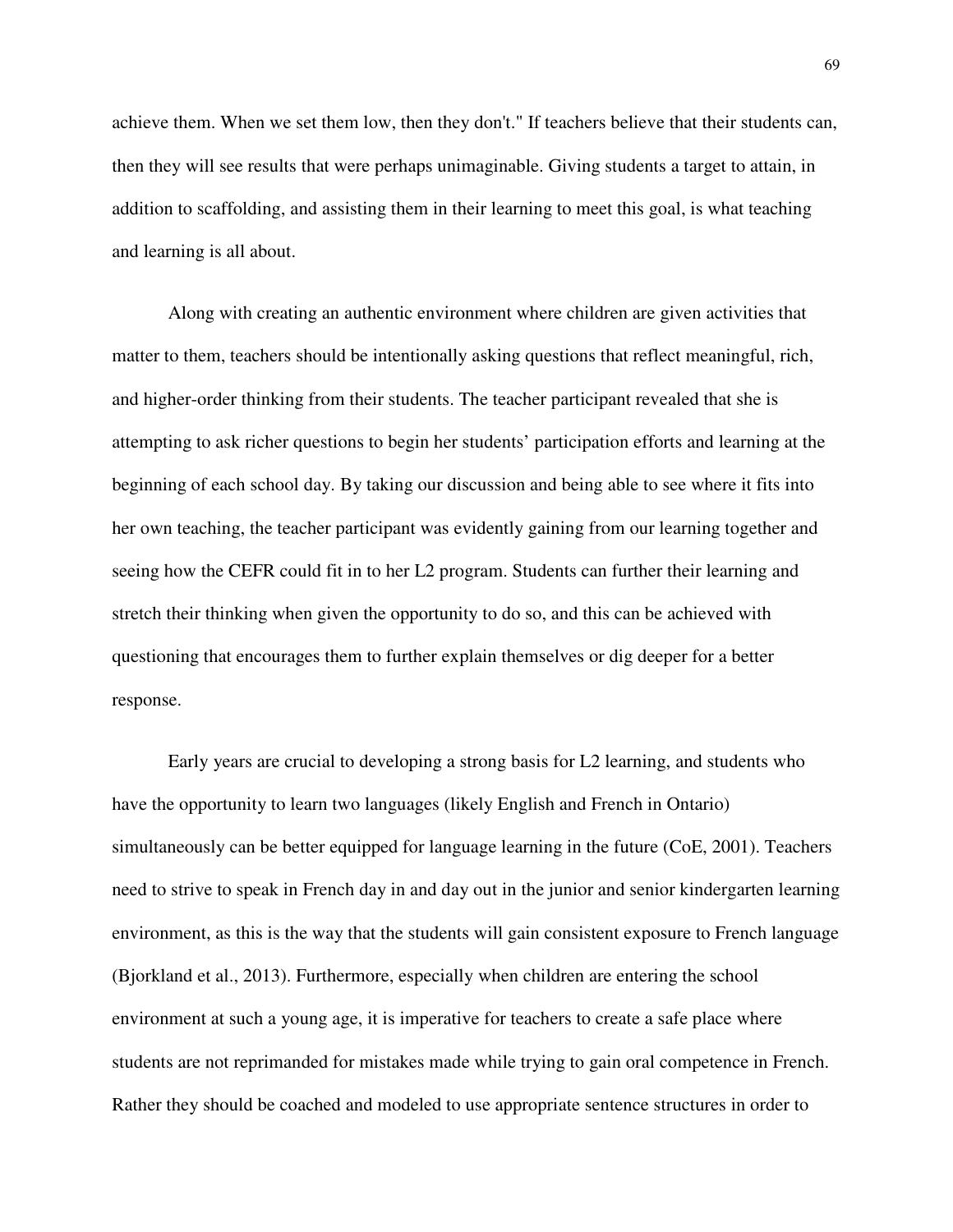achieve them. When we set them low, then they don't." If teachers believe that their students can, then they will see results that were perhaps unimaginable. Giving students a target to attain, in addition to scaffolding, and assisting them in their learning to meet this goal, is what teaching and learning is all about.

Along with creating an authentic environment where children are given activities that matter to them, teachers should be intentionally asking questions that reflect meaningful, rich, and higher-order thinking from their students. The teacher participant revealed that she is attempting to ask richer questions to begin her students' participation efforts and learning at the beginning of each school day. By taking our discussion and being able to see where it fits into her own teaching, the teacher participant was evidently gaining from our learning together and seeing how the CEFR could fit in to her L2 program. Students can further their learning and stretch their thinking when given the opportunity to do so, and this can be achieved with questioning that encourages them to further explain themselves or dig deeper for a better response.

Early years are crucial to developing a strong basis for L2 learning, and students who have the opportunity to learn two languages (likely English and French in Ontario) simultaneously can be better equipped for language learning in the future (CoE, 2001). Teachers need to strive to speak in French day in and day out in the junior and senior kindergarten learning environment, as this is the way that the students will gain consistent exposure to French language (Bjorkland et al., 2013). Furthermore, especially when children are entering the school environment at such a young age, it is imperative for teachers to create a safe place where students are not reprimanded for mistakes made while trying to gain oral competence in French. Rather they should be coached and modeled to use appropriate sentence structures in order to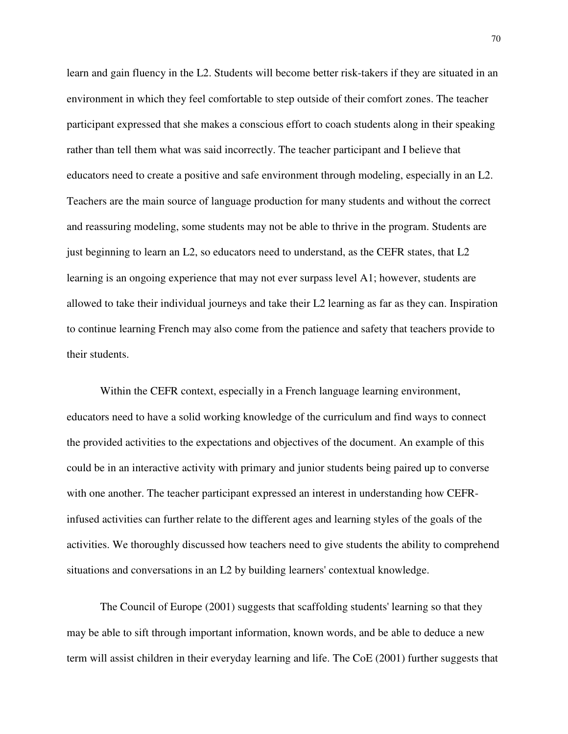learn and gain fluency in the L2. Students will become better risk-takers if they are situated in an environment in which they feel comfortable to step outside of their comfort zones. The teacher participant expressed that she makes a conscious effort to coach students along in their speaking rather than tell them what was said incorrectly. The teacher participant and I believe that educators need to create a positive and safe environment through modeling, especially in an L2. Teachers are the main source of language production for many students and without the correct and reassuring modeling, some students may not be able to thrive in the program. Students are just beginning to learn an L2, so educators need to understand, as the CEFR states, that L2 learning is an ongoing experience that may not ever surpass level A1; however, students are allowed to take their individual journeys and take their L2 learning as far as they can. Inspiration to continue learning French may also come from the patience and safety that teachers provide to their students.

Within the CEFR context, especially in a French language learning environment, educators need to have a solid working knowledge of the curriculum and find ways to connect the provided activities to the expectations and objectives of the document. An example of this could be in an interactive activity with primary and junior students being paired up to converse with one another. The teacher participant expressed an interest in understanding how CEFR-infused activities can further relate to the different ages and learning styles of the goals of the activities. We thoroughly discussed how teachers need to give students the ability to comprehend situations and conversations in an L2 by building learners' contextual knowledge.

The Council of Europe (2001) suggests that scaffolding students' learning so that they may be able to sift through important information, known words, and be able to deduce a new term will assist children in their everyday learning and life. The CoE (2001) further suggests that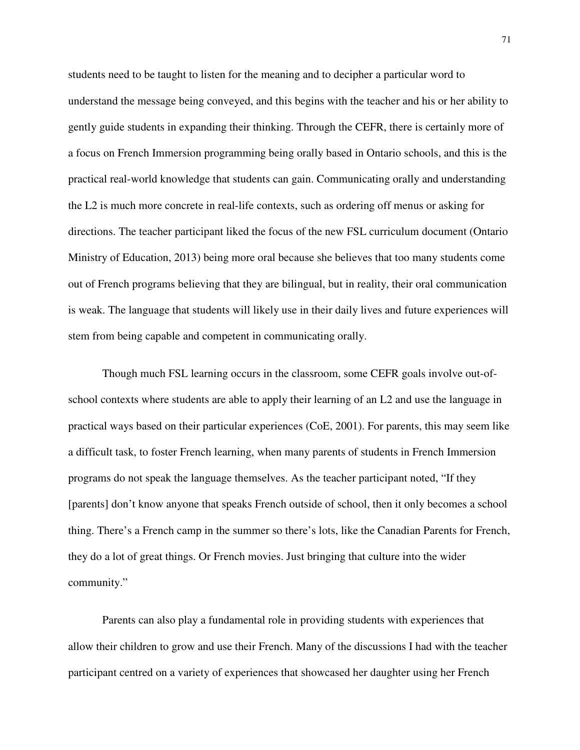students need to be taught to listen for the meaning and to decipher a particular word to understand the message being conveyed, and this begins with the teacher and his or her ability to gently guide students in expanding their thinking. Through the CEFR, there is certainly more of a focus on French Immersion programming being orally based in Ontario schools, and this is the practical real-world knowledge that students can gain. Communicating orally and understanding the L2 is much more concrete in real-life contexts, such as ordering off menus or asking for directions. The teacher participant liked the focus of the new FSL curriculum document (Ontario Ministry of Education, 2013) being more oral because she believes that too many students come out of French programs believing that they are bilingual, but in reality, their oral communication is weak. The language that students will likely use in their daily lives and future experiences will stem from being capable and competent in communicating orally.

Though much FSL learning occurs in the classroom, some CEFR goals involve out-of-school contexts where students are able to apply their learning of an L2 and use the language in practical ways based on their particular experiences (CoE, 2001). For parents, this may seem like a difficult task, to foster French learning, when many parents of students in French Immersion programs do not speak the language themselves. As the teacher participant noted, "If they [parents] don't know anyone that speaks French outside of school, then it only becomes a school thing. There's a French camp in the summer so there's lots, like the Canadian Parents for French, they do a lot of great things. Or French movies. Just bringing that culture into the wider community."

Parents can also play a fundamental role in providing students with experiences that allow their children to grow and use their French. Many of the discussions I had with the teacher participant centred on a variety of experiences that showcased her daughter using her French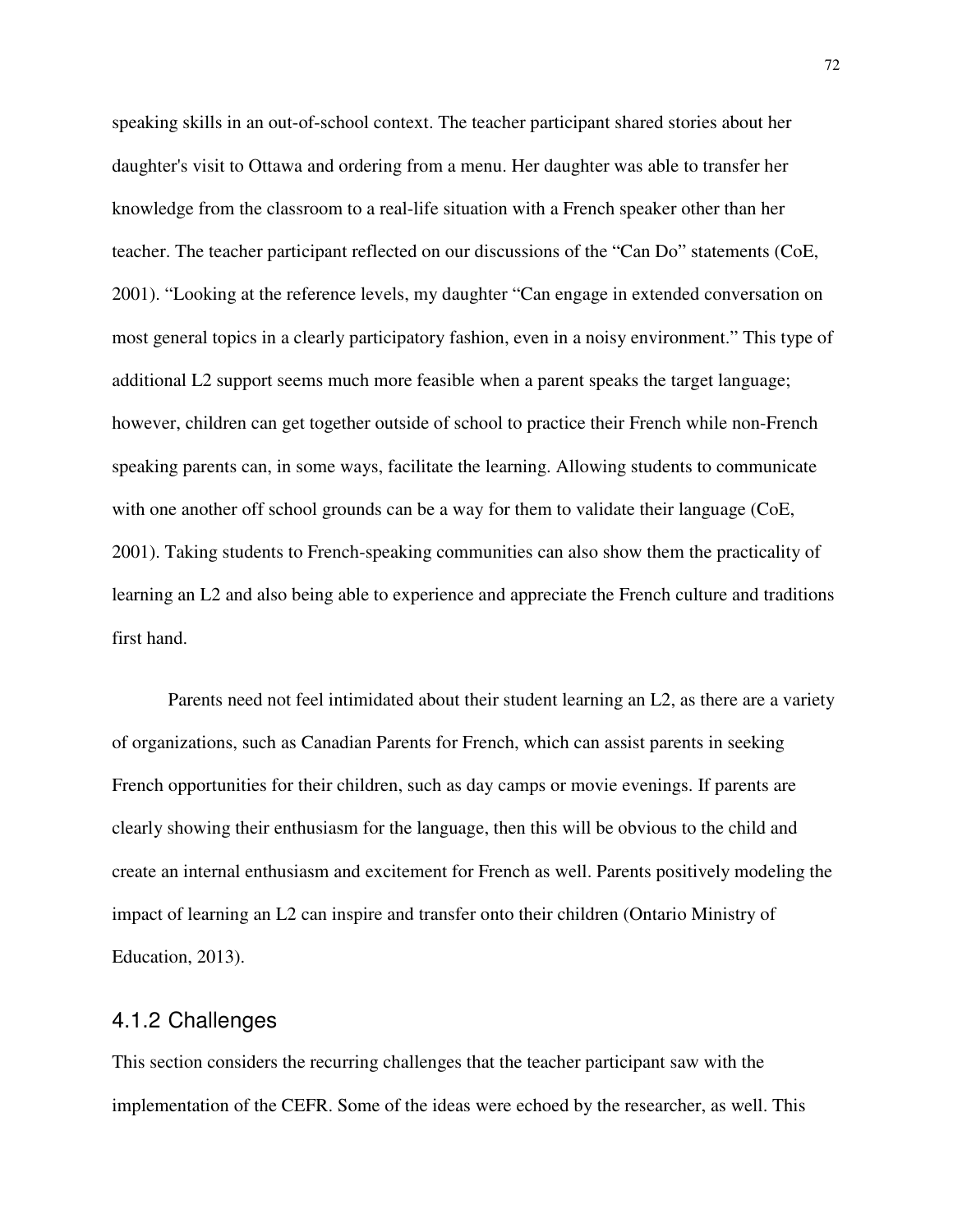speaking skills in an out-of-school context. The teacher participant shared stories about her daughter's visit to Ottawa and ordering from a menu. Her daughter was able to transfer her knowledge from the classroom to a real-life situation with a French speaker other than her teacher. The teacher participant reflected on our discussions of the "Can Do" statements (CoE, 2001). "Looking at the reference levels, my daughter "Can engage in extended conversation on most general topics in a clearly participatory fashion, even in a noisy environment." This type of additional L2 support seems much more feasible when a parent speaks the target language; however, children can get together outside of school to practice their French while non-French speaking parents can, in some ways, facilitate the learning. Allowing students to communicate with one another off school grounds can be a way for them to validate their language (CoE, 2001). Taking students to French-speaking communities can also show them the practicality of learning an L2 and also being able to experience and appreciate the French culture and traditions first hand.

Parents need not feel intimidated about their student learning an L2, as there are a variety of organizations, such as Canadian Parents for French, which can assist parents in seeking French opportunities for their children, such as day camps or movie evenings. If parents are clearly showing their enthusiasm for the language, then this will be obvious to the child and create an internal enthusiasm and excitement for French as well. Parents positively modeling the impact of learning an L2 can inspire and transfer onto their children (Ontario Ministry of Education, 2013).

### 4.1.2 Challenges

This section considers the recurring challenges that the teacher participant saw with the implementation of the CEFR. Some of the ideas were echoed by the researcher, as well. This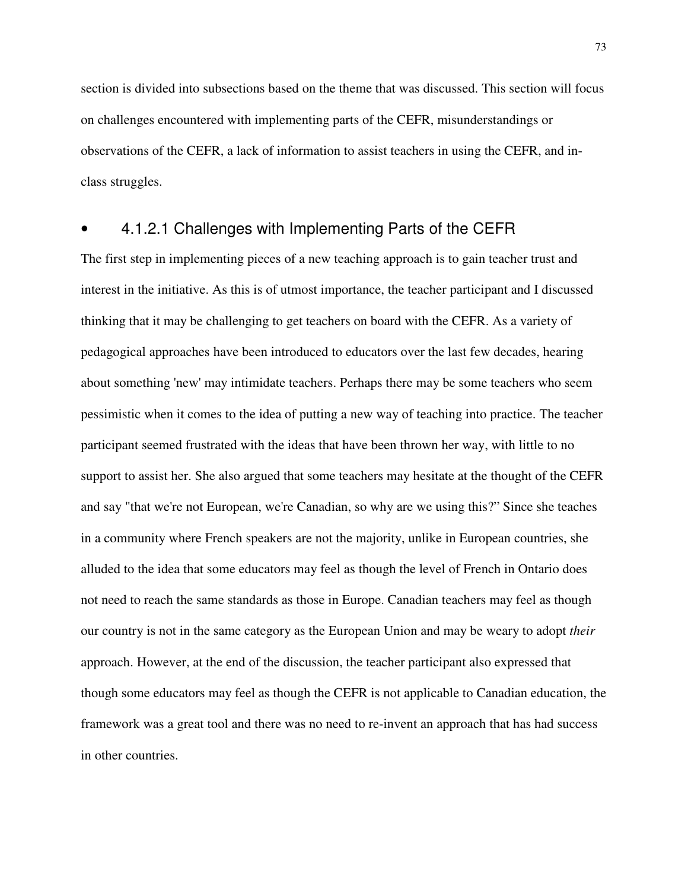section is divided into subsections based on the theme that was discussed. This section will focus on challenges encountered with implementing parts of the CEFR, misunderstandings or observations of the CEFR, a lack of information to assist teachers in using the CEFR, and in-class struggles.

#### • 4.1.2.1 Challenges with Implementing Parts of the CEFR

The first step in implementing pieces of a new teaching approach is to gain teacher trust and interest in the initiative. As this is of utmost importance, the teacher participant and I discussed thinking that it may be challenging to get teachers on board with the CEFR. As a variety of pedagogical approaches have been introduced to educators over the last few decades, hearing about something 'new' may intimidate teachers. Perhaps there may be some teachers who seem pessimistic when it comes to the idea of putting a new way of teaching into practice. The teacher participant seemed frustrated with the ideas that have been thrown her way, with little to no support to assist her. She also argued that some teachers may hesitate at the thought of the CEFR and say "that we're not European, we're Canadian, so why are we using this?" Since she teaches in a community where French speakers are not the majority, unlike in European countries, she alluded to the idea that some educators may feel as though the level of French in Ontario does not need to reach the same standards as those in Europe. Canadian teachers may feel as though our country is not in the same category as the European Union and may be weary to adopt *their* approach. However, at the end of the discussion, the teacher participant also expressed that though some educators may feel as though the CEFR is not applicable to Canadian education, the framework was a great tool and there was no need to re-invent an approach that has had success in other countries.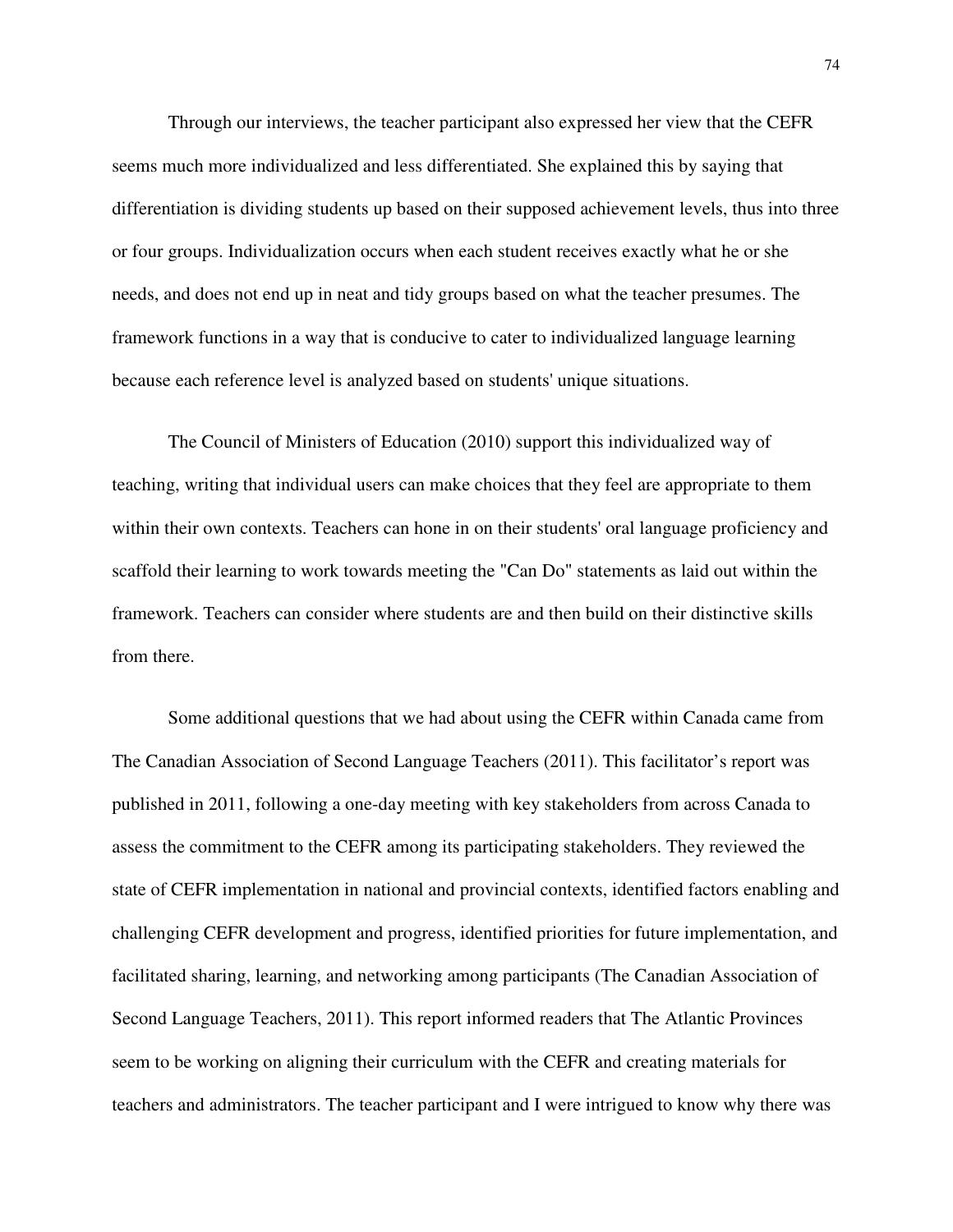Through our interviews, the teacher participant also expressed her view that the CEFR seems much more individualized and less differentiated. She explained this by saying that differentiation is dividing students up based on their supposed achievement levels, thus into three or four groups. Individualization occurs when each student receives exactly what he or she needs, and does not end up in neat and tidy groups based on what the teacher presumes. The framework functions in a way that is conducive to cater to individualized language learning because each reference level is analyzed based on students' unique situations.

The Council of Ministers of Education (2010) support this individualized way of teaching, writing that individual users can make choices that they feel are appropriate to them within their own contexts. Teachers can hone in on their students' oral language proficiency and scaffold their learning to work towards meeting the "Can Do" statements as laid out within the framework. Teachers can consider where students are and then build on their distinctive skills from there.

Some additional questions that we had about using the CEFR within Canada came from The Canadian Association of Second Language Teachers (2011). This facilitator's report was published in 2011, following a one-day meeting with key stakeholders from across Canada to assess the commitment to the CEFR among its participating stakeholders. They reviewed the state of CEFR implementation in national and provincial contexts, identified factors enabling and challenging CEFR development and progress, identified priorities for future implementation, and facilitated sharing, learning, and networking among participants (The Canadian Association of Second Language Teachers, 2011). This report informed readers that The Atlantic Provinces seem to be working on aligning their curriculum with the CEFR and creating materials for teachers and administrators. The teacher participant and I were intrigued to know why there was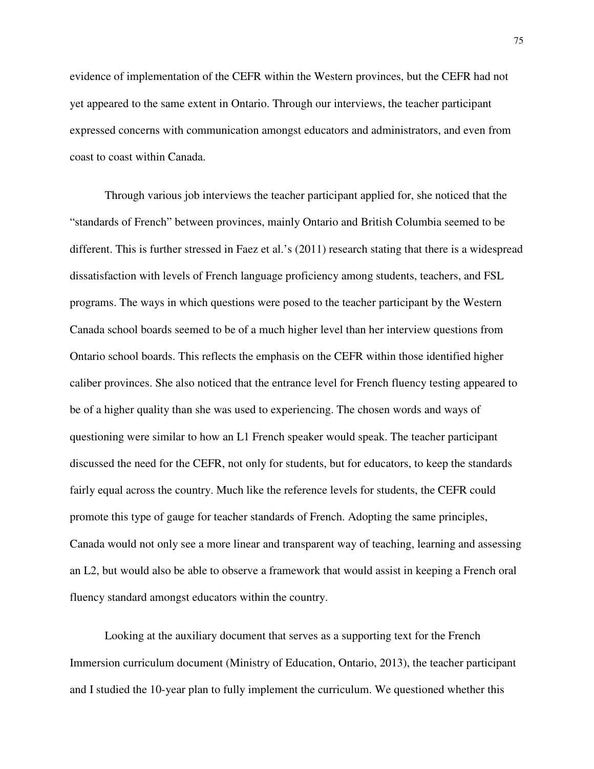evidence of implementation of the CEFR within the Western provinces, but the CEFR had not yet appeared to the same extent in Ontario. Through our interviews, the teacher participant expressed concerns with communication amongst educators and administrators, and even from coast to coast within Canada.

Through various job interviews the teacher participant applied for, she noticed that the "standards of French" between provinces, mainly Ontario and British Columbia seemed to be different. This is further stressed in Faez et al.'s (2011) research stating that there is a widespread dissatisfaction with levels of French language proficiency among students, teachers, and FSL programs. The ways in which questions were posed to the teacher participant by the Western Canada school boards seemed to be of a much higher level than her interview questions from Ontario school boards. This reflects the emphasis on the CEFR within those identified higher caliber provinces. She also noticed that the entrance level for French fluency testing appeared to be of a higher quality than she was used to experiencing. The chosen words and ways of questioning were similar to how an L1 French speaker would speak. The teacher participant discussed the need for the CEFR, not only for students, but for educators, to keep the standards fairly equal across the country. Much like the reference levels for students, the CEFR could promote this type of gauge for teacher standards of French. Adopting the same principles, Canada would not only see a more linear and transparent way of teaching, learning and assessing an L2, but would also be able to observe a framework that would assist in keeping a French oral fluency standard amongst educators within the country.

Looking at the auxiliary document that serves as a supporting text for the French Immersion curriculum document (Ministry of Education, Ontario, 2013), the teacher participant and I studied the 10-year plan to fully implement the curriculum. We questioned whether this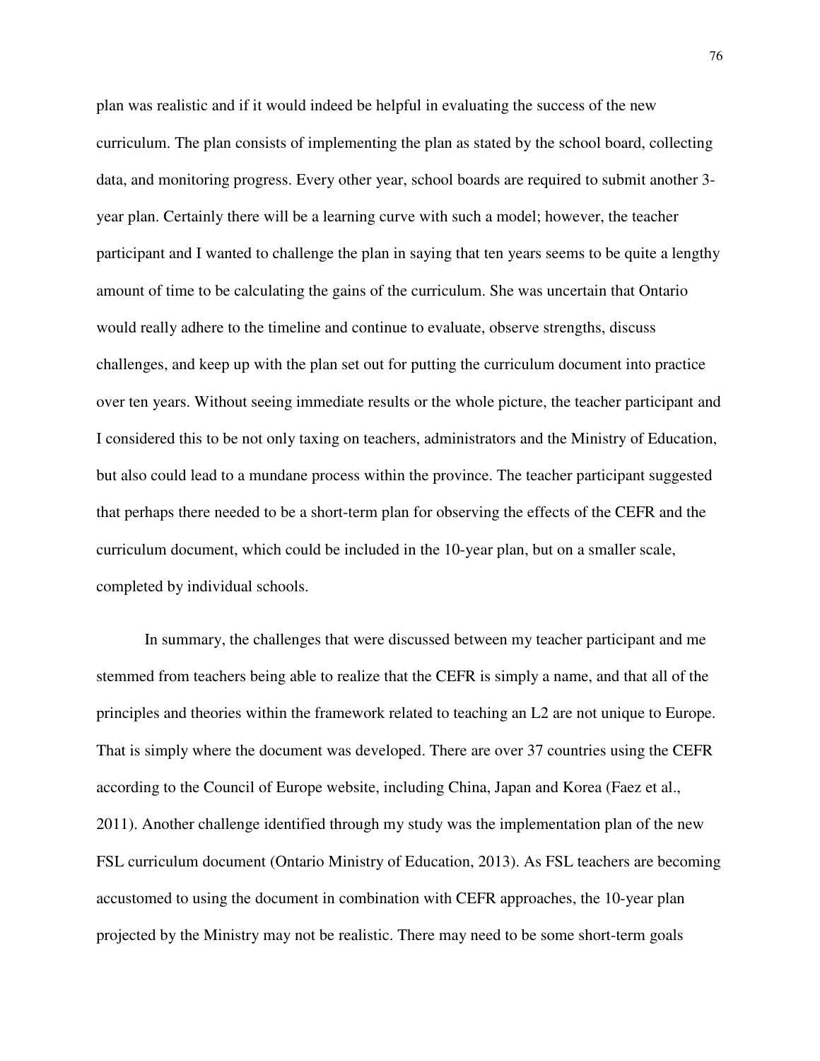plan was realistic and if it would indeed be helpful in evaluating the success of the new curriculum. The plan consists of implementing the plan as stated by the school board, collecting data, and monitoring progress. Every other year, school boards are required to submit another 3-year plan. Certainly there will be a learning curve with such a model; however, the teacher participant and I wanted to challenge the plan in saying that ten years seems to be quite a lengthy amount of time to be calculating the gains of the curriculum. She was uncertain that Ontario would really adhere to the timeline and continue to evaluate, observe strengths, discuss challenges, and keep up with the plan set out for putting the curriculum document into practice over ten years. Without seeing immediate results or the whole picture, the teacher participant and I considered this to be not only taxing on teachers, administrators and the Ministry of Education, but also could lead to a mundane process within the province. The teacher participant suggested that perhaps there needed to be a short-term plan for observing the effects of the CEFR and the curriculum document, which could be included in the 10-year plan, but on a smaller scale, completed by individual schools.

In summary, the challenges that were discussed between my teacher participant and me stemmed from teachers being able to realize that the CEFR is simply a name, and that all of the principles and theories within the framework related to teaching an L2 are not unique to Europe. That is simply where the document was developed. There are over 37 countries using the CEFR according to the Council of Europe website, including China, Japan and Korea (Faez et al., 2011). Another challenge identified through my study was the implementation plan of the new FSL curriculum document (Ontario Ministry of Education, 2013). As FSL teachers are becoming accustomed to using the document in combination with CEFR approaches, the 10-year plan projected by the Ministry may not be realistic. There may need to be some short-term goals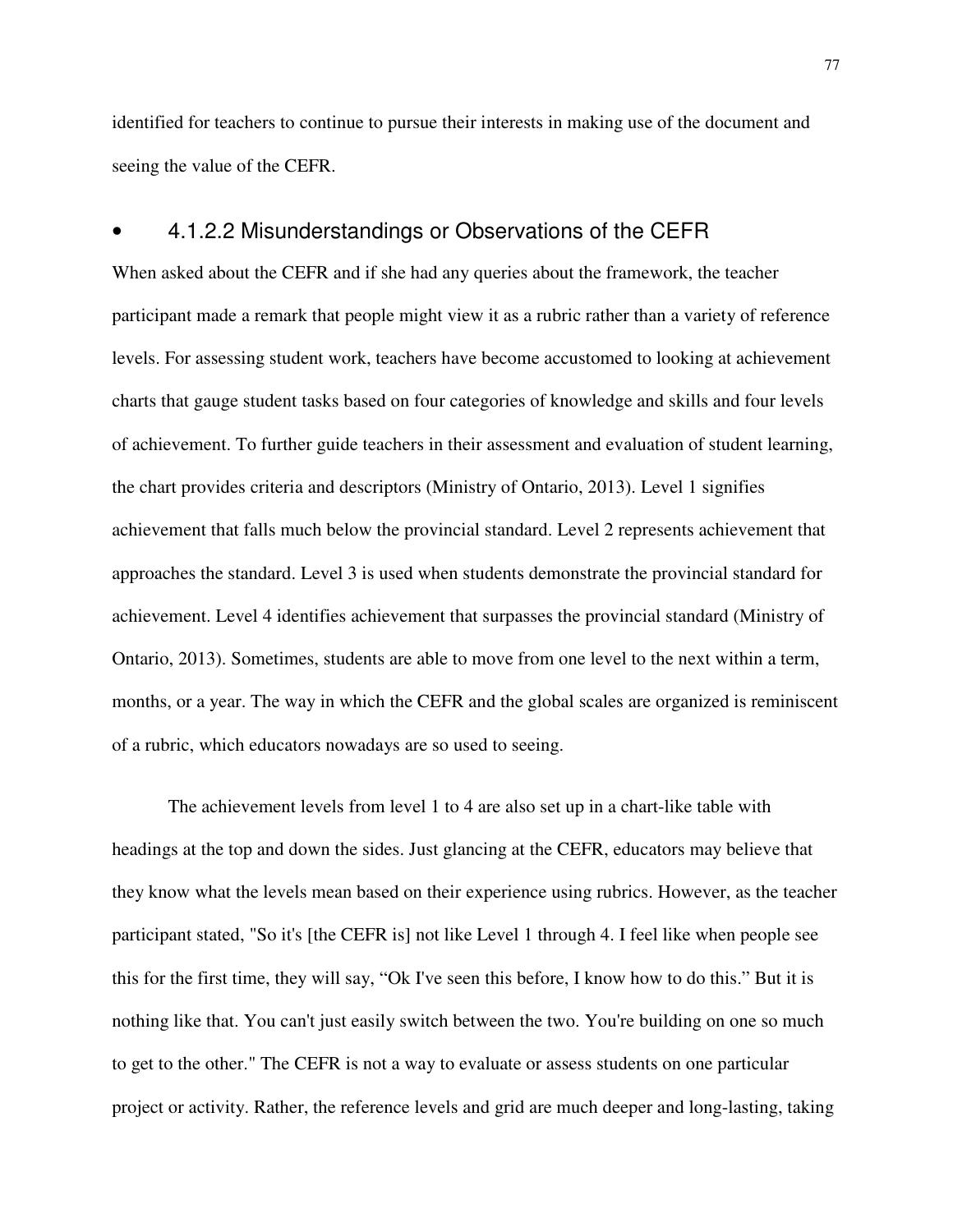identified for teachers to continue to pursue their interests in making use of the document and seeing the value of the CEFR.

#### 4.1.2.2 Misunderstandings or Observations of the CEFR

When asked about the CEFR and if she had any queries about the framework, the teacher participant made a remark that people might view it as a rubric rather than a variety of reference levels. For assessing student work, teachers have become accustomed to looking at achievement charts that gauge student tasks based on four categories of knowledge and skills and four levels of achievement. To further guide teachers in their assessment and evaluation of student learning, the chart provides criteria and descriptors (Ministry of Ontario, 2013). Level 1 signifies achievement that falls much below the provincial standard. Level 2 represents achievement that approaches the standard. Level 3 is used when students demonstrate the provincial standard for achievement. Level 4 identifies achievement that surpasses the provincial standard (Ministry of Ontario, 2013). Sometimes, students are able to move from one level to the next within a term, months, or a year. The way in which the CEFR and the global scales are organized is reminiscent of a rubric, which educators nowadays are so used to seeing.

The achievement levels from level 1 to 4 are also set up in a chart-like table with headings at the top and down the sides. Just glancing at the CEFR, educators may believe that they know what the levels mean based on their experience using rubrics. However, as the teacher participant stated, "So it's [the CEFR is] not like Level 1 through 4. I feel like when people see this for the first time, they will say, "Ok I've seen this before, I know how to do this." But it is nothing like that. You can't just easily switch between the two. You're building on one so much to get to the other." The CEFR is not a way to evaluate or assess students on one particular project or activity. Rather, the reference levels and grid are much deeper and long-lasting, taking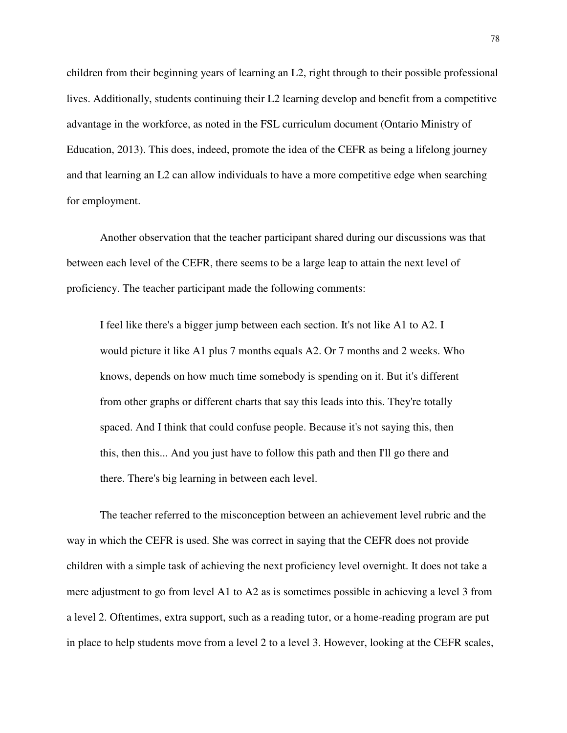children from their beginning years of learning an L2, right through to their possible professional lives. Additionally, students continuing their L2 learning develop and benefit from a competitive advantage in the workforce, as noted in the FSL curriculum document (Ontario Ministry of Education, 2013). This does, indeed, promote the idea of the CEFR as being a lifelong journey and that learning an L2 can allow individuals to have a more competitive edge when searching for employment.

Another observation that the teacher participant shared during our discussions was that between each level of the CEFR, there seems to be a large leap to attain the next level of proficiency. The teacher participant made the following comments:

> I feel like there's a bigger jump between each section. It's not like A1 to A2. I would picture it like A1 plus 7 months equals A2. Or 7 months and 2 weeks. Who knows, depends on how much time somebody is spending on it. But it's different from other graphs or different charts that say this leads into this. They're totally spaced. And I think that could confuse people. Because it's not saying this, then this, then this... And you just have to follow this path and then I'll go there and there. There's big learning in between each level.

The teacher referred to the misconception between an achievement level rubric and the way in which the CEFR is used. She was correct in saying that the CEFR does not provide children with a simple task of achieving the next proficiency level overnight. It does not take a mere adjustment to go from level A1 to A2 as is sometimes possible in achieving a level 3 from a level 2. Oftentimes, extra support, such as a reading tutor, or a home-reading program are put in place to help students move from a level 2 to a level 3. However, looking at the CEFR scales,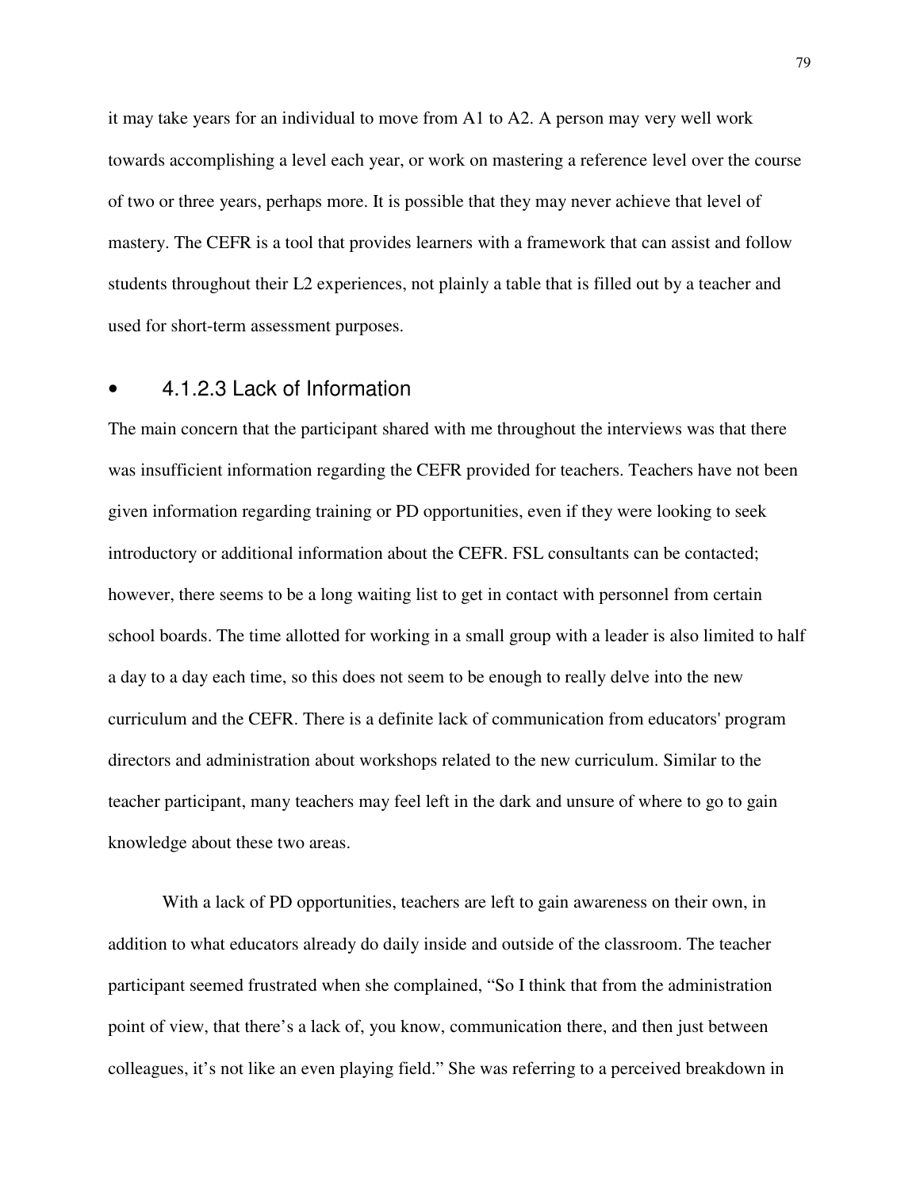it may take years for an individual to move from A1 to A2. A person may very well work towards accomplishing a level each year, or work on mastering a reference level over the course of two or three years, perhaps more. It is possible that they may never achieve that level of mastery. The CEFR is a tool that provides learners with a framework that can assist and follow students throughout their L2 experiences, not plainly a table that is filled out by a teacher and used for short-term assessment purposes.

#### 4.1.2.3 Lack of Information

The main concern that the participant shared with me throughout the interviews was that there was insufficient information regarding the CEFR provided for teachers. Teachers have not been given information regarding training or PD opportunities, even if they were looking to seek introductory or additional information about the CEFR. FSL consultants can be contacted; however, there seems to be a long waiting list to get in contact with personnel from certain school boards. The time allotted for working in a small group with a leader is also limited to half a day to a day each time, so this does not seem to be enough to really delve into the new curriculum and the CEFR. There is a definite lack of communication from educators' program directors and administration about workshops related to the new curriculum. Similar to the teacher participant, many teachers may feel left in the dark and unsure of where to go to gain knowledge about these two areas.

With a lack of PD opportunities, teachers are left to gain awareness on their own, in addition to what educators already do daily inside and outside of the classroom. The teacher participant seemed frustrated when she complained, "So I think that from the administration point of view, that there's a lack of, you know, communication there, and then just between colleagues, it's not like an even playing field." She was referring to a perceived breakdown in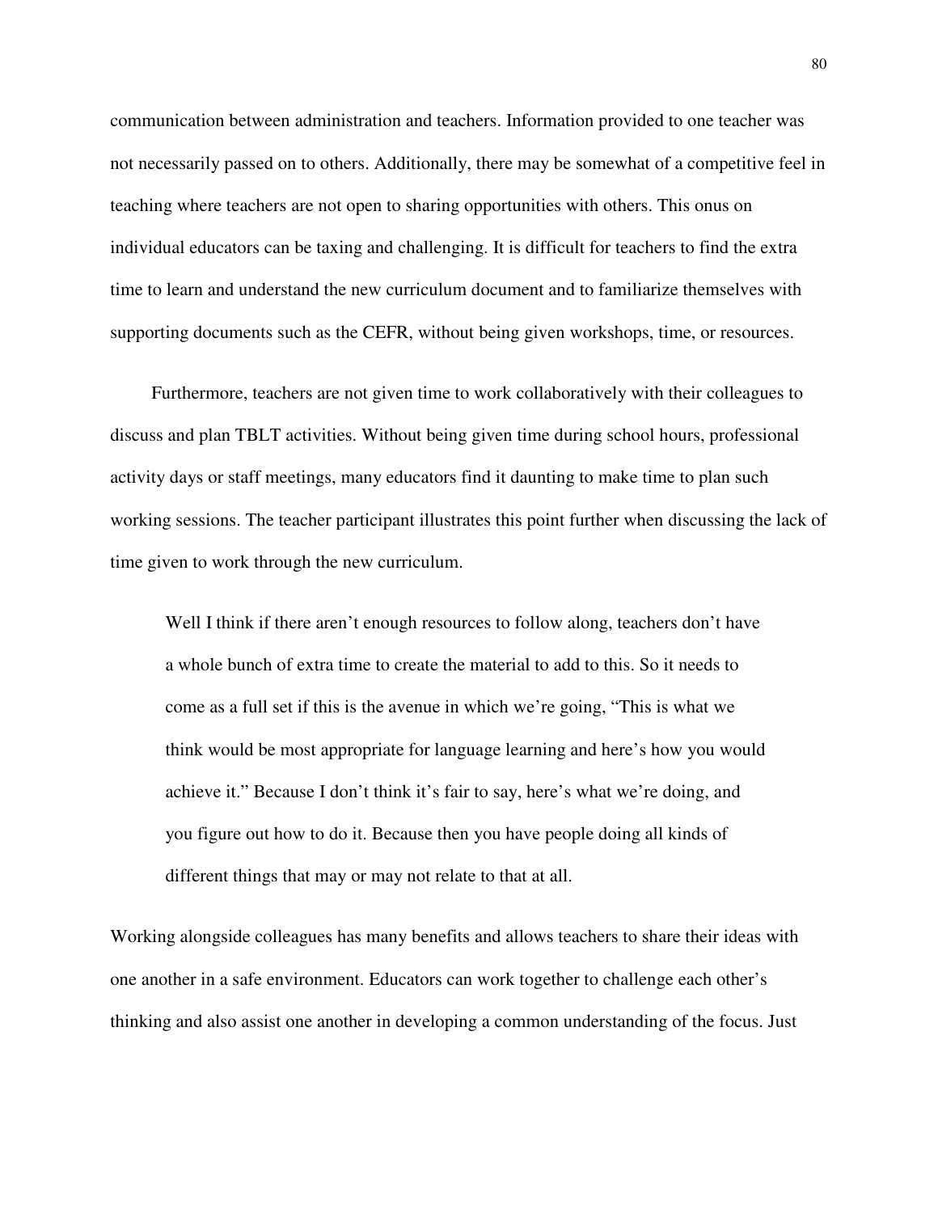communication between administration and teachers. Information provided to one teacher was not necessarily passed on to others. Additionally, there may be somewhat of a competitive feel in teaching where teachers are not open to sharing opportunities with others. This onus on individual educators can be taxing and challenging. It is difficult for teachers to find the extra time to learn and understand the new curriculum document and to familiarize themselves with supporting documents such as the CEFR, without being given workshops, time, or resources.

Furthermore, teachers are not given time to work collaboratively with their colleagues to discuss and plan TBLT activities. Without being given time during school hours, professional activity days or staff meetings, many educators find it daunting to make time to plan such working sessions. The teacher participant illustrates this point further when discussing the lack of time given to work through the new curriculum.

> Well I think if there aren't enough resources to follow along, teachers don't have a whole bunch of extra time to create the material to add to this. So it needs to come as a full set if this is the avenue in which we're going, "This is what we think would be most appropriate for language learning and here's how you would achieve it." Because I don't think it's fair to say, here's what we're doing, and you figure out how to do it. Because then you have people doing all kinds of different things that may or may not relate to that at all.

Working alongside colleagues has many benefits and allows teachers to share their ideas with one another in a safe environment. Educators can work together to challenge each other's thinking and also assist one another in developing a common understanding of the focus. Just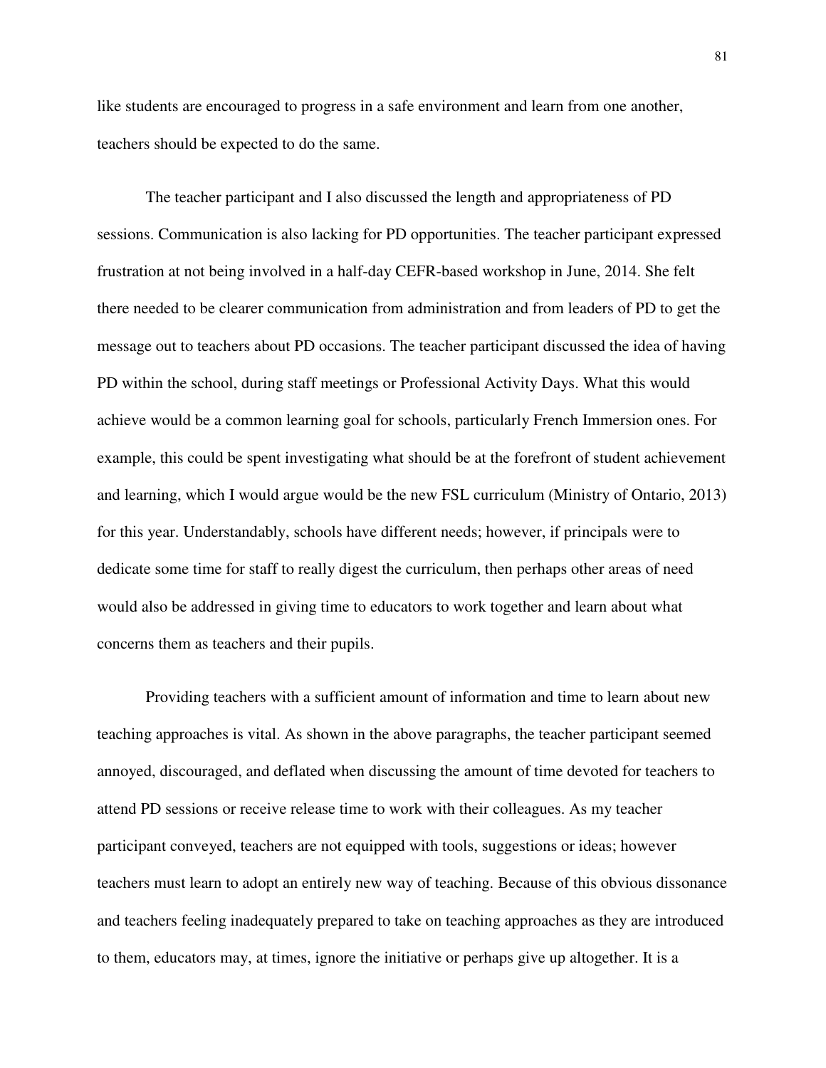like students are encouraged to progress in a safe environment and learn from one another, teachers should be expected to do the same.

The teacher participant and I also discussed the length and appropriateness of PD sessions. Communication is also lacking for PD opportunities. The teacher participant expressed frustration at not being involved in a half-day CEFR-based workshop in June, 2014. She felt there needed to be clearer communication from administration and from leaders of PD to get the message out to teachers about PD occasions. The teacher participant discussed the idea of having PD within the school, during staff meetings or Professional Activity Days. What this would achieve would be a common learning goal for schools, particularly French Immersion ones. For example, this could be spent investigating what should be at the forefront of student achievement and learning, which I would argue would be the new FSL curriculum (Ministry of Ontario, 2013) for this year. Understandably, schools have different needs; however, if principals were to dedicate some time for staff to really digest the curriculum, then perhaps other areas of need would also be addressed in giving time to educators to work together and learn about what concerns them as teachers and their pupils.

Providing teachers with a sufficient amount of information and time to learn about new teaching approaches is vital. As shown in the above paragraphs, the teacher participant seemed annoyed, discouraged, and deflated when discussing the amount of time devoted for teachers to attend PD sessions or receive release time to work with their colleagues. As my teacher participant conveyed, teachers are not equipped with tools, suggestions or ideas; however teachers must learn to adopt an entirely new way of teaching. Because of this obvious dissonance and teachers feeling inadequately prepared to take on teaching approaches as they are introduced to them, educators may, at times, ignore the initiative or perhaps give up altogether. It is a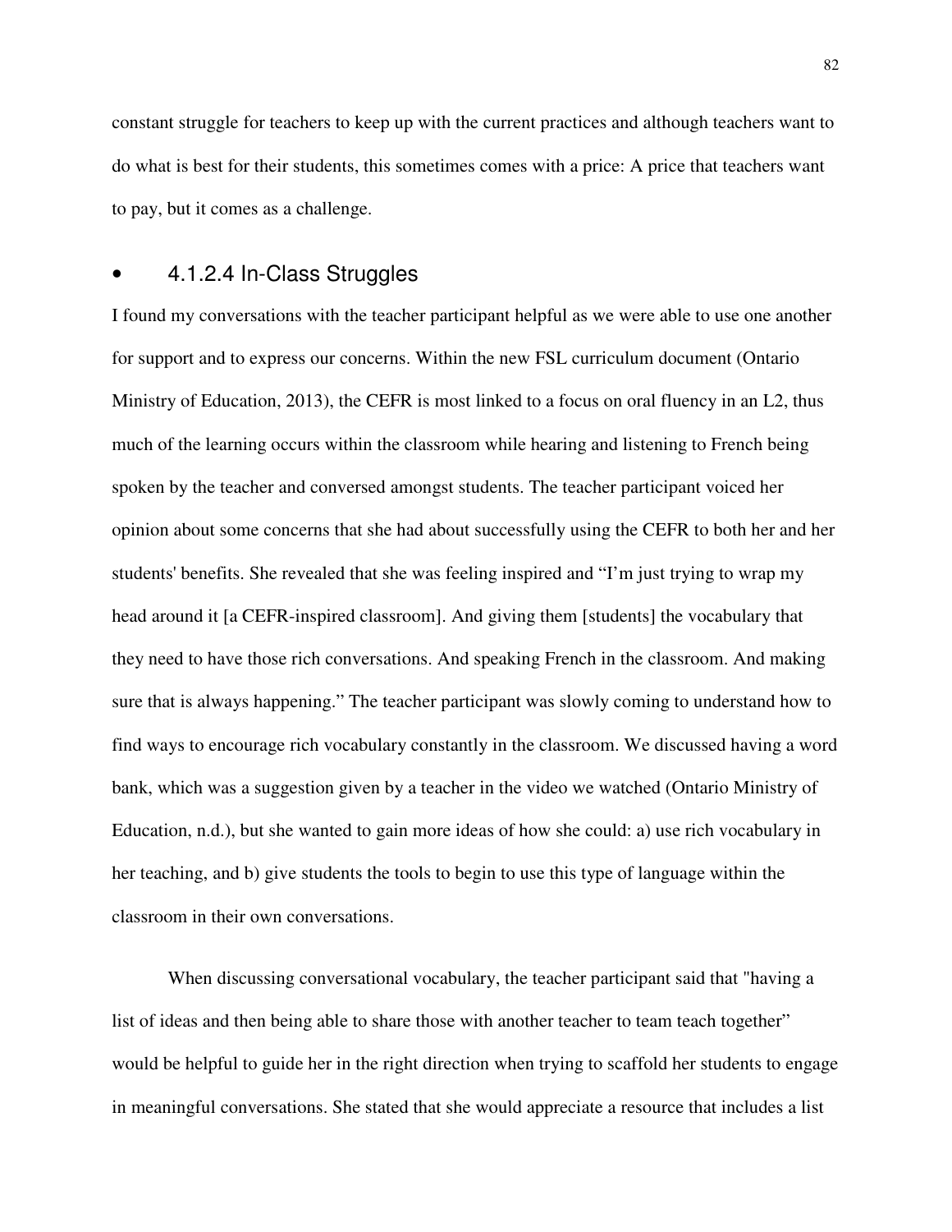constant struggle for teachers to keep up with the current practices and although teachers want to do what is best for their students, this sometimes comes with a price: A price that teachers want to pay, but it comes as a challenge.

#### • 4.1.2.4 In-Class Struggles

I found my conversations with the teacher participant helpful as we were able to use one another for support and to express our concerns. Within the new FSL curriculum document (Ontario Ministry of Education, 2013), the CEFR is most linked to a focus on oral fluency in an L2, thus much of the learning occurs within the classroom while hearing and listening to French being spoken by the teacher and conversed amongst students. The teacher participant voiced her opinion about some concerns that she had about successfully using the CEFR to both her and her students' benefits. She revealed that she was feeling inspired and "I'm just trying to wrap my head around it [a CEFR-inspired classroom]. And giving them [students] the vocabulary that they need to have those rich conversations. And speaking French in the classroom. And making sure that is always happening." The teacher participant was slowly coming to understand how to find ways to encourage rich vocabulary constantly in the classroom. We discussed having a word bank, which was a suggestion given by a teacher in the video we watched (Ontario Ministry of Education, n.d.), but she wanted to gain more ideas of how she could: a) use rich vocabulary in her teaching, and b) give students the tools to begin to use this type of language within the classroom in their own conversations.

When discussing conversational vocabulary, the teacher participant said that "having a list of ideas and then being able to share those with another teacher to team teach together" would be helpful to guide her in the right direction when trying to scaffold her students to engage in meaningful conversations. She stated that she would appreciate a resource that includes a list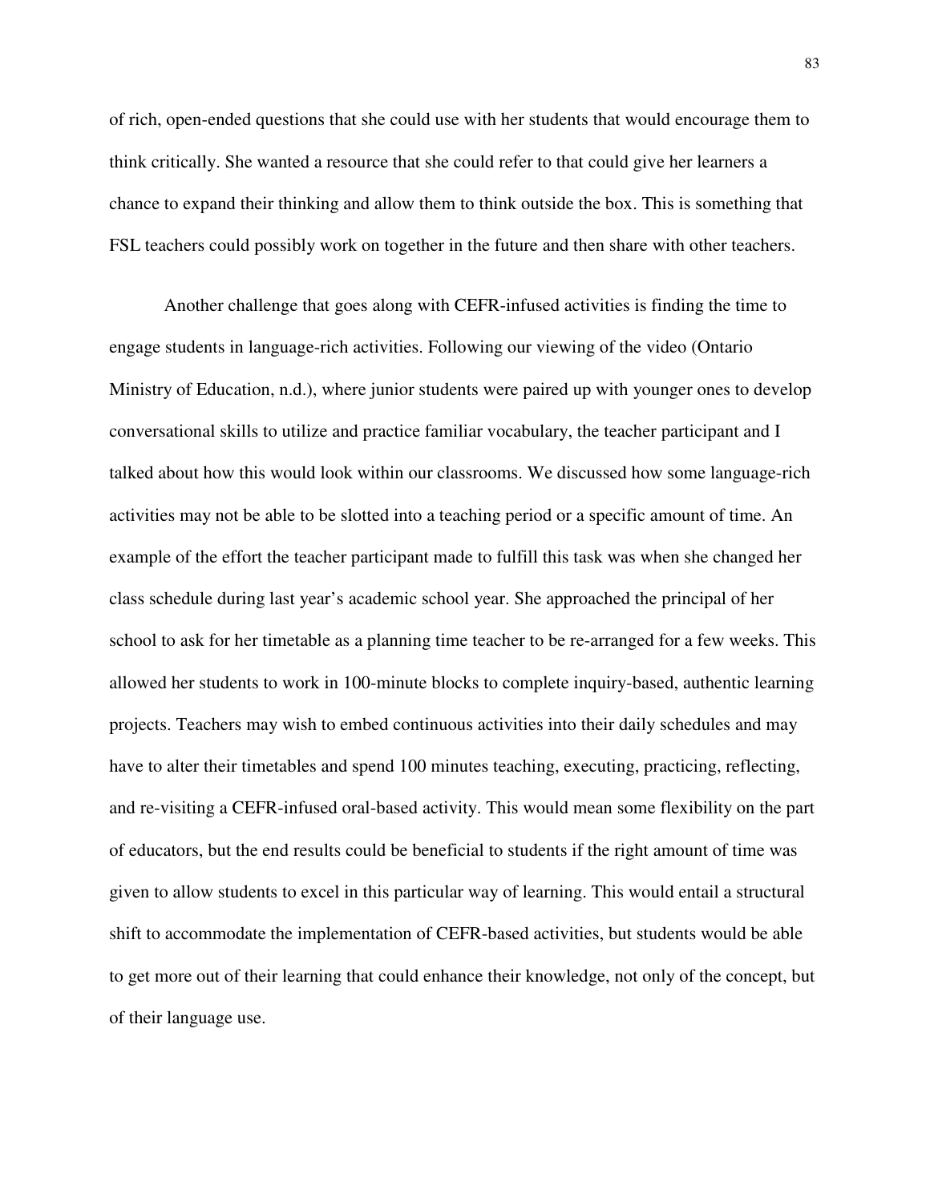of rich, open-ended questions that she could use with her students that would encourage them to think critically. She wanted a resource that she could refer to that could give her learners a chance to expand their thinking and allow them to think outside the box. This is something that FSL teachers could possibly work on together in the future and then share with other teachers.

Another challenge that goes along with CEFR-infused activities is finding the time to engage students in language-rich activities. Following our viewing of the video (Ontario Ministry of Education, n.d.), where junior students were paired up with younger ones to develop conversational skills to utilize and practice familiar vocabulary, the teacher participant and I talked about how this would look within our classrooms. We discussed how some language-rich activities may not be able to be slotted into a teaching period or a specific amount of time. An example of the effort the teacher participant made to fulfill this task was when she changed her class schedule during last year's academic school year. She approached the principal of her school to ask for her timetable as a planning time teacher to be re-arranged for a few weeks. This allowed her students to work in 100-minute blocks to complete inquiry-based, authentic learning projects. Teachers may wish to embed continuous activities into their daily schedules and may have to alter their timetables and spend 100 minutes teaching, executing, practicing, reflecting, and re-visiting a CEFR-infused oral-based activity. This would mean some flexibility on the part of educators, but the end results could be beneficial to students if the right amount of time was given to allow students to excel in this particular way of learning. This would entail a structural shift to accommodate the implementation of CEFR-based activities, but students would be able to get more out of their learning that could enhance their knowledge, not only of the concept, but of their language use.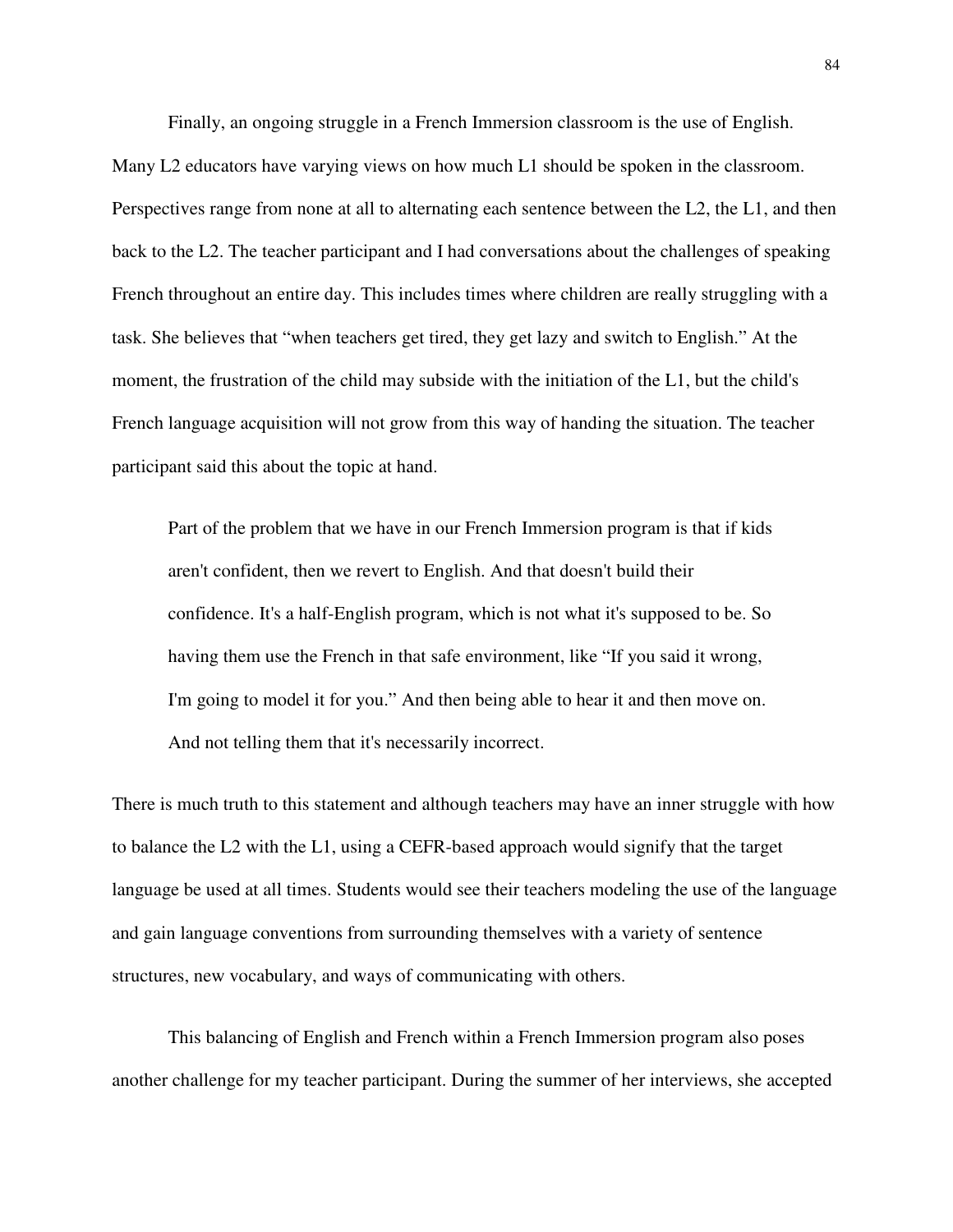Finally, an ongoing struggle in a French Immersion classroom is the use of English. Many L2 educators have varying views on how much L1 should be spoken in the classroom. Perspectives range from none at all to alternating each sentence between the L2, the L1, and then back to the L2. The teacher participant and I had conversations about the challenges of speaking French throughout an entire day. This includes times where children are really struggling with a task. She believes that "when teachers get tired, they get lazy and switch to English." At the moment, the frustration of the child may subside with the initiation of the L1, but the child's French language acquisition will not grow from this way of handing the situation. The teacher participant said this about the topic at hand.

> Part of the problem that we have in our French Immersion program is that if kids aren't confident, then we revert to English. And that doesn't build their confidence. It's a half-English program, which is not what it's supposed to be. So having them use the French in that safe environment, like "If you said it wrong, I'm going to model it for you." And then being able to hear it and then move on. And not telling them that it's necessarily incorrect.

There is much truth to this statement and although teachers may have an inner struggle with how to balance the L2 with the L1, using a CEFR-based approach would signify that the target language be used at all times. Students would see their teachers modeling the use of the language and gain language conventions from surrounding themselves with a variety of sentence structures, new vocabulary, and ways of communicating with others.

This balancing of English and French within a French Immersion program also poses another challenge for my teacher participant. During the summer of her interviews, she accepted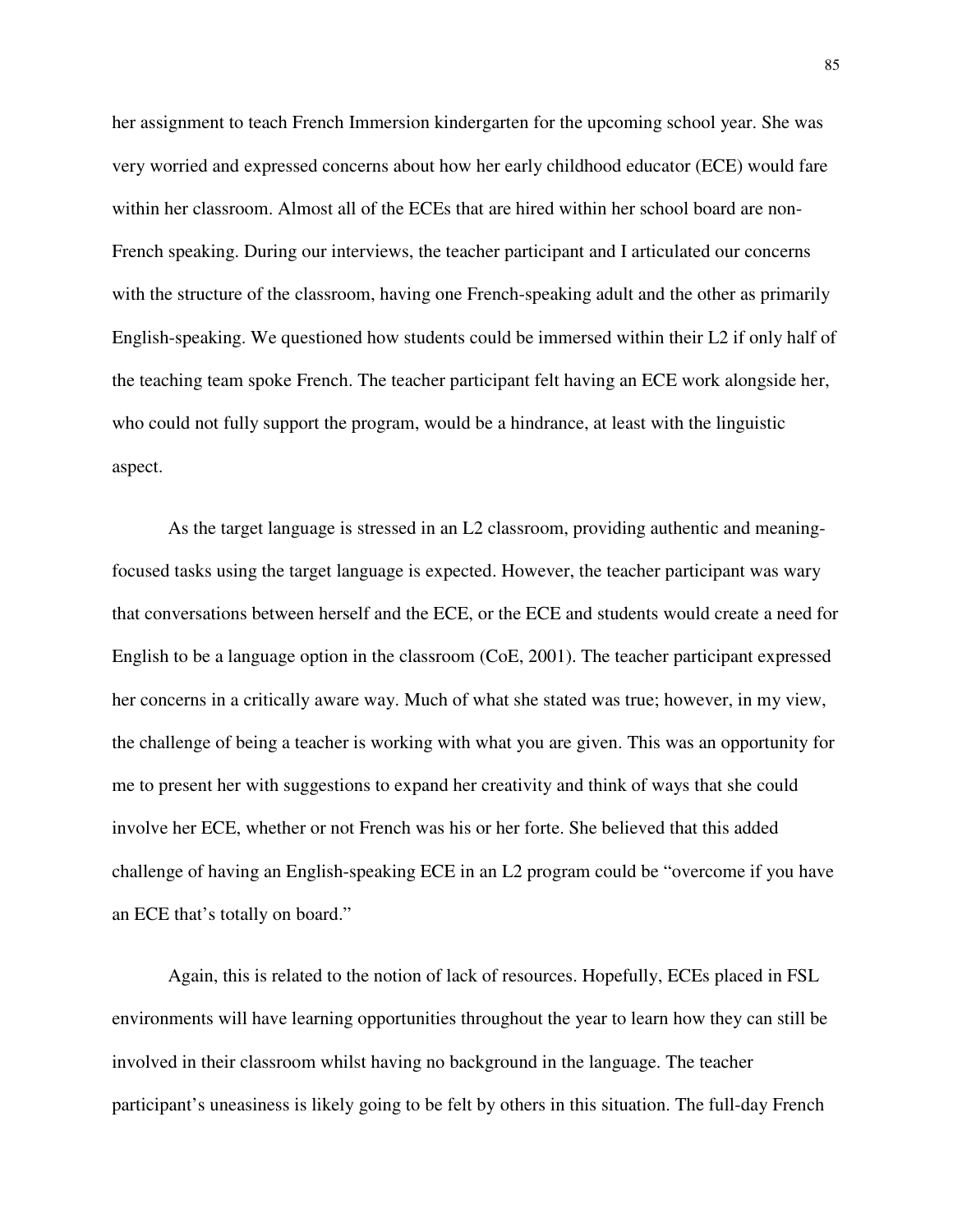her assignment to teach French Immersion kindergarten for the upcoming school year. She was very worried and expressed concerns about how her early childhood educator (ECE) would fare within her classroom. Almost all of the ECEs that are hired within her school board are non-French speaking. During our interviews, the teacher participant and I articulated our concerns with the structure of the classroom, having one French-speaking adult and the other as primarily English-speaking. We questioned how students could be immersed within their L2 if only half of the teaching team spoke French. The teacher participant felt having an ECE work alongside her, who could not fully support the program, would be a hindrance, at least with the linguistic aspect.

As the target language is stressed in an L2 classroom, providing authentic and meaning-focused tasks using the target language is expected. However, the teacher participant was wary that conversations between herself and the ECE, or the ECE and students would create a need for English to be a language option in the classroom (CoE, 2001). The teacher participant expressed her concerns in a critically aware way. Much of what she stated was true; however, in my view, the challenge of being a teacher is working with what you are given. This was an opportunity for me to present her with suggestions to expand her creativity and think of ways that she could involve her ECE, whether or not French was his or her forte. She believed that this added challenge of having an English-speaking ECE in an L2 program could be "overcome if you have an ECE that's totally on board."

Again, this is related to the notion of lack of resources. Hopefully, ECEs placed in FSL environments will have learning opportunities throughout the year to learn how they can still be involved in their classroom whilst having no background in the language. The teacher participant's uneasiness is likely going to be felt by others in this situation. The full-day French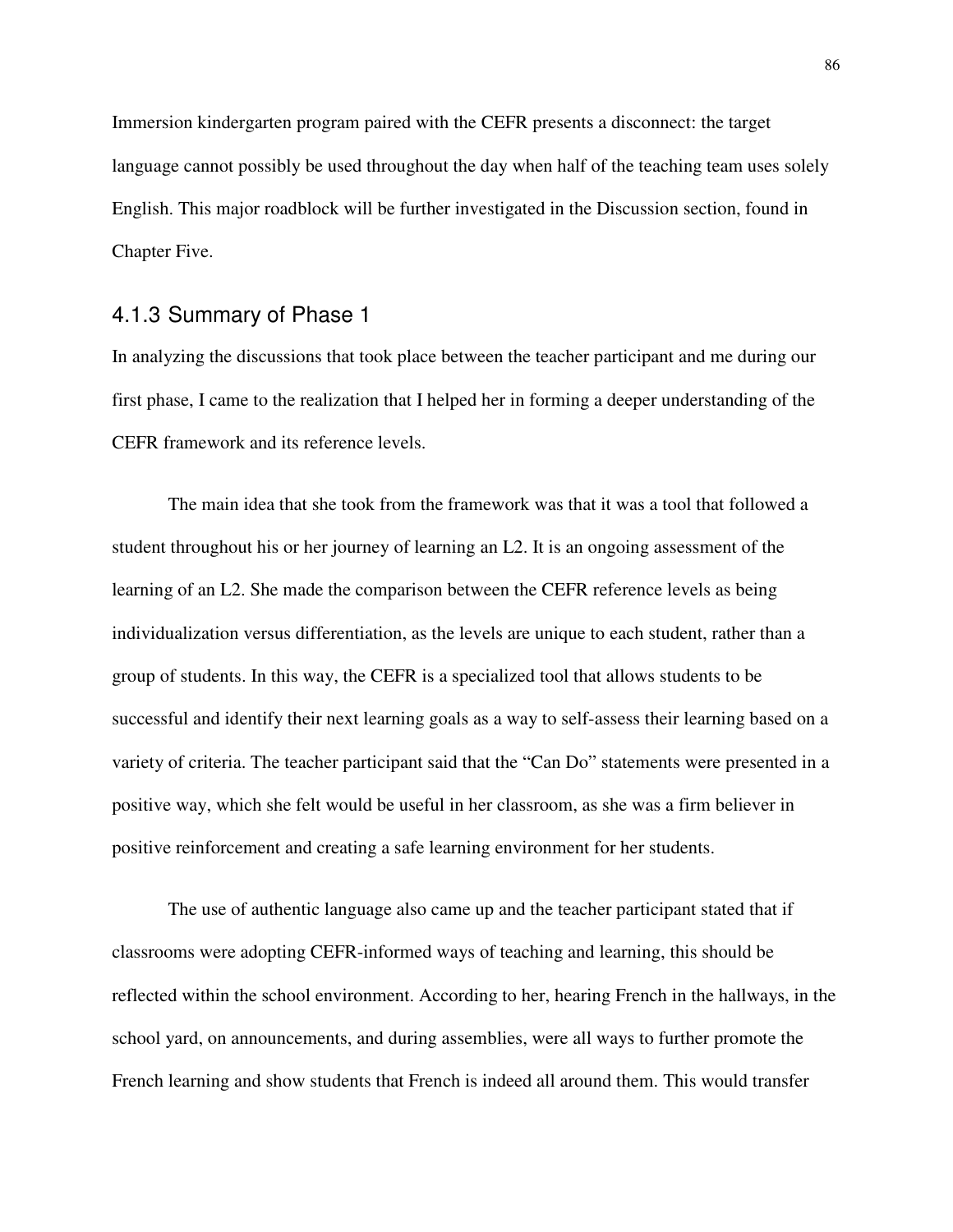Immersion kindergarten program paired with the CEFR presents a disconnect: the target language cannot possibly be used throughout the day when half of the teaching team uses solely English. This major roadblock will be further investigated in the Discussion section, found in Chapter Five.

### 4.1.3 Summary of Phase 1

In analyzing the discussions that took place between the teacher participant and me during our first phase, I came to the realization that I helped her in forming a deeper understanding of the CEFR framework and its reference levels.

The main idea that she took from the framework was that it was a tool that followed a student throughout his or her journey of learning an L2. It is an ongoing assessment of the learning of an L2. She made the comparison between the CEFR reference levels as being individualization versus differentiation, as the levels are unique to each student, rather than a group of students. In this way, the CEFR is a specialized tool that allows students to be successful and identify their next learning goals as a way to self-assess their learning based on a variety of criteria. The teacher participant said that the "Can Do" statements were presented in a positive way, which she felt would be useful in her classroom, as she was a firm believer in positive reinforcement and creating a safe learning environment for her students.

The use of authentic language also came up and the teacher participant stated that if classrooms were adopting CEFR-informed ways of teaching and learning, this should be reflected within the school environment. According to her, hearing French in the hallways, in the school yard, on announcements, and during assemblies, were all ways to further promote the French learning and show students that French is indeed all around them. This would transfer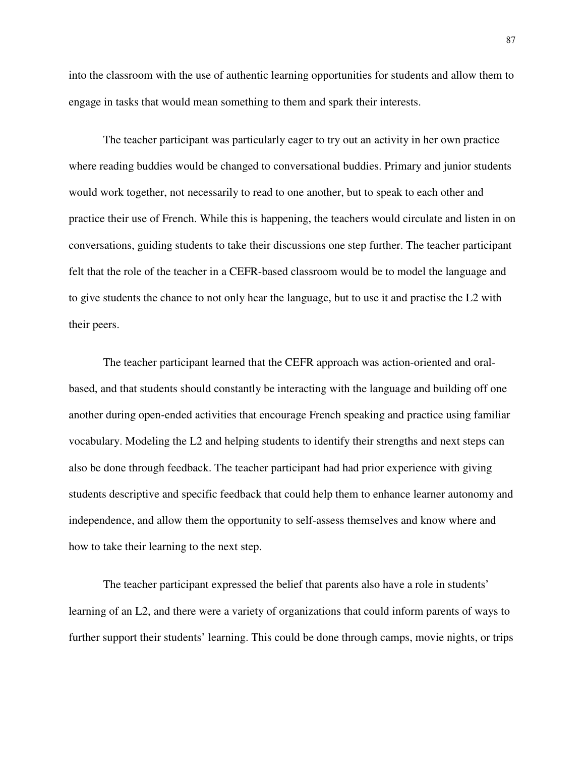into the classroom with the use of authentic learning opportunities for students and allow them to engage in tasks that would mean something to them and spark their interests.

The teacher participant was particularly eager to try out an activity in her own practice where reading buddies would be changed to conversational buddies. Primary and junior students would work together, not necessarily to read to one another, but to speak to each other and practice their use of French. While this is happening, the teachers would circulate and listen in on conversations, guiding students to take their discussions one step further. The teacher participant felt that the role of the teacher in a CEFR-based classroom would be to model the language and to give students the chance to not only hear the language, but to use it and practise the L2 with their peers.

The teacher participant learned that the CEFR approach was action-oriented and oral-based, and that students should constantly be interacting with the language and building off one another during open-ended activities that encourage French speaking and practice using familiar vocabulary. Modeling the L2 and helping students to identify their strengths and next steps can also be done through feedback. The teacher participant had had prior experience with giving students descriptive and specific feedback that could help them to enhance learner autonomy and independence, and allow them the opportunity to self-assess themselves and know where and how to take their learning to the next step.

The teacher participant expressed the belief that parents also have a role in students' learning of an L2, and there were a variety of organizations that could inform parents of ways to further support their students' learning. This could be done through camps, movie nights, or trips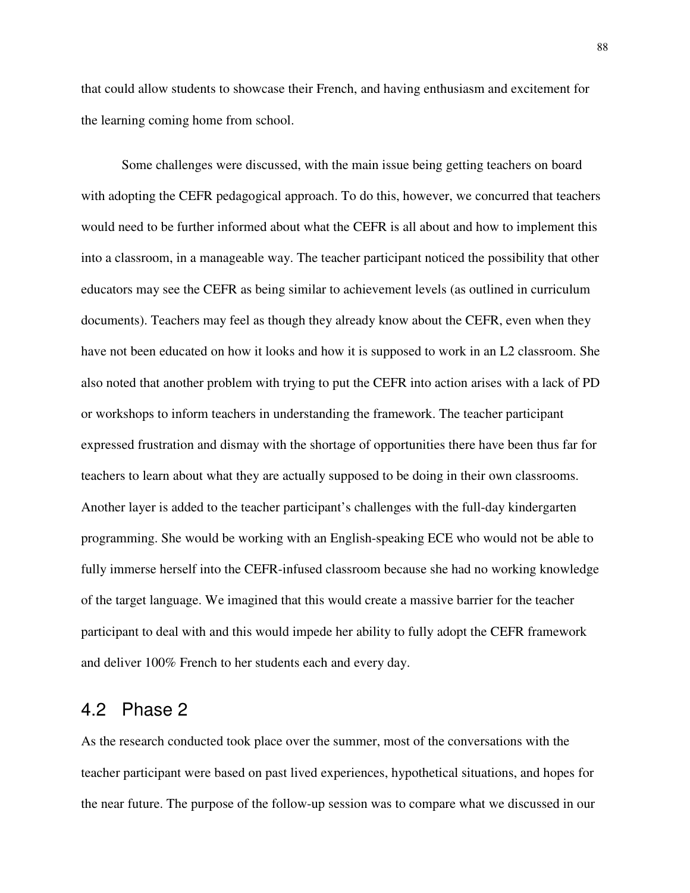that could allow students to showcase their French, and having enthusiasm and excitement for the learning coming home from school.

Some challenges were discussed, with the main issue being getting teachers on board with adopting the CEFR pedagogical approach. To do this, however, we concurred that teachers would need to be further informed about what the CEFR is all about and how to implement this into a classroom, in a manageable way. The teacher participant noticed the possibility that other educators may see the CEFR as being similar to achievement levels (as outlined in curriculum documents). Teachers may feel as though they already know about the CEFR, even when they have not been educated on how it looks and how it is supposed to work in an L2 classroom. She also noted that another problem with trying to put the CEFR into action arises with a lack of PD or workshops to inform teachers in understanding the framework. The teacher participant expressed frustration and dismay with the shortage of opportunities there have been thus far for teachers to learn about what they are actually supposed to be doing in their own classrooms. Another layer is added to the teacher participant's challenges with the full-day kindergarten programming. She would be working with an English-speaking ECE who would not be able to fully immerse herself into the CEFR-infused classroom because she had no working knowledge of the target language. We imagined that this would create a massive barrier for the teacher participant to deal with and this would impede her ability to fully adopt the CEFR framework and deliver 100% French to her students each and every day.

## 4.2 Phase 2

As the research conducted took place over the summer, most of the conversations with the teacher participant were based on past lived experiences, hypothetical situations, and hopes for the near future. The purpose of the follow-up session was to compare what we discussed in our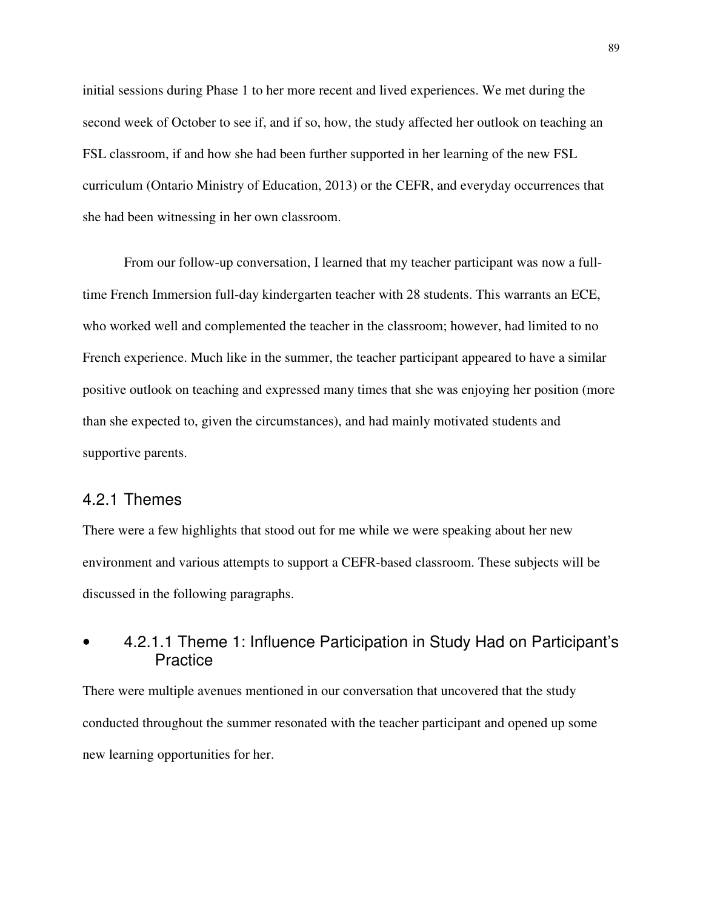initial sessions during Phase 1 to her more recent and lived experiences. We met during the second week of October to see if, and if so, how, the study affected her outlook on teaching an FSL classroom, if and how she had been further supported in her learning of the new FSL curriculum (Ontario Ministry of Education, 2013) or the CEFR, and everyday occurrences that she had been witnessing in her own classroom.

From our follow-up conversation, I learned that my teacher participant was now a full-time French Immersion full-day kindergarten teacher with 28 students. This warrants an ECE, who worked well and complemented the teacher in the classroom; however, had limited to no French experience. Much like in the summer, the teacher participant appeared to have a similar positive outlook on teaching and expressed many times that she was enjoying her position (more than she expected to, given the circumstances), and had mainly motivated students and supportive parents.

### 4.2.1 Themes

There were a few highlights that stood out for me while we were speaking about her new environment and various attempts to support a CEFR-based classroom. These subjects will be discussed in the following paragraphs.

#### 4.2.1.1 Theme 1: Influence Participation in Study Had on Participant's Practice

There were multiple avenues mentioned in our conversation that uncovered that the study conducted throughout the summer resonated with the teacher participant and opened up some new learning opportunities for her.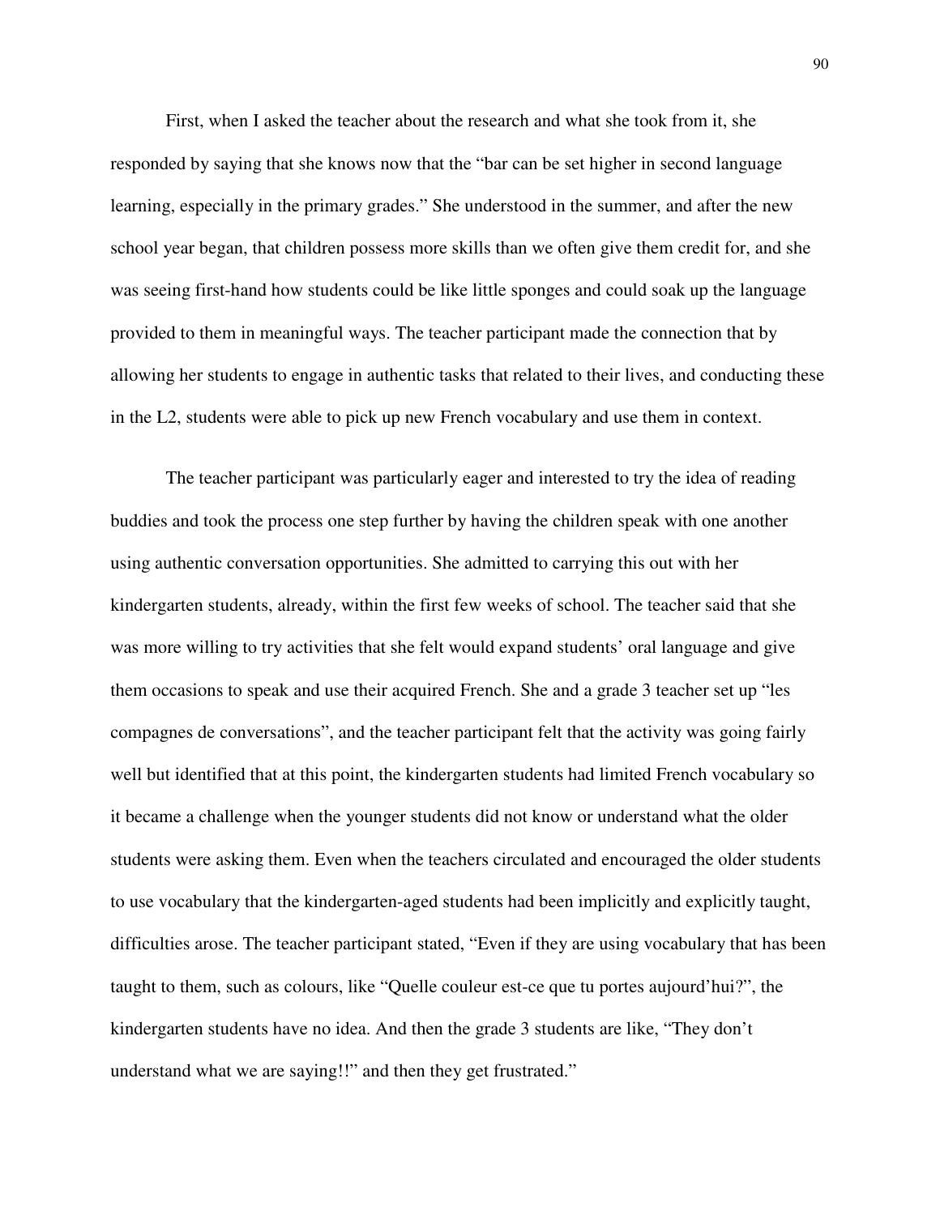First, when I asked the teacher about the research and what she took from it, she responded by saying that she knows now that the "bar can be set higher in second language learning, especially in the primary grades." She understood in the summer, and after the new school year began, that children possess more skills than we often give them credit for, and she was seeing first-hand how students could be like little sponges and could soak up the language provided to them in meaningful ways. The teacher participant made the connection that by allowing her students to engage in authentic tasks that related to their lives, and conducting these in the L2, students were able to pick up new French vocabulary and use them in context.

The teacher participant was particularly eager and interested to try the idea of reading buddies and took the process one step further by having the children speak with one another using authentic conversation opportunities. She admitted to carrying this out with her kindergarten students, already, within the first few weeks of school. The teacher said that she was more willing to try activities that she felt would expand students' oral language and give them occasions to speak and use their acquired French. She and a grade 3 teacher set up "les compagnes de conversations", and the teacher participant felt that the activity was going fairly well but identified that at this point, the kindergarten students had limited French vocabulary so it became a challenge when the younger students did not know or understand what the older students were asking them. Even when the teachers circulated and encouraged the older students to use vocabulary that the kindergarten-aged students had been implicitly and explicitly taught, difficulties arose. The teacher participant stated, "Even if they are using vocabulary that has been taught to them, such as colours, like "Quelle couleur est-ce que tu portes aujourd'hui?", the kindergarten students have no idea. And then the grade 3 students are like, "They don't understand what we are saying!!" and then they get frustrated."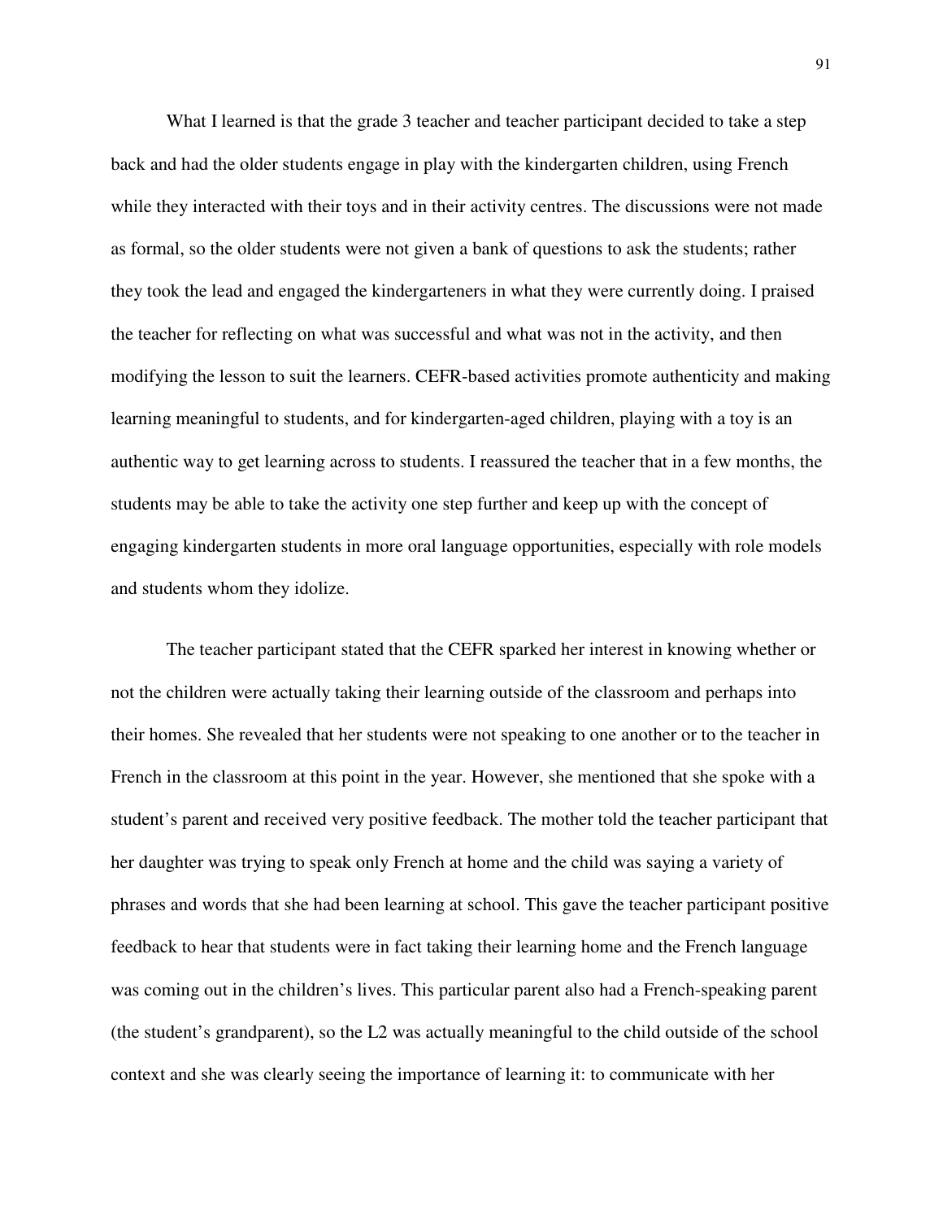What I learned is that the grade 3 teacher and teacher participant decided to take a step back and had the older students engage in play with the kindergarten children, using French while they interacted with their toys and in their activity centres. The discussions were not made as formal, so the older students were not given a bank of questions to ask the students; rather they took the lead and engaged the kindergarteners in what they were currently doing. I praised the teacher for reflecting on what was successful and what was not in the activity, and then modifying the lesson to suit the learners. CEFR-based activities promote authenticity and making learning meaningful to students, and for kindergarten-aged children, playing with a toy is an authentic way to get learning across to students. I reassured the teacher that in a few months, the students may be able to take the activity one step further and keep up with the concept of engaging kindergarten students in more oral language opportunities, especially with role models and students whom they idolize.

The teacher participant stated that the CEFR sparked her interest in knowing whether or not the children were actually taking their learning outside of the classroom and perhaps into their homes. She revealed that her students were not speaking to one another or to the teacher in French in the classroom at this point in the year. However, she mentioned that she spoke with a student's parent and received very positive feedback. The mother told the teacher participant that her daughter was trying to speak only French at home and the child was saying a variety of phrases and words that she had been learning at school. This gave the teacher participant positive feedback to hear that students were in fact taking their learning home and the French language was coming out in the children's lives. This particular parent also had a French-speaking parent (the student's grandparent), so the L2 was actually meaningful to the child outside of the school context and she was clearly seeing the importance of learning it: to communicate with her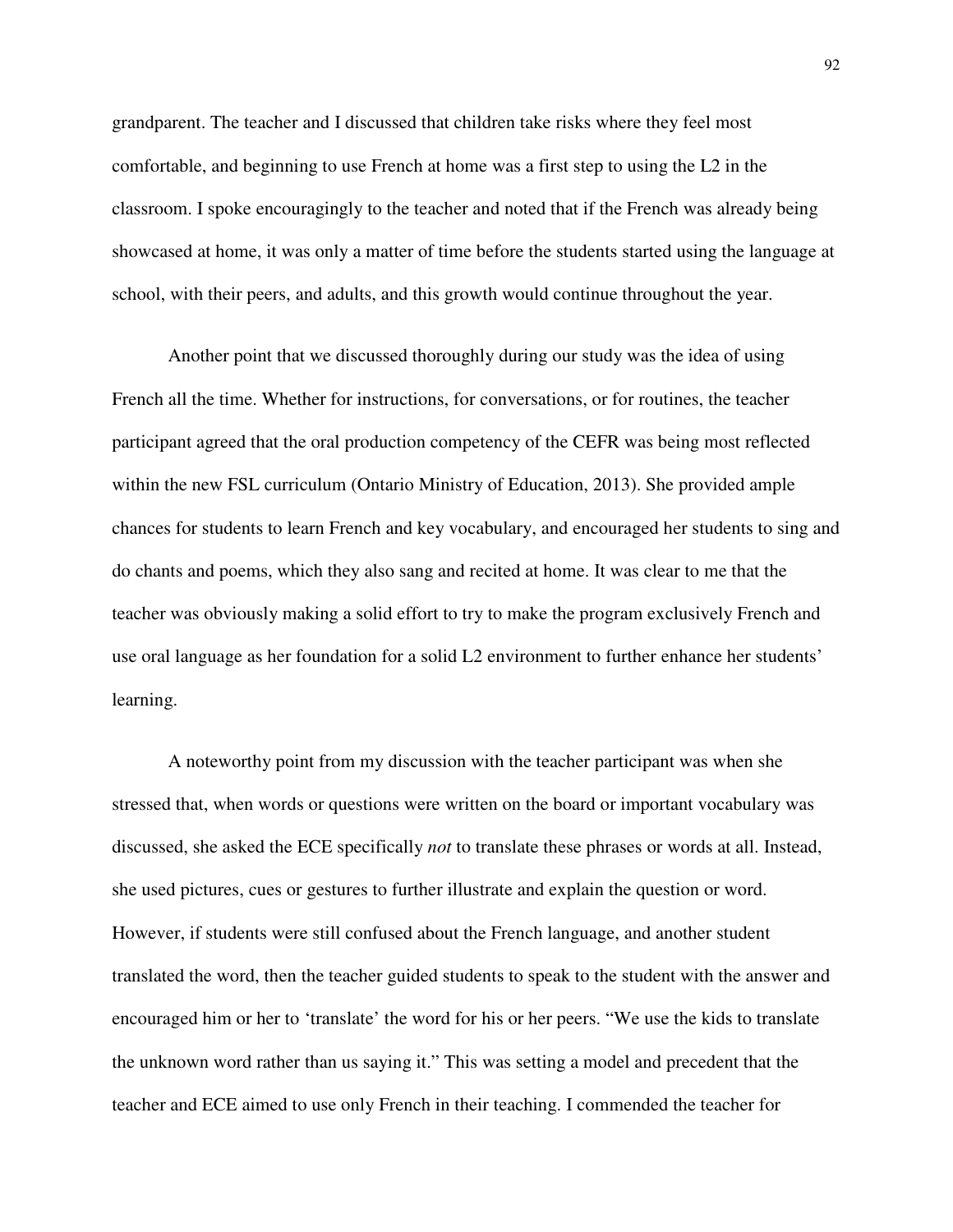grandparent. The teacher and I discussed that children take risks where they feel most comfortable, and beginning to use French at home was a first step to using the L2 in the classroom. I spoke encouragingly to the teacher and noted that if the French was already being showcased at home, it was only a matter of time before the students started using the language at school, with their peers, and adults, and this growth would continue throughout the year.

Another point that we discussed thoroughly during our study was the idea of using French all the time. Whether for instructions, for conversations, or for routines, the teacher participant agreed that the oral production competency of the CEFR was being most reflected within the new FSL curriculum (Ontario Ministry of Education, 2013). She provided ample chances for students to learn French and key vocabulary, and encouraged her students to sing and do chants and poems, which they also sang and recited at home. It was clear to me that the teacher was obviously making a solid effort to try to make the program exclusively French and use oral language as her foundation for a solid L2 environment to further enhance her students' learning.

A noteworthy point from my discussion with the teacher participant was when she stressed that, when words or questions were written on the board or important vocabulary was discussed, she asked the ECE specifically *not* to translate these phrases or words at all. Instead, she used pictures, cues or gestures to further illustrate and explain the question or word. However, if students were still confused about the French language, and another student translated the word, then the teacher guided students to speak to the student with the answer and encouraged him or her to 'translate' the word for his or her peers. "We use the kids to translate the unknown word rather than us saying it." This was setting a model and precedent that the teacher and ECE aimed to use only French in their teaching. I commended the teacher for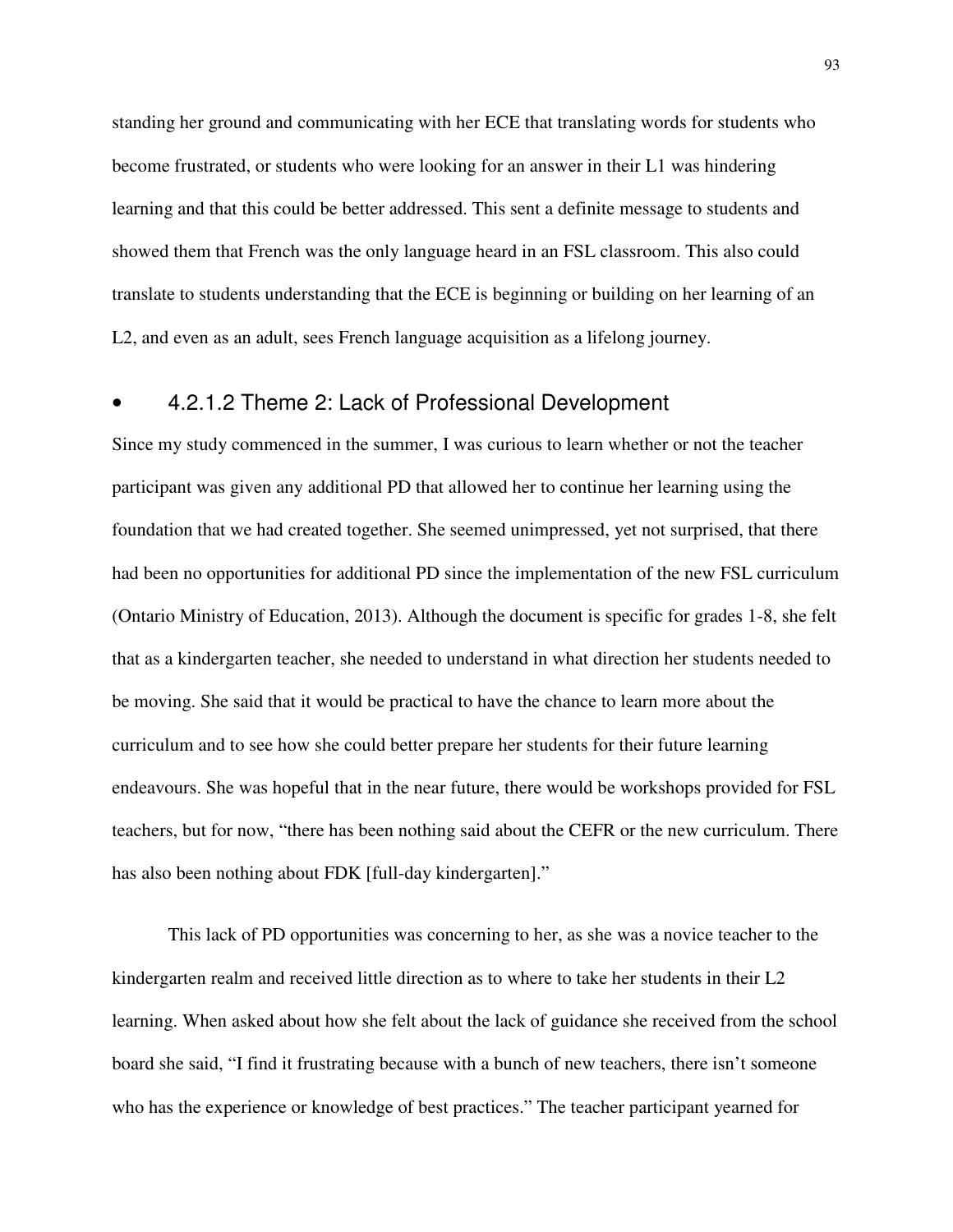standing her ground and communicating with her ECE that translating words for students who become frustrated, or students who were looking for an answer in their L1 was hindering learning and that this could be better addressed. This sent a definite message to students and showed them that French was the only language heard in an FSL classroom. This also could translate to students understanding that the ECE is beginning or building on her learning of an L2, and even as an adult, sees French language acquisition as a lifelong journey.

#### 4.2.1.2 Theme 2: Lack of Professional Development

Since my study commenced in the summer, I was curious to learn whether or not the teacher participant was given any additional PD that allowed her to continue her learning using the foundation that we had created together. She seemed unimpressed, yet not surprised, that there had been no opportunities for additional PD since the implementation of the new FSL curriculum (Ontario Ministry of Education, 2013). Although the document is specific for grades 1-8, she felt that as a kindergarten teacher, she needed to understand in what direction her students needed to be moving. She said that it would be practical to have the chance to learn more about the curriculum and to see how she could better prepare her students for their future learning endeavours. She was hopeful that in the near future, there would be workshops provided for FSL teachers, but for now, "there has been nothing said about the CEFR or the new curriculum. There has also been nothing about FDK [full-day kindergarten]."

This lack of PD opportunities was concerning to her, as she was a novice teacher to the kindergarten realm and received little direction as to where to take her students in their L2 learning. When asked about how she felt about the lack of guidance she received from the school board she said, "I find it frustrating because with a bunch of new teachers, there isn't someone who has the experience or knowledge of best practices." The teacher participant yearned for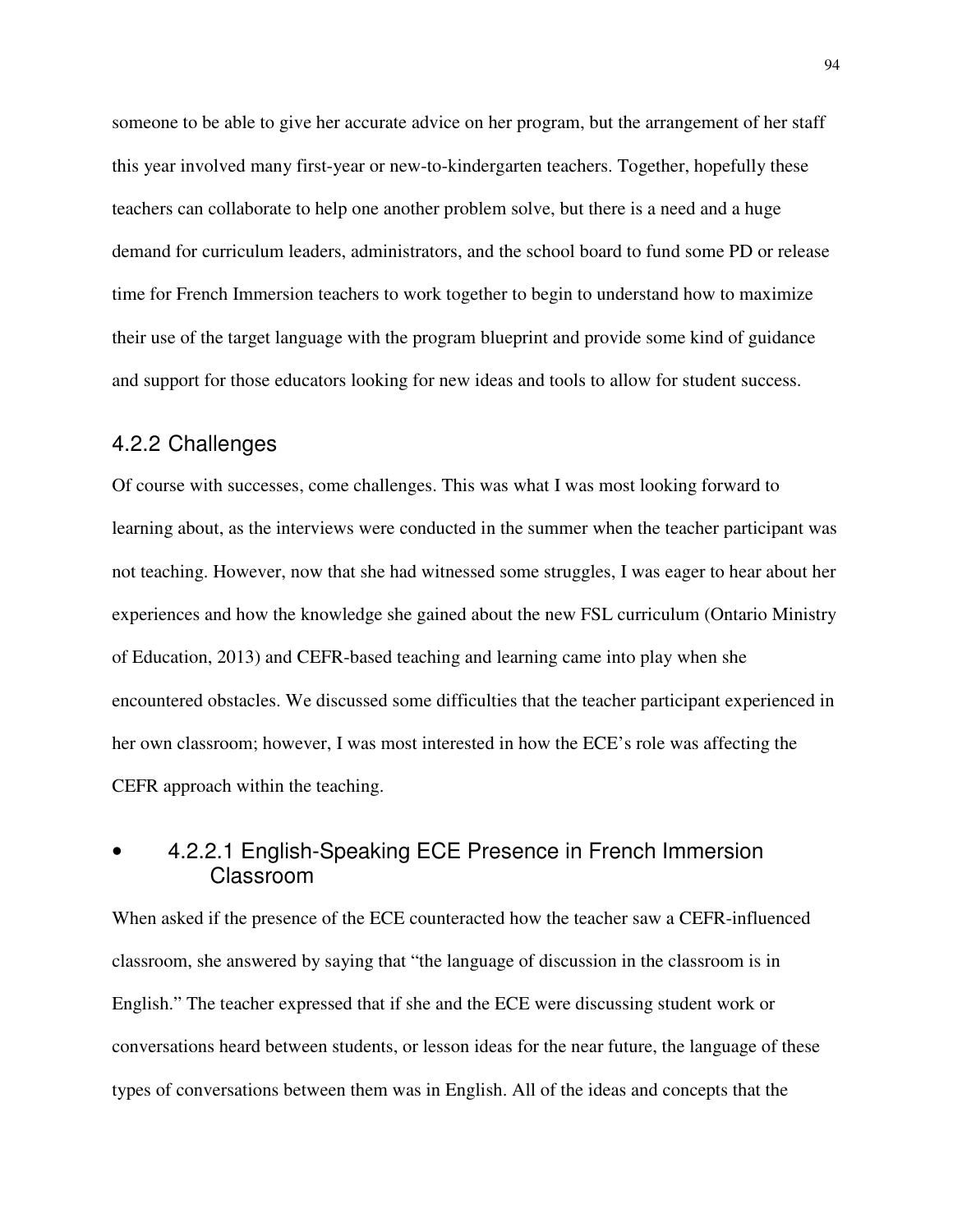someone to be able to give her accurate advice on her program, but the arrangement of her staff this year involved many first-year or new-to-kindergarten teachers. Together, hopefully these teachers can collaborate to help one another problem solve, but there is a need and a huge demand for curriculum leaders, administrators, and the school board to fund some PD or release time for French Immersion teachers to work together to begin to understand how to maximize their use of the target language with the program blueprint and provide some kind of guidance and support for those educators looking for new ideas and tools to allow for student success.

### 4.2.2 Challenges

Of course with successes, come challenges. This was what I was most looking forward to learning about, as the interviews were conducted in the summer when the teacher participant was not teaching. However, now that she had witnessed some struggles, I was eager to hear about her experiences and how the knowledge she gained about the new FSL curriculum (Ontario Ministry of Education, 2013) and CEFR-based teaching and learning came into play when she encountered obstacles. We discussed some difficulties that the teacher participant experienced in her own classroom; however, I was most interested in how the ECE's role was affecting the CEFR approach within the teaching.

#### 4.2.2.1 English-Speaking ECE Presence in French Immersion Classroom

When asked if the presence of the ECE counteracted how the teacher saw a CEFR-influenced classroom, she answered by saying that "the language of discussion in the classroom is in English." The teacher expressed that if she and the ECE were discussing student work or conversations heard between students, or lesson ideas for the near future, the language of these types of conversations between them was in English. All of the ideas and concepts that the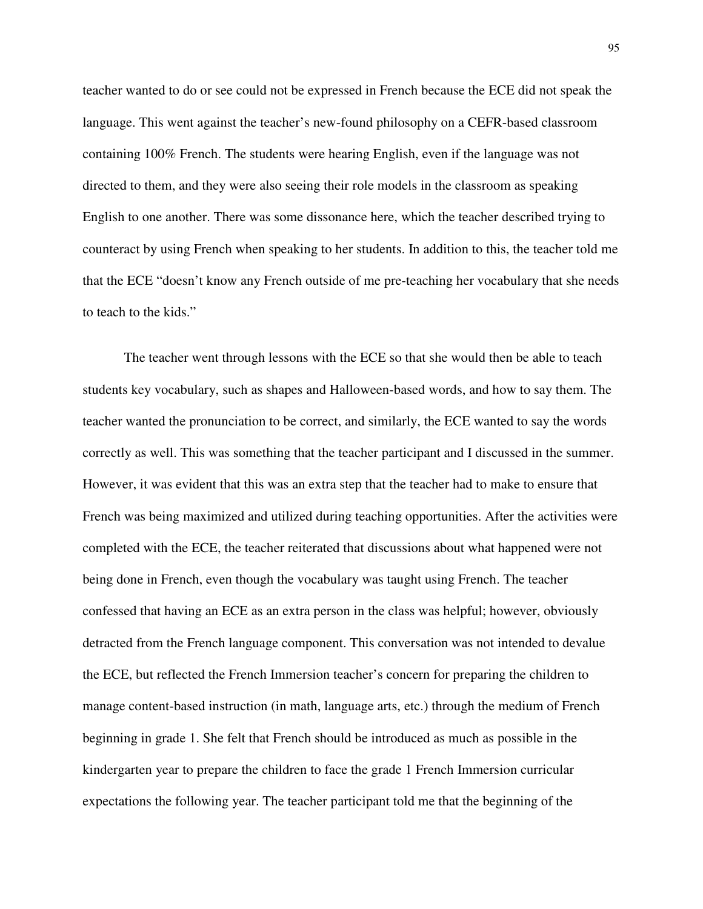teacher wanted to do or see could not be expressed in French because the ECE did not speak the language. This went against the teacher's new-found philosophy on a CEFR-based classroom containing 100% French. The students were hearing English, even if the language was not directed to them, and they were also seeing their role models in the classroom as speaking English to one another. There was some dissonance here, which the teacher described trying to counteract by using French when speaking to her students. In addition to this, the teacher told me that the ECE "doesn't know any French outside of me pre-teaching her vocabulary that she needs to teach to the kids."

The teacher went through lessons with the ECE so that she would then be able to teach students key vocabulary, such as shapes and Halloween-based words, and how to say them. The teacher wanted the pronunciation to be correct, and similarly, the ECE wanted to say the words correctly as well. This was something that the teacher participant and I discussed in the summer. However, it was evident that this was an extra step that the teacher had to make to ensure that French was being maximized and utilized during teaching opportunities. After the activities were completed with the ECE, the teacher reiterated that discussions about what happened were not being done in French, even though the vocabulary was taught using French. The teacher confessed that having an ECE as an extra person in the class was helpful; however, obviously detracted from the French language component. This conversation was not intended to devalue the ECE, but reflected the French Immersion teacher's concern for preparing the children to manage content-based instruction (in math, language arts, etc.) through the medium of French beginning in grade 1. She felt that French should be introduced as much as possible in the kindergarten year to prepare the children to face the grade 1 French Immersion curricular expectations the following year. The teacher participant told me that the beginning of the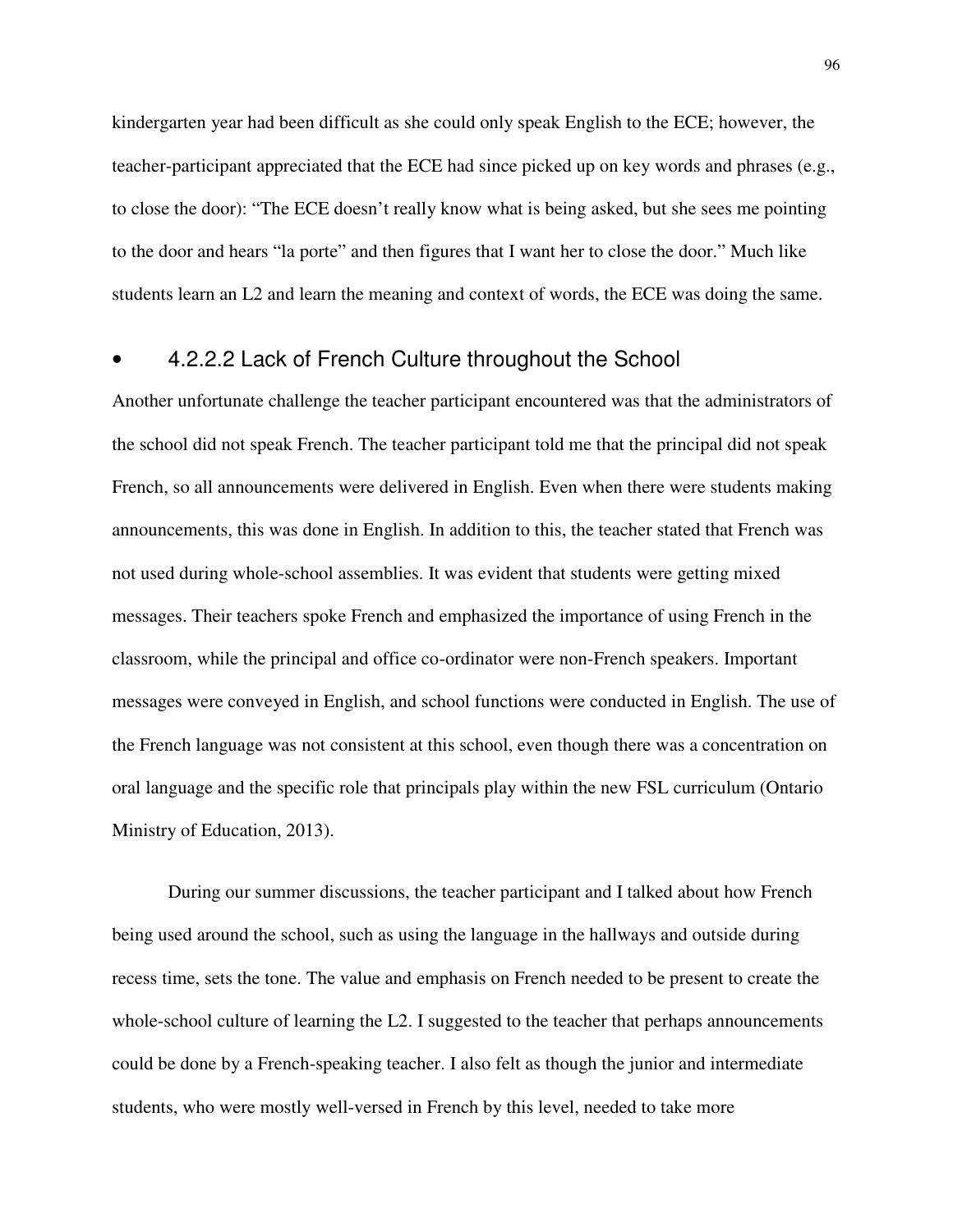kindergarten year had been difficult as she could only speak English to the ECE; however, the teacher-participant appreciated that the ECE had since picked up on key words and phrases (e.g., to close the door): "The ECE doesn't really know what is being asked, but she sees me pointing to the door and hears "la porte" and then figures that I want her to close the door." Much like students learn an L2 and learn the meaning and context of words, the ECE was doing the same.

#### 4.2.2.2 Lack of French Culture throughout the School

Another unfortunate challenge the teacher participant encountered was that the administrators of the school did not speak French. The teacher participant told me that the principal did not speak French, so all announcements were delivered in English. Even when there were students making announcements, this was done in English. In addition to this, the teacher stated that French was not used during whole-school assemblies. It was evident that students were getting mixed messages. Their teachers spoke French and emphasized the importance of using French in the classroom, while the principal and office co-ordinator were non-French speakers. Important messages were conveyed in English, and school functions were conducted in English. The use of the French language was not consistent at this school, even though there was a concentration on oral language and the specific role that principals play within the new FSL curriculum (Ontario Ministry of Education, 2013).

During our summer discussions, the teacher participant and I talked about how French being used around the school, such as using the language in the hallways and outside during recess time, sets the tone. The value and emphasis on French needed to be present to create the whole-school culture of learning the L2. I suggested to the teacher that perhaps announcements could be done by a French-speaking teacher. I also felt as though the junior and intermediate students, who were mostly well-versed in French by this level, needed to take more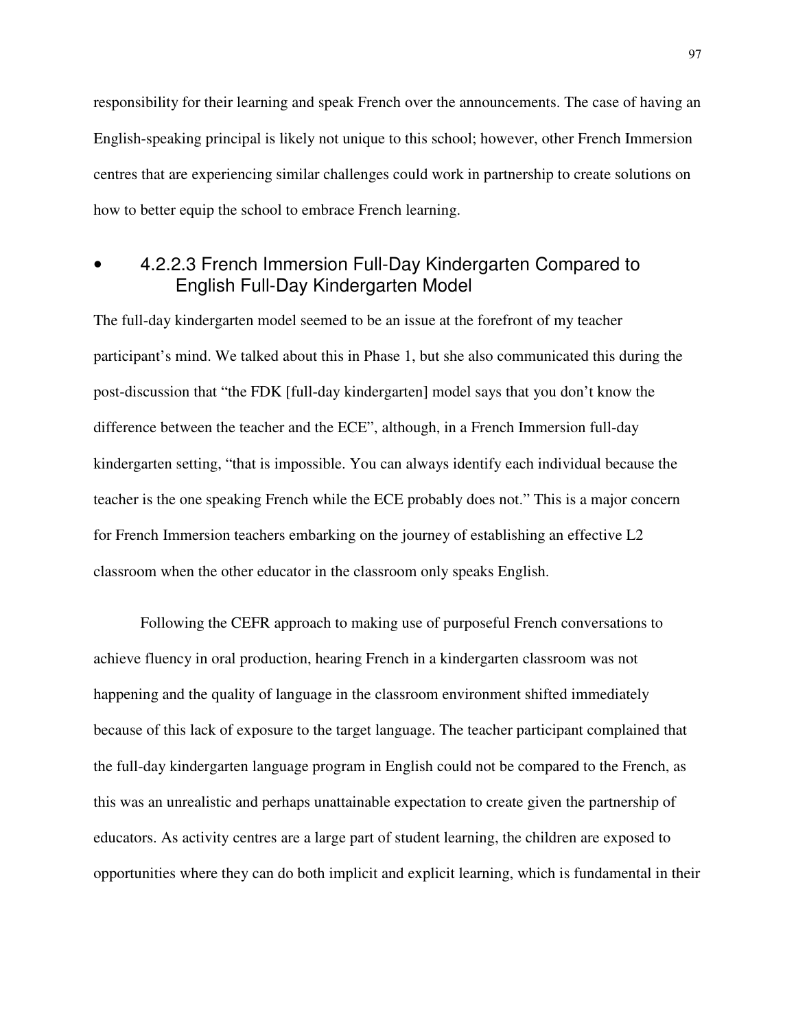responsibility for their learning and speak French over the announcements. The case of having an English-speaking principal is likely not unique to this school; however, other French Immersion centres that are experiencing similar challenges could work in partnership to create solutions on how to better equip the school to embrace French learning.

#### 4.2.2.3 French Immersion Full-Day Kindergarten Compared to English Full-Day Kindergarten Model

The full-day kindergarten model seemed to be an issue at the forefront of my teacher participant's mind. We talked about this in Phase 1, but she also communicated this during the post-discussion that "the FDK [full-day kindergarten] model says that you don't know the difference between the teacher and the ECE", although, in a French Immersion full-day kindergarten setting, "that is impossible. You can always identify each individual because the teacher is the one speaking French while the ECE probably does not." This is a major concern for French Immersion teachers embarking on the journey of establishing an effective L2 classroom when the other educator in the classroom only speaks English.

Following the CEFR approach to making use of purposeful French conversations to achieve fluency in oral production, hearing French in a kindergarten classroom was not happening and the quality of language in the classroom environment shifted immediately because of this lack of exposure to the target language. The teacher participant complained that the full-day kindergarten language program in English could not be compared to the French, as this was an unrealistic and perhaps unattainable expectation to create given the partnership of educators. As activity centres are a large part of student learning, the children are exposed to opportunities where they can do both implicit and explicit learning, which is fundamental in their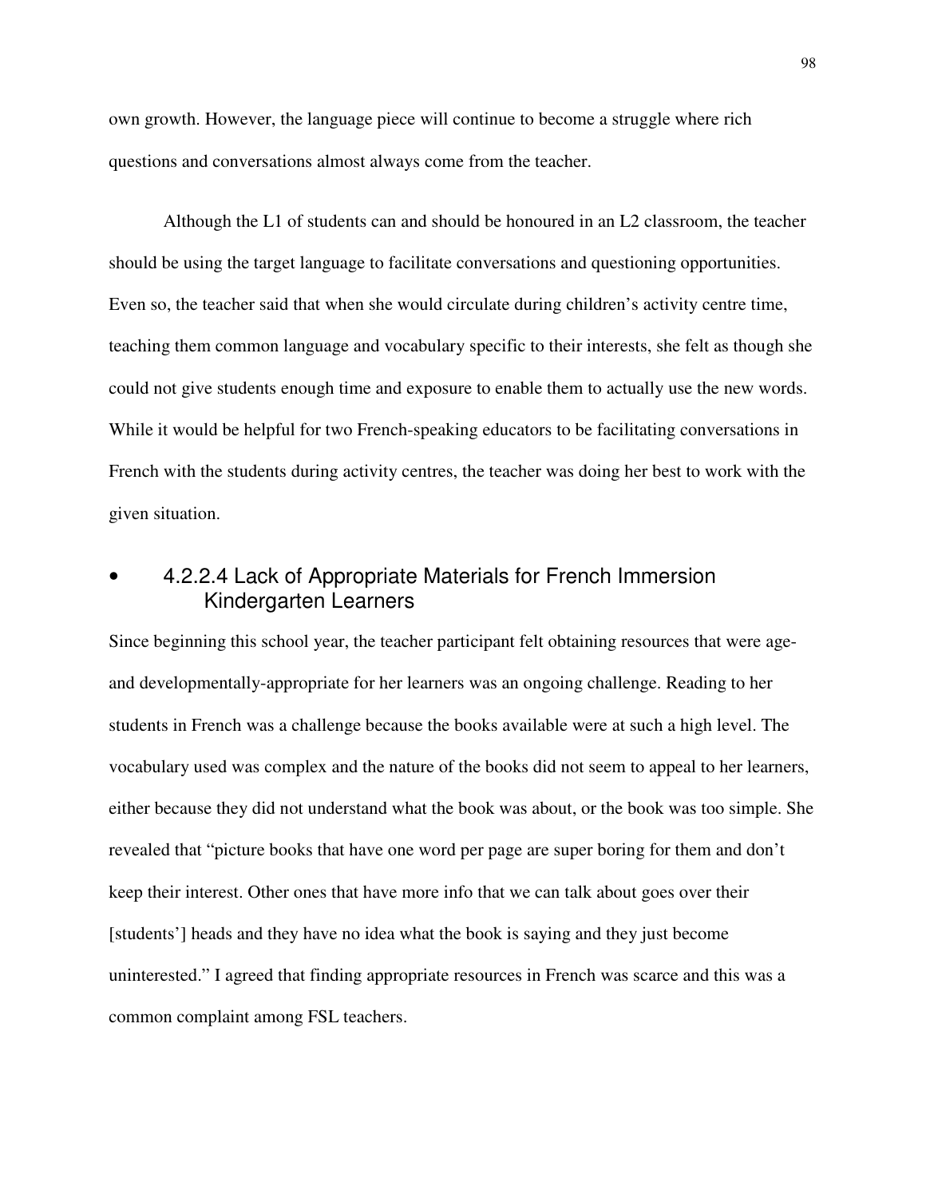own growth. However, the language piece will continue to become a struggle where rich questions and conversations almost always come from the teacher.

Although the L1 of students can and should be honoured in an L2 classroom, the teacher should be using the target language to facilitate conversations and questioning opportunities. Even so, the teacher said that when she would circulate during children's activity centre time, teaching them common language and vocabulary specific to their interests, she felt as though she could not give students enough time and exposure to enable them to actually use the new words. While it would be helpful for two French-speaking educators to be facilitating conversations in French with the students during activity centres, the teacher was doing her best to work with the given situation.

#### • 4.2.2.4 Lack of Appropriate Materials for French Immersion Kindergarten Learners

Since beginning this school year, the teacher participant felt obtaining resources that were age- and developmentally-appropriate for her learners was an ongoing challenge. Reading to her students in French was a challenge because the books available were at such a high level. The vocabulary used was complex and the nature of the books did not seem to appeal to her learners, either because they did not understand what the book was about, or the book was too simple. She revealed that "picture books that have one word per page are super boring for them and don't keep their interest. Other ones that have more info that we can talk about goes over their [students'] heads and they have no idea what the book is saying and they just become uninterested." I agreed that finding appropriate resources in French was scarce and this was a common complaint among FSL teachers.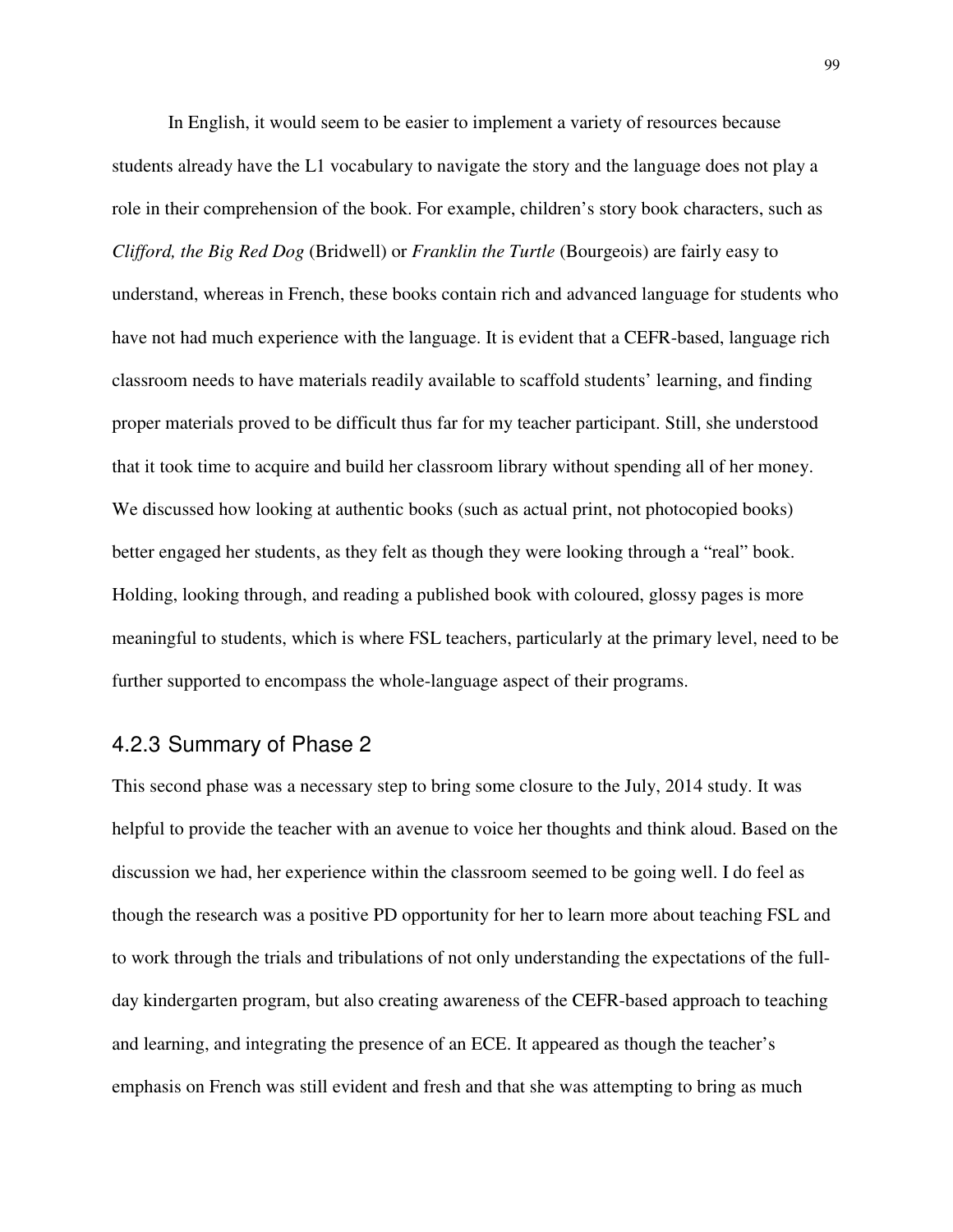In English, it would seem to be easier to implement a variety of resources because students already have the L1 vocabulary to navigate the story and the language does not play a role in their comprehension of the book. For example, children's story book characters, such as *Clifford, the Big Red Dog* (Bridwell) or *Franklin the Turtle* (Bourgeois) are fairly easy to understand, whereas in French, these books contain rich and advanced language for students who have not had much experience with the language. It is evident that a CEFR-based, language rich classroom needs to have materials readily available to scaffold students' learning, and finding proper materials proved to be difficult thus far for my teacher participant. Still, she understood that it took time to acquire and build her classroom library without spending all of her money. We discussed how looking at authentic books (such as actual print, not photocopied books) better engaged her students, as they felt as though they were looking through a "real" book. Holding, looking through, and reading a published book with coloured, glossy pages is more meaningful to students, which is where FSL teachers, particularly at the primary level, need to be further supported to encompass the whole-language aspect of their programs.

### 4.2.3 Summary of Phase 2

This second phase was a necessary step to bring some closure to the July, 2014 study. It was helpful to provide the teacher with an avenue to voice her thoughts and think aloud. Based on the discussion we had, her experience within the classroom seemed to be going well. I do feel as though the research was a positive PD opportunity for her to learn more about teaching FSL and to work through the trials and tribulations of not only understanding the expectations of the full-day kindergarten program, but also creating awareness of the CEFR-based approach to teaching and learning, and integrating the presence of an ECE. It appeared as though the teacher's emphasis on French was still evident and fresh and that she was attempting to bring as much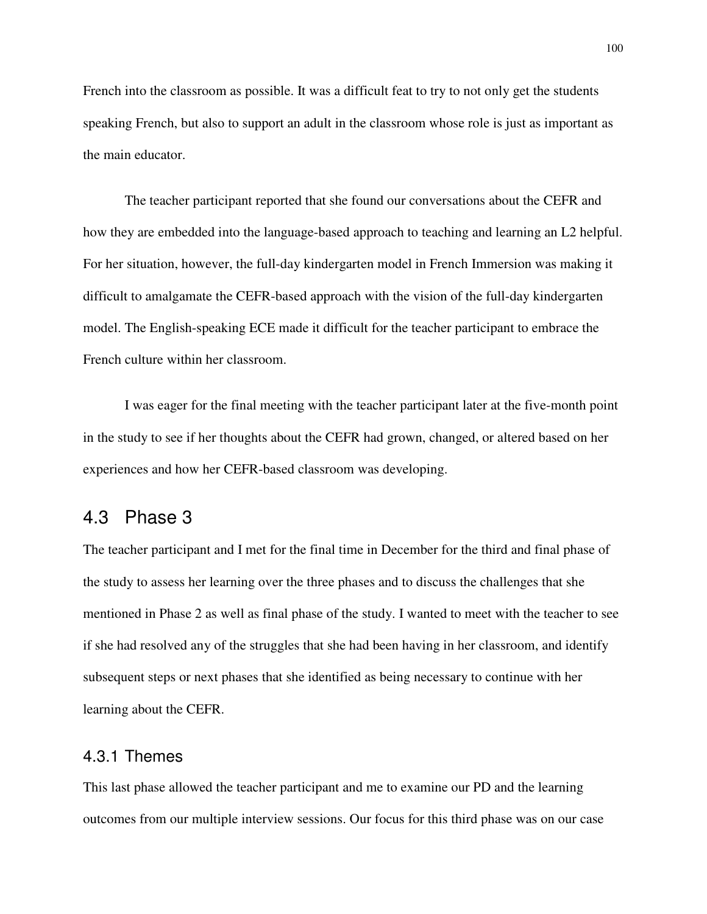French into the classroom as possible. It was a difficult feat to try to not only get the students speaking French, but also to support an adult in the classroom whose role is just as important as the main educator.

The teacher participant reported that she found our conversations about the CEFR and how they are embedded into the language-based approach to teaching and learning an L2 helpful. For her situation, however, the full-day kindergarten model in French Immersion was making it difficult to amalgamate the CEFR-based approach with the vision of the full-day kindergarten model. The English-speaking ECE made it difficult for the teacher participant to embrace the French culture within her classroom.

I was eager for the final meeting with the teacher participant later at the five-month point in the study to see if her thoughts about the CEFR had grown, changed, or altered based on her experiences and how her CEFR-based classroom was developing.

## 4.3 Phase 3

The teacher participant and I met for the final time in December for the third and final phase of the study to assess her learning over the three phases and to discuss the challenges that she mentioned in Phase 2 as well as final phase of the study. I wanted to meet with the teacher to see if she had resolved any of the struggles that she had been having in her classroom, and identify subsequent steps or next phases that she identified as being necessary to continue with her learning about the CEFR.

### 4.3.1 Themes

This last phase allowed the teacher participant and me to examine our PD and the learning outcomes from our multiple interview sessions. Our focus for this third phase was on our case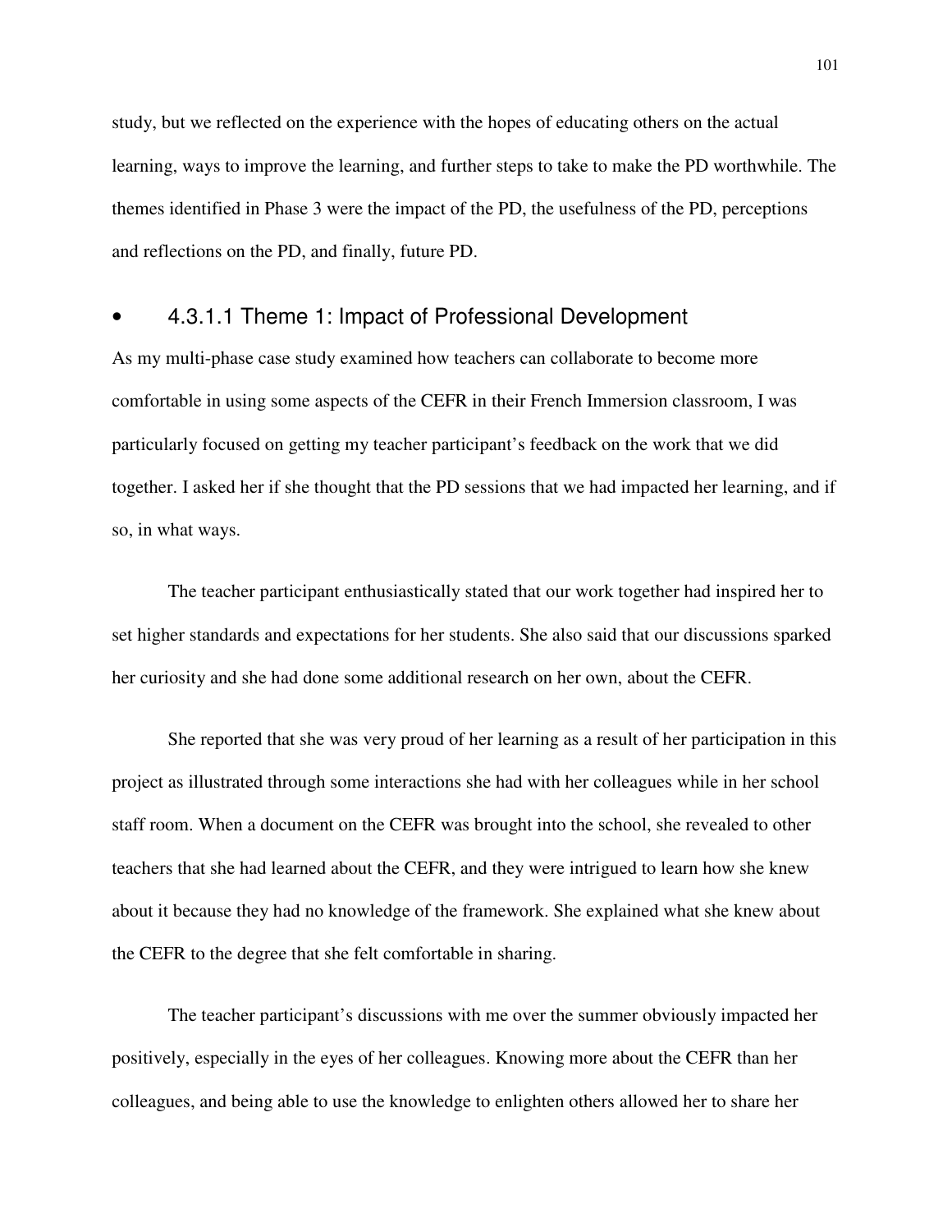study, but we reflected on the experience with the hopes of educating others on the actual learning, ways to improve the learning, and further steps to take to make the PD worthwhile. The themes identified in Phase 3 were the impact of the PD, the usefulness of the PD, perceptions and reflections on the PD, and finally, future PD.

#### 4.3.1.1 Theme 1: Impact of Professional Development

As my multi-phase case study examined how teachers can collaborate to become more comfortable in using some aspects of the CEFR in their French Immersion classroom, I was particularly focused on getting my teacher participant's feedback on the work that we did together. I asked her if she thought that the PD sessions that we had impacted her learning, and if so, in what ways.

The teacher participant enthusiastically stated that our work together had inspired her to set higher standards and expectations for her students. She also said that our discussions sparked her curiosity and she had done some additional research on her own, about the CEFR.

She reported that she was very proud of her learning as a result of her participation in this project as illustrated through some interactions she had with her colleagues while in her school staff room. When a document on the CEFR was brought into the school, she revealed to other teachers that she had learned about the CEFR, and they were intrigued to learn how she knew about it because they had no knowledge of the framework. She explained what she knew about the CEFR to the degree that she felt comfortable in sharing.

The teacher participant's discussions with me over the summer obviously impacted her positively, especially in the eyes of her colleagues. Knowing more about the CEFR than her colleagues, and being able to use the knowledge to enlighten others allowed her to share her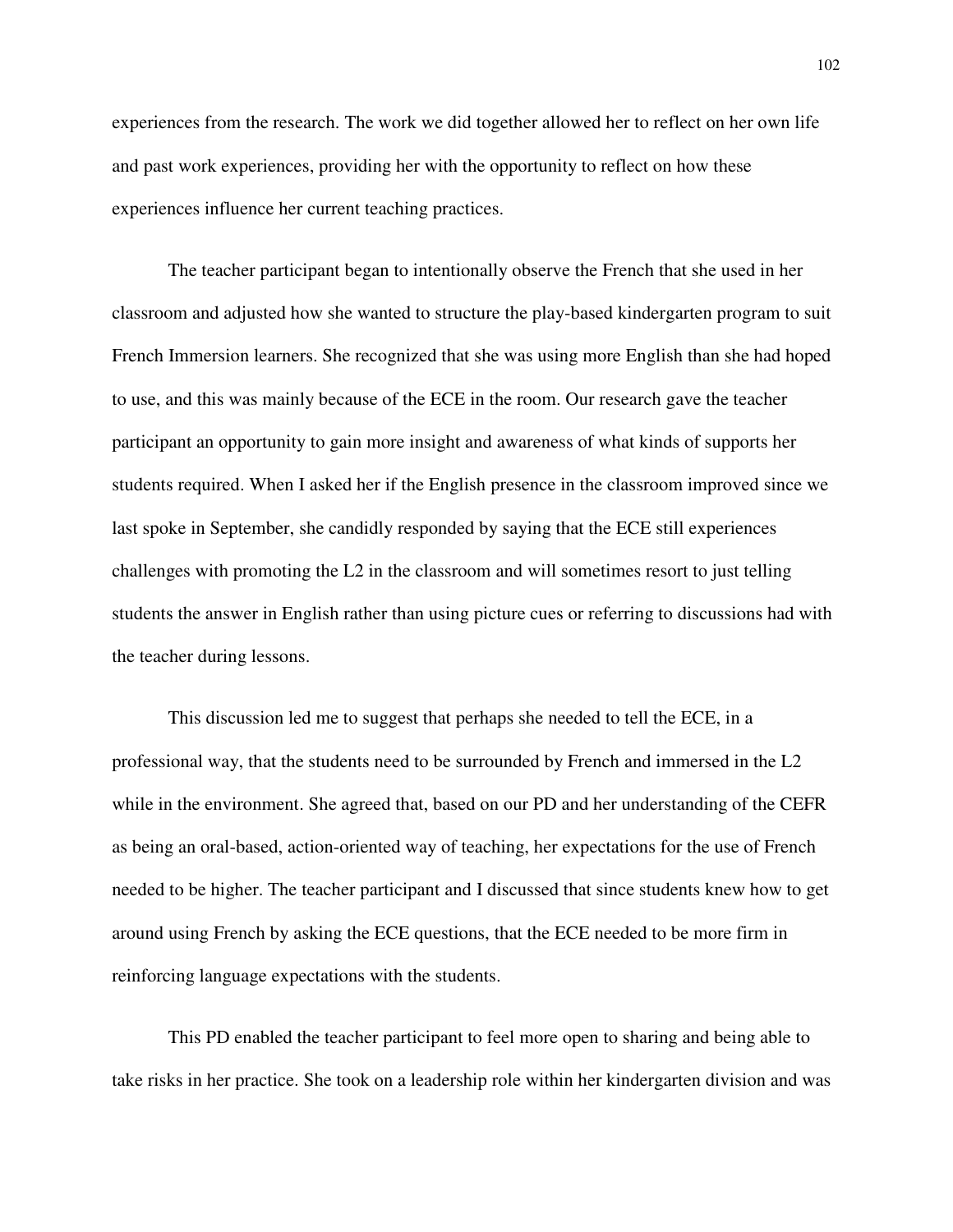experiences from the research. The work we did together allowed her to reflect on her own life and past work experiences, providing her with the opportunity to reflect on how these experiences influence her current teaching practices.

The teacher participant began to intentionally observe the French that she used in her classroom and adjusted how she wanted to structure the play-based kindergarten program to suit French Immersion learners. She recognized that she was using more English than she had hoped to use, and this was mainly because of the ECE in the room. Our research gave the teacher participant an opportunity to gain more insight and awareness of what kinds of supports her students required. When I asked her if the English presence in the classroom improved since we last spoke in September, she candidly responded by saying that the ECE still experiences challenges with promoting the L2 in the classroom and will sometimes resort to just telling students the answer in English rather than using picture cues or referring to discussions had with the teacher during lessons.

This discussion led me to suggest that perhaps she needed to tell the ECE, in a professional way, that the students need to be surrounded by French and immersed in the L2 while in the environment. She agreed that, based on our PD and her understanding of the CEFR as being an oral-based, action-oriented way of teaching, her expectations for the use of French needed to be higher. The teacher participant and I discussed that since students knew how to get around using French by asking the ECE questions, that the ECE needed to be more firm in reinforcing language expectations with the students.

This PD enabled the teacher participant to feel more open to sharing and being able to take risks in her practice. She took on a leadership role within her kindergarten division and was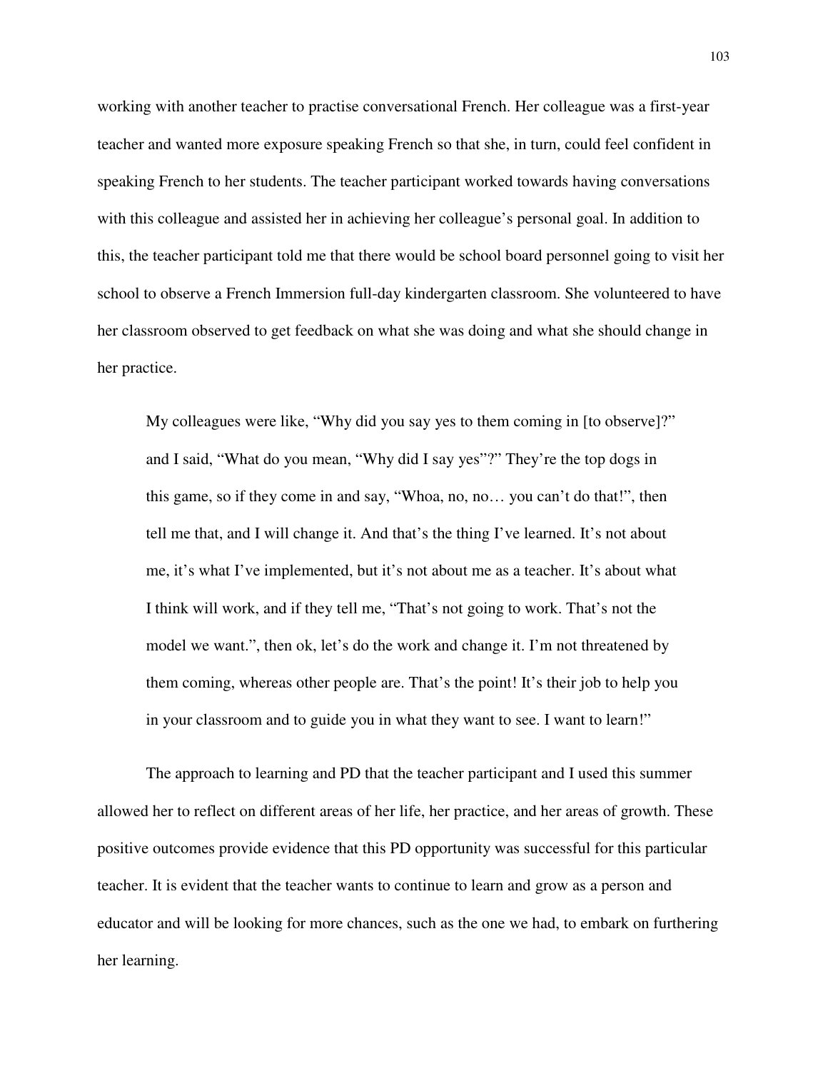working with another teacher to practise conversational French. Her colleague was a first-year teacher and wanted more exposure speaking French so that she, in turn, could feel confident in speaking French to her students. The teacher participant worked towards having conversations with this colleague and assisted her in achieving her colleague's personal goal. In addition to this, the teacher participant told me that there would be school board personnel going to visit her school to observe a French Immersion full-day kindergarten classroom. She volunteered to have her classroom observed to get feedback on what she was doing and what she should change in her practice.

> My colleagues were like, "Why did you say yes to them coming in [to observe]?" and I said, "What do you mean, "Why did I say yes"?" They're the top dogs in this game, so if they come in and say, "Whoa, no, no… you can't do that!", then tell me that, and I will change it. And that's the thing I've learned. It's not about me, it's what I've implemented, but it's not about me as a teacher. It's about what I think will work, and if they tell me, "That's not going to work. That's not the model we want.", then ok, let's do the work and change it. I'm not threatened by them coming, whereas other people are. That's the point! It's their job to help you in your classroom and to guide you in what they want to see. I want to learn!"

The approach to learning and PD that the teacher participant and I used this summer allowed her to reflect on different areas of her life, her practice, and her areas of growth. These positive outcomes provide evidence that this PD opportunity was successful for this particular teacher. It is evident that the teacher wants to continue to learn and grow as a person and educator and will be looking for more chances, such as the one we had, to embark on furthering her learning.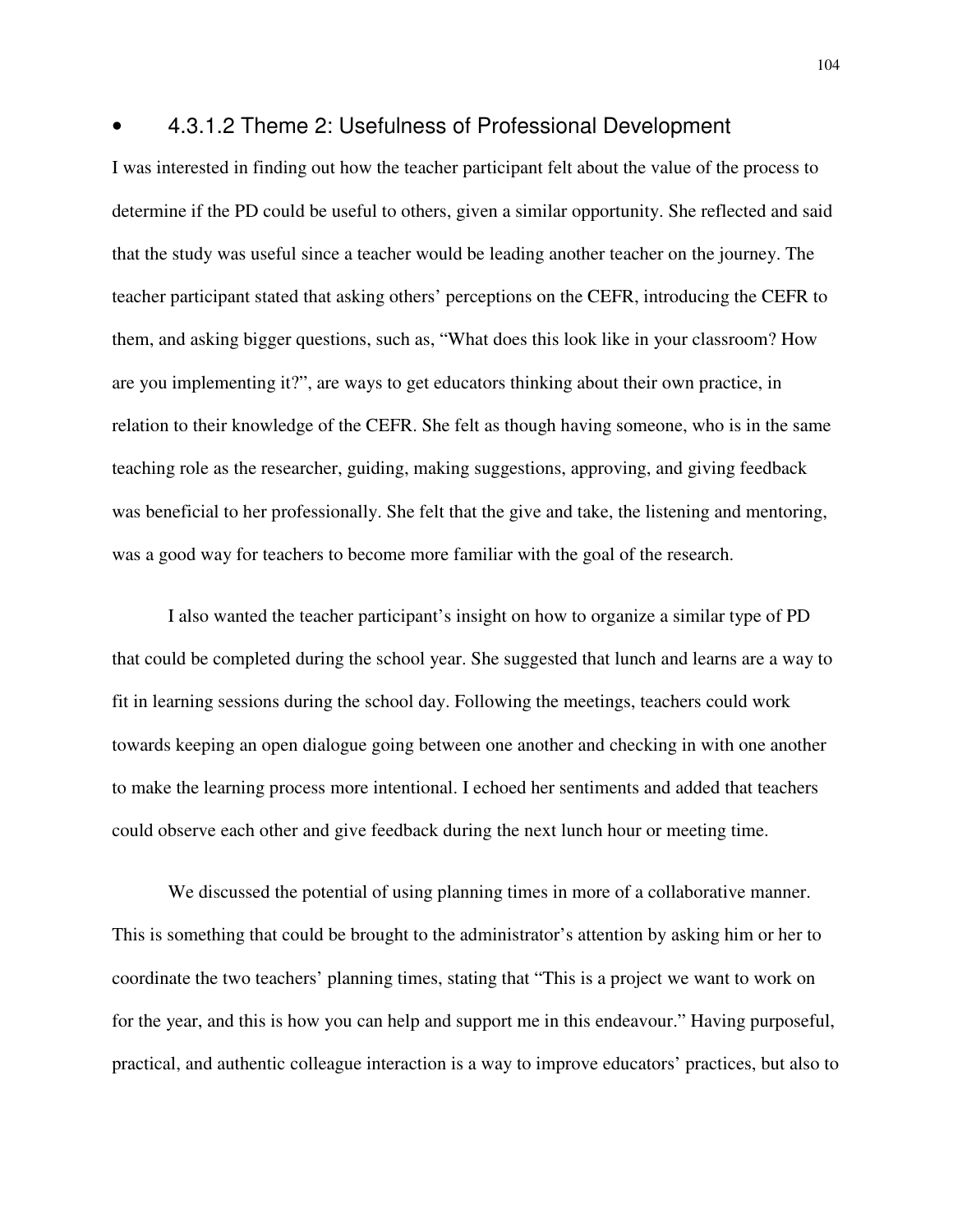#### 4.3.1.2 Theme 2: Usefulness of Professional Development

I was interested in finding out how the teacher participant felt about the value of the process to determine if the PD could be useful to others, given a similar opportunity. She reflected and said that the study was useful since a teacher would be leading another teacher on the journey. The teacher participant stated that asking others' perceptions on the CEFR, introducing the CEFR to them, and asking bigger questions, such as, "What does this look like in your classroom? How are you implementing it?", are ways to get educators thinking about their own practice, in relation to their knowledge of the CEFR. She felt as though having someone, who is in the same teaching role as the researcher, guiding, making suggestions, approving, and giving feedback was beneficial to her professionally. She felt that the give and take, the listening and mentoring, was a good way for teachers to become more familiar with the goal of the research.

I also wanted the teacher participant's insight on how to organize a similar type of PD that could be completed during the school year. She suggested that lunch and learns are a way to fit in learning sessions during the school day. Following the meetings, teachers could work towards keeping an open dialogue going between one another and checking in with one another to make the learning process more intentional. I echoed her sentiments and added that teachers could observe each other and give feedback during the next lunch hour or meeting time.

We discussed the potential of using planning times in more of a collaborative manner. This is something that could be brought to the administrator's attention by asking him or her to coordinate the two teachers' planning times, stating that "This is a project we want to work on for the year, and this is how you can help and support me in this endeavour." Having purposeful, practical, and authentic colleague interaction is a way to improve educators' practices, but also to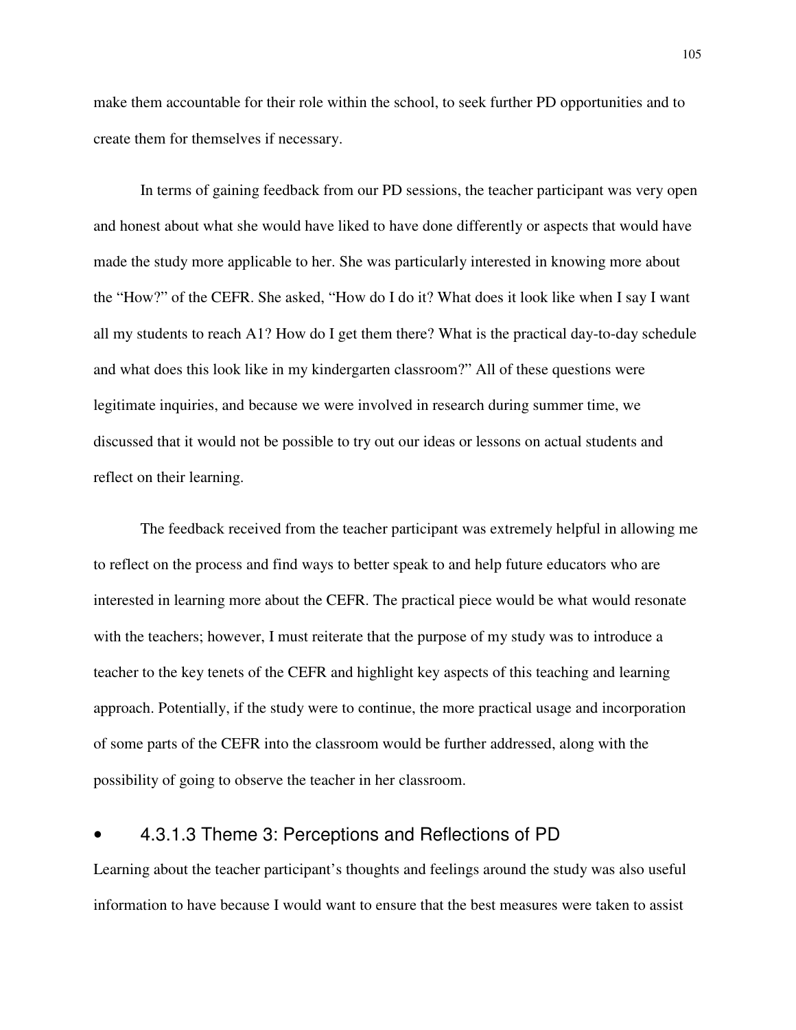make them accountable for their role within the school, to seek further PD opportunities and to create them for themselves if necessary.

In terms of gaining feedback from our PD sessions, the teacher participant was very open and honest about what she would have liked to have done differently or aspects that would have made the study more applicable to her. She was particularly interested in knowing more about the "How?" of the CEFR. She asked, "How do I do it? What does it look like when I say I want all my students to reach A1? How do I get them there? What is the practical day-to-day schedule and what does this look like in my kindergarten classroom?" All of these questions were legitimate inquiries, and because we were involved in research during summer time, we discussed that it would not be possible to try out our ideas or lessons on actual students and reflect on their learning.

The feedback received from the teacher participant was extremely helpful in allowing me to reflect on the process and find ways to better speak to and help future educators who are interested in learning more about the CEFR. The practical piece would be what would resonate with the teachers; however, I must reiterate that the purpose of my study was to introduce a teacher to the key tenets of the CEFR and highlight key aspects of this teaching and learning approach. Potentially, if the study were to continue, the more practical usage and incorporation of some parts of the CEFR into the classroom would be further addressed, along with the possibility of going to observe the teacher in her classroom.

#### 4.3.1.3 Theme 3: Perceptions and Reflections of PD

Learning about the teacher participant's thoughts and feelings around the study was also useful information to have because I would want to ensure that the best measures were taken to assist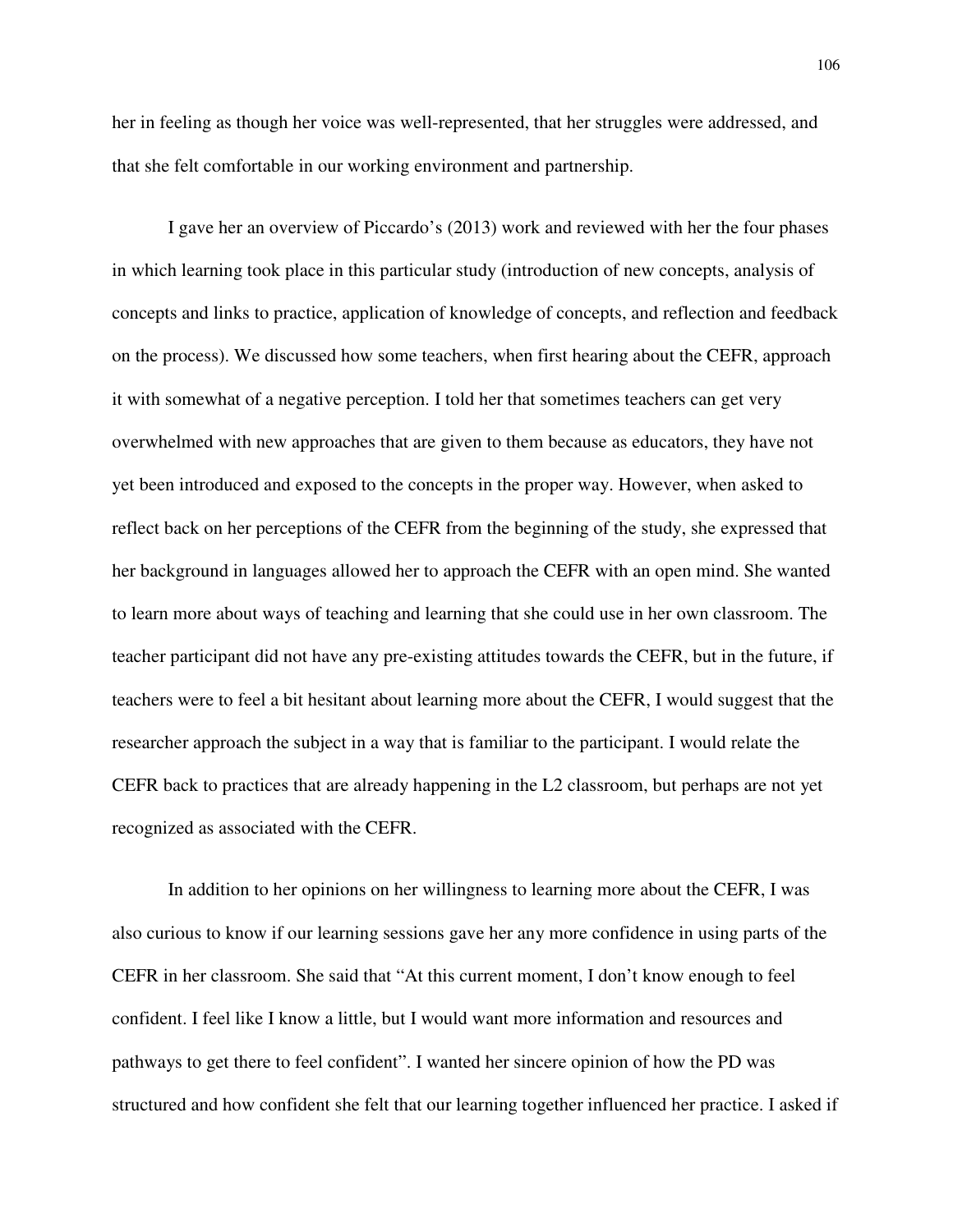her in feeling as though her voice was well-represented, that her struggles were addressed, and that she felt comfortable in our working environment and partnership.

I gave her an overview of Piccardo's (2013) work and reviewed with her the four phases in which learning took place in this particular study (introduction of new concepts, analysis of concepts and links to practice, application of knowledge of concepts, and reflection and feedback on the process). We discussed how some teachers, when first hearing about the CEFR, approach it with somewhat of a negative perception. I told her that sometimes teachers can get very overwhelmed with new approaches that are given to them because as educators, they have not yet been introduced and exposed to the concepts in the proper way. However, when asked to reflect back on her perceptions of the CEFR from the beginning of the study, she expressed that her background in languages allowed her to approach the CEFR with an open mind. She wanted to learn more about ways of teaching and learning that she could use in her own classroom. The teacher participant did not have any pre-existing attitudes towards the CEFR, but in the future, if teachers were to feel a bit hesitant about learning more about the CEFR, I would suggest that the researcher approach the subject in a way that is familiar to the participant. I would relate the CEFR back to practices that are already happening in the L2 classroom, but perhaps are not yet recognized as associated with the CEFR.

In addition to her opinions on her willingness to learning more about the CEFR, I was also curious to know if our learning sessions gave her any more confidence in using parts of the CEFR in her classroom. She said that "At this current moment, I don't know enough to feel confident. I feel like I know a little, but I would want more information and resources and pathways to get there to feel confident". I wanted her sincere opinion of how the PD was structured and how confident she felt that our learning together influenced her practice. I asked if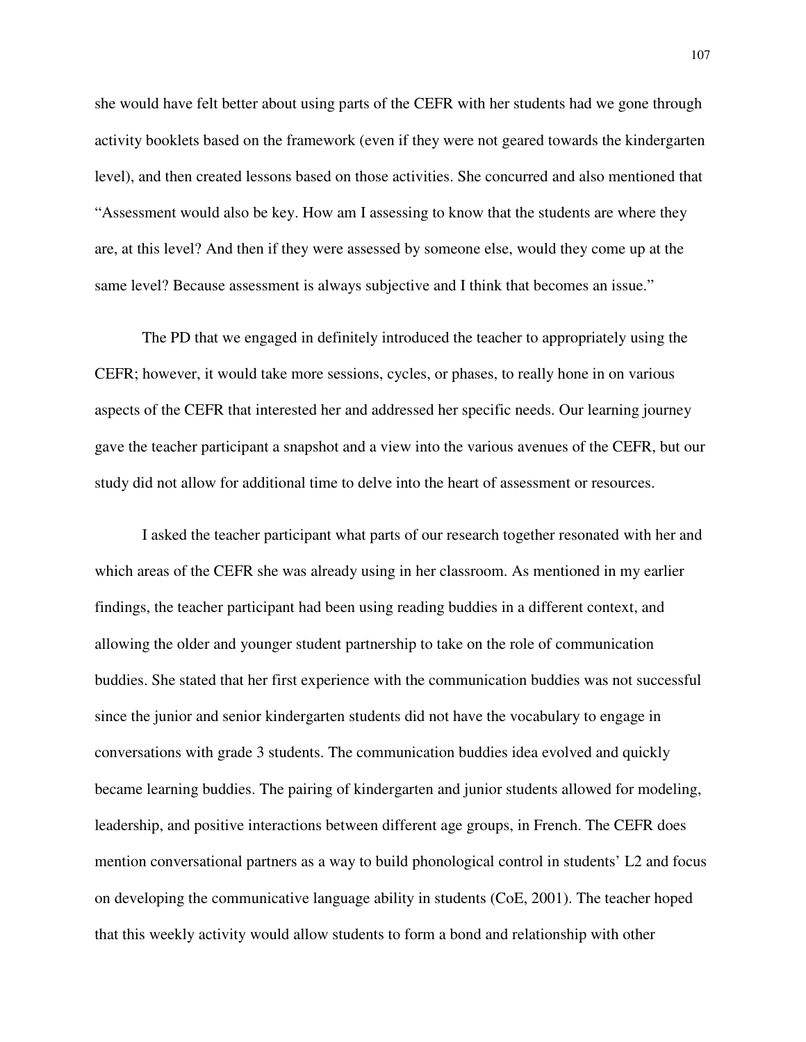she would have felt better about using parts of the CEFR with her students had we gone through activity booklets based on the framework (even if they were not geared towards the kindergarten level), and then created lessons based on those activities. She concurred and also mentioned that "Assessment would also be key. How am I assessing to know that the students are where they are, at this level? And then if they were assessed by someone else, would they come up at the same level? Because assessment is always subjective and I think that becomes an issue."

The PD that we engaged in definitely introduced the teacher to appropriately using the CEFR; however, it would take more sessions, cycles, or phases, to really hone in on various aspects of the CEFR that interested her and addressed her specific needs. Our learning journey gave the teacher participant a snapshot and a view into the various avenues of the CEFR, but our study did not allow for additional time to delve into the heart of assessment or resources.

I asked the teacher participant what parts of our research together resonated with her and which areas of the CEFR she was already using in her classroom. As mentioned in my earlier findings, the teacher participant had been using reading buddies in a different context, and allowing the older and younger student partnership to take on the role of communication buddies. She stated that her first experience with the communication buddies was not successful since the junior and senior kindergarten students did not have the vocabulary to engage in conversations with grade 3 students. The communication buddies idea evolved and quickly became learning buddies. The pairing of kindergarten and junior students allowed for modeling, leadership, and positive interactions between different age groups, in French. The CEFR does mention conversational partners as a way to build phonological control in students' L2 and focus on developing the communicative language ability in students (CoE, 2001). The teacher hoped that this weekly activity would allow students to form a bond and relationship with other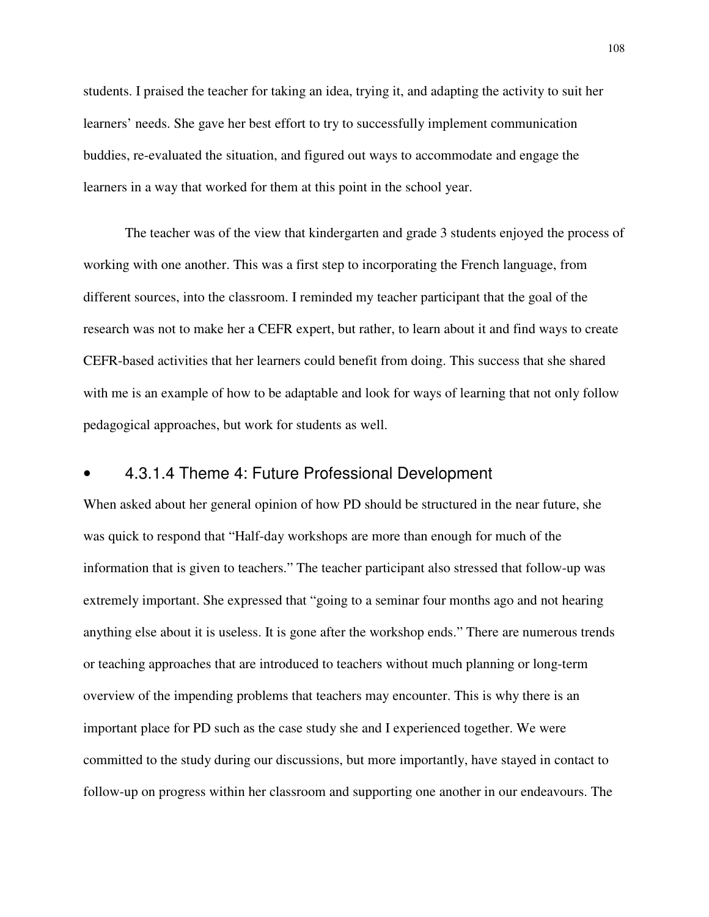students. I praised the teacher for taking an idea, trying it, and adapting the activity to suit her learners' needs. She gave her best effort to try to successfully implement communication buddies, re-evaluated the situation, and figured out ways to accommodate and engage the learners in a way that worked for them at this point in the school year.

The teacher was of the view that kindergarten and grade 3 students enjoyed the process of working with one another. This was a first step to incorporating the French language, from different sources, into the classroom. I reminded my teacher participant that the goal of the research was not to make her a CEFR expert, but rather, to learn about it and find ways to create CEFR-based activities that her learners could benefit from doing. This success that she shared with me is an example of how to be adaptable and look for ways of learning that not only follow pedagogical approaches, but work for students as well.

#### 4.3.1.4 Theme 4: Future Professional Development

When asked about her general opinion of how PD should be structured in the near future, she was quick to respond that "Half-day workshops are more than enough for much of the information that is given to teachers." The teacher participant also stressed that follow-up was extremely important. She expressed that "going to a seminar four months ago and not hearing anything else about it is useless. It is gone after the workshop ends." There are numerous trends or teaching approaches that are introduced to teachers without much planning or long-term overview of the impending problems that teachers may encounter. This is why there is an important place for PD such as the case study she and I experienced together. We were committed to the study during our discussions, but more importantly, have stayed in contact to follow-up on progress within her classroom and supporting one another in our endeavours. The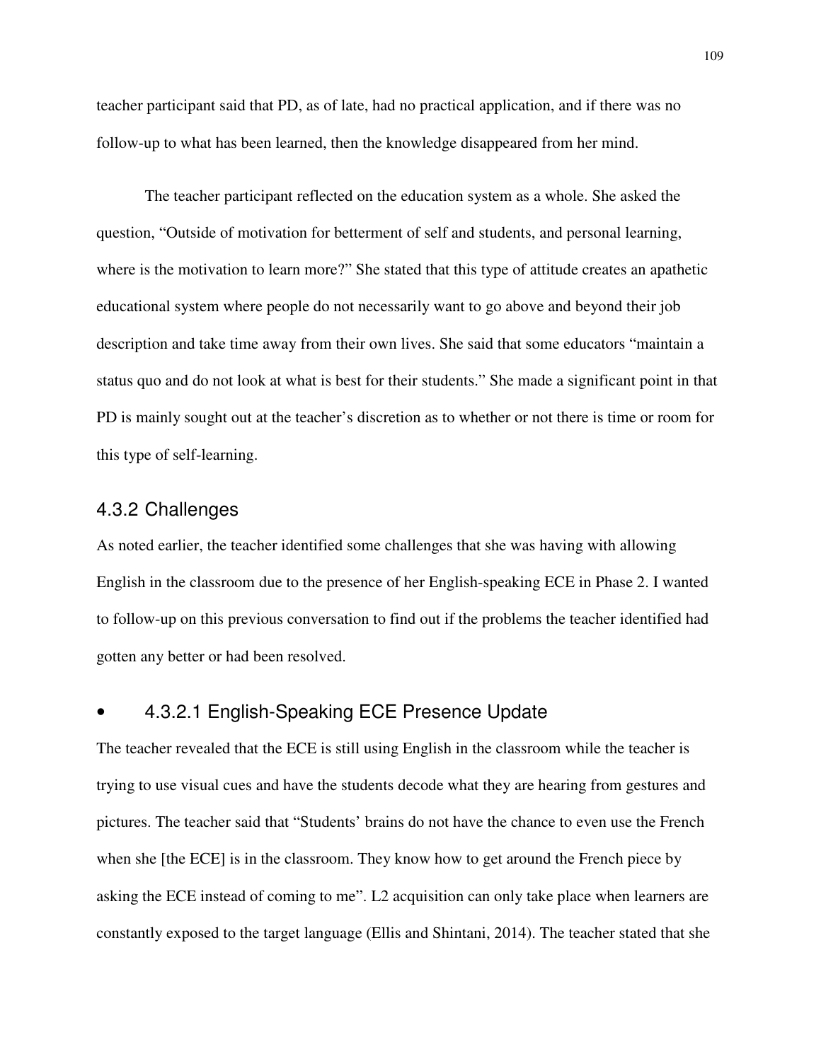teacher participant said that PD, as of late, had no practical application, and if there was no follow-up to what has been learned, then the knowledge disappeared from her mind.

The teacher participant reflected on the education system as a whole. She asked the question, "Outside of motivation for betterment of self and students, and personal learning, where is the motivation to learn more?" She stated that this type of attitude creates an apathetic educational system where people do not necessarily want to go above and beyond their job description and take time away from their own lives. She said that some educators "maintain a status quo and do not look at what is best for their students." She made a significant point in that PD is mainly sought out at the teacher's discretion as to whether or not there is time or room for this type of self-learning.

### 4.3.2 Challenges

As noted earlier, the teacher identified some challenges that she was having with allowing English in the classroom due to the presence of her English-speaking ECE in Phase 2. I wanted to follow-up on this previous conversation to find out if the problems the teacher identified had gotten any better or had been resolved.

- #### 4.3.2.1 English-Speaking ECE Presence Update

The teacher revealed that the ECE is still using English in the classroom while the teacher is trying to use visual cues and have the students decode what they are hearing from gestures and pictures. The teacher said that "Students' brains do not have the chance to even use the French when she [the ECE] is in the classroom. They know how to get around the French piece by asking the ECE instead of coming to me". L2 acquisition can only take place when learners are constantly exposed to the target language (Ellis and Shintani, 2014). The teacher stated that she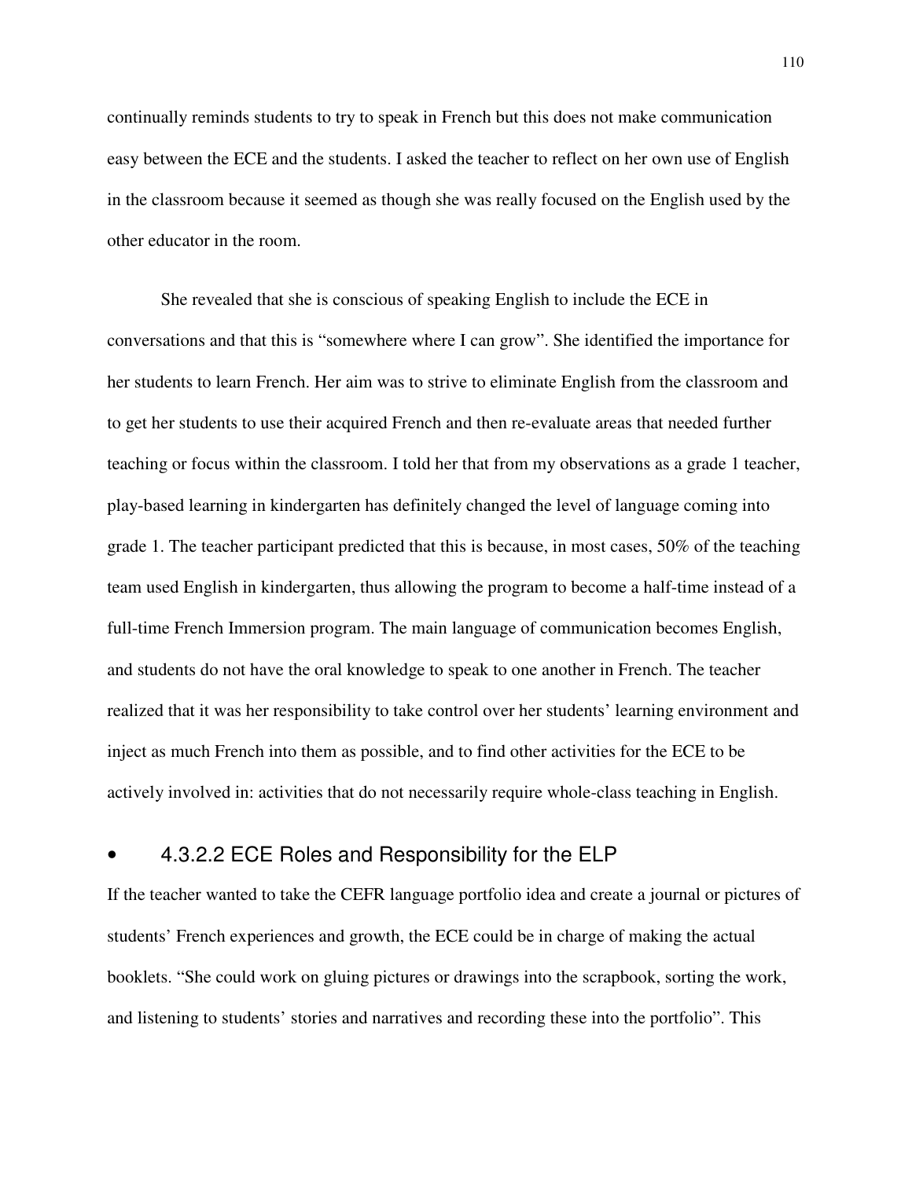continually reminds students to try to speak in French but this does not make communication easy between the ECE and the students. I asked the teacher to reflect on her own use of English in the classroom because it seemed as though she was really focused on the English used by the other educator in the room.

She revealed that she is conscious of speaking English to include the ECE in conversations and that this is "somewhere where I can grow". She identified the importance for her students to learn French. Her aim was to strive to eliminate English from the classroom and to get her students to use their acquired French and then re-evaluate areas that needed further teaching or focus within the classroom. I told her that from my observations as a grade 1 teacher, play-based learning in kindergarten has definitely changed the level of language coming into grade 1. The teacher participant predicted that this is because, in most cases, 50% of the teaching team used English in kindergarten, thus allowing the program to become a half-time instead of a full-time French Immersion program. The main language of communication becomes English, and students do not have the oral knowledge to speak to one another in French. The teacher realized that it was her responsibility to take control over her students' learning environment and inject as much French into them as possible, and to find other activities for the ECE to be actively involved in: activities that do not necessarily require whole-class teaching in English.

#### • 4.3.2.2 ECE Roles and Responsibility for the ELP

If the teacher wanted to take the CEFR language portfolio idea and create a journal or pictures of students' French experiences and growth, the ECE could be in charge of making the actual booklets. "She could work on gluing pictures or drawings into the scrapbook, sorting the work, and listening to students' stories and narratives and recording these into the portfolio". This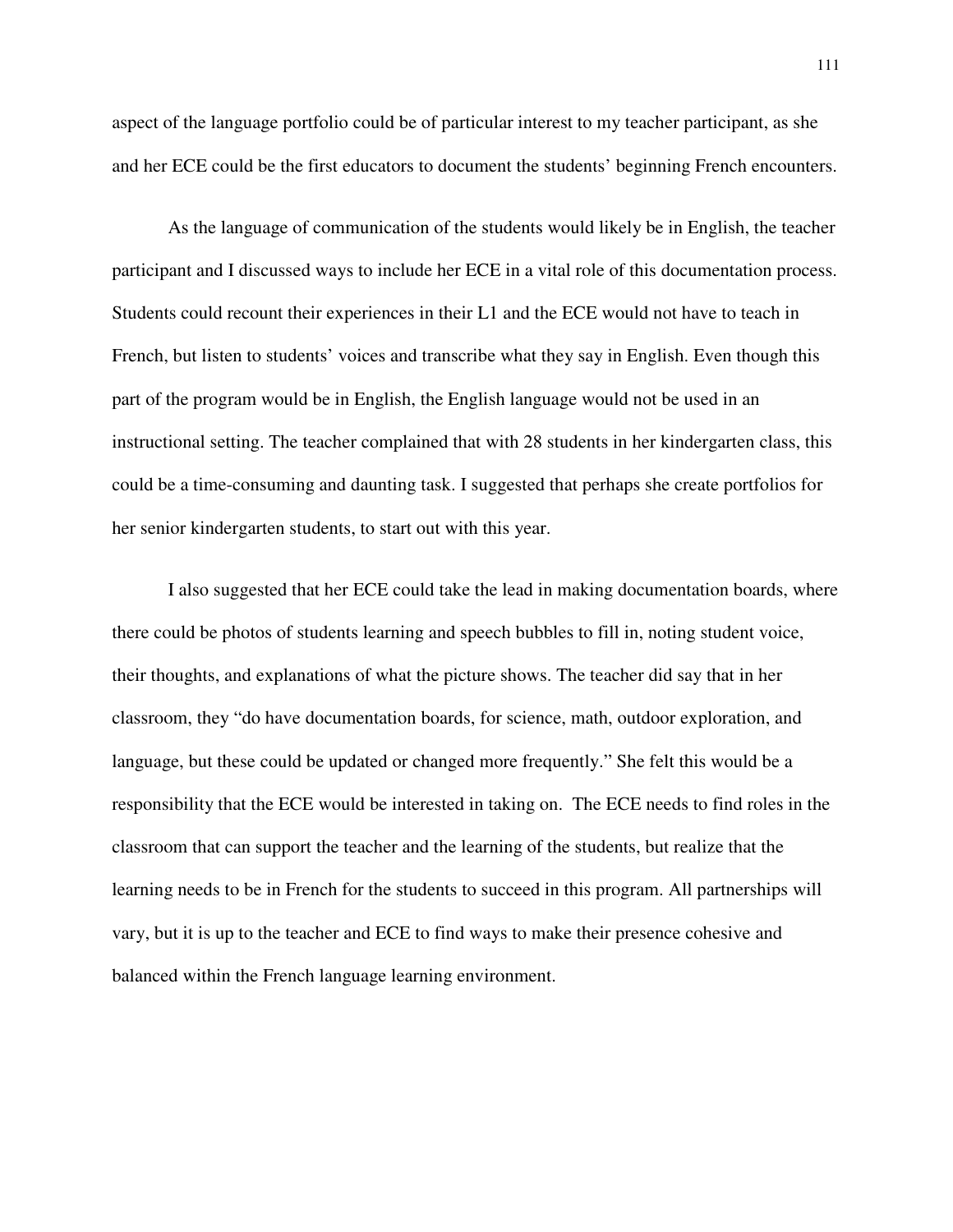aspect of the language portfolio could be of particular interest to my teacher participant, as she and her ECE could be the first educators to document the students' beginning French encounters.

As the language of communication of the students would likely be in English, the teacher participant and I discussed ways to include her ECE in a vital role of this documentation process. Students could recount their experiences in their L1 and the ECE would not have to teach in French, but listen to students' voices and transcribe what they say in English. Even though this part of the program would be in English, the English language would not be used in an instructional setting. The teacher complained that with 28 students in her kindergarten class, this could be a time-consuming and daunting task. I suggested that perhaps she create portfolios for her senior kindergarten students, to start out with this year.

I also suggested that her ECE could take the lead in making documentation boards, where there could be photos of students learning and speech bubbles to fill in, noting student voice, their thoughts, and explanations of what the picture shows. The teacher did say that in her classroom, they "do have documentation boards, for science, math, outdoor exploration, and language, but these could be updated or changed more frequently." She felt this would be a responsibility that the ECE would be interested in taking on. The ECE needs to find roles in the classroom that can support the teacher and the learning of the students, but realize that the learning needs to be in French for the students to succeed in this program. All partnerships will vary, but it is up to the teacher and ECE to find ways to make their presence cohesive and balanced within the French language learning environment.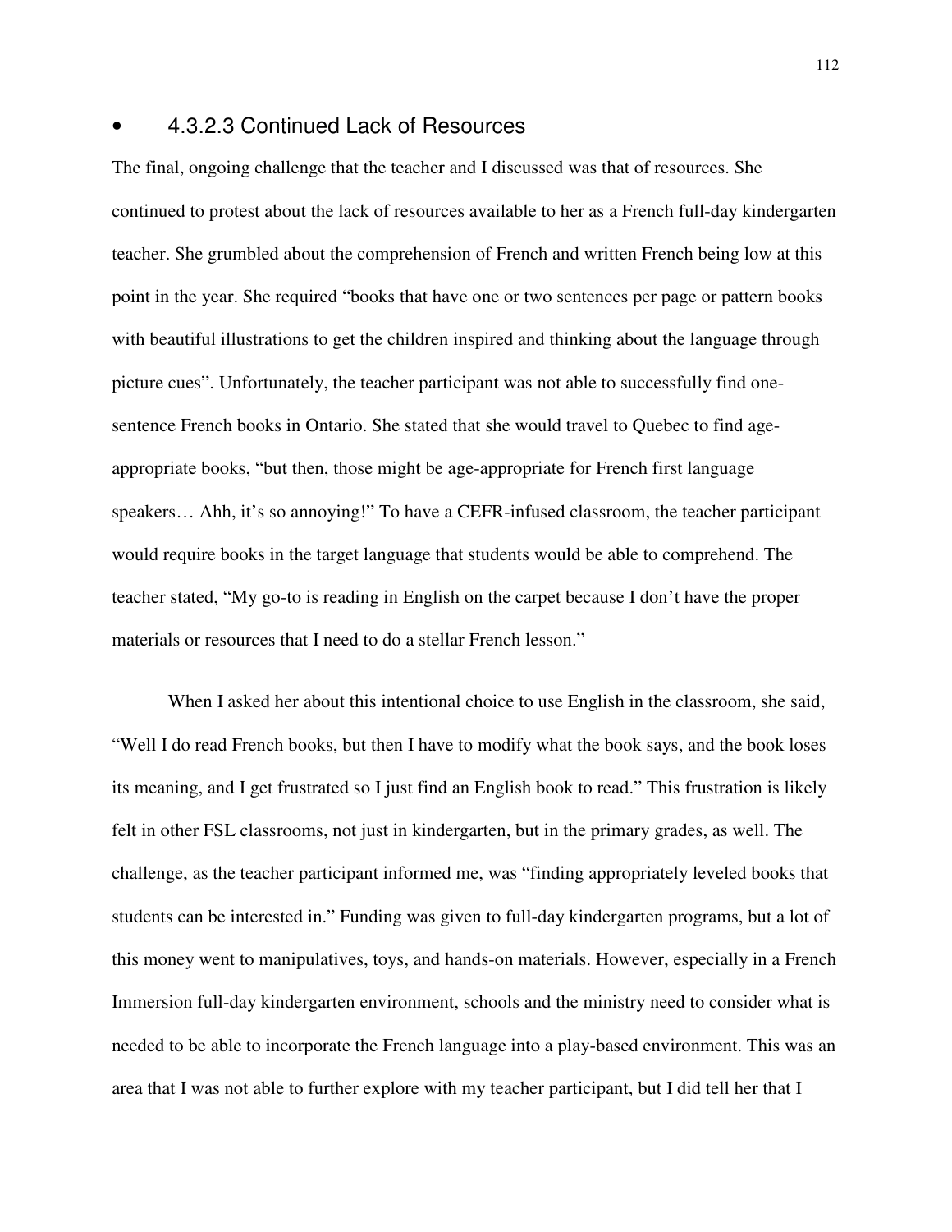#### 4.3.2.3 Continued Lack of Resources

The final, ongoing challenge that the teacher and I discussed was that of resources. She continued to protest about the lack of resources available to her as a French full-day kindergarten teacher. She grumbled about the comprehension of French and written French being low at this point in the year. She required "books that have one or two sentences per page or pattern books with beautiful illustrations to get the children inspired and thinking about the language through picture cues". Unfortunately, the teacher participant was not able to successfully find one-sentence French books in Ontario. She stated that she would travel to Quebec to find age-appropriate books, "but then, those might be age-appropriate for French first language speakers… Ahh, it's so annoying!" To have a CEFR-infused classroom, the teacher participant would require books in the target language that students would be able to comprehend. The teacher stated, "My go-to is reading in English on the carpet because I don't have the proper materials or resources that I need to do a stellar French lesson."

When I asked her about this intentional choice to use English in the classroom, she said, "Well I do read French books, but then I have to modify what the book says, and the book loses its meaning, and I get frustrated so I just find an English book to read." This frustration is likely felt in other FSL classrooms, not just in kindergarten, but in the primary grades, as well. The challenge, as the teacher participant informed me, was "finding appropriately leveled books that students can be interested in." Funding was given to full-day kindergarten programs, but a lot of this money went to manipulatives, toys, and hands-on materials. However, especially in a French Immersion full-day kindergarten environment, schools and the ministry need to consider what is needed to be able to incorporate the French language into a play-based environment. This was an area that I was not able to further explore with my teacher participant, but I did tell her that I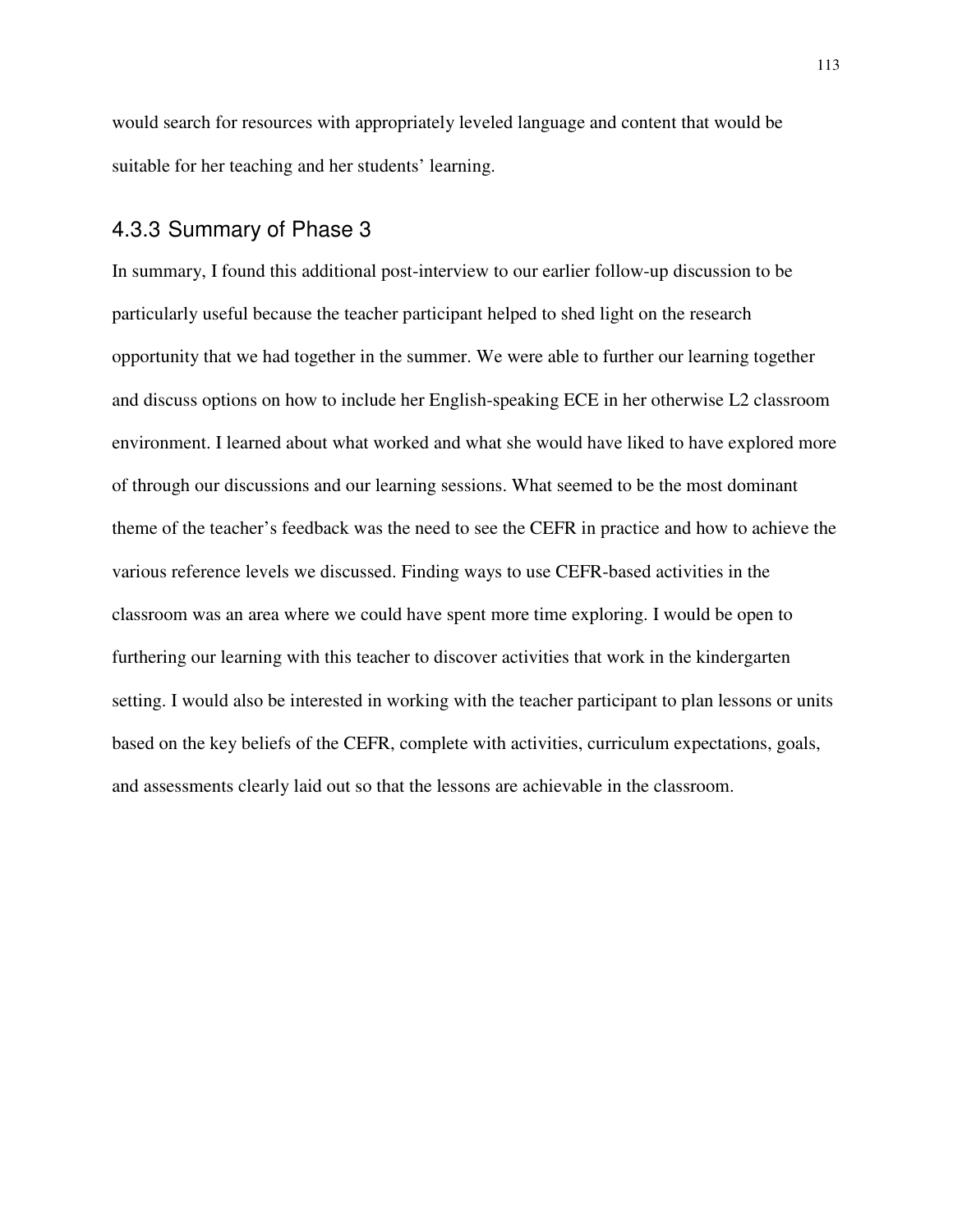would search for resources with appropriately leveled language and content that would be suitable for her teaching and her students' learning.

### 4.3.3 Summary of Phase 3

In summary, I found this additional post-interview to our earlier follow-up discussion to be particularly useful because the teacher participant helped to shed light on the research opportunity that we had together in the summer. We were able to further our learning together and discuss options on how to include her English-speaking ECE in her otherwise L2 classroom environment. I learned about what worked and what she would have liked to have explored more of through our discussions and our learning sessions. What seemed to be the most dominant theme of the teacher's feedback was the need to see the CEFR in practice and how to achieve the various reference levels we discussed. Finding ways to use CEFR-based activities in the classroom was an area where we could have spent more time exploring. I would be open to furthering our learning with this teacher to discover activities that work in the kindergarten setting. I would also be interested in working with the teacher participant to plan lessons or units based on the key beliefs of the CEFR, complete with activities, curriculum expectations, goals, and assessments clearly laid out so that the lessons are achievable in the classroom.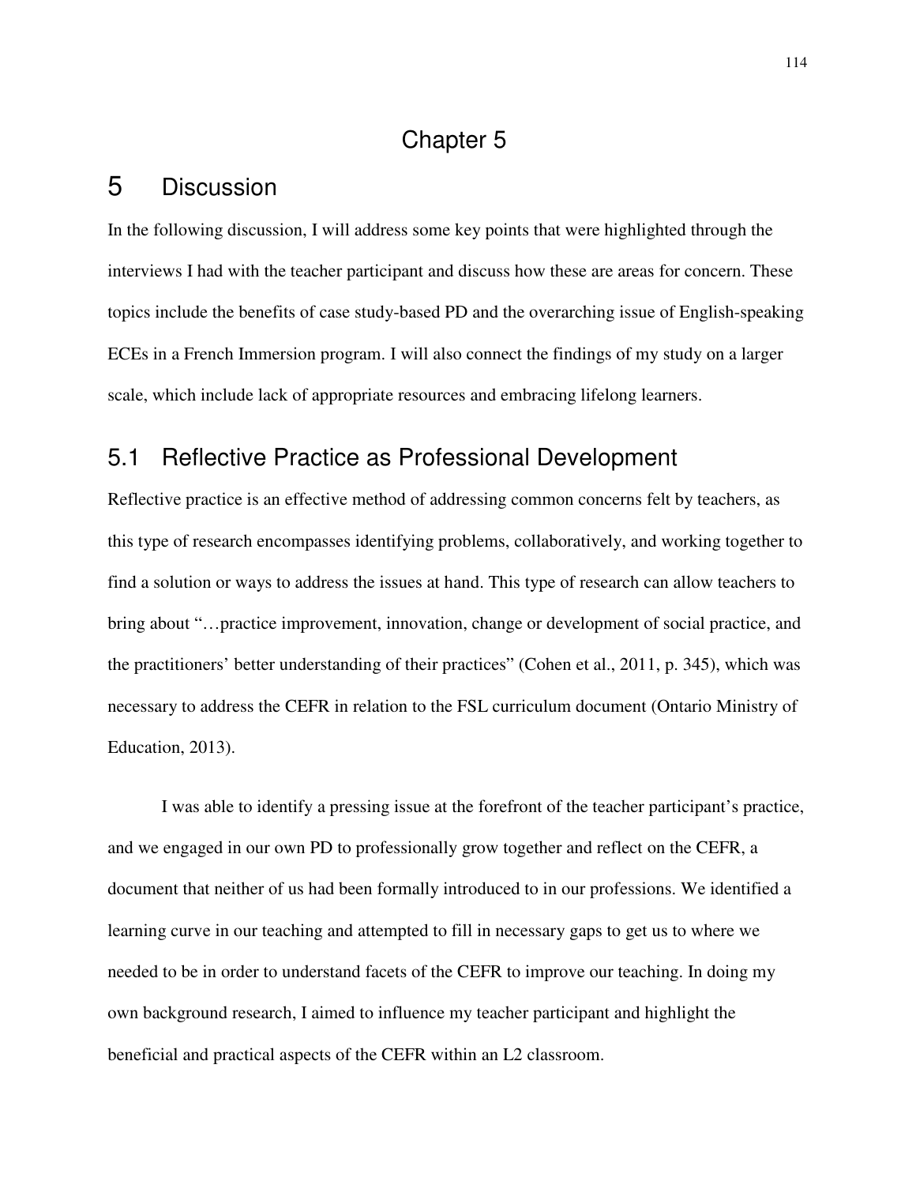# Chapter 5

# 5 Discussion

In the following discussion, I will address some key points that were highlighted through the interviews I had with the teacher participant and discuss how these are areas for concern. These topics include the benefits of case study-based PD and the overarching issue of English-speaking ECEs in a French Immersion program. I will also connect the findings of my study on a larger scale, which include lack of appropriate resources and embracing lifelong learners.

## 5.1 Reflective Practice as Professional Development

Reflective practice is an effective method of addressing common concerns felt by teachers, as this type of research encompasses identifying problems, collaboratively, and working together to find a solution or ways to address the issues at hand. This type of research can allow teachers to bring about "…practice improvement, innovation, change or development of social practice, and the practitioners' better understanding of their practices" (Cohen et al., 2011, p. 345), which was necessary to address the CEFR in relation to the FSL curriculum document (Ontario Ministry of Education, 2013).

I was able to identify a pressing issue at the forefront of the teacher participant's practice, and we engaged in our own PD to professionally grow together and reflect on the CEFR, a document that neither of us had been formally introduced to in our professions. We identified a learning curve in our teaching and attempted to fill in necessary gaps to get us to where we needed to be in order to understand facets of the CEFR to improve our teaching. In doing my own background research, I aimed to influence my teacher participant and highlight the beneficial and practical aspects of the CEFR within an L2 classroom.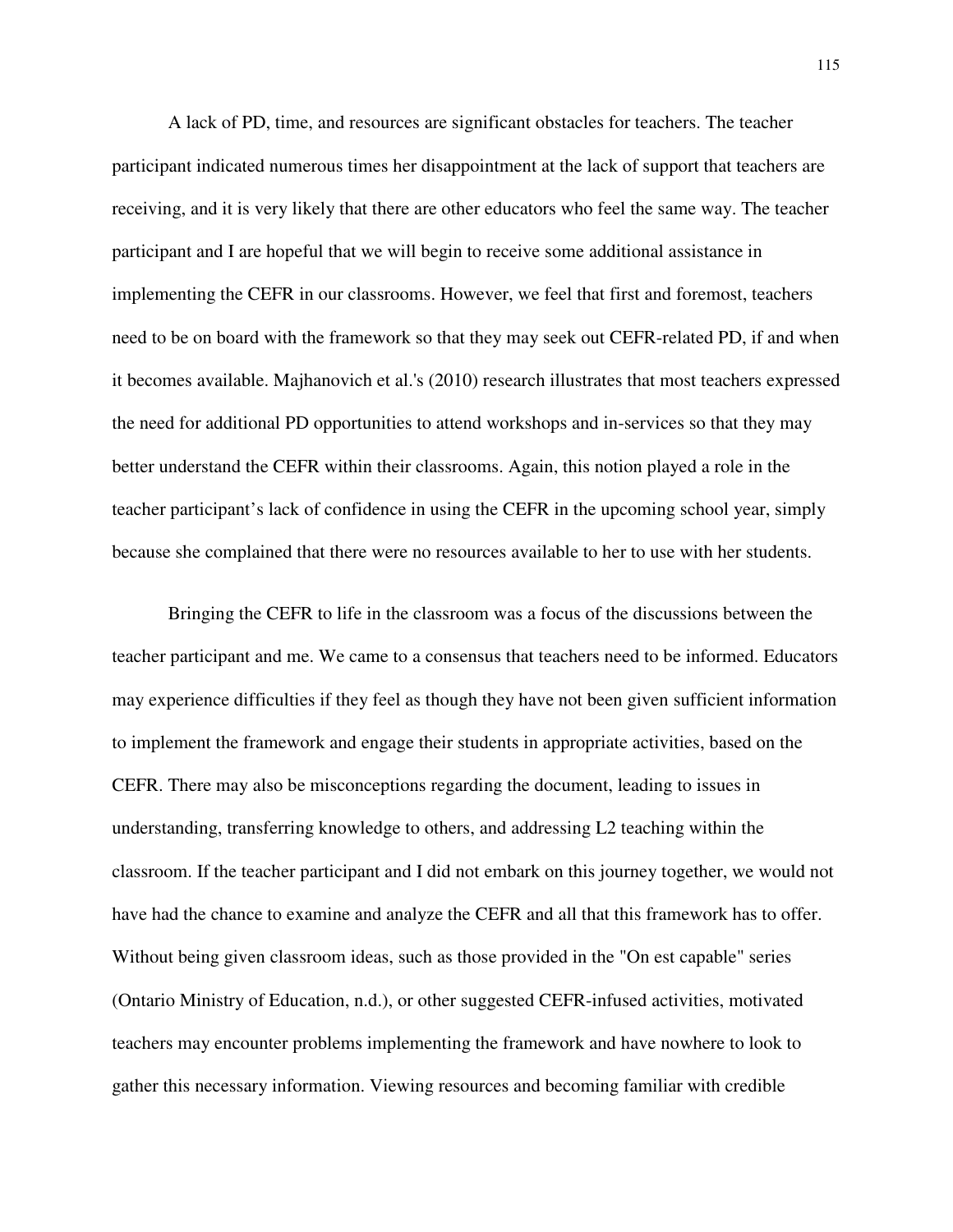A lack of PD, time, and resources are significant obstacles for teachers. The teacher participant indicated numerous times her disappointment at the lack of support that teachers are receiving, and it is very likely that there are other educators who feel the same way. The teacher participant and I are hopeful that we will begin to receive some additional assistance in implementing the CEFR in our classrooms. However, we feel that first and foremost, teachers need to be on board with the framework so that they may seek out CEFR-related PD, if and when it becomes available. Majhanovich et al.'s (2010) research illustrates that most teachers expressed the need for additional PD opportunities to attend workshops and in-services so that they may better understand the CEFR within their classrooms. Again, this notion played a role in the teacher participant's lack of confidence in using the CEFR in the upcoming school year, simply because she complained that there were no resources available to her to use with her students.

Bringing the CEFR to life in the classroom was a focus of the discussions between the teacher participant and me. We came to a consensus that teachers need to be informed. Educators may experience difficulties if they feel as though they have not been given sufficient information to implement the framework and engage their students in appropriate activities, based on the CEFR. There may also be misconceptions regarding the document, leading to issues in understanding, transferring knowledge to others, and addressing L2 teaching within the classroom. If the teacher participant and I did not embark on this journey together, we would not have had the chance to examine and analyze the CEFR and all that this framework has to offer. Without being given classroom ideas, such as those provided in the "On est capable" series (Ontario Ministry of Education, n.d.), or other suggested CEFR-infused activities, motivated teachers may encounter problems implementing the framework and have nowhere to look to gather this necessary information. Viewing resources and becoming familiar with credible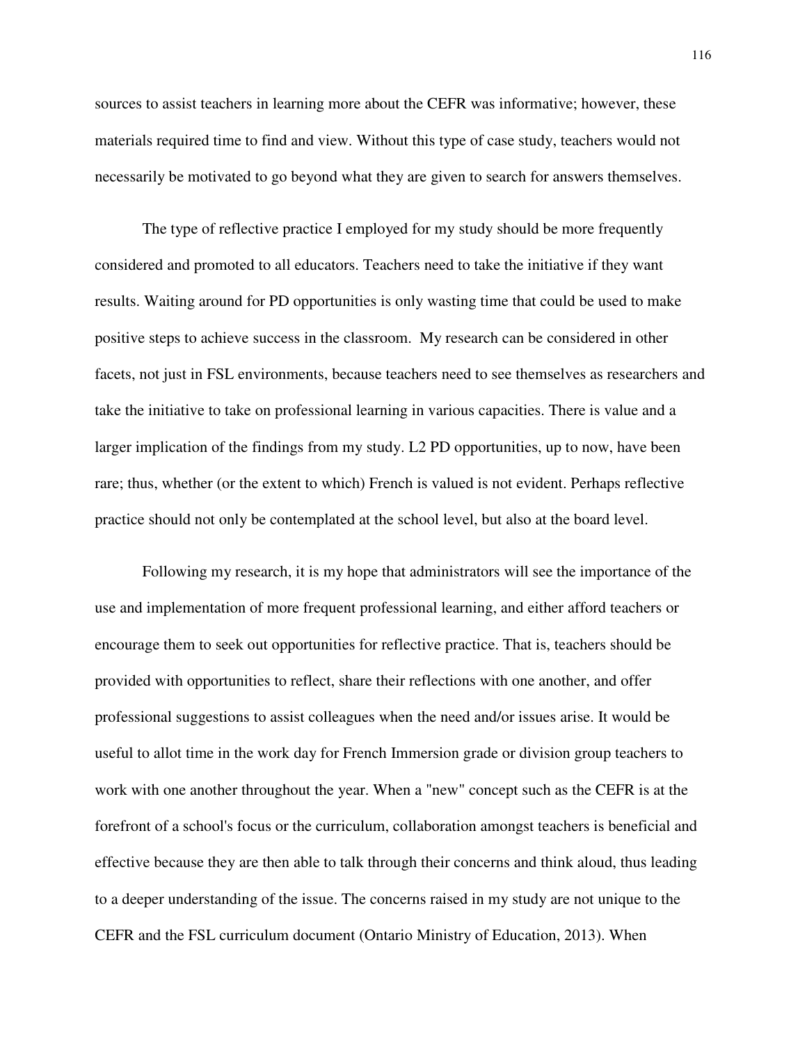sources to assist teachers in learning more about the CEFR was informative; however, these materials required time to find and view. Without this type of case study, teachers would not necessarily be motivated to go beyond what they are given to search for answers themselves.

The type of reflective practice I employed for my study should be more frequently considered and promoted to all educators. Teachers need to take the initiative if they want results. Waiting around for PD opportunities is only wasting time that could be used to make positive steps to achieve success in the classroom. My research can be considered in other facets, not just in FSL environments, because teachers need to see themselves as researchers and take the initiative to take on professional learning in various capacities. There is value and a larger implication of the findings from my study. L2 PD opportunities, up to now, have been rare; thus, whether (or the extent to which) French is valued is not evident. Perhaps reflective practice should not only be contemplated at the school level, but also at the board level.

Following my research, it is my hope that administrators will see the importance of the use and implementation of more frequent professional learning, and either afford teachers or encourage them to seek out opportunities for reflective practice. That is, teachers should be provided with opportunities to reflect, share their reflections with one another, and offer professional suggestions to assist colleagues when the need and/or issues arise. It would be useful to allot time in the work day for French Immersion grade or division group teachers to work with one another throughout the year. When a "new" concept such as the CEFR is at the forefront of a school's focus or the curriculum, collaboration amongst teachers is beneficial and effective because they are then able to talk through their concerns and think aloud, thus leading to a deeper understanding of the issue. The concerns raised in my study are not unique to the CEFR and the FSL curriculum document (Ontario Ministry of Education, 2013). When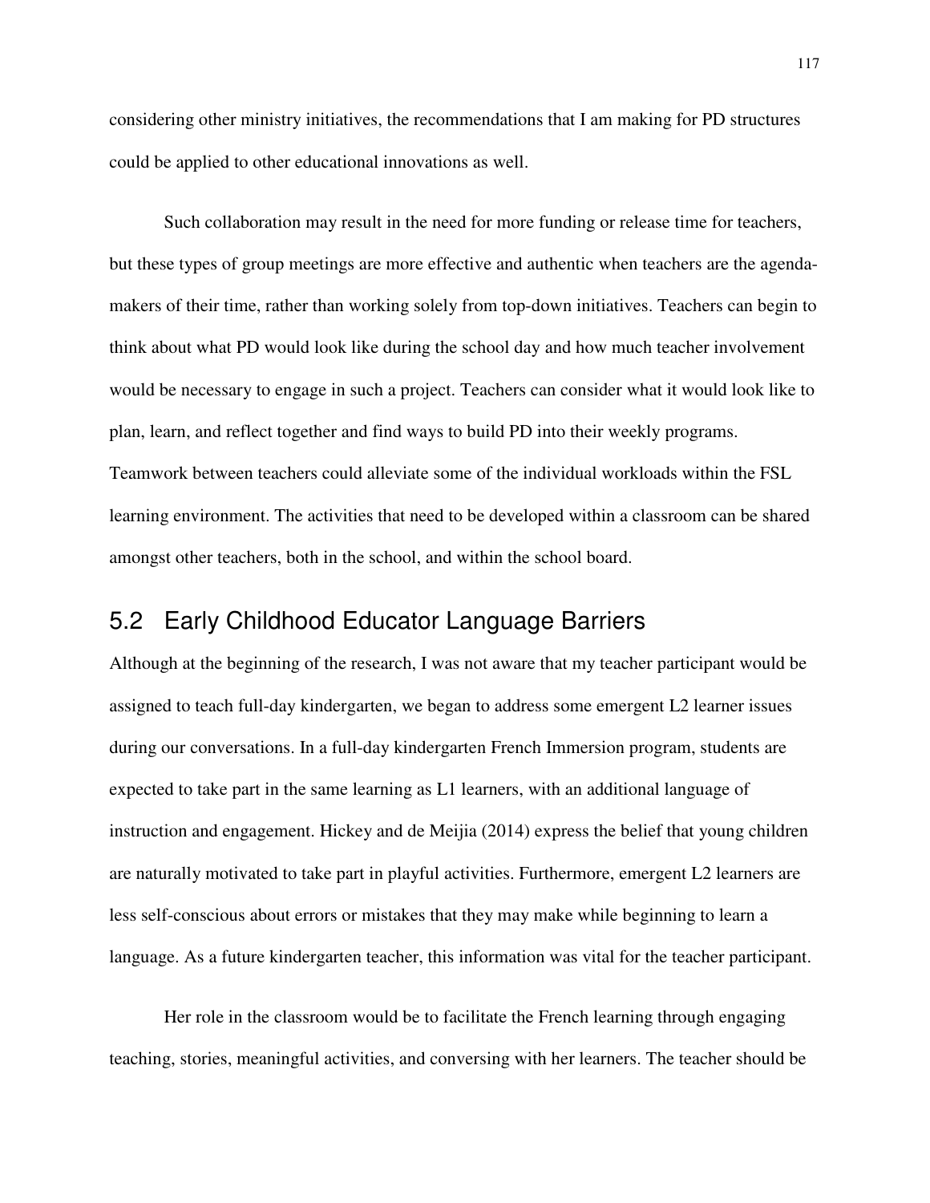considering other ministry initiatives, the recommendations that I am making for PD structures could be applied to other educational innovations as well.

Such collaboration may result in the need for more funding or release time for teachers, but these types of group meetings are more effective and authentic when teachers are the agenda-makers of their time, rather than working solely from top-down initiatives. Teachers can begin to think about what PD would look like during the school day and how much teacher involvement would be necessary to engage in such a project. Teachers can consider what it would look like to plan, learn, and reflect together and find ways to build PD into their weekly programs. Teamwork between teachers could alleviate some of the individual workloads within the FSL learning environment. The activities that need to be developed within a classroom can be shared amongst other teachers, both in the school, and within the school board.

## 5.2 Early Childhood Educator Language Barriers

Although at the beginning of the research, I was not aware that my teacher participant would be assigned to teach full-day kindergarten, we began to address some emergent L2 learner issues during our conversations. In a full-day kindergarten French Immersion program, students are expected to take part in the same learning as L1 learners, with an additional language of instruction and engagement. Hickey and de Meijia (2014) express the belief that young children are naturally motivated to take part in playful activities. Furthermore, emergent L2 learners are less self-conscious about errors or mistakes that they may make while beginning to learn a language. As a future kindergarten teacher, this information was vital for the teacher participant.

Her role in the classroom would be to facilitate the French learning through engaging teaching, stories, meaningful activities, and conversing with her learners. The teacher should be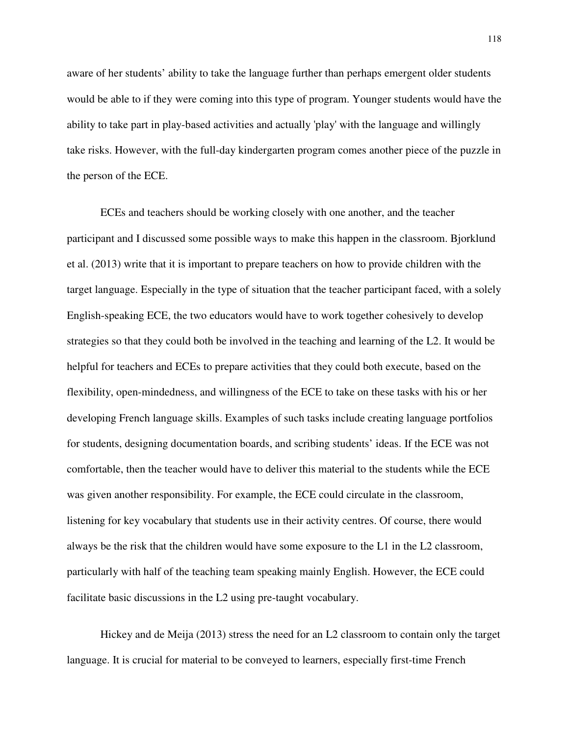aware of her students' ability to take the language further than perhaps emergent older students would be able to if they were coming into this type of program. Younger students would have the ability to take part in play-based activities and actually 'play' with the language and willingly take risks. However, with the full-day kindergarten program comes another piece of the puzzle in the person of the ECE.

ECEs and teachers should be working closely with one another, and the teacher participant and I discussed some possible ways to make this happen in the classroom. Bjorklund et al. (2013) write that it is important to prepare teachers on how to provide children with the target language. Especially in the type of situation that the teacher participant faced, with a solely English-speaking ECE, the two educators would have to work together cohesively to develop strategies so that they could both be involved in the teaching and learning of the L2. It would be helpful for teachers and ECEs to prepare activities that they could both execute, based on the flexibility, open-mindedness, and willingness of the ECE to take on these tasks with his or her developing French language skills. Examples of such tasks include creating language portfolios for students, designing documentation boards, and scribing students' ideas. If the ECE was not comfortable, then the teacher would have to deliver this material to the students while the ECE was given another responsibility. For example, the ECE could circulate in the classroom, listening for key vocabulary that students use in their activity centres. Of course, there would always be the risk that the children would have some exposure to the L1 in the L2 classroom, particularly with half of the teaching team speaking mainly English. However, the ECE could facilitate basic discussions in the L2 using pre-taught vocabulary.

Hickey and de Meija (2013) stress the need for an L2 classroom to contain only the target language. It is crucial for material to be conveyed to learners, especially first-time French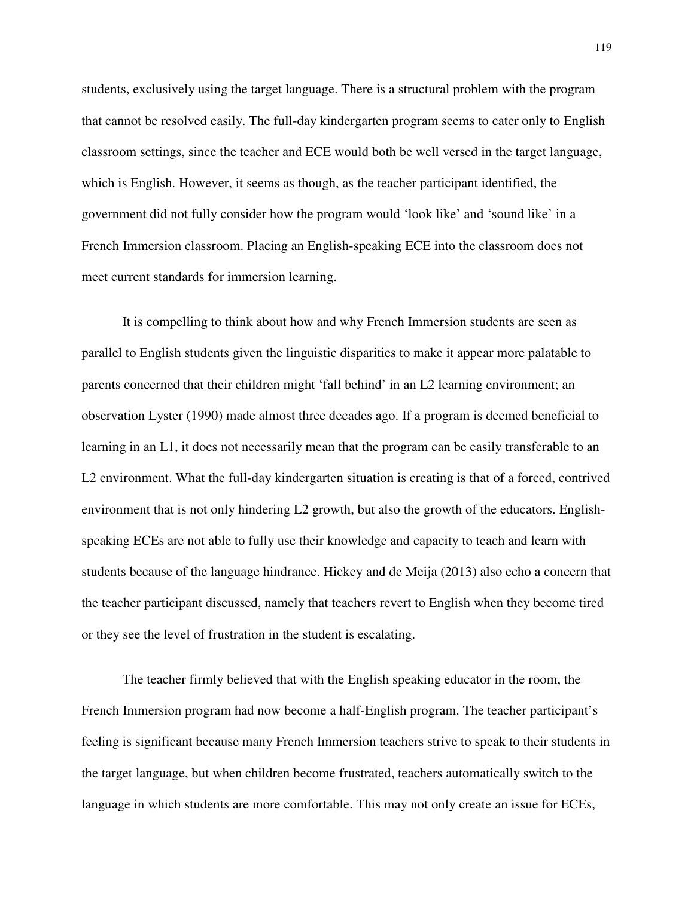students, exclusively using the target language. There is a structural problem with the program that cannot be resolved easily. The full-day kindergarten program seems to cater only to English classroom settings, since the teacher and ECE would both be well versed in the target language, which is English. However, it seems as though, as the teacher participant identified, the government did not fully consider how the program would 'look like' and 'sound like' in a French Immersion classroom. Placing an English-speaking ECE into the classroom does not meet current standards for immersion learning.

It is compelling to think about how and why French Immersion students are seen as parallel to English students given the linguistic disparities to make it appear more palatable to parents concerned that their children might 'fall behind' in an L2 learning environment; an observation Lyster (1990) made almost three decades ago. If a program is deemed beneficial to learning in an L1, it does not necessarily mean that the program can be easily transferable to an L2 environment. What the full-day kindergarten situation is creating is that of a forced, contrived environment that is not only hindering L2 growth, but also the growth of the educators. English-speaking ECEs are not able to fully use their knowledge and capacity to teach and learn with students because of the language hindrance. Hickey and de Meija (2013) also echo a concern that the teacher participant discussed, namely that teachers revert to English when they become tired or they see the level of frustration in the student is escalating.

The teacher firmly believed that with the English speaking educator in the room, the French Immersion program had now become a half-English program. The teacher participant's feeling is significant because many French Immersion teachers strive to speak to their students in the target language, but when children become frustrated, teachers automatically switch to the language in which students are more comfortable. This may not only create an issue for ECEs,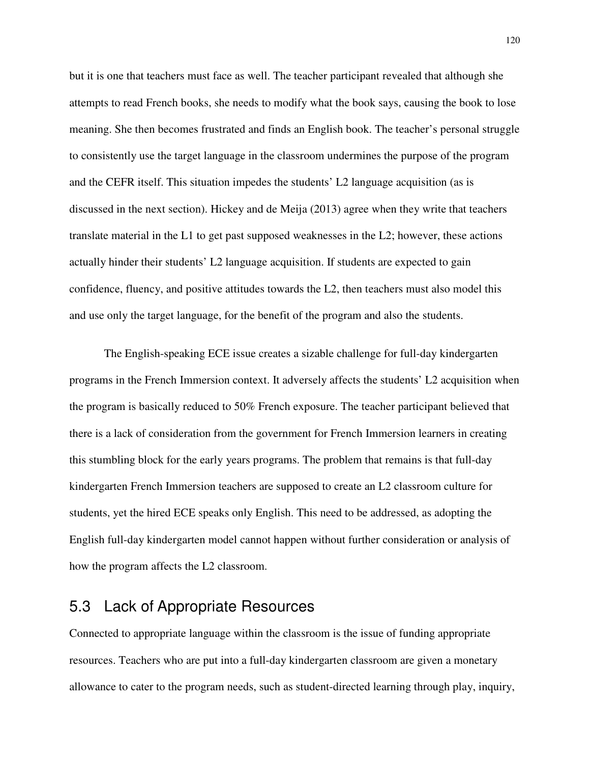but it is one that teachers must face as well. The teacher participant revealed that although she attempts to read French books, she needs to modify what the book says, causing the book to lose meaning. She then becomes frustrated and finds an English book. The teacher's personal struggle to consistently use the target language in the classroom undermines the purpose of the program and the CEFR itself. This situation impedes the students' L2 language acquisition (as is discussed in the next section). Hickey and de Meija (2013) agree when they write that teachers translate material in the L1 to get past supposed weaknesses in the L2; however, these actions actually hinder their students' L2 language acquisition. If students are expected to gain confidence, fluency, and positive attitudes towards the L2, then teachers must also model this and use only the target language, for the benefit of the program and also the students.

The English-speaking ECE issue creates a sizable challenge for full-day kindergarten programs in the French Immersion context. It adversely affects the students' L2 acquisition when the program is basically reduced to 50% French exposure. The teacher participant believed that there is a lack of consideration from the government for French Immersion learners in creating this stumbling block for the early years programs. The problem that remains is that full-day kindergarten French Immersion teachers are supposed to create an L2 classroom culture for students, yet the hired ECE speaks only English. This need to be addressed, as adopting the English full-day kindergarten model cannot happen without further consideration or analysis of how the program affects the L2 classroom.

## 5.3 Lack of Appropriate Resources

Connected to appropriate language within the classroom is the issue of funding appropriate resources. Teachers who are put into a full-day kindergarten classroom are given a monetary allowance to cater to the program needs, such as student-directed learning through play, inquiry,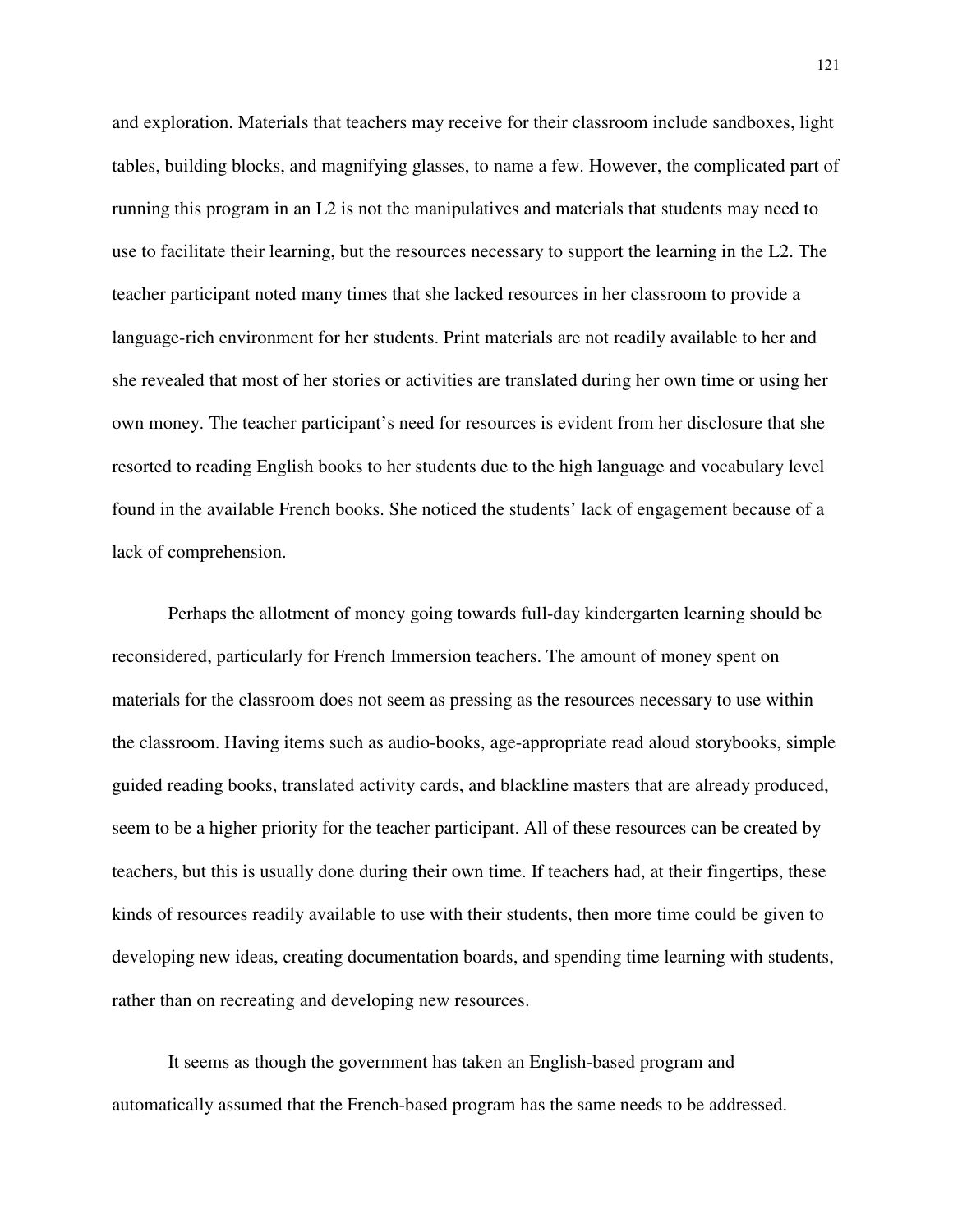and exploration. Materials that teachers may receive for their classroom include sandboxes, light tables, building blocks, and magnifying glasses, to name a few. However, the complicated part of running this program in an L2 is not the manipulatives and materials that students may need to use to facilitate their learning, but the resources necessary to support the learning in the L2. The teacher participant noted many times that she lacked resources in her classroom to provide a language-rich environment for her students. Print materials are not readily available to her and she revealed that most of her stories or activities are translated during her own time or using her own money. The teacher participant's need for resources is evident from her disclosure that she resorted to reading English books to her students due to the high language and vocabulary level found in the available French books. She noticed the students' lack of engagement because of a lack of comprehension.

Perhaps the allotment of money going towards full-day kindergarten learning should be reconsidered, particularly for French Immersion teachers. The amount of money spent on materials for the classroom does not seem as pressing as the resources necessary to use within the classroom. Having items such as audio-books, age-appropriate read aloud storybooks, simple guided reading books, translated activity cards, and blackline masters that are already produced, seem to be a higher priority for the teacher participant. All of these resources can be created by teachers, but this is usually done during their own time. If teachers had, at their fingertips, these kinds of resources readily available to use with their students, then more time could be given to developing new ideas, creating documentation boards, and spending time learning with students, rather than on recreating and developing new resources.

It seems as though the government has taken an English-based program and automatically assumed that the French-based program has the same needs to be addressed.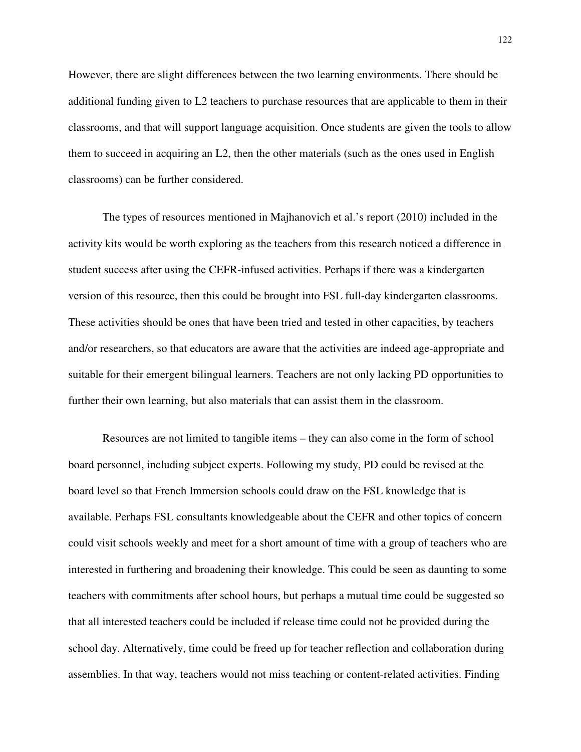However, there are slight differences between the two learning environments. There should be additional funding given to L2 teachers to purchase resources that are applicable to them in their classrooms, and that will support language acquisition. Once students are given the tools to allow them to succeed in acquiring an L2, then the other materials (such as the ones used in English classrooms) can be further considered.

The types of resources mentioned in Majhanovich et al.'s report (2010) included in the activity kits would be worth exploring as the teachers from this research noticed a difference in student success after using the CEFR-infused activities. Perhaps if there was a kindergarten version of this resource, then this could be brought into FSL full-day kindergarten classrooms. These activities should be ones that have been tried and tested in other capacities, by teachers and/or researchers, so that educators are aware that the activities are indeed age-appropriate and suitable for their emergent bilingual learners. Teachers are not only lacking PD opportunities to further their own learning, but also materials that can assist them in the classroom.

Resources are not limited to tangible items – they can also come in the form of school board personnel, including subject experts. Following my study, PD could be revised at the board level so that French Immersion schools could draw on the FSL knowledge that is available. Perhaps FSL consultants knowledgeable about the CEFR and other topics of concern could visit schools weekly and meet for a short amount of time with a group of teachers who are interested in furthering and broadening their knowledge. This could be seen as daunting to some teachers with commitments after school hours, but perhaps a mutual time could be suggested so that all interested teachers could be included if release time could not be provided during the school day. Alternatively, time could be freed up for teacher reflection and collaboration during assemblies. In that way, teachers would not miss teaching or content-related activities. Finding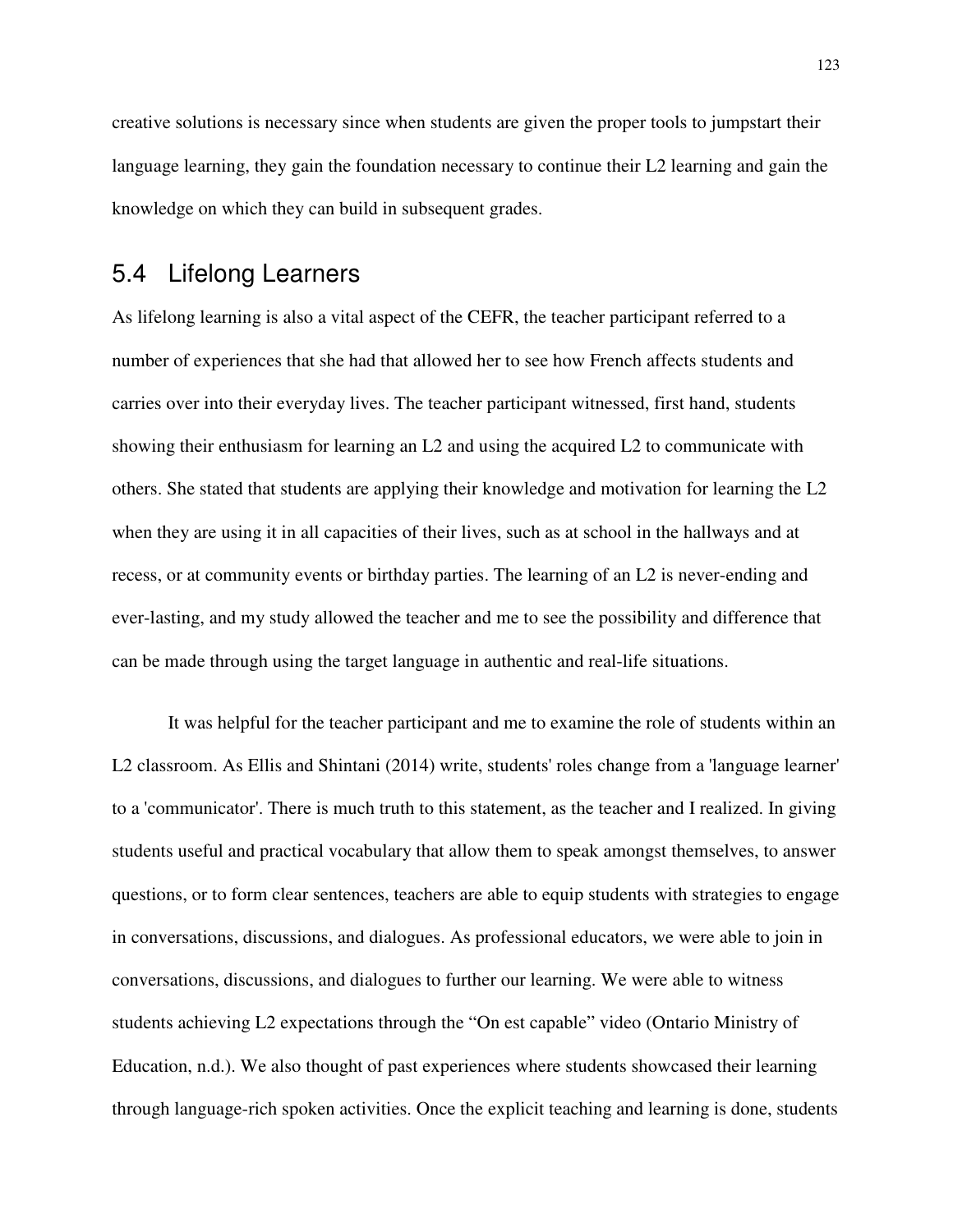creative solutions is necessary since when students are given the proper tools to jumpstart their language learning, they gain the foundation necessary to continue their L2 learning and gain the knowledge on which they can build in subsequent grades.

## 5.4 Lifelong Learners

As lifelong learning is also a vital aspect of the CEFR, the teacher participant referred to a number of experiences that she had that allowed her to see how French affects students and carries over into their everyday lives. The teacher participant witnessed, first hand, students showing their enthusiasm for learning an L2 and using the acquired L2 to communicate with others. She stated that students are applying their knowledge and motivation for learning the L2 when they are using it in all capacities of their lives, such as at school in the hallways and at recess, or at community events or birthday parties. The learning of an L2 is never-ending and ever-lasting, and my study allowed the teacher and me to see the possibility and difference that can be made through using the target language in authentic and real-life situations.

It was helpful for the teacher participant and me to examine the role of students within an L2 classroom. As Ellis and Shintani (2014) write, students' roles change from a 'language learner' to a 'communicator'. There is much truth to this statement, as the teacher and I realized. In giving students useful and practical vocabulary that allow them to speak amongst themselves, to answer questions, or to form clear sentences, teachers are able to equip students with strategies to engage in conversations, discussions, and dialogues. As professional educators, we were able to join in conversations, discussions, and dialogues to further our learning. We were able to witness students achieving L2 expectations through the "On est capable" video (Ontario Ministry of Education, n.d.). We also thought of past experiences where students showcased their learning through language-rich spoken activities. Once the explicit teaching and learning is done, students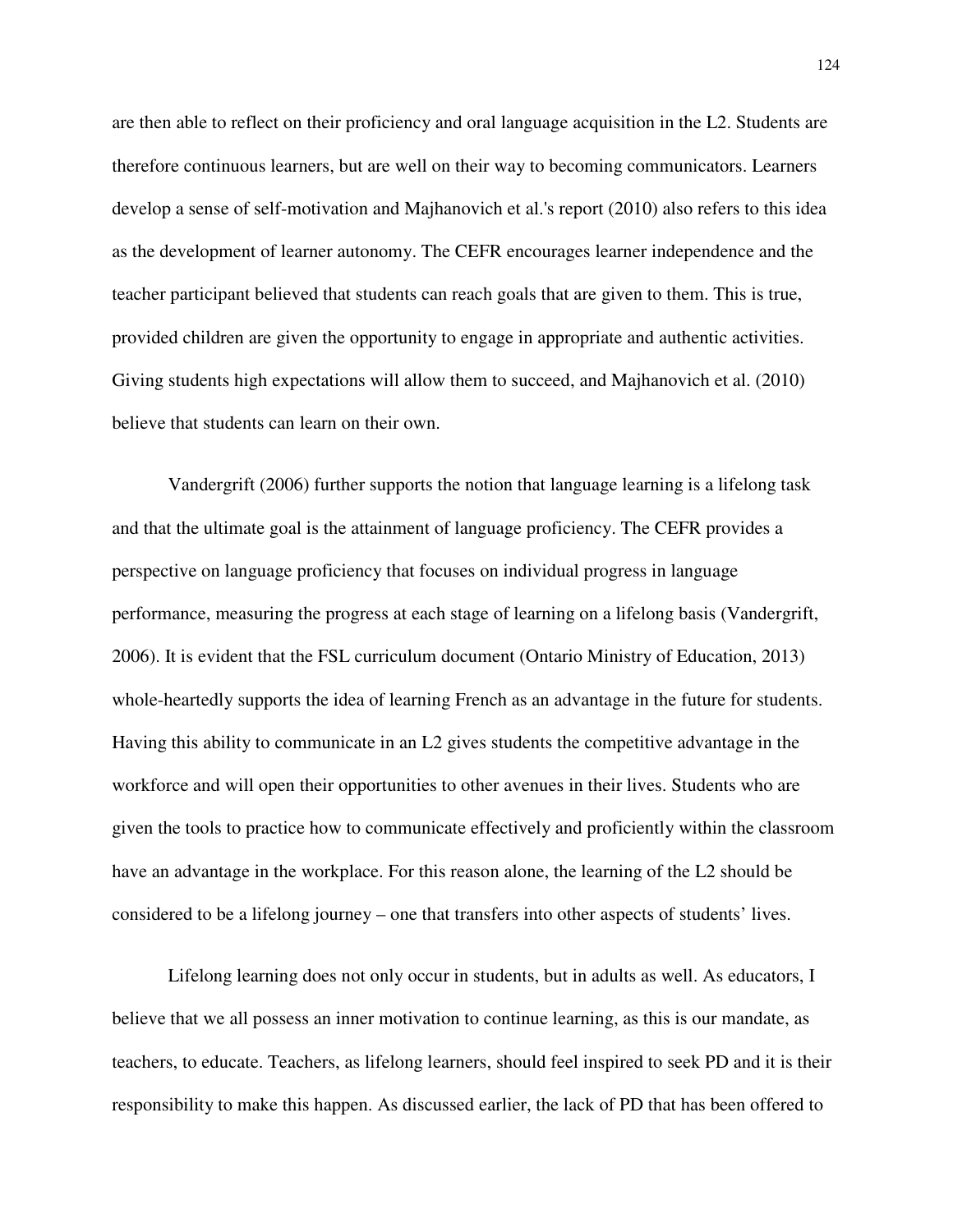are then able to reflect on their proficiency and oral language acquisition in the L2. Students are therefore continuous learners, but are well on their way to becoming communicators. Learners develop a sense of self-motivation and Majhanovich et al.'s report (2010) also refers to this idea as the development of learner autonomy. The CEFR encourages learner independence and the teacher participant believed that students can reach goals that are given to them. This is true, provided children are given the opportunity to engage in appropriate and authentic activities. Giving students high expectations will allow them to succeed, and Majhanovich et al. (2010) believe that students can learn on their own.

Vandergrift (2006) further supports the notion that language learning is a lifelong task and that the ultimate goal is the attainment of language proficiency. The CEFR provides a perspective on language proficiency that focuses on individual progress in language performance, measuring the progress at each stage of learning on a lifelong basis (Vandergrift, 2006). It is evident that the FSL curriculum document (Ontario Ministry of Education, 2013) whole-heartedly supports the idea of learning French as an advantage in the future for students. Having this ability to communicate in an L2 gives students the competitive advantage in the workforce and will open their opportunities to other avenues in their lives. Students who are given the tools to practice how to communicate effectively and proficiently within the classroom have an advantage in the workplace. For this reason alone, the learning of the L2 should be considered to be a lifelong journey – one that transfers into other aspects of students' lives.

Lifelong learning does not only occur in students, but in adults as well. As educators, I believe that we all possess an inner motivation to continue learning, as this is our mandate, as teachers, to educate. Teachers, as lifelong learners, should feel inspired to seek PD and it is their responsibility to make this happen. As discussed earlier, the lack of PD that has been offered to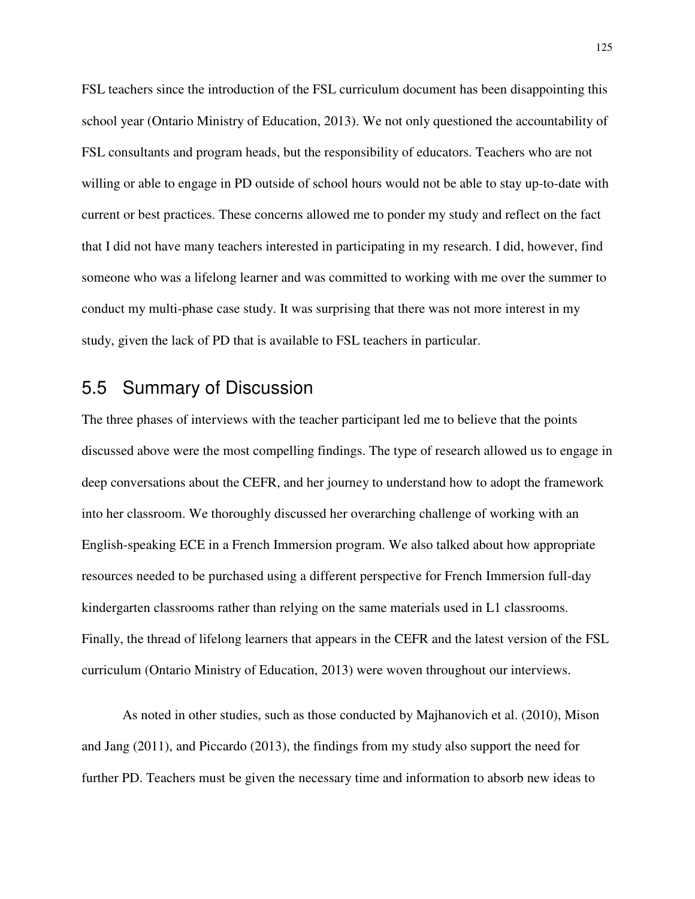FSL teachers since the introduction of the FSL curriculum document has been disappointing this school year (Ontario Ministry of Education, 2013). We not only questioned the accountability of FSL consultants and program heads, but the responsibility of educators. Teachers who are not willing or able to engage in PD outside of school hours would not be able to stay up-to-date with current or best practices. These concerns allowed me to ponder my study and reflect on the fact that I did not have many teachers interested in participating in my research. I did, however, find someone who was a lifelong learner and was committed to working with me over the summer to conduct my multi-phase case study. It was surprising that there was not more interest in my study, given the lack of PD that is available to FSL teachers in particular.

## 5.5 Summary of Discussion

The three phases of interviews with the teacher participant led me to believe that the points discussed above were the most compelling findings. The type of research allowed us to engage in deep conversations about the CEFR, and her journey to understand how to adopt the framework into her classroom. We thoroughly discussed her overarching challenge of working with an English-speaking ECE in a French Immersion program. We also talked about how appropriate resources needed to be purchased using a different perspective for French Immersion full-day kindergarten classrooms rather than relying on the same materials used in L1 classrooms. Finally, the thread of lifelong learners that appears in the CEFR and the latest version of the FSL curriculum (Ontario Ministry of Education, 2013) were woven throughout our interviews.

As noted in other studies, such as those conducted by Majhanovich et al. (2010), Mison and Jang (2011), and Piccardo (2013), the findings from my study also support the need for further PD. Teachers must be given the necessary time and information to absorb new ideas to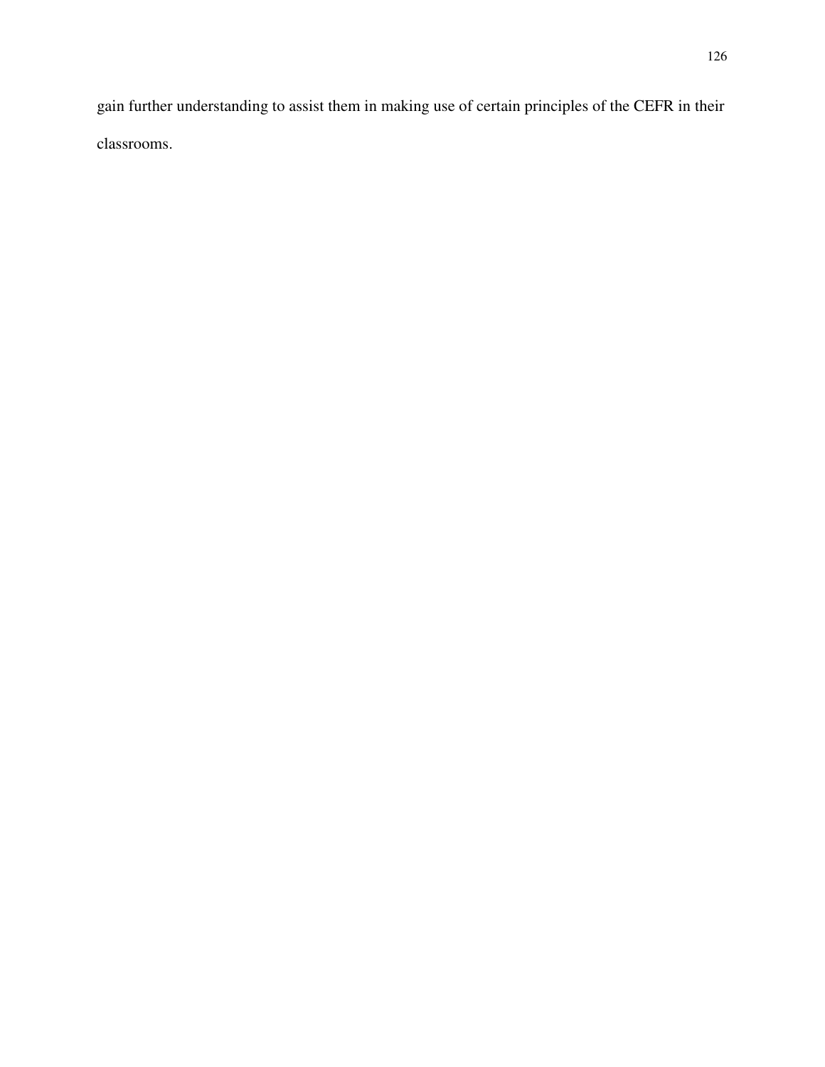gain further understanding to assist them in making use of certain principles of the CEFR in their classrooms.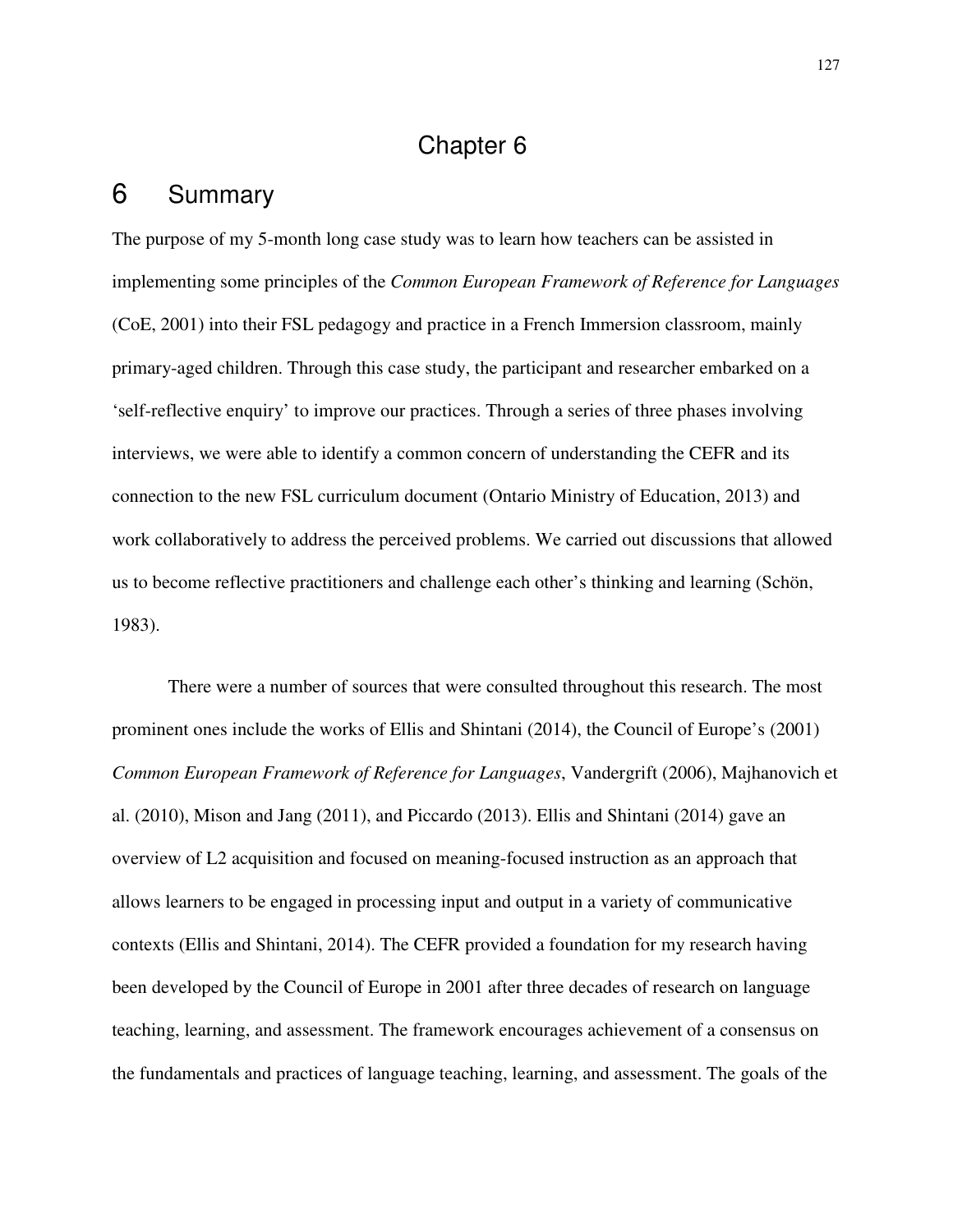# Chapter 6

# 6 Summary

The purpose of my 5-month long case study was to learn how teachers can be assisted in implementing some principles of the *Common European Framework of Reference for Languages* (CoE, 2001) into their FSL pedagogy and practice in a French Immersion classroom, mainly primary-aged children. Through this case study, the participant and researcher embarked on a 'self-reflective enquiry' to improve our practices. Through a series of three phases involving interviews, we were able to identify a common concern of understanding the CEFR and its connection to the new FSL curriculum document (Ontario Ministry of Education, 2013) and work collaboratively to address the perceived problems. We carried out discussions that allowed us to become reflective practitioners and challenge each other's thinking and learning (Schön, 1983).

There were a number of sources that were consulted throughout this research. The most prominent ones include the works of Ellis and Shintani (2014), the Council of Europe's (2001) *Common European Framework of Reference for Languages*, Vandergrift (2006), Majhanovich et al. (2010), Mison and Jang (2011), and Piccardo (2013). Ellis and Shintani (2014) gave an overview of L2 acquisition and focused on meaning-focused instruction as an approach that allows learners to be engaged in processing input and output in a variety of communicative contexts (Ellis and Shintani, 2014). The CEFR provided a foundation for my research having been developed by the Council of Europe in 2001 after three decades of research on language teaching, learning, and assessment. The framework encourages achievement of a consensus on the fundamentals and practices of language teaching, learning, and assessment. The goals of the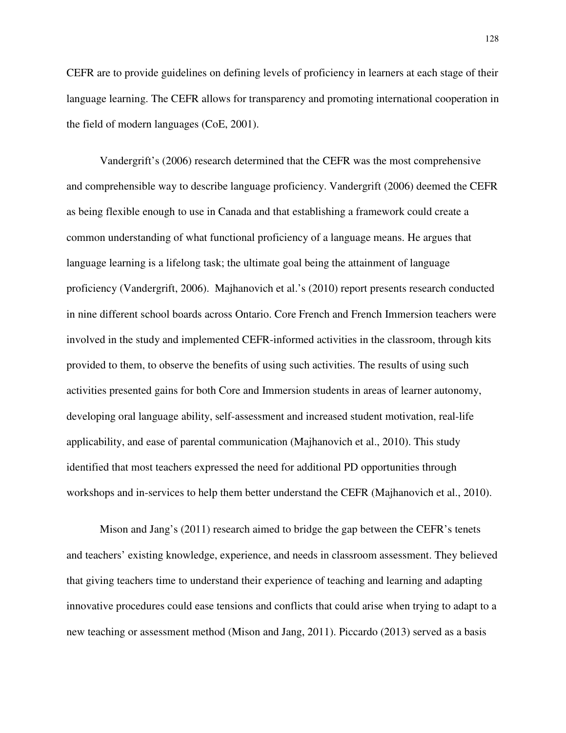CEFR are to provide guidelines on defining levels of proficiency in learners at each stage of their language learning. The CEFR allows for transparency and promoting international cooperation in the field of modern languages (CoE, 2001).

Vandergrift's (2006) research determined that the CEFR was the most comprehensive and comprehensible way to describe language proficiency. Vandergrift (2006) deemed the CEFR as being flexible enough to use in Canada and that establishing a framework could create a common understanding of what functional proficiency of a language means. He argues that language learning is a lifelong task; the ultimate goal being the attainment of language proficiency (Vandergrift, 2006). Majhanovich et al.'s (2010) report presents research conducted in nine different school boards across Ontario. Core French and French Immersion teachers were involved in the study and implemented CEFR-informed activities in the classroom, through kits provided to them, to observe the benefits of using such activities. The results of using such activities presented gains for both Core and Immersion students in areas of learner autonomy, developing oral language ability, self-assessment and increased student motivation, real-life applicability, and ease of parental communication (Majhanovich et al., 2010). This study identified that most teachers expressed the need for additional PD opportunities through workshops and in-services to help them better understand the CEFR (Majhanovich et al., 2010).

Mison and Jang's (2011) research aimed to bridge the gap between the CEFR's tenets and teachers' existing knowledge, experience, and needs in classroom assessment. They believed that giving teachers time to understand their experience of teaching and learning and adapting innovative procedures could ease tensions and conflicts that could arise when trying to adapt to a new teaching or assessment method (Mison and Jang, 2011). Piccardo (2013) served as a basis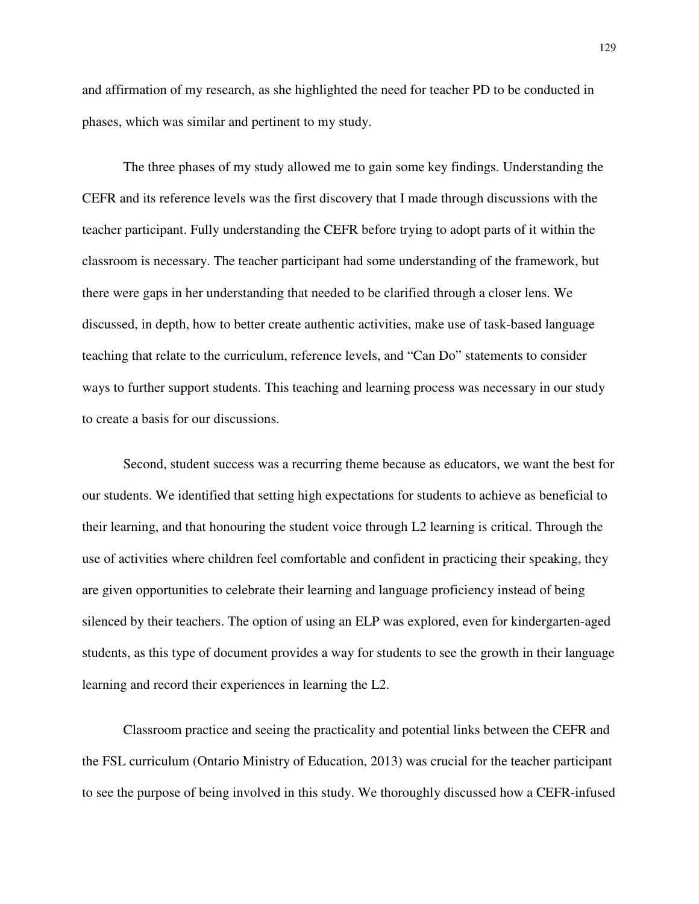and affirmation of my research, as she highlighted the need for teacher PD to be conducted in phases, which was similar and pertinent to my study.

The three phases of my study allowed me to gain some key findings. Understanding the CEFR and its reference levels was the first discovery that I made through discussions with the teacher participant. Fully understanding the CEFR before trying to adopt parts of it within the classroom is necessary. The teacher participant had some understanding of the framework, but there were gaps in her understanding that needed to be clarified through a closer lens. We discussed, in depth, how to better create authentic activities, make use of task-based language teaching that relate to the curriculum, reference levels, and "Can Do" statements to consider ways to further support students. This teaching and learning process was necessary in our study to create a basis for our discussions.

Second, student success was a recurring theme because as educators, we want the best for our students. We identified that setting high expectations for students to achieve as beneficial to their learning, and that honouring the student voice through L2 learning is critical. Through the use of activities where children feel comfortable and confident in practicing their speaking, they are given opportunities to celebrate their learning and language proficiency instead of being silenced by their teachers. The option of using an ELP was explored, even for kindergarten-aged students, as this type of document provides a way for students to see the growth in their language learning and record their experiences in learning the L2.

Classroom practice and seeing the practicality and potential links between the CEFR and the FSL curriculum (Ontario Ministry of Education, 2013) was crucial for the teacher participant to see the purpose of being involved in this study. We thoroughly discussed how a CEFR-infused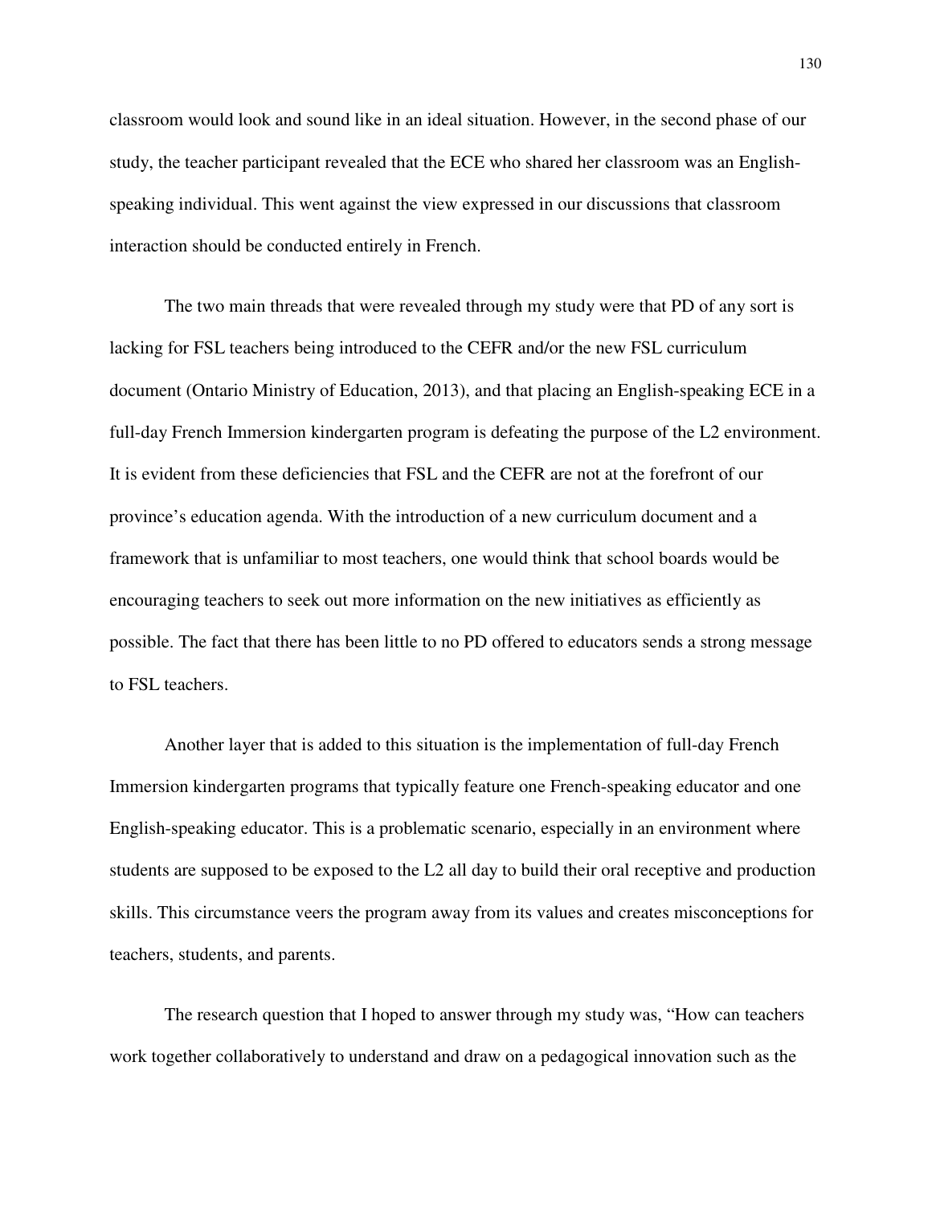classroom would look and sound like in an ideal situation. However, in the second phase of our study, the teacher participant revealed that the ECE who shared her classroom was an English-speaking individual. This went against the view expressed in our discussions that classroom interaction should be conducted entirely in French.

The two main threads that were revealed through my study were that PD of any sort is lacking for FSL teachers being introduced to the CEFR and/or the new FSL curriculum document (Ontario Ministry of Education, 2013), and that placing an English-speaking ECE in a full-day French Immersion kindergarten program is defeating the purpose of the L2 environment. It is evident from these deficiencies that FSL and the CEFR are not at the forefront of our province's education agenda. With the introduction of a new curriculum document and a framework that is unfamiliar to most teachers, one would think that school boards would be encouraging teachers to seek out more information on the new initiatives as efficiently as possible. The fact that there has been little to no PD offered to educators sends a strong message to FSL teachers.

Another layer that is added to this situation is the implementation of full-day French Immersion kindergarten programs that typically feature one French-speaking educator and one English-speaking educator. This is a problematic scenario, especially in an environment where students are supposed to be exposed to the L2 all day to build their oral receptive and production skills. This circumstance veers the program away from its values and creates misconceptions for teachers, students, and parents.

The research question that I hoped to answer through my study was, "How can teachers work together collaboratively to understand and draw on a pedagogical innovation such as the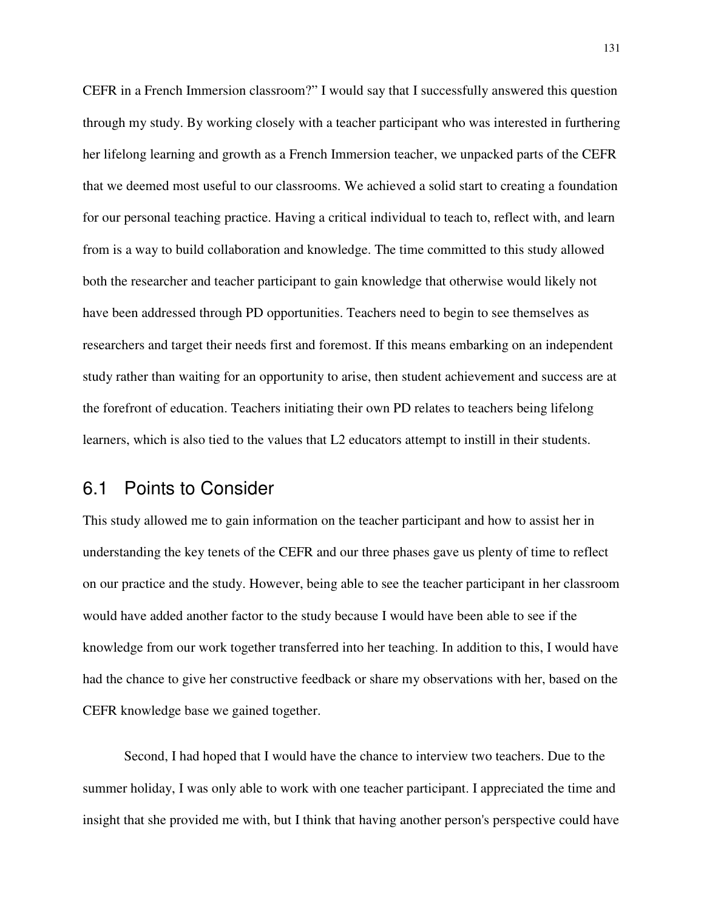CEFR in a French Immersion classroom?" I would say that I successfully answered this question through my study. By working closely with a teacher participant who was interested in furthering her lifelong learning and growth as a French Immersion teacher, we unpacked parts of the CEFR that we deemed most useful to our classrooms. We achieved a solid start to creating a foundation for our personal teaching practice. Having a critical individual to teach to, reflect with, and learn from is a way to build collaboration and knowledge. The time committed to this study allowed both the researcher and teacher participant to gain knowledge that otherwise would likely not have been addressed through PD opportunities. Teachers need to begin to see themselves as researchers and target their needs first and foremost. If this means embarking on an independent study rather than waiting for an opportunity to arise, then student achievement and success are at the forefront of education. Teachers initiating their own PD relates to teachers being lifelong learners, which is also tied to the values that L2 educators attempt to instill in their students.

## 6.1 Points to Consider

This study allowed me to gain information on the teacher participant and how to assist her in understanding the key tenets of the CEFR and our three phases gave us plenty of time to reflect on our practice and the study. However, being able to see the teacher participant in her classroom would have added another factor to the study because I would have been able to see if the knowledge from our work together transferred into her teaching. In addition to this, I would have had the chance to give her constructive feedback or share my observations with her, based on the CEFR knowledge base we gained together.

Second, I had hoped that I would have the chance to interview two teachers. Due to the summer holiday, I was only able to work with one teacher participant. I appreciated the time and insight that she provided me with, but I think that having another person's perspective could have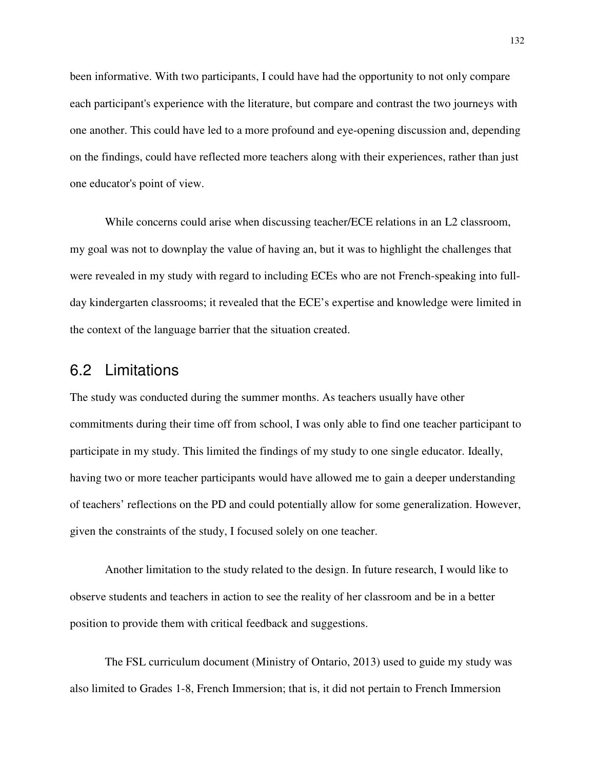been informative. With two participants, I could have had the opportunity to not only compare each participant's experience with the literature, but compare and contrast the two journeys with one another. This could have led to a more profound and eye-opening discussion and, depending on the findings, could have reflected more teachers along with their experiences, rather than just one educator's point of view.

While concerns could arise when discussing teacher/ECE relations in an L2 classroom, my goal was not to downplay the value of having an, but it was to highlight the challenges that were revealed in my study with regard to including ECEs who are not French-speaking into full-day kindergarten classrooms; it revealed that the ECE's expertise and knowledge were limited in the context of the language barrier that the situation created.

## 6.2 Limitations

The study was conducted during the summer months. As teachers usually have other commitments during their time off from school, I was only able to find one teacher participant to participate in my study. This limited the findings of my study to one single educator. Ideally, having two or more teacher participants would have allowed me to gain a deeper understanding of teachers' reflections on the PD and could potentially allow for some generalization. However, given the constraints of the study, I focused solely on one teacher.

Another limitation to the study related to the design. In future research, I would like to observe students and teachers in action to see the reality of her classroom and be in a better position to provide them with critical feedback and suggestions.

The FSL curriculum document (Ministry of Ontario, 2013) used to guide my study was also limited to Grades 1-8, French Immersion; that is, it did not pertain to French Immersion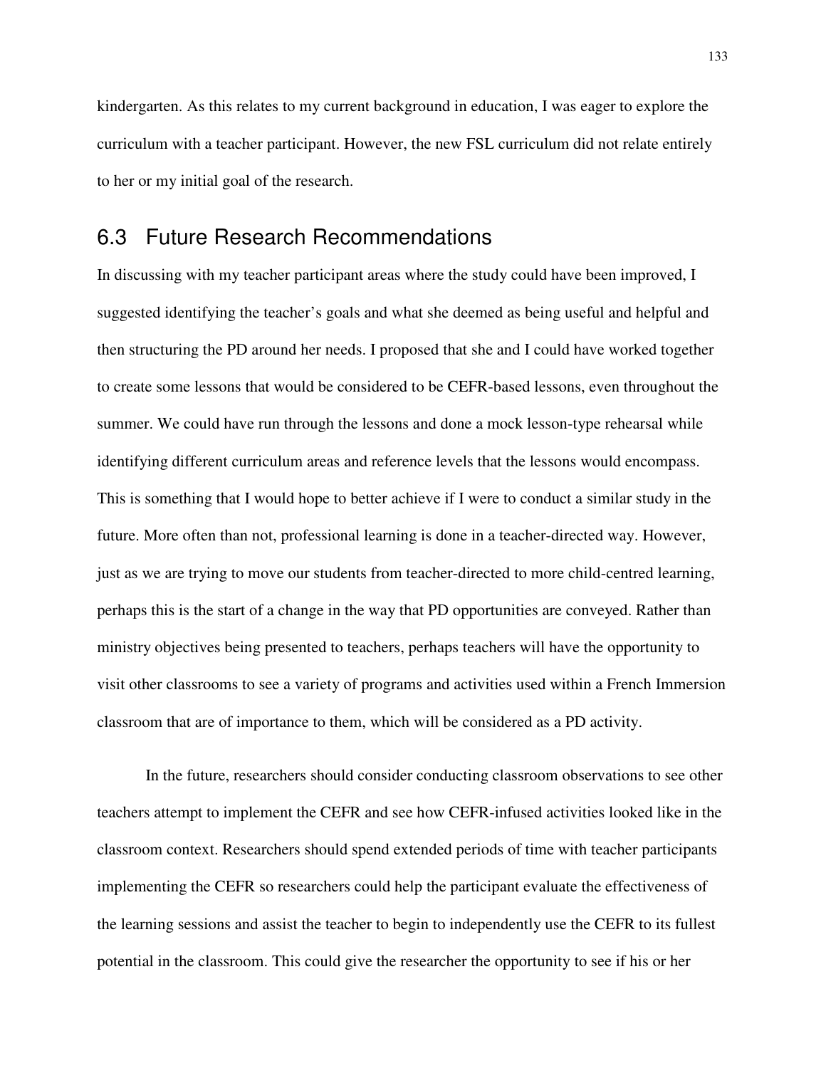kindergarten. As this relates to my current background in education, I was eager to explore the curriculum with a teacher participant. However, the new FSL curriculum did not relate entirely to her or my initial goal of the research.

## 6.3 Future Research Recommendations

In discussing with my teacher participant areas where the study could have been improved, I suggested identifying the teacher's goals and what she deemed as being useful and helpful and then structuring the PD around her needs. I proposed that she and I could have worked together to create some lessons that would be considered to be CEFR-based lessons, even throughout the summer. We could have run through the lessons and done a mock lesson-type rehearsal while identifying different curriculum areas and reference levels that the lessons would encompass. This is something that I would hope to better achieve if I were to conduct a similar study in the future. More often than not, professional learning is done in a teacher-directed way. However, just as we are trying to move our students from teacher-directed to more child-centred learning, perhaps this is the start of a change in the way that PD opportunities are conveyed. Rather than ministry objectives being presented to teachers, perhaps teachers will have the opportunity to visit other classrooms to see a variety of programs and activities used within a French Immersion classroom that are of importance to them, which will be considered as a PD activity.

In the future, researchers should consider conducting classroom observations to see other teachers attempt to implement the CEFR and see how CEFR-infused activities looked like in the classroom context. Researchers should spend extended periods of time with teacher participants implementing the CEFR so researchers could help the participant evaluate the effectiveness of the learning sessions and assist the teacher to begin to independently use the CEFR to its fullest potential in the classroom. This could give the researcher the opportunity to see if his or her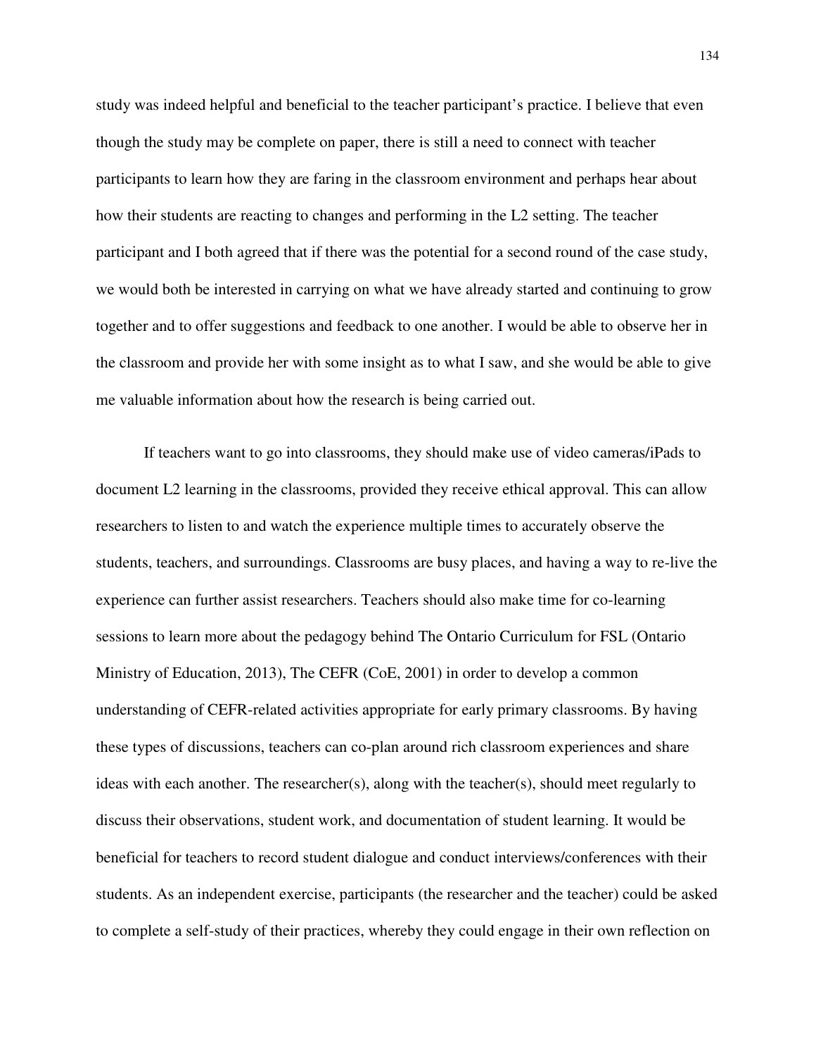study was indeed helpful and beneficial to the teacher participant's practice. I believe that even though the study may be complete on paper, there is still a need to connect with teacher participants to learn how they are faring in the classroom environment and perhaps hear about how their students are reacting to changes and performing in the L2 setting. The teacher participant and I both agreed that if there was the potential for a second round of the case study, we would both be interested in carrying on what we have already started and continuing to grow together and to offer suggestions and feedback to one another. I would be able to observe her in the classroom and provide her with some insight as to what I saw, and she would be able to give me valuable information about how the research is being carried out.

If teachers want to go into classrooms, they should make use of video cameras/iPads to document L2 learning in the classrooms, provided they receive ethical approval. This can allow researchers to listen to and watch the experience multiple times to accurately observe the students, teachers, and surroundings. Classrooms are busy places, and having a way to re-live the experience can further assist researchers. Teachers should also make time for co-learning sessions to learn more about the pedagogy behind The Ontario Curriculum for FSL (Ontario Ministry of Education, 2013), The CEFR (CoE, 2001) in order to develop a common understanding of CEFR-related activities appropriate for early primary classrooms. By having these types of discussions, teachers can co-plan around rich classroom experiences and share ideas with each another. The researcher(s), along with the teacher(s), should meet regularly to discuss their observations, student work, and documentation of student learning. It would be beneficial for teachers to record student dialogue and conduct interviews/conferences with their students. As an independent exercise, participants (the researcher and the teacher) could be asked to complete a self-study of their practices, whereby they could engage in their own reflection on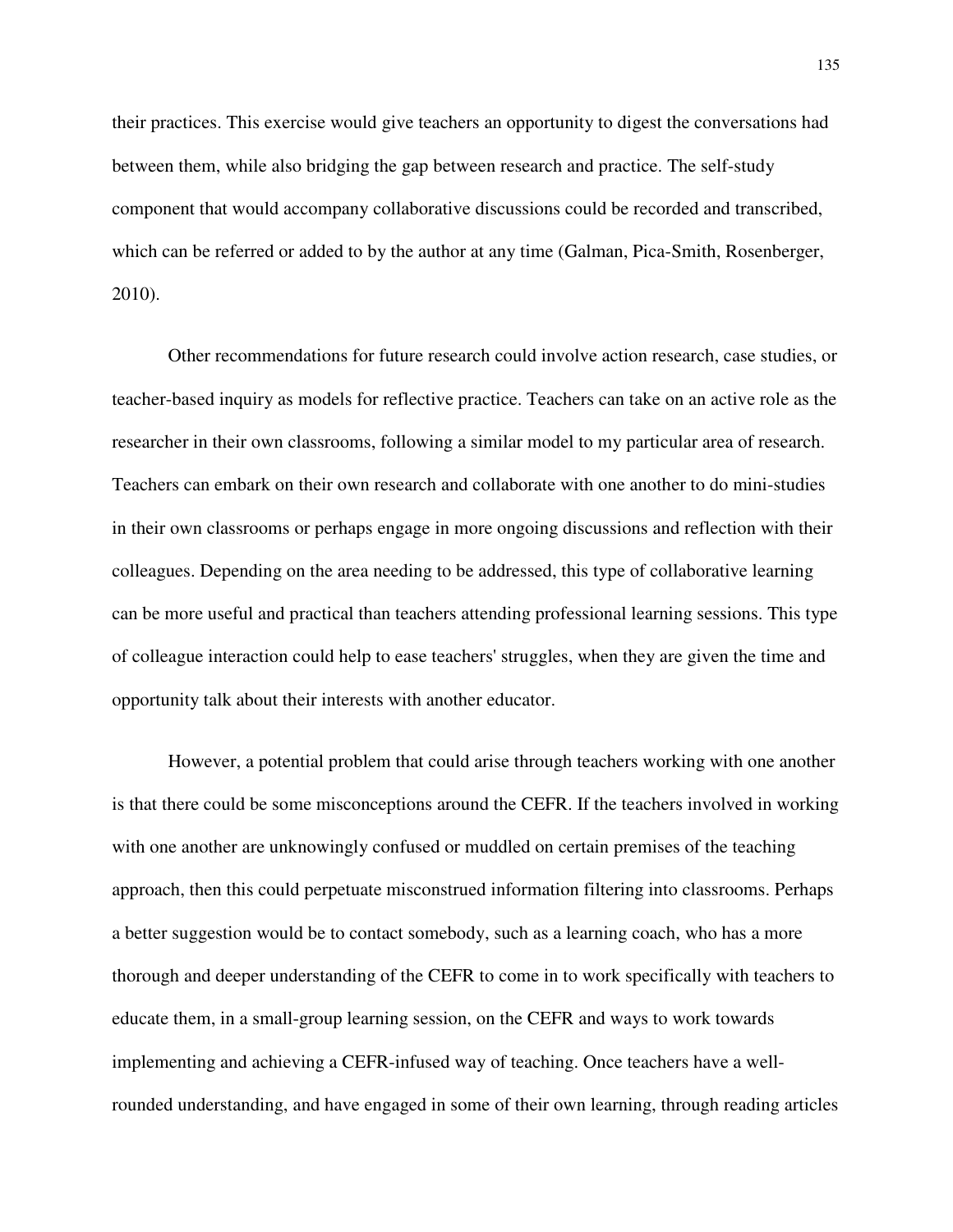their practices. This exercise would give teachers an opportunity to digest the conversations had between them, while also bridging the gap between research and practice. The self-study component that would accompany collaborative discussions could be recorded and transcribed, which can be referred or added to by the author at any time (Galman, Pica-Smith, Rosenberger, 2010).

Other recommendations for future research could involve action research, case studies, or teacher-based inquiry as models for reflective practice. Teachers can take on an active role as the researcher in their own classrooms, following a similar model to my particular area of research. Teachers can embark on their own research and collaborate with one another to do mini-studies in their own classrooms or perhaps engage in more ongoing discussions and reflection with their colleagues. Depending on the area needing to be addressed, this type of collaborative learning can be more useful and practical than teachers attending professional learning sessions. This type of colleague interaction could help to ease teachers' struggles, when they are given the time and opportunity talk about their interests with another educator.

However, a potential problem that could arise through teachers working with one another is that there could be some misconceptions around the CEFR. If the teachers involved in working with one another are unknowingly confused or muddled on certain premises of the teaching approach, then this could perpetuate misconstrued information filtering into classrooms. Perhaps a better suggestion would be to contact somebody, such as a learning coach, who has a more thorough and deeper understanding of the CEFR to come in to work specifically with teachers to educate them, in a small-group learning session, on the CEFR and ways to work towards implementing and achieving a CEFR-infused way of teaching. Once teachers have a well-rounded understanding, and have engaged in some of their own learning, through reading articles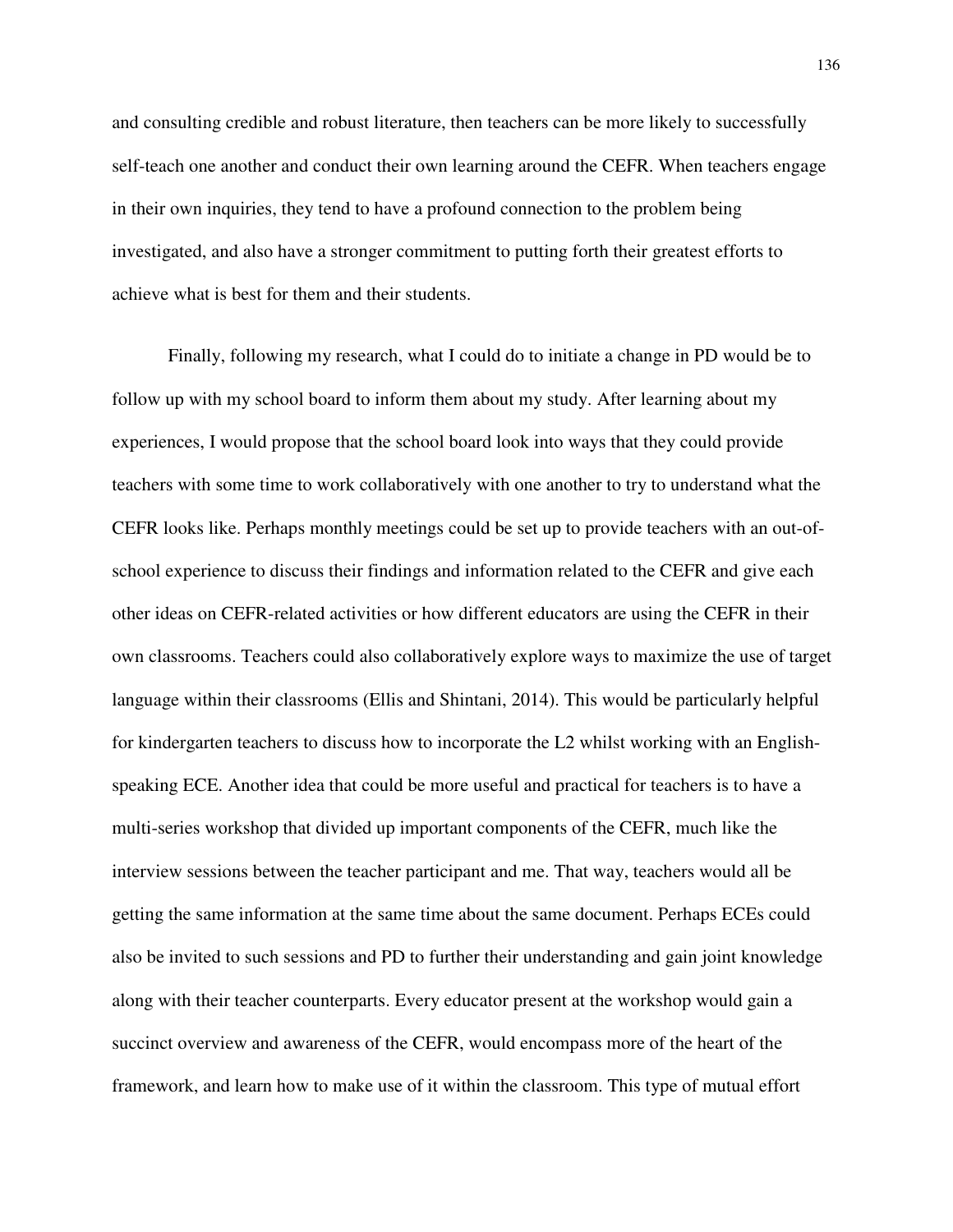and consulting credible and robust literature, then teachers can be more likely to successfully self-teach one another and conduct their own learning around the CEFR. When teachers engage in their own inquiries, they tend to have a profound connection to the problem being investigated, and also have a stronger commitment to putting forth their greatest efforts to achieve what is best for them and their students.

Finally, following my research, what I could do to initiate a change in PD would be to follow up with my school board to inform them about my study. After learning about my experiences, I would propose that the school board look into ways that they could provide teachers with some time to work collaboratively with one another to try to understand what the CEFR looks like. Perhaps monthly meetings could be set up to provide teachers with an out-of-school experience to discuss their findings and information related to the CEFR and give each other ideas on CEFR-related activities or how different educators are using the CEFR in their own classrooms. Teachers could also collaboratively explore ways to maximize the use of target language within their classrooms (Ellis and Shintani, 2014). This would be particularly helpful for kindergarten teachers to discuss how to incorporate the L2 whilst working with an English-speaking ECE. Another idea that could be more useful and practical for teachers is to have a multi-series workshop that divided up important components of the CEFR, much like the interview sessions between the teacher participant and me. That way, teachers would all be getting the same information at the same time about the same document. Perhaps ECEs could also be invited to such sessions and PD to further their understanding and gain joint knowledge along with their teacher counterparts. Every educator present at the workshop would gain a succinct overview and awareness of the CEFR, would encompass more of the heart of the framework, and learn how to make use of it within the classroom. This type of mutual effort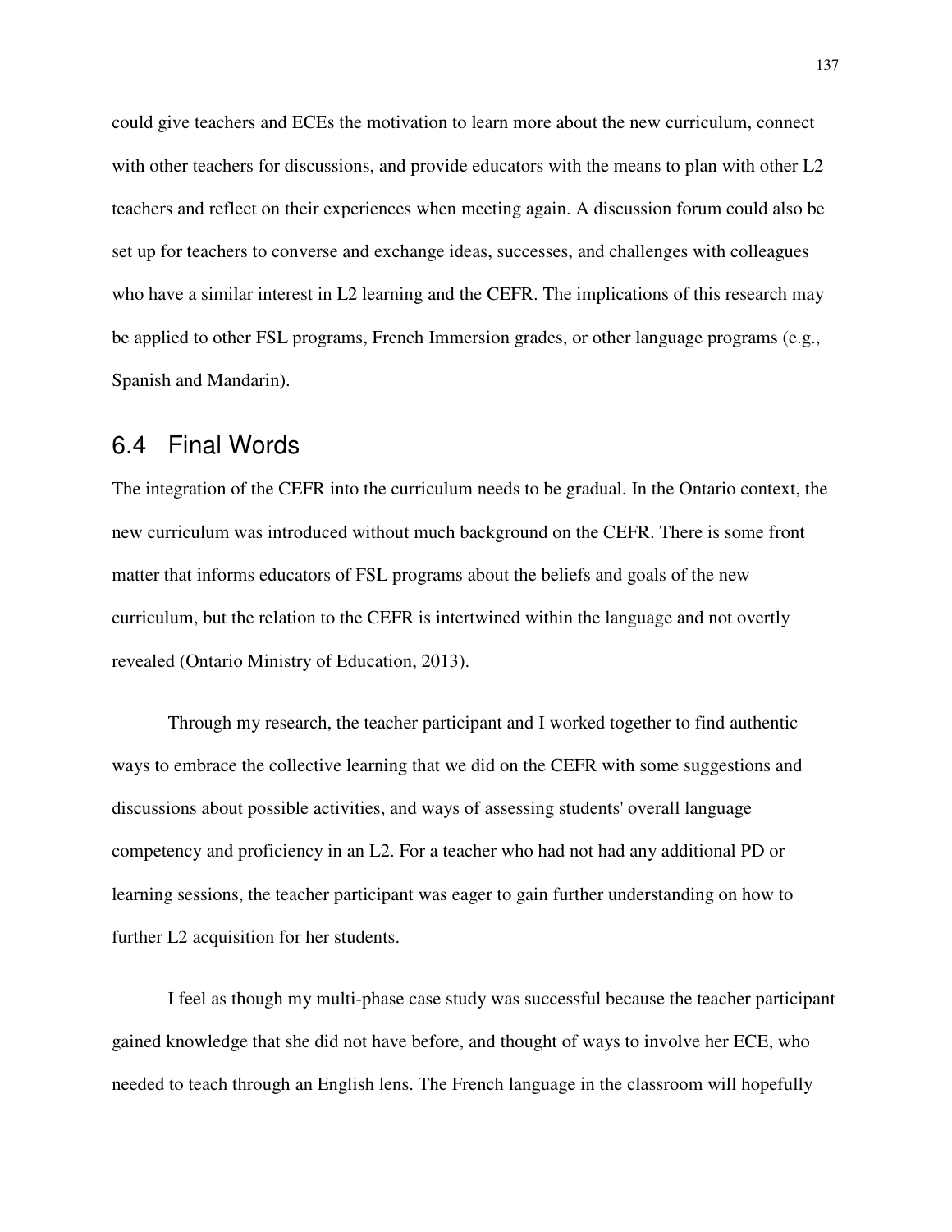could give teachers and ECEs the motivation to learn more about the new curriculum, connect with other teachers for discussions, and provide educators with the means to plan with other L2 teachers and reflect on their experiences when meeting again. A discussion forum could also be set up for teachers to converse and exchange ideas, successes, and challenges with colleagues who have a similar interest in L2 learning and the CEFR. The implications of this research may be applied to other FSL programs, French Immersion grades, or other language programs (e.g., Spanish and Mandarin).

## 6.4 Final Words

The integration of the CEFR into the curriculum needs to be gradual. In the Ontario context, the new curriculum was introduced without much background on the CEFR. There is some front matter that informs educators of FSL programs about the beliefs and goals of the new curriculum, but the relation to the CEFR is intertwined within the language and not overtly revealed (Ontario Ministry of Education, 2013).

Through my research, the teacher participant and I worked together to find authentic ways to embrace the collective learning that we did on the CEFR with some suggestions and discussions about possible activities, and ways of assessing students' overall language competency and proficiency in an L2. For a teacher who had not had any additional PD or learning sessions, the teacher participant was eager to gain further understanding on how to further L2 acquisition for her students.

I feel as though my multi-phase case study was successful because the teacher participant gained knowledge that she did not have before, and thought of ways to involve her ECE, who needed to teach through an English lens. The French language in the classroom will hopefully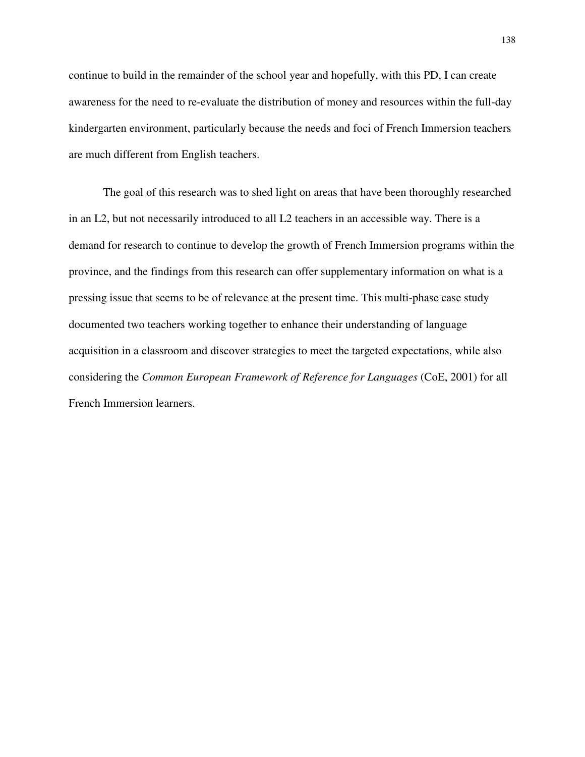continue to build in the remainder of the school year and hopefully, with this PD, I can create awareness for the need to re-evaluate the distribution of money and resources within the full-day kindergarten environment, particularly because the needs and foci of French Immersion teachers are much different from English teachers.

The goal of this research was to shed light on areas that have been thoroughly researched in an L2, but not necessarily introduced to all L2 teachers in an accessible way. There is a demand for research to continue to develop the growth of French Immersion programs within the province, and the findings from this research can offer supplementary information on what is a pressing issue that seems to be of relevance at the present time. This multi-phase case study documented two teachers working together to enhance their understanding of language acquisition in a classroom and discover strategies to meet the targeted expectations, while also considering the *Common European Framework of Reference for Languages* (CoE, 2001) for all French Immersion learners.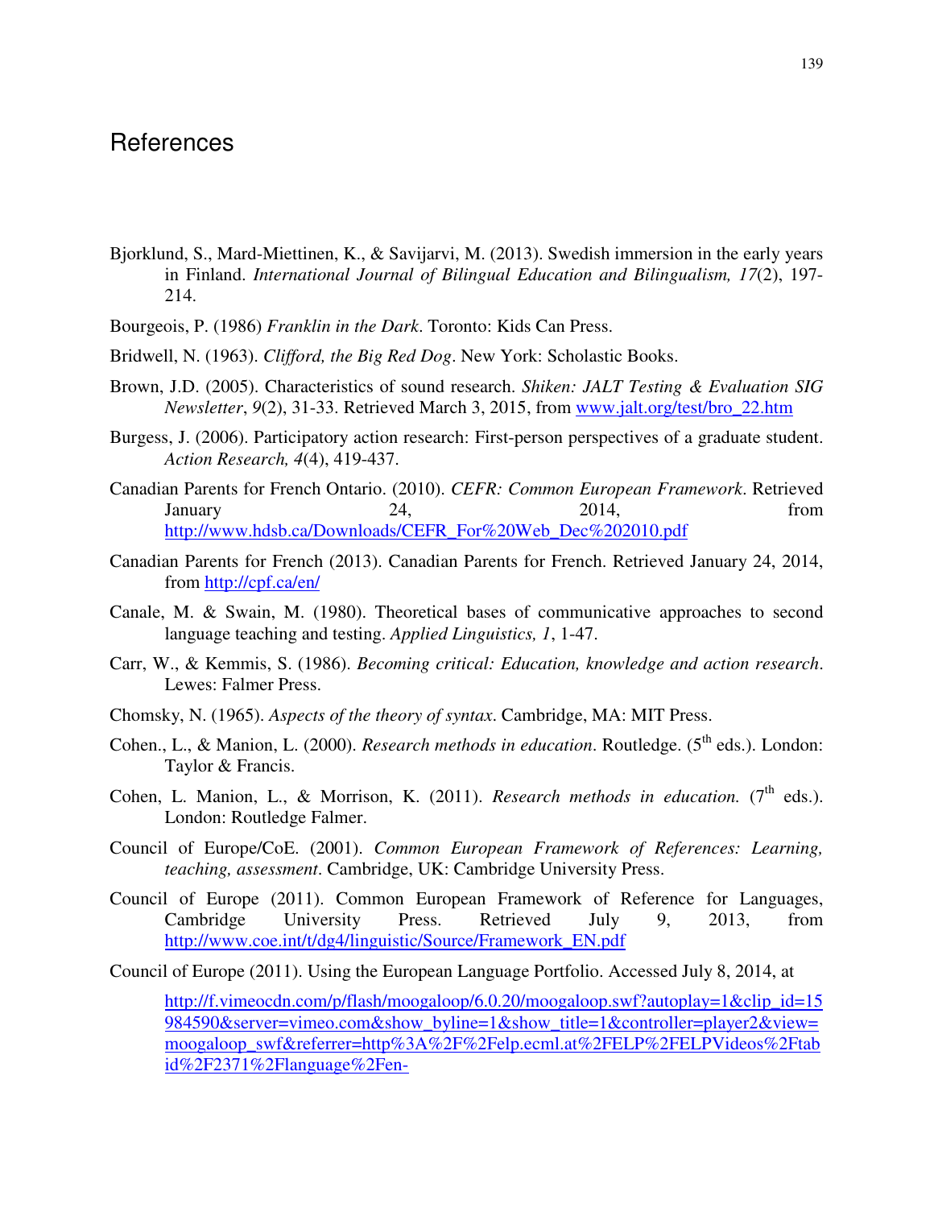# References

Bjorklund, S., Mard-Miettinen, K., & Savijarvi, M. (2013). Swedish immersion in the early years in Finland. *International Journal of Bilingual Education and Bilingualism, 17*(2), 197-214.

Bourgeois, P. (1986) *Franklin in the Dark*. Toronto: Kids Can Press.

Bridwell, N. (1963). *Clifford, the Big Red Dog*. New York: Scholastic Books.

Brown, J.D. (2005). Characteristics of sound research. *Shiken: JALT Testing & Evaluation SIG Newsletter*, *9*(2), 31-33. Retrieved March 3, 2015, from www.jalt.org/test/bro_22.htm

Burgess, J. (2006). Participatory action research: First-person perspectives of a graduate student. *Action Research, 4*(4), 419-437.

Canadian Parents for French Ontario. (2010). *CEFR: Common European Framework*. Retrieved January 24, 2014, from http://www.hdsb.ca/Downloads/CEFR_For%20Web_Dec%202010.pdf

Canadian Parents for French (2013). Canadian Parents for French. Retrieved January 24, 2014, from http://cpf.ca/en/

Canale, M. & Swain, M. (1980). Theoretical bases of communicative approaches to second language teaching and testing. *Applied Linguistics, 1*, 1-47.

Carr, W., & Kemmis, S. (1986). *Becoming critical: Education, knowledge and action research*. Lewes: Falmer Press.

Chomsky, N. (1965). *Aspects of the theory of syntax*. Cambridge, MA: MIT Press.

Cohen., L., & Manion, L. (2000). *Research methods in education*. Routledge. (5th eds.). London: Taylor & Francis.

Cohen, L. Manion, L., & Morrison, K. (2011). *Research methods in education.* (7th eds.). London: Routledge Falmer.

Council of Europe/CoE. (2001). *Common European Framework of References: Learning, teaching, assessment*. Cambridge, UK: Cambridge University Press.

Council of Europe (2011). Common European Framework of Reference for Languages, Cambridge University Press. Retrieved July 9, 2013, from http://www.coe.int/t/dg4/linguistic/Source/Framework_EN.pdf

Council of Europe (2011). Using the European Language Portfolio. Accessed July 8, 2014, at

http://f.vimeocdn.com/p/flash/moogaloop/6.0.20/moogaloop.swf?autoplay=1&clip_id=15984590&server=vimeo.com&show_byline=1&show_title=1&controller=player2&view=moogaloop_swf&referrer=http%3A%2F%2Felp.ecml.at%2FELP%2FELPVideos%2Ftabid%2F2371%2Flanguage%2Fen-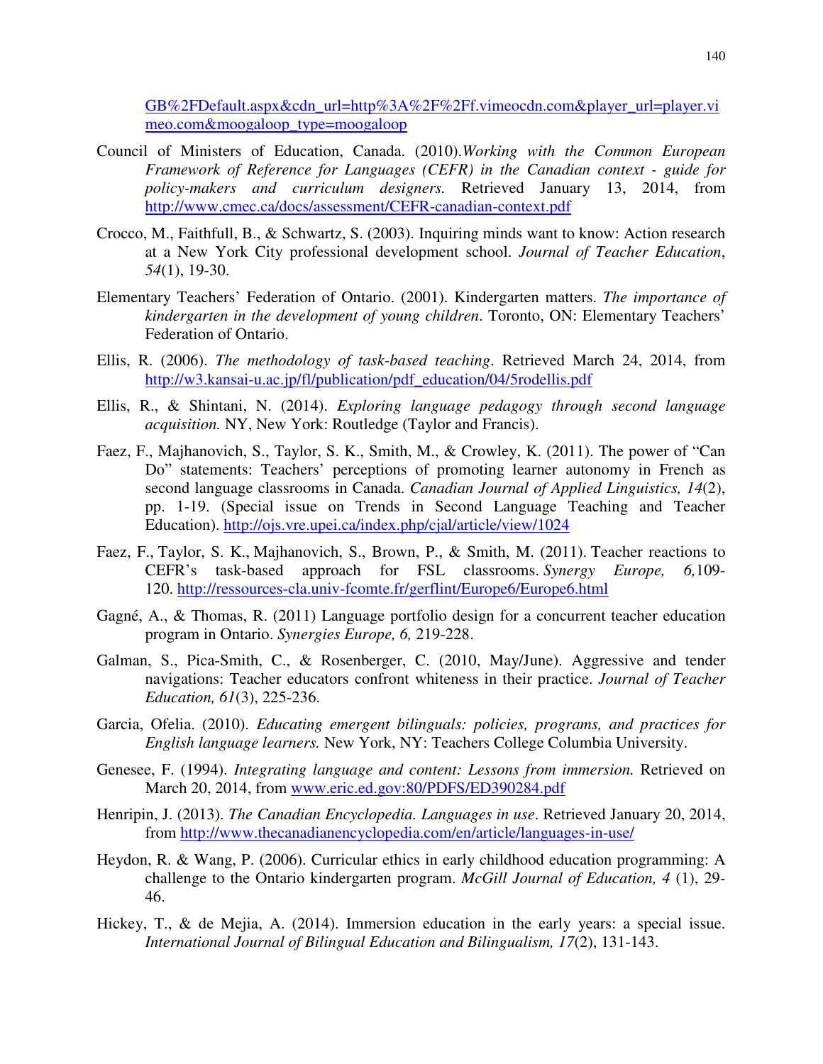GB%2FDefault.aspx&cdn_url=http%3A%2F%2Ff.vimeocdn.com&player_url=player.vimeo.com&moogaloop_type=moogaloop

Council of Ministers of Education, Canada. (2010).*Working with the Common European Framework of Reference for Languages (CEFR) in the Canadian context - guide for policy-makers and curriculum designers.* Retrieved January 13, 2014, from http://www.cmec.ca/docs/assessment/CEFR-canadian-context.pdf

Crocco, M., Faithfull, B., & Schwartz, S. (2003). Inquiring minds want to know: Action research at a New York City professional development school. *Journal of Teacher Education*, *54*(1), 19-30.

Elementary Teachers' Federation of Ontario. (2001). Kindergarten matters. *The importance of kindergarten in the development of young children*. Toronto, ON: Elementary Teachers' Federation of Ontario.

Ellis, R. (2006). *The methodology of task-based teaching*. Retrieved March 24, 2014, from http://w3.kansai-u.ac.jp/fl/publication/pdf_education/04/5rodellis.pdf

Ellis, R., & Shintani, N. (2014). *Exploring language pedagogy through second language acquisition.* NY, New York: Routledge (Taylor and Francis).

Faez, F., Majhanovich, S., Taylor, S. K., Smith, M., & Crowley, K. (2011). The power of "Can Do" statements: Teachers' perceptions of promoting learner autonomy in French as second language classrooms in Canada. *Canadian Journal of Applied Linguistics, 14*(2), pp. 1-19. (Special issue on Trends in Second Language Teaching and Teacher Education). http://ojs.vre.upei.ca/index.php/cjal/article/view/1024

Faez, F., Taylor, S. K., Majhanovich, S., Brown, P., & Smith, M. (2011). Teacher reactions to CEFR's task-based approach for FSL classrooms. *Synergy Europe, 6,*109-120. http://ressources-cla.univ-fcomte.fr/gerflint/Europe6/Europe6.html

Gagné, A., & Thomas, R. (2011) Language portfolio design for a concurrent teacher education program in Ontario. *Synergies Europe, 6,* 219-228.

Galman, S., Pica-Smith, C., & Rosenberger, C. (2010, May/June). Aggressive and tender navigations: Teacher educators confront whiteness in their practice. *Journal of Teacher Education, 61*(3), 225-236.

Garcia, Ofelia. (2010). *Educating emergent bilinguals: policies, programs, and practices for English language learners.* New York, NY: Teachers College Columbia University.

Genesee, F. (1994). *Integrating language and content: Lessons from immersion.* Retrieved on March 20, 2014, from www.eric.ed.gov:80/PDFS/ED390284.pdf

Henripin, J. (2013). *The Canadian Encyclopedia. Languages in use*. Retrieved January 20, 2014, from http://www.thecanadianencyclopedia.com/en/article/languages-in-use/

Heydon, R. & Wang, P. (2006). Curricular ethics in early childhood education programming: A challenge to the Ontario kindergarten program. *McGill Journal of Education, 4* (1), 29-46.

Hickey, T., & de Mejia, A. (2014). Immersion education in the early years: a special issue. *International Journal of Bilingual Education and Bilingualism, 17*(2), 131-143.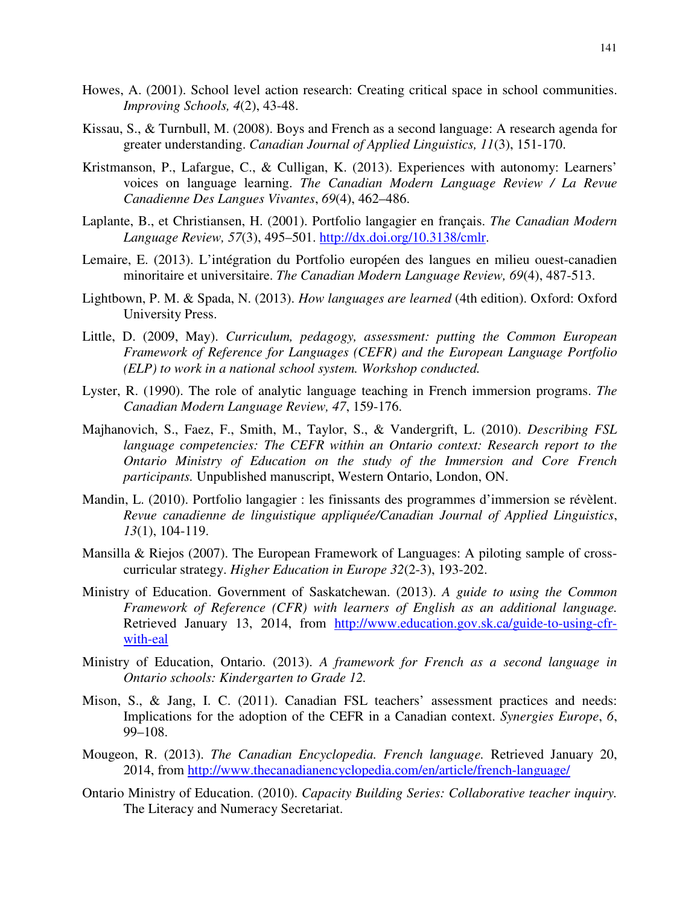Howes, A. (2001). School level action research: Creating critical space in school communities. *Improving Schools, 4*(2), 43-48.

Kissau, S., & Turnbull, M. (2008). Boys and French as a second language: A research agenda for greater understanding. *Canadian Journal of Applied Linguistics, 11*(3), 151-170.

Kristmanson, P., Lafargue, C., & Culligan, K. (2013). Experiences with autonomy: Learners' voices on language learning. *The Canadian Modern Language Review / La Revue Canadienne Des Langues Vivantes*, *69*(4), 462–486.

Laplante, B., et Christiansen, H. (2001). Portfolio langagier en français. *The Canadian Modern Language Review, 57*(3), 495–501. http://dx.doi.org/10.3138/cmlr.

Lemaire, E. (2013). L'intégration du Portfolio européen des langues en milieu ouest-canadien minoritaire et universitaire. *The Canadian Modern Language Review, 69*(4), 487-513.

Lightbown, P. M. & Spada, N. (2013). *How languages are learned* (4th edition). Oxford: Oxford University Press.

Little, D. (2009, May). *Curriculum, pedagogy, assessment: putting the Common European Framework of Reference for Languages (CEFR) and the European Language Portfolio (ELP) to work in a national school system. Workshop conducted.*

Lyster, R. (1990). The role of analytic language teaching in French immersion programs. *The Canadian Modern Language Review, 47*, 159-176.

Majhanovich, S., Faez, F., Smith, M., Taylor, S., & Vandergrift, L. (2010). *Describing FSL language competencies: The CEFR within an Ontario context: Research report to the Ontario Ministry of Education on the study of the Immersion and Core French participants.* Unpublished manuscript, Western Ontario, London, ON.

Mandin, L. (2010). Portfolio langagier : les finissants des programmes d'immersion se révèlent. *Revue canadienne de linguistique appliquée/Canadian Journal of Applied Linguistics*, *13*(1), 104-119.

Mansilla & Riejos (2007). The European Framework of Languages: A piloting sample of cross-curricular strategy. *Higher Education in Europe 32*(2-3), 193-202.

Ministry of Education. Government of Saskatchewan. (2013). *A guide to using the Common Framework of Reference (CFR) with learners of English as an additional language.* Retrieved January 13, 2014, from http://www.education.gov.sk.ca/guide-to-using-cfr-with-eal

Ministry of Education, Ontario. (2013). *A framework for French as a second language in Ontario schools: Kindergarten to Grade 12.*

Mison, S., & Jang, I. C. (2011). Canadian FSL teachers' assessment practices and needs: Implications for the adoption of the CEFR in a Canadian context. *Synergies Europe*, *6*, 99–108.

Mougeon, R. (2013). *The Canadian Encyclopedia. French language.* Retrieved January 20, 2014, from http://www.thecanadianencyclopedia.com/en/article/french-language/

Ontario Ministry of Education. (2010). *Capacity Building Series: Collaborative teacher inquiry.* The Literacy and Numeracy Secretariat.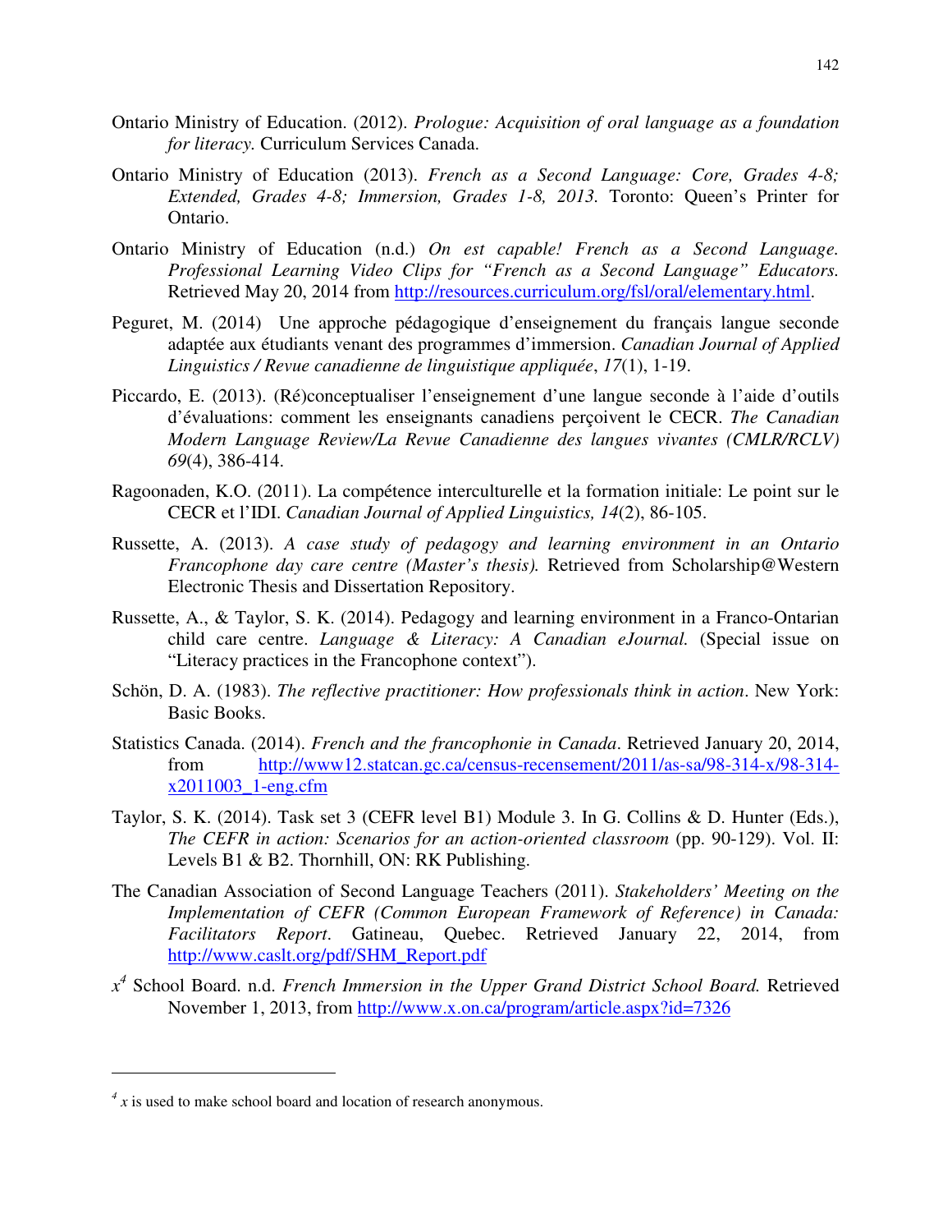Ontario Ministry of Education. (2012). *Prologue: Acquisition of oral language as a foundation for literacy.* Curriculum Services Canada.

Ontario Ministry of Education (2013). *French as a Second Language: Core, Grades 4-8; Extended, Grades 4-8; Immersion, Grades 1-8, 2013.* Toronto: Queen's Printer for Ontario.

Ontario Ministry of Education (n.d.) *On est capable! French as a Second Language. Professional Learning Video Clips for "French as a Second Language" Educators.* Retrieved May 20, 2014 from http://resources.curriculum.org/fsl/oral/elementary.html.

Peguret, M. (2014) Une approche pédagogique d'enseignement du français langue seconde adaptée aux étudiants venant des programmes d'immersion. *Canadian Journal of Applied Linguistics / Revue canadienne de linguistique appliquée*, *17*(1), 1-19.

Piccardo, E. (2013). (Ré)conceptualiser l'enseignement d'une langue seconde à l'aide d'outils d'évaluations: comment les enseignants canadiens perçoivent le CECR. *The Canadian Modern Language Review/La Revue Canadienne des langues vivantes (CMLR/RCLV)* *69*(4), 386-414.

Ragoonaden, K.O. (2011). La compétence interculturelle et la formation initiale: Le point sur le CECR et l'IDI. *Canadian Journal of Applied Linguistics, 14*(2), 86-105.

Russette, A. (2013). *A case study of pedagogy and learning environment in an Ontario Francophone day care centre (Master's thesis).* Retrieved from Scholarship@Western Electronic Thesis and Dissertation Repository.

Russette, A., & Taylor, S. K. (2014). Pedagogy and learning environment in a Franco-Ontarian child care centre. *Language & Literacy: A Canadian eJournal.* (Special issue on "Literacy practices in the Francophone context").

Schön, D. A. (1983). *The reflective practitioner: How professionals think in action*. New York: Basic Books.

Statistics Canada. (2014). *French and the francophonie in Canada*. Retrieved January 20, 2014, from http://www12.statcan.gc.ca/census-recensement/2011/as-sa/98-314-x/98-314-x2011003_1-eng.cfm

Taylor, S. K. (2014). Task set 3 (CEFR level B1) Module 3. In G. Collins & D. Hunter (Eds.), *The CEFR in action: Scenarios for an action-oriented classroom* (pp. 90-129). Vol. II: Levels B1 & B2. Thornhill, ON: RK Publishing.

The Canadian Association of Second Language Teachers (2011). *Stakeholders' Meeting on the Implementation of CEFR (Common European Framework of Reference) in Canada: Facilitators Report*. Gatineau, Quebec. Retrieved January 22, 2014, from http://www.caslt.org/pdf/SHM_Report.pdf

*x*[4] School Board. n.d. *French Immersion in the Upper Grand District School Board.* Retrieved November 1, 2013, from http://www.x.on.ca/program/article.aspx?id=7326

---

[4] *x* is used to make school board and location of research anonymous.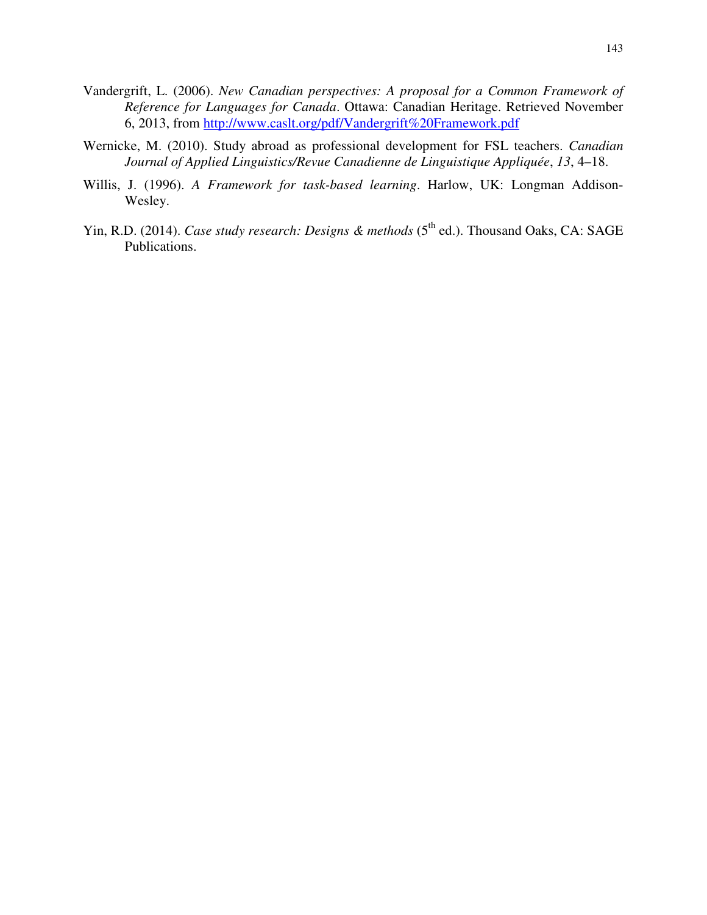Vandergrift, L. (2006). *New Canadian perspectives: A proposal for a Common Framework of Reference for Languages for Canada*. Ottawa: Canadian Heritage. Retrieved November 6, 2013, from http://www.caslt.org/pdf/Vandergrift%20Framework.pdf

Wernicke, M. (2010). Study abroad as professional development for FSL teachers. *Canadian Journal of Applied Linguistics/Revue Canadienne de Linguistique Appliquée*, *13*, 4–18.

Willis, J. (1996). *A Framework for task-based learning*. Harlow, UK: Longman Addison-Wesley.

Yin, R.D. (2014). *Case study research: Designs & methods* (5th ed.). Thousand Oaks, CA: SAGE Publications.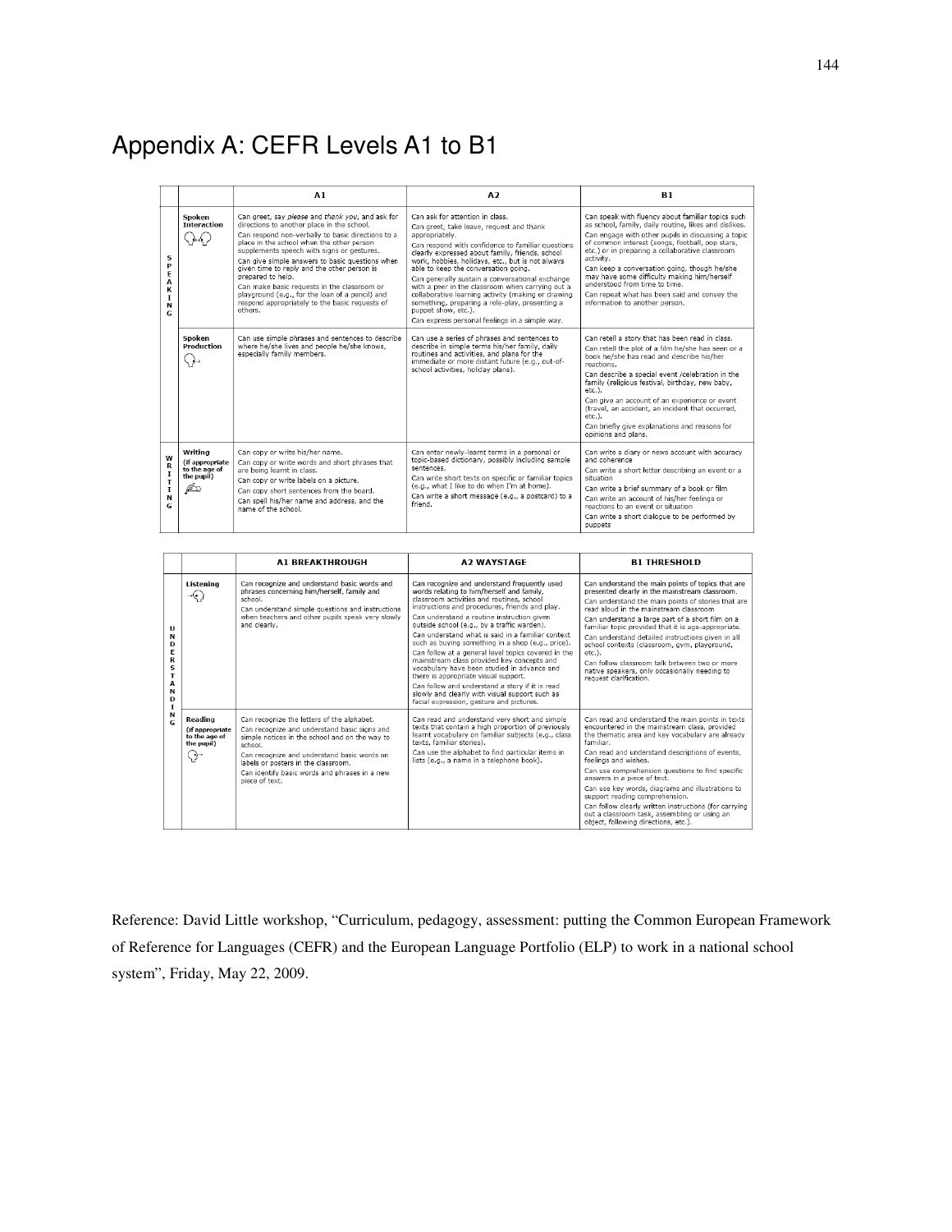# Appendix A: CEFR Levels A1 to B1

| | | A1 | A2 | B1 |
|---|---|---|---|---|
| SPEAKING | Spoken Interaction | Can greet, say *please* and *thank you*, and ask for directions to another place in the school. Can respond non-verbally to basic directions to a place in the school when the other person supplements speech with signs or gestures. Can give simple answers to basic questions when given time to reply and the other person is prepared to help. Can make basic requests in the classroom or playground (e.g., for the loan of a pencil) and respond appropriately to the basic requests of others. | Can ask for attention in class. Can greet, take leave, request and thank appropriately. Can respond with confidence to familiar questions clearly expressed about family, friends, school work, hobbies, holidays, etc., but is not always able to keep the conversation going. Can generally sustain a conversational exchange with a peer in the classroom when carrying out a collaborative learning activity (making or drawing something, preparing a role-play, presenting a puppet show, etc.). Can express personal feelings in a simple way. | Can speak with fluency about familiar topics such as school, family, daily routine, likes and dislikes. Can engage with other pupils in discussing a topic of common interest (songs, football, pop stars, etc.) or in preparing a collaborative classroom activity. Can keep a conversation going, though he/she may have some difficulty making him/herself understood from time to time. Can repeat what has been said and convey the information to another person. |
| | Spoken Production | Can use simple phrases and sentences to describe where he/she lives and people he/she knows, especially family members. | Can use a series of phrases and sentences to describe in simple terms his/her family, daily routines and activities, and plans for the immediate or more distant future (e.g., out-of-school activities, holiday plans). | Can retell a story that has been read in class. Can retell the plot of a film he/she has seen or a book he/she has read and describe his/her reactions. Can describe a special event /celebration in the family (religious festival, birthday, new baby, etc.). Can give an account of an experience or event (travel, an accident, an incident that occurred, etc.). Can briefly give explanations and reasons for opinions and plans. |
| WRITING | Writing (if appropriate to the age of the pupil) | Can copy or write his/her name. Can copy or write words and short phrases that are being learnt in class. Can copy or write labels on a picture. Can copy short sentences from the board. Can spell his/her name and address, and the name of the school. | Can enter newly-learnt terms in a personal or topic-based dictionary, possibly including sample sentences. Can write short texts on specific or familiar topics (e.g., what I like to do when I'm at home). Can write a short message (e.g., a postcard) to a friend. | Can write a diary or news account with accuracy and coherence Can write a short letter describing an event or a situation Can write a brief summary of a book or film Can write an account of his/her feelings or reactions to an event or situation Can write a short dialogue to be performed by puppets |

| | | A1 BREAKTHROUGH | A2 WAYSTAGE | B1 THRESHOLD |
|---|---|---|---|---|
| UNDERSTANDING | Listening | Can recognize and understand basic words and phrases concerning him/herself, family and school. Can understand simple questions and instructions when teachers and other pupils speak very slowly and clearly. | Can recognize and understand frequently used words relating to him/herself and family, classroom activities and routines, school instructions and procedures, friends and play. Can understand a routine instruction given outside school (e.g., by a traffic warden). Can understand what is said in a familiar context such as buying something in a shop (e.g., price). Can follow at a general level topics covered in the mainstream class provided key concepts and vocabulary have been studied in advance and there is appropriate visual support. Can follow and understand a story if it is read slowly and clearly with visual support such as facial expression, gesture and pictures. | Can understand the main points of topics that are presented clearly in the mainstream classroom. Can understand the main points of stories that are read aloud in the mainstream classroom Can understand a large part of a short film on a familiar topic provided that it is age-appropriate. Can understand detailed instructions given in all school contexts (classroom, gym, playground, etc.). Can follow classroom talk between two or more native speakers, only occasionally needing to request clarification. |
| | Reading (if appropriate to the age of the pupil) | Can recognize the letters of the alphabet. Can recognize and understand basic signs and simple notices in the school and on the way to school. Can recognize and understand basic words on labels or posters in the classroom. Can identify basic words and phrases in a new piece of text. | Can read and understand very short and simple texts that contain a high proportion of previously learnt vocabulary on familiar subjects (e.g., class texts, familiar stories). Can use the alphabet to find particular items in lists (e.g., a name in a telephone book). | Can read and understand the main points in texts encountered in the mainstream class, provided the thematic area and key vocabulary are already familiar. Can read and understand descriptions of events, feelings and wishes. Can use comprehension questions to find specific answers in a piece of text. Can use key words, diagrams and illustrations to support reading comprehension. Can follow clearly written instructions (for carrying out a classroom task, assembling or using an object, following directions, etc.). |

Reference: David Little workshop, "Curriculum, pedagogy, assessment: putting the Common European Framework of Reference for Languages (CEFR) and the European Language Portfolio (ELP) to work in a national school system", Friday, May 22, 2009.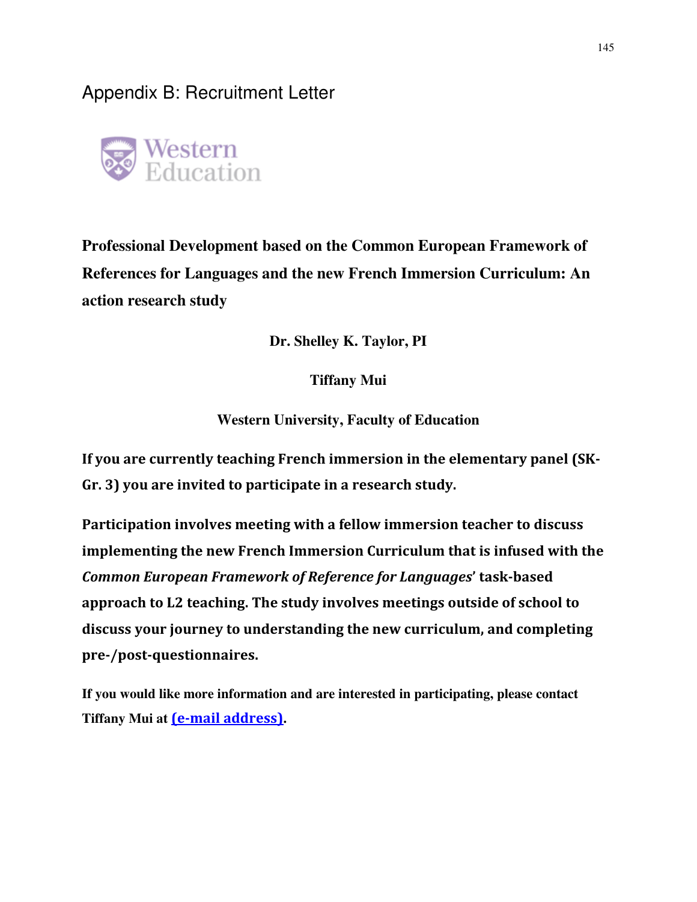## Appendix B: Recruitment Letter

Western Education

**Professional Development based on the Common European Framework of References for Languages and the new French Immersion Curriculum: An action research study**

**Dr. Shelley K. Taylor, PI**

**Tiffany Mui**

**Western University, Faculty of Education**

**If you are currently teaching French immersion in the elementary panel (SK-Gr. 3) you are invited to participate in a research study.**

**Participation involves meeting with a fellow immersion teacher to discuss implementing the new French Immersion Curriculum that is infused with the *Common European Framework of Reference for Languages*' task-based approach to L2 teaching. The study involves meetings outside of school to discuss your journey to understanding the new curriculum, and completing pre-/post-questionnaires.**

**If you would like more information and are interested in participating, please contact Tiffany Mui at (e-mail address).**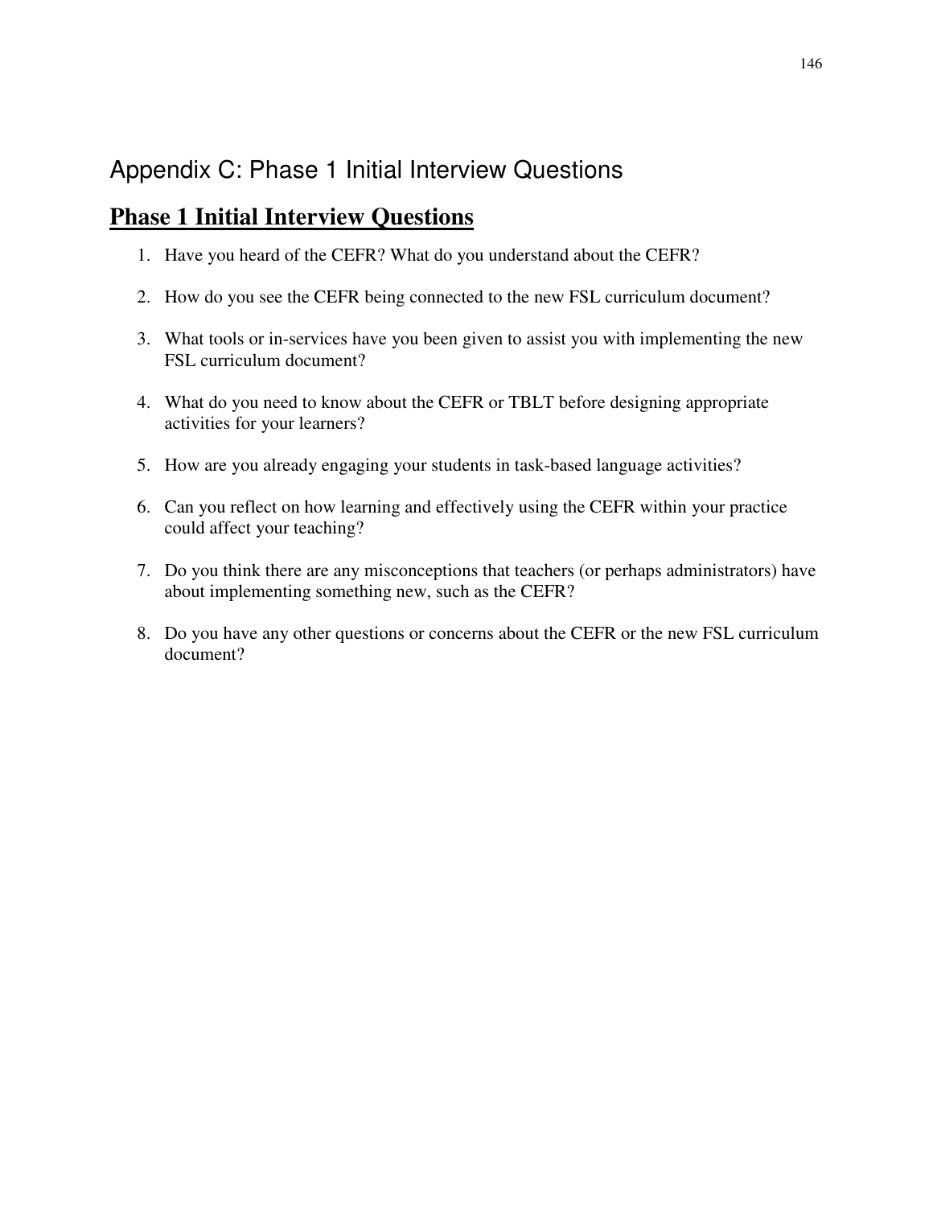# Appendix C: Phase 1 Initial Interview Questions

## **Phase 1 Initial Interview Questions**

1. Have you heard of the CEFR? What do you understand about the CEFR?
2. How do you see the CEFR being connected to the new FSL curriculum document?
3. What tools or in-services have you been given to assist you with implementing the new FSL curriculum document?
4. What do you need to know about the CEFR or TBLT before designing appropriate activities for your learners?
5. How are you already engaging your students in task-based language activities?
6. Can you reflect on how learning and effectively using the CEFR within your practice could affect your teaching?
7. Do you think there are any misconceptions that teachers (or perhaps administrators) have about implementing something new, such as the CEFR?
8. Do you have any other questions or concerns about the CEFR or the new FSL curriculum document?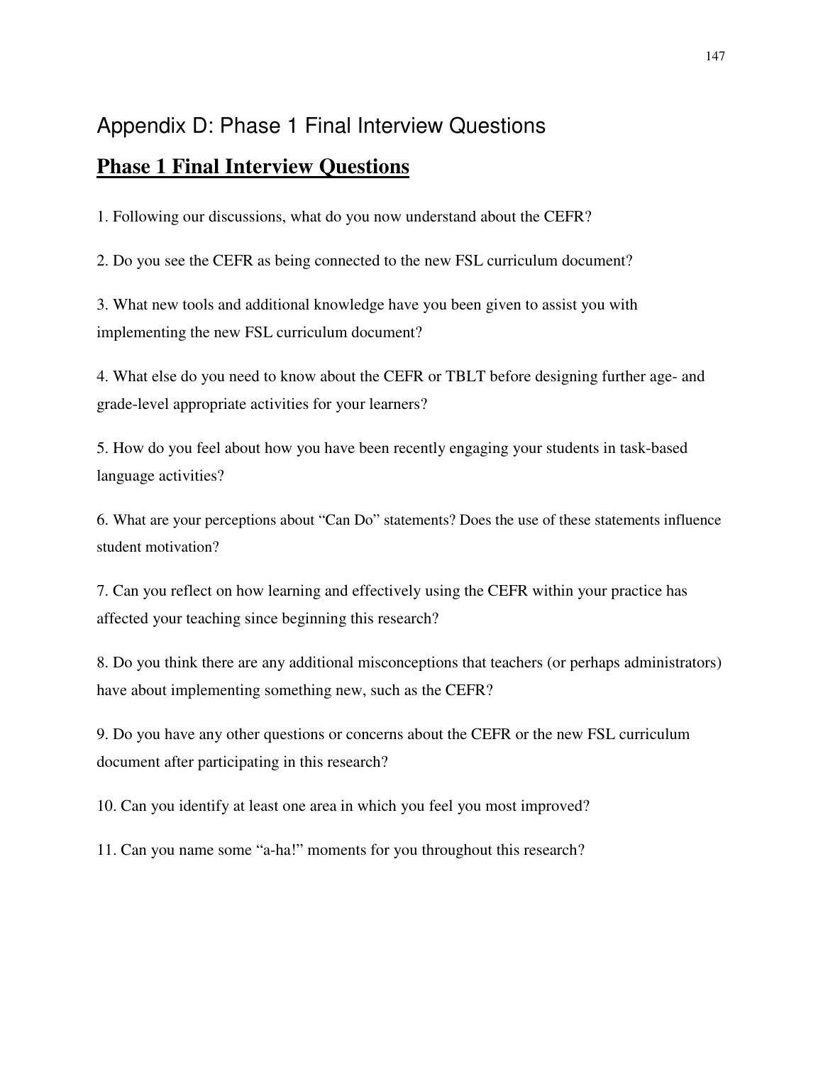# Appendix D: Phase 1 Final Interview Questions

## Phase 1 Final Interview Questions

1. Following our discussions, what do you now understand about the CEFR?

2. Do you see the CEFR as being connected to the new FSL curriculum document?

3. What new tools and additional knowledge have you been given to assist you with implementing the new FSL curriculum document?

4. What else do you need to know about the CEFR or TBLT before designing further age- and grade-level appropriate activities for your learners?

5. How do you feel about how you have been recently engaging your students in task-based language activities?

6. What are your perceptions about "Can Do" statements? Does the use of these statements influence student motivation?

7. Can you reflect on how learning and effectively using the CEFR within your practice has affected your teaching since beginning this research?

8. Do you think there are any additional misconceptions that teachers (or perhaps administrators) have about implementing something new, such as the CEFR?

9. Do you have any other questions or concerns about the CEFR or the new FSL curriculum document after participating in this research?

10. Can you identify at least one area in which you feel you most improved?

11. Can you name some "a-ha!" moments for you throughout this research?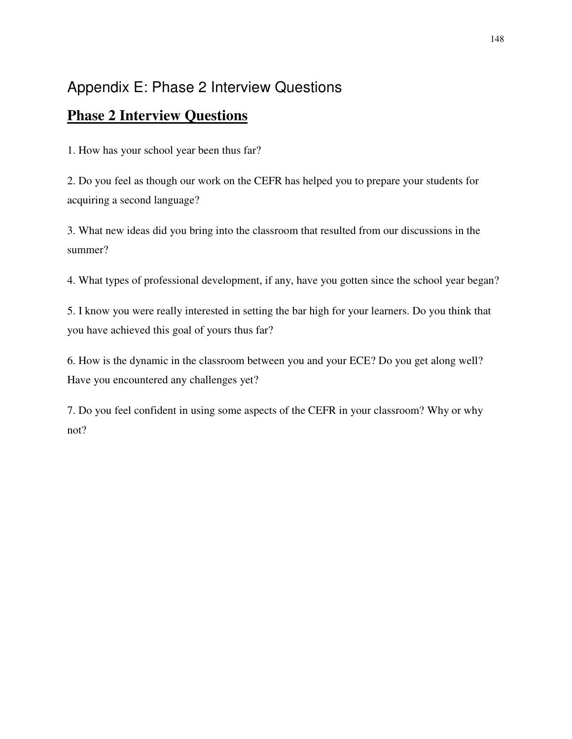# Appendix E: Phase 2 Interview Questions

## Phase 2 Interview Questions

1. How has your school year been thus far?

2. Do you feel as though our work on the CEFR has helped you to prepare your students for acquiring a second language?

3. What new ideas did you bring into the classroom that resulted from our discussions in the summer?

4. What types of professional development, if any, have you gotten since the school year began?

5. I know you were really interested in setting the bar high for your learners. Do you think that you have achieved this goal of yours thus far?

6. How is the dynamic in the classroom between you and your ECE? Do you get along well? Have you encountered any challenges yet?

7. Do you feel confident in using some aspects of the CEFR in your classroom? Why or why not?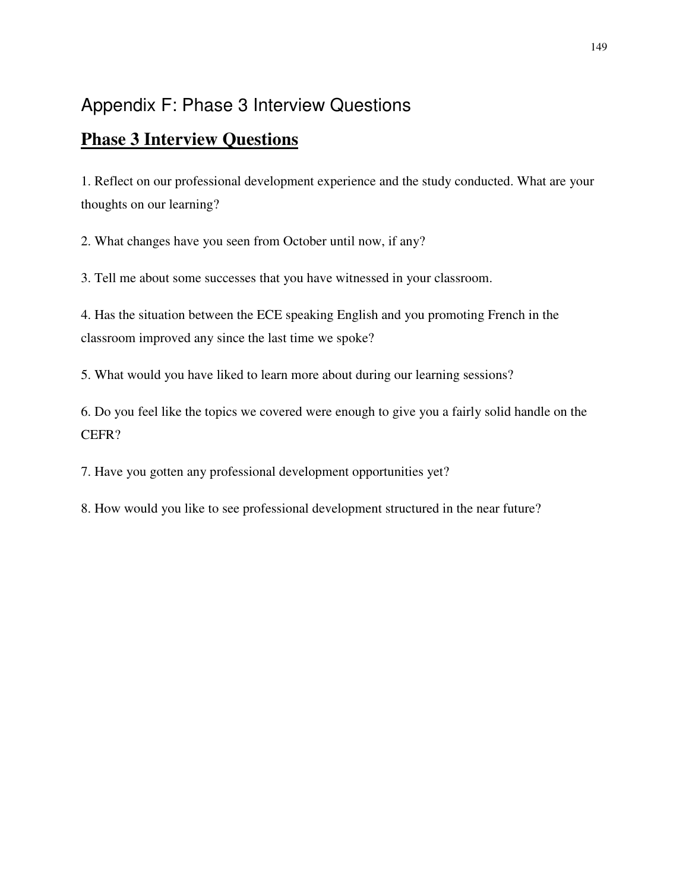# Appendix F: Phase 3 Interview Questions

## Phase 3 Interview Questions

1. Reflect on our professional development experience and the study conducted. What are your thoughts on our learning?

2. What changes have you seen from October until now, if any?

3. Tell me about some successes that you have witnessed in your classroom.

4. Has the situation between the ECE speaking English and you promoting French in the classroom improved any since the last time we spoke?

5. What would you have liked to learn more about during our learning sessions?

6. Do you feel like the topics we covered were enough to give you a fairly solid handle on the CEFR?

7. Have you gotten any professional development opportunities yet?

8. How would you like to see professional development structured in the near future?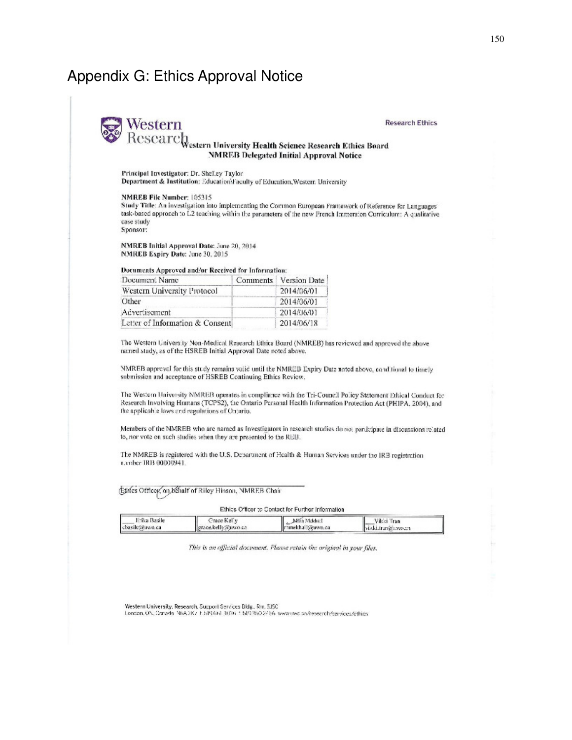# Appendix G: Ethics Approval Notice

Western Research

Research Ethics

**Western University Health Science Research Ethics Board**
**NMREB Delegated Initial Approval Notice**

**Principal Investigator:** Dr. Shelley Taylor
**Department & Institution:** Education\Faculty of Education,Western University

**NMREB File Number:** 105315
**Study Title:** An investigation into implementing the Common European Framework of Reference for Languages task-based approach to L2 teaching within the parameters of the new French Immersion Curriculum: A qualitative case study
**Sponsor:**

**NMREB Initial Approval Date:** June 20, 2014
**NMREB Expiry Date:** June 30, 2015

**Documents Approved and/or Received for Information:**

| Document Name | Comments | Version Date |
|---|---|---|
| Western University Protocol | | 2014/06/01 |
| Other | | 2014/06/01 |
| Advertisement | | 2014/06/01 |
| Letter of Information & Consent | | 2014/06/18 |

The Western University Non-Medical Research Ethics Board (NMREB) has reviewed and approved the above named study, as of the HSREB Initial Approval Date noted above.

NMREB approval for this study remains valid until the NMREB Expiry Date noted above, conditional to timely submission and acceptance of HSREB Continuing Ethics Review.

The Western University NMREB operates in compliance with the Tri-Council Policy Statement Ethical Conduct for Research Involving Humans (TCPS2), the Ontario Personal Health Information Protection Act (PHIPA, 2004), and the applicable laws and regulations of Ontario.

Members of the NMREB who are named as Investigators in research studies do not participate in discussions related to, nor vote on such studies when they are presented to the REB.

The NMREB is registered with the U.S. Department of Health & Human Services under the IRB registration number IRB 00000941.

Ethics Officer, on behalf of Riley Hinson, NMREB Chair

Ethics Officer to Contact for Further Information

| Erika Basile | Grace Kelly | Mina Mekhail | Vikki Tran |
|---|---|---|---|
| ebasile@uwo.ca | grace.kelly@uwo.ca | mmekhail@uwo.ca | vikki.tran@uwo.ca |

*This is an official document. Please retain the original in your files.*

Western University, Research, Support Services Bldg., Rm. 5150
London, ON, Canada N6A 3K7 t. 519.661.3036 f. 519.850.2466 www.uwo.ca/research/services/ethics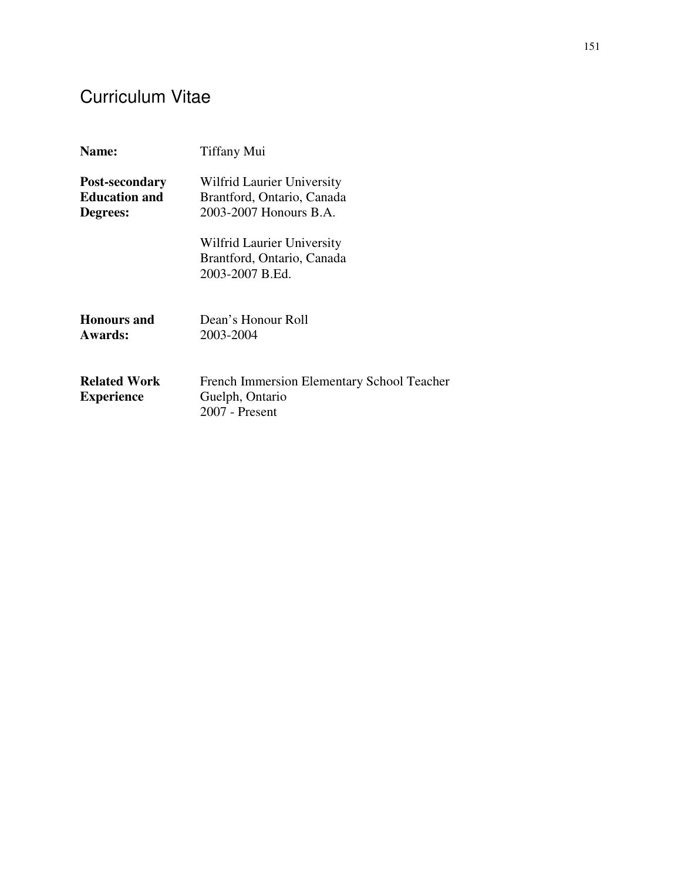# Curriculum Vitae

| | |
|---|---|
| **Name:** | Tiffany Mui |
| **Post-secondary Education and Degrees:** | Wilfrid Laurier University<br>Brantford, Ontario, Canada<br>2003-2007 Honours B.A. |
| | Wilfrid Laurier University<br>Brantford, Ontario, Canada<br>2003-2007 B.Ed. |
| **Honours and Awards:** | Dean's Honour Roll<br>2003-2004 |
| **Related Work Experience** | French Immersion Elementary School Teacher<br>Guelph, Ontario<br>2007 - Present |